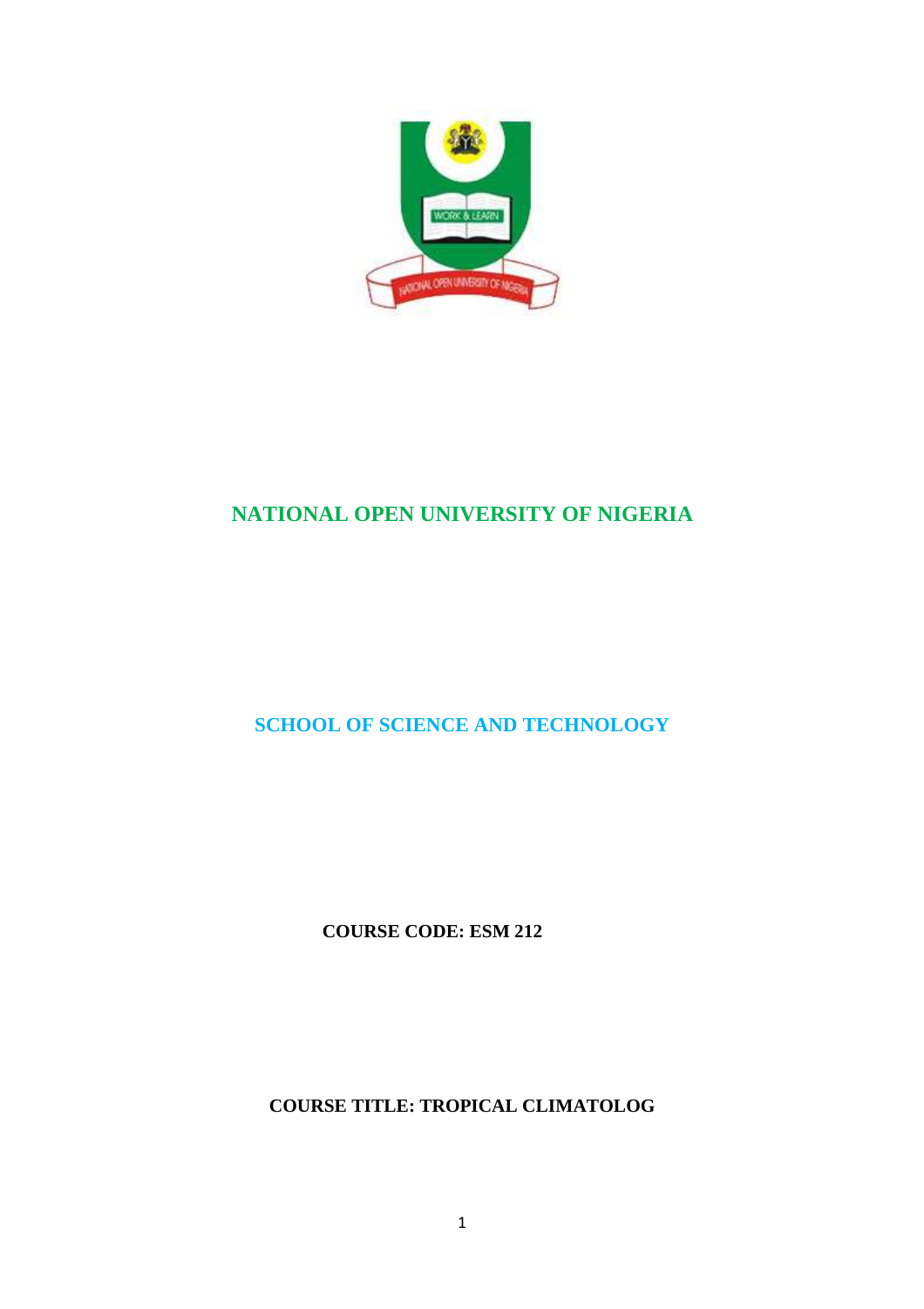# NATIONAL OPEN UNIVERSITY OF NIGERIA

## SCHOOL OF SCIENCE AND TECHNOLOGY

**COURSE CODE: ESM 212**

**COURSE TITLE: TROPICAL CLIMATOLOG**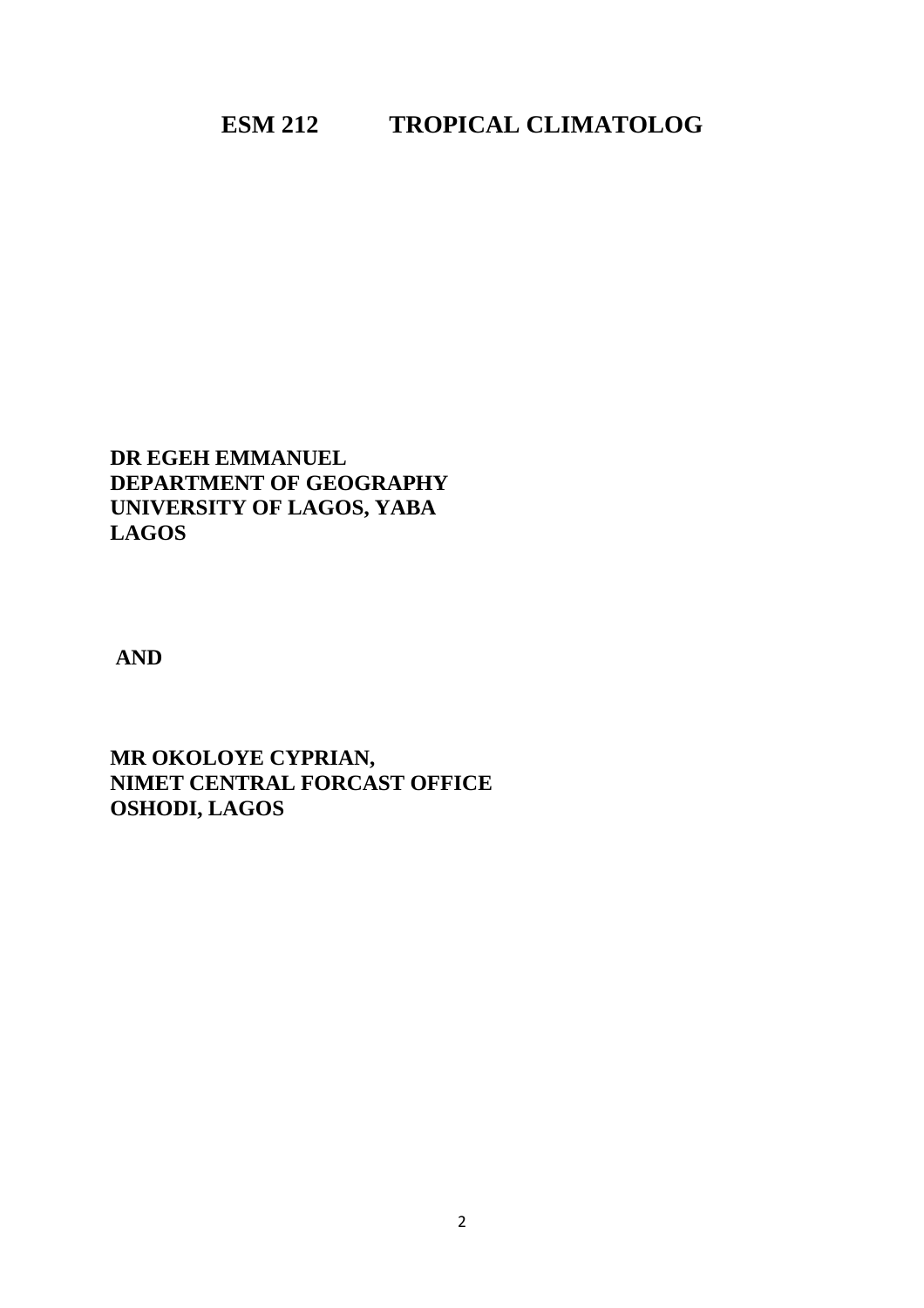# ESM 212 TROPICAL CLIMATOLOG

**DR EGEH EMMANUEL**
**DEPARTMENT OF GEOGRAPHY**
**UNIVERSITY OF LAGOS, YABA**
**LAGOS**

**AND**

**MR OKOLOYE CYPRIAN,**
**NIMET CENTRAL FORCAST OFFICE**
**OSHODI, LAGOS**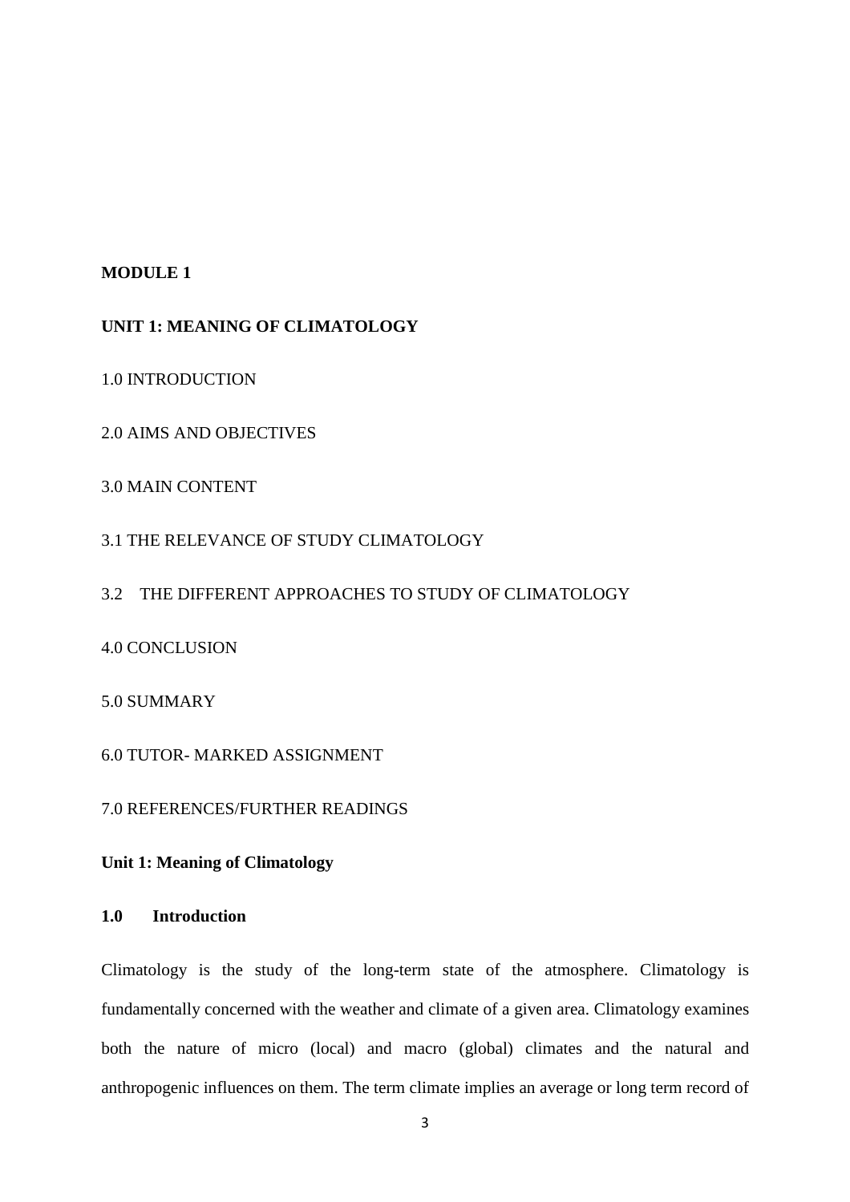**MODULE 1**

**UNIT 1: MEANING OF CLIMATOLOGY**

1.0 INTRODUCTION

2.0 AIMS AND OBJECTIVES

3.0 MAIN CONTENT

3.1 THE RELEVANCE OF STUDY CLIMATOLOGY

3.2 THE DIFFERENT APPROACHES TO STUDY OF CLIMATOLOGY

4.0 CONCLUSION

5.0 SUMMARY

6.0 TUTOR- MARKED ASSIGNMENT

7.0 REFERENCES/FURTHER READINGS

## Unit 1: Meaning of Climatology

### 1.0 Introduction

Climatology is the study of the long-term state of the atmosphere. Climatology is fundamentally concerned with the weather and climate of a given area. Climatology examines both the nature of micro (local) and macro (global) climates and the natural and anthropogenic influences on them. The term climate implies an average or long term record of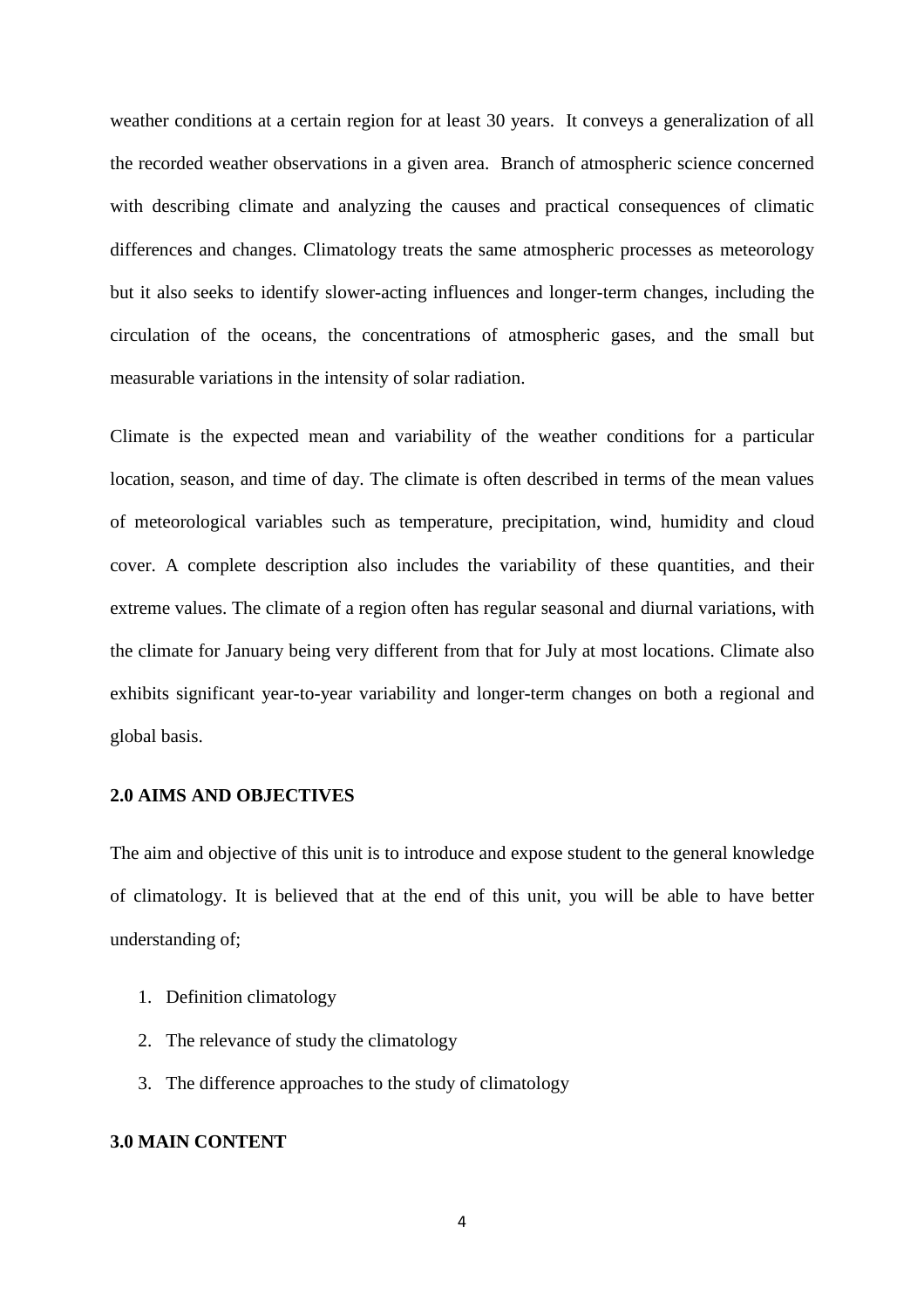weather conditions at a certain region for at least 30 years. It conveys a generalization of all the recorded weather observations in a given area. Branch of atmospheric science concerned with describing climate and analyzing the causes and practical consequences of climatic differences and changes. Climatology treats the same atmospheric processes as meteorology but it also seeks to identify slower-acting influences and longer-term changes, including the circulation of the oceans, the concentrations of atmospheric gases, and the small but measurable variations in the intensity of solar radiation.

Climate is the expected mean and variability of the weather conditions for a particular location, season, and time of day. The climate is often described in terms of the mean values of meteorological variables such as temperature, precipitation, wind, humidity and cloud cover. A complete description also includes the variability of these quantities, and their extreme values. The climate of a region often has regular seasonal and diurnal variations, with the climate for January being very different from that for July at most locations. Climate also exhibits significant year-to-year variability and longer-term changes on both a regional and global basis.

## 2.0 AIMS AND OBJECTIVES

The aim and objective of this unit is to introduce and expose student to the general knowledge of climatology. It is believed that at the end of this unit, you will be able to have better understanding of;

1. Definition climatology
2. The relevance of study the climatology
3. The difference approaches to the study of climatology

## 3.0 MAIN CONTENT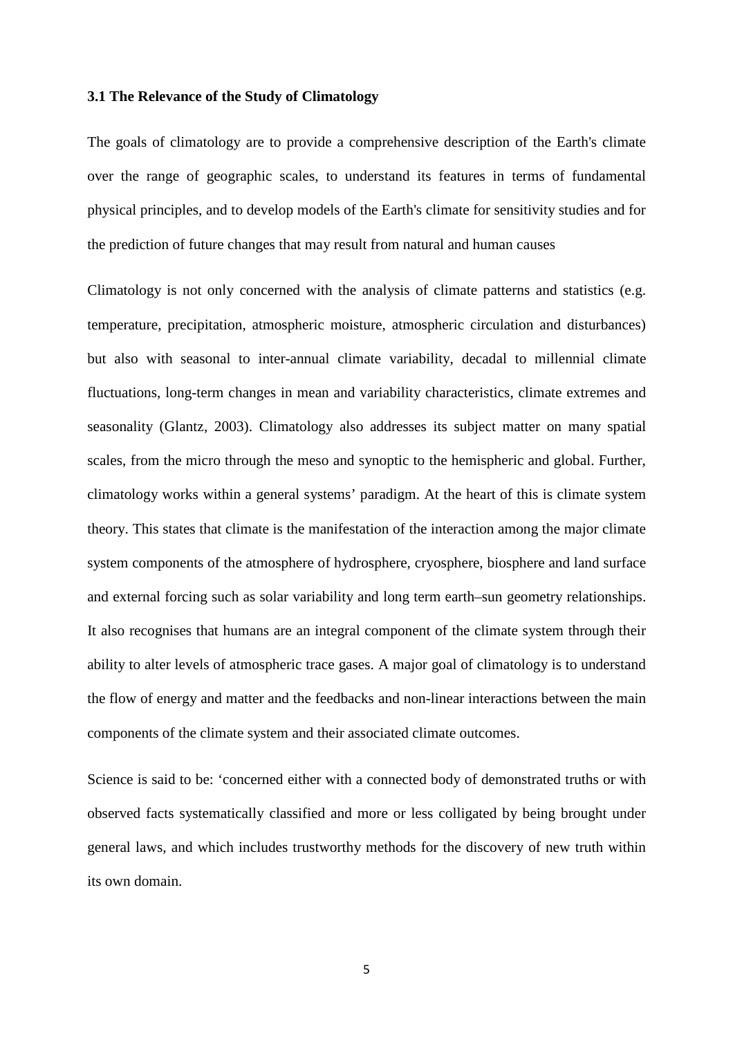### 3.1 The Relevance of the Study of Climatology

The goals of climatology are to provide a comprehensive description of the Earth's climate over the range of geographic scales, to understand its features in terms of fundamental physical principles, and to develop models of the Earth's climate for sensitivity studies and for the prediction of future changes that may result from natural and human causes

Climatology is not only concerned with the analysis of climate patterns and statistics (e.g. temperature, precipitation, atmospheric moisture, atmospheric circulation and disturbances) but also with seasonal to inter-annual climate variability, decadal to millennial climate fluctuations, long-term changes in mean and variability characteristics, climate extremes and seasonality (Glantz, 2003). Climatology also addresses its subject matter on many spatial scales, from the micro through the meso and synoptic to the hemispheric and global. Further, climatology works within a general systems' paradigm. At the heart of this is climate system theory. This states that climate is the manifestation of the interaction among the major climate system components of the atmosphere of hydrosphere, cryosphere, biosphere and land surface and external forcing such as solar variability and long term earth–sun geometry relationships. It also recognises that humans are an integral component of the climate system through their ability to alter levels of atmospheric trace gases. A major goal of climatology is to understand the flow of energy and matter and the feedbacks and non-linear interactions between the main components of the climate system and their associated climate outcomes.

Science is said to be: 'concerned either with a connected body of demonstrated truths or with observed facts systematically classified and more or less colligated by being brought under general laws, and which includes trustworthy methods for the discovery of new truth within its own domain.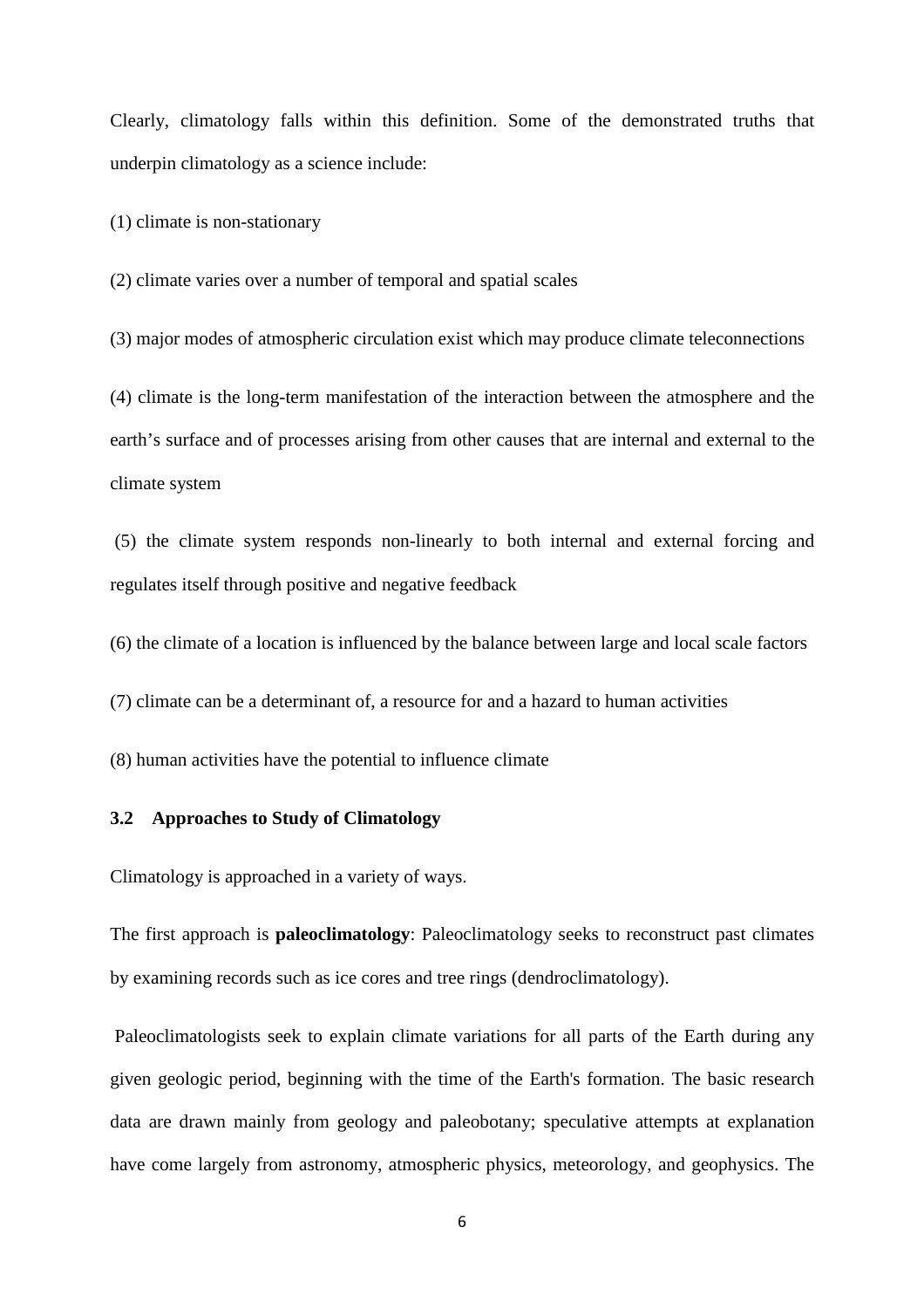Clearly, climatology falls within this definition. Some of the demonstrated truths that underpin climatology as a science include:

(1) climate is non-stationary

(2) climate varies over a number of temporal and spatial scales

(3) major modes of atmospheric circulation exist which may produce climate teleconnections

(4) climate is the long-term manifestation of the interaction between the atmosphere and the earth's surface and of processes arising from other causes that are internal and external to the climate system

(5) the climate system responds non-linearly to both internal and external forcing and regulates itself through positive and negative feedback

(6) the climate of a location is influenced by the balance between large and local scale factors

(7) climate can be a determinant of, a resource for and a hazard to human activities

(8) human activities have the potential to influence climate

### 3.2 Approaches to Study of Climatology

Climatology is approached in a variety of ways.

The first approach is **paleoclimatology**: Paleoclimatology seeks to reconstruct past climates by examining records such as ice cores and tree rings (dendroclimatology).

Paleoclimatologists seek to explain climate variations for all parts of the Earth during any given geologic period, beginning with the time of the Earth's formation. The basic research data are drawn mainly from geology and paleobotany; speculative attempts at explanation have come largely from astronomy, atmospheric physics, meteorology, and geophysics. The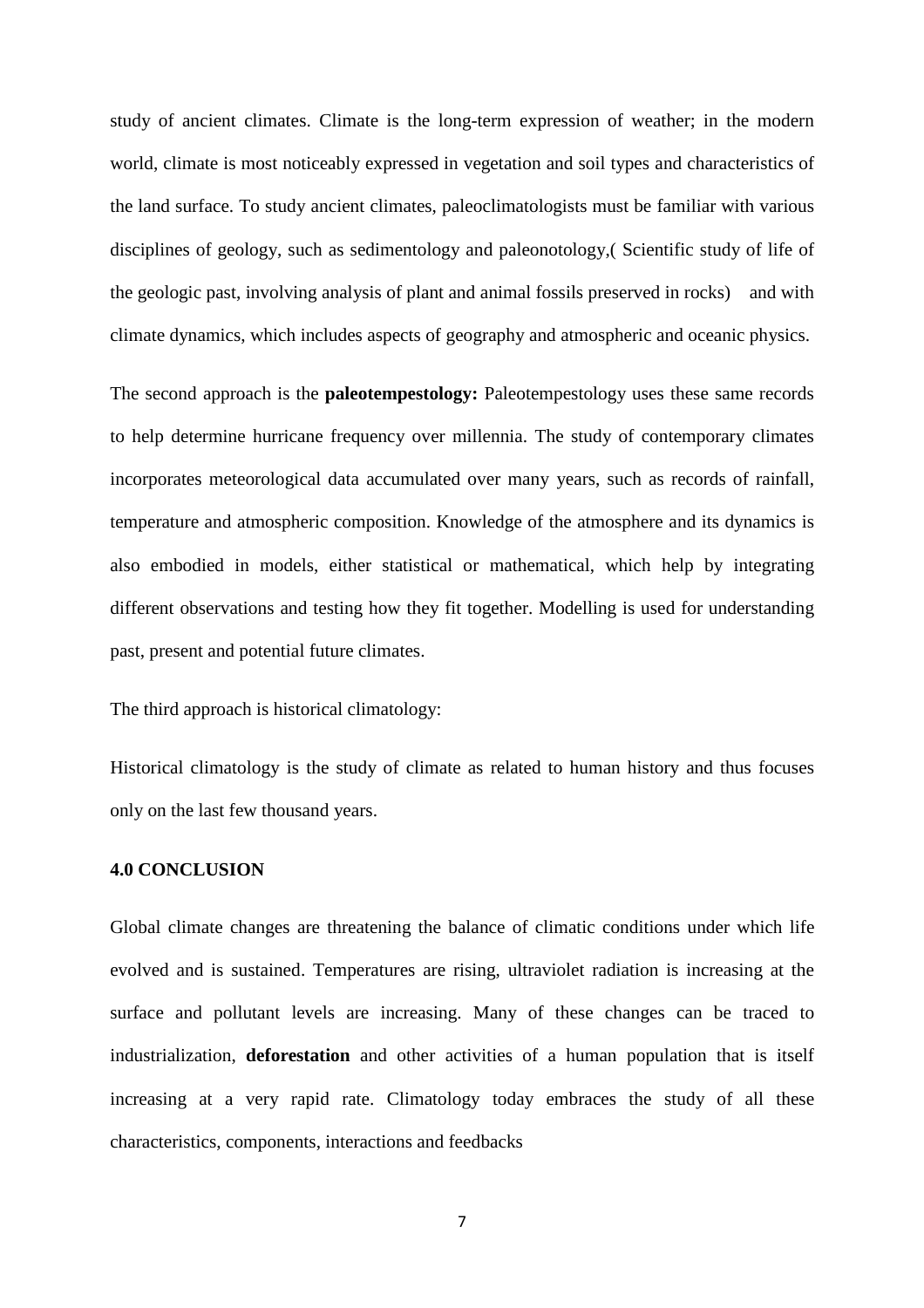study of ancient climates. Climate is the long-term expression of weather; in the modern world, climate is most noticeably expressed in vegetation and soil types and characteristics of the land surface. To study ancient climates, paleoclimatologists must be familiar with various disciplines of geology, such as sedimentology and paleonotology,( Scientific study of life of the geologic past, involving analysis of plant and animal fossils preserved in rocks) and with climate dynamics, which includes aspects of geography and atmospheric and oceanic physics.

The second approach is the **paleotempestology:** Paleotempestology uses these same records to help determine hurricane frequency over millennia. The study of contemporary climates incorporates meteorological data accumulated over many years, such as records of rainfall, temperature and atmospheric composition. Knowledge of the atmosphere and its dynamics is also embodied in models, either statistical or mathematical, which help by integrating different observations and testing how they fit together. Modelling is used for understanding past, present and potential future climates.

The third approach is historical climatology:

Historical climatology is the study of climate as related to human history and thus focuses only on the last few thousand years.

**4.0 CONCLUSION**

Global climate changes are threatening the balance of climatic conditions under which life evolved and is sustained. Temperatures are rising, ultraviolet radiation is increasing at the surface and pollutant levels are increasing. Many of these changes can be traced to industrialization, **deforestation** and other activities of a human population that is itself increasing at a very rapid rate. Climatology today embraces the study of all these characteristics, components, interactions and feedbacks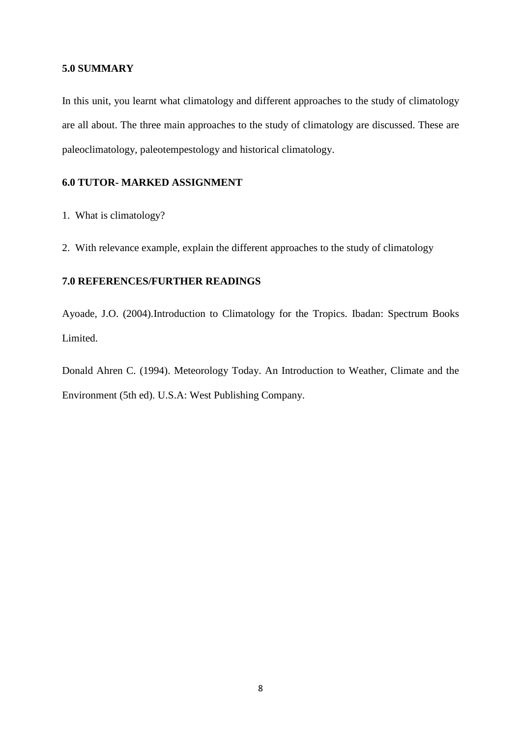## 5.0 SUMMARY

In this unit, you learnt what climatology and different approaches to the study of climatology are all about. The three main approaches to the study of climatology are discussed. These are paleoclimatology, paleotempestology and historical climatology.

## 6.0 TUTOR- MARKED ASSIGNMENT

1. What is climatology?
2. With relevance example, explain the different approaches to the study of climatology

## 7.0 REFERENCES/FURTHER READINGS

Ayoade, J.O. (2004).Introduction to Climatology for the Tropics. Ibadan: Spectrum Books Limited.

Donald Ahren C. (1994). Meteorology Today. An Introduction to Weather, Climate and the Environment (5th ed). U.S.A: West Publishing Company.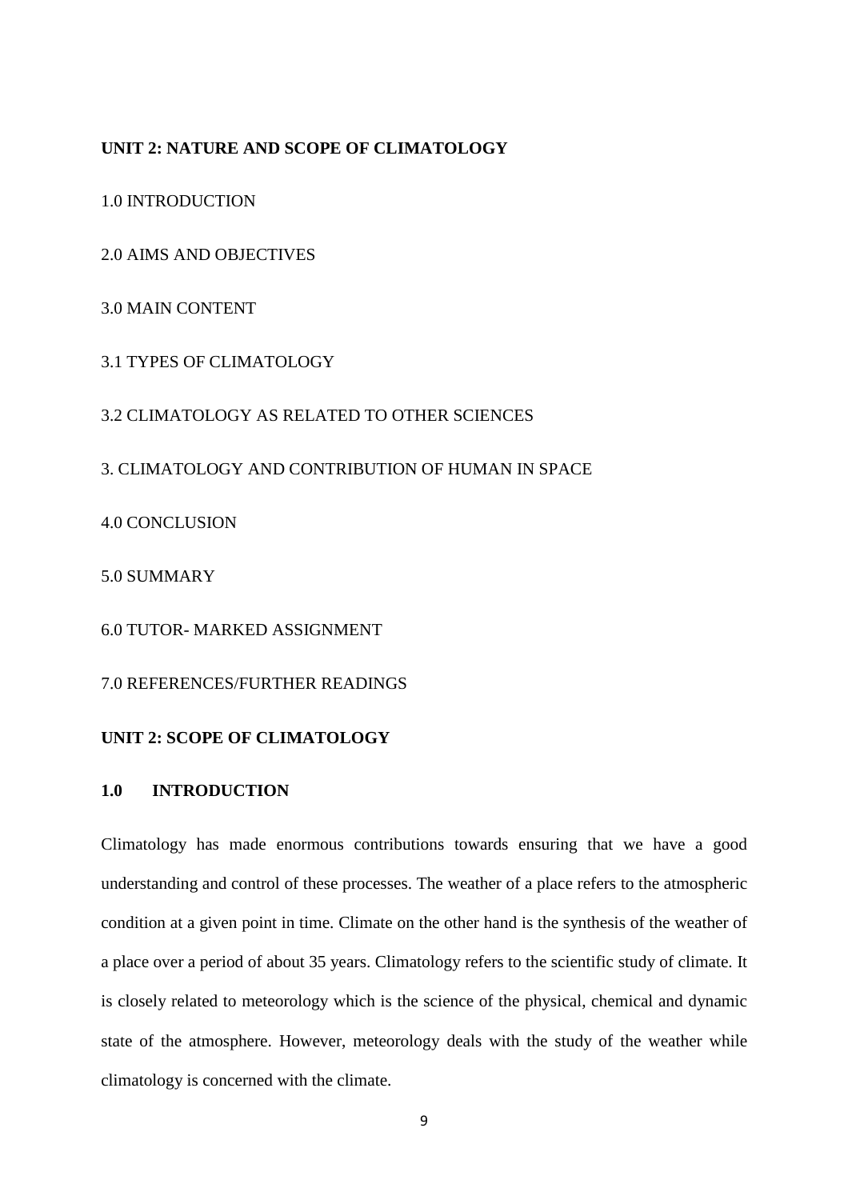**UNIT 2: NATURE AND SCOPE OF CLIMATOLOGY**

1.0 INTRODUCTION

2.0 AIMS AND OBJECTIVES

3.0 MAIN CONTENT

3.1 TYPES OF CLIMATOLOGY

3.2 CLIMATOLOGY AS RELATED TO OTHER SCIENCES

3. CLIMATOLOGY AND CONTRIBUTION OF HUMAN IN SPACE

4.0 CONCLUSION

5.0 SUMMARY

6.0 TUTOR- MARKED ASSIGNMENT

7.0 REFERENCES/FURTHER READINGS

## UNIT 2: SCOPE OF CLIMATOLOGY

### 1.0 INTRODUCTION

Climatology has made enormous contributions towards ensuring that we have a good understanding and control of these processes. The weather of a place refers to the atmospheric condition at a given point in time. Climate on the other hand is the synthesis of the weather of a place over a period of about 35 years. Climatology refers to the scientific study of climate. It is closely related to meteorology which is the science of the physical, chemical and dynamic state of the atmosphere. However, meteorology deals with the study of the weather while climatology is concerned with the climate.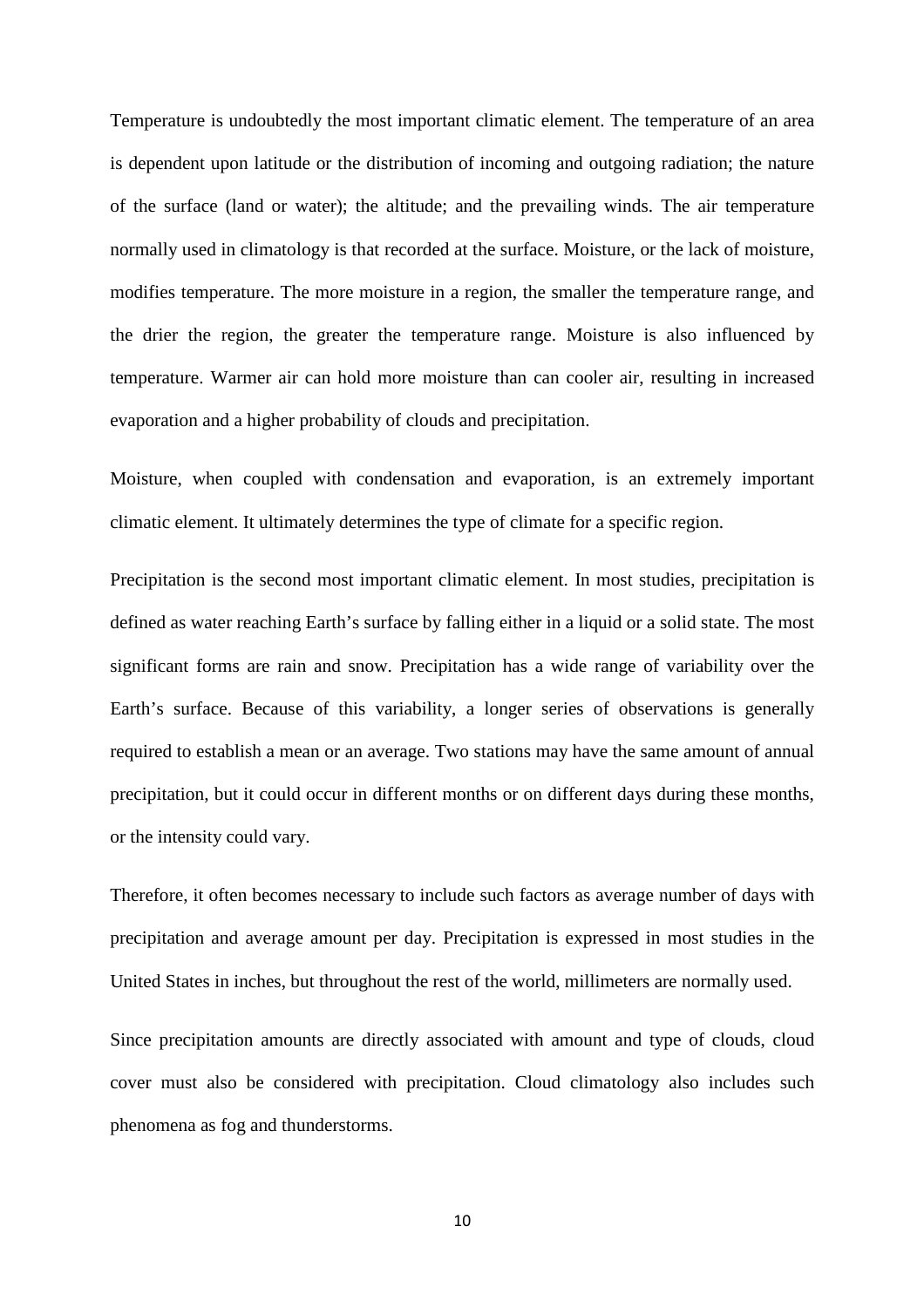Temperature is undoubtedly the most important climatic element. The temperature of an area is dependent upon latitude or the distribution of incoming and outgoing radiation; the nature of the surface (land or water); the altitude; and the prevailing winds. The air temperature normally used in climatology is that recorded at the surface. Moisture, or the lack of moisture, modifies temperature. The more moisture in a region, the smaller the temperature range, and the drier the region, the greater the temperature range. Moisture is also influenced by temperature. Warmer air can hold more moisture than can cooler air, resulting in increased evaporation and a higher probability of clouds and precipitation.

Moisture, when coupled with condensation and evaporation, is an extremely important climatic element. It ultimately determines the type of climate for a specific region.

Precipitation is the second most important climatic element. In most studies, precipitation is defined as water reaching Earth's surface by falling either in a liquid or a solid state. The most significant forms are rain and snow. Precipitation has a wide range of variability over the Earth's surface. Because of this variability, a longer series of observations is generally required to establish a mean or an average. Two stations may have the same amount of annual precipitation, but it could occur in different months or on different days during these months, or the intensity could vary.

Therefore, it often becomes necessary to include such factors as average number of days with precipitation and average amount per day. Precipitation is expressed in most studies in the United States in inches, but throughout the rest of the world, millimeters are normally used.

Since precipitation amounts are directly associated with amount and type of clouds, cloud cover must also be considered with precipitation. Cloud climatology also includes such phenomena as fog and thunderstorms.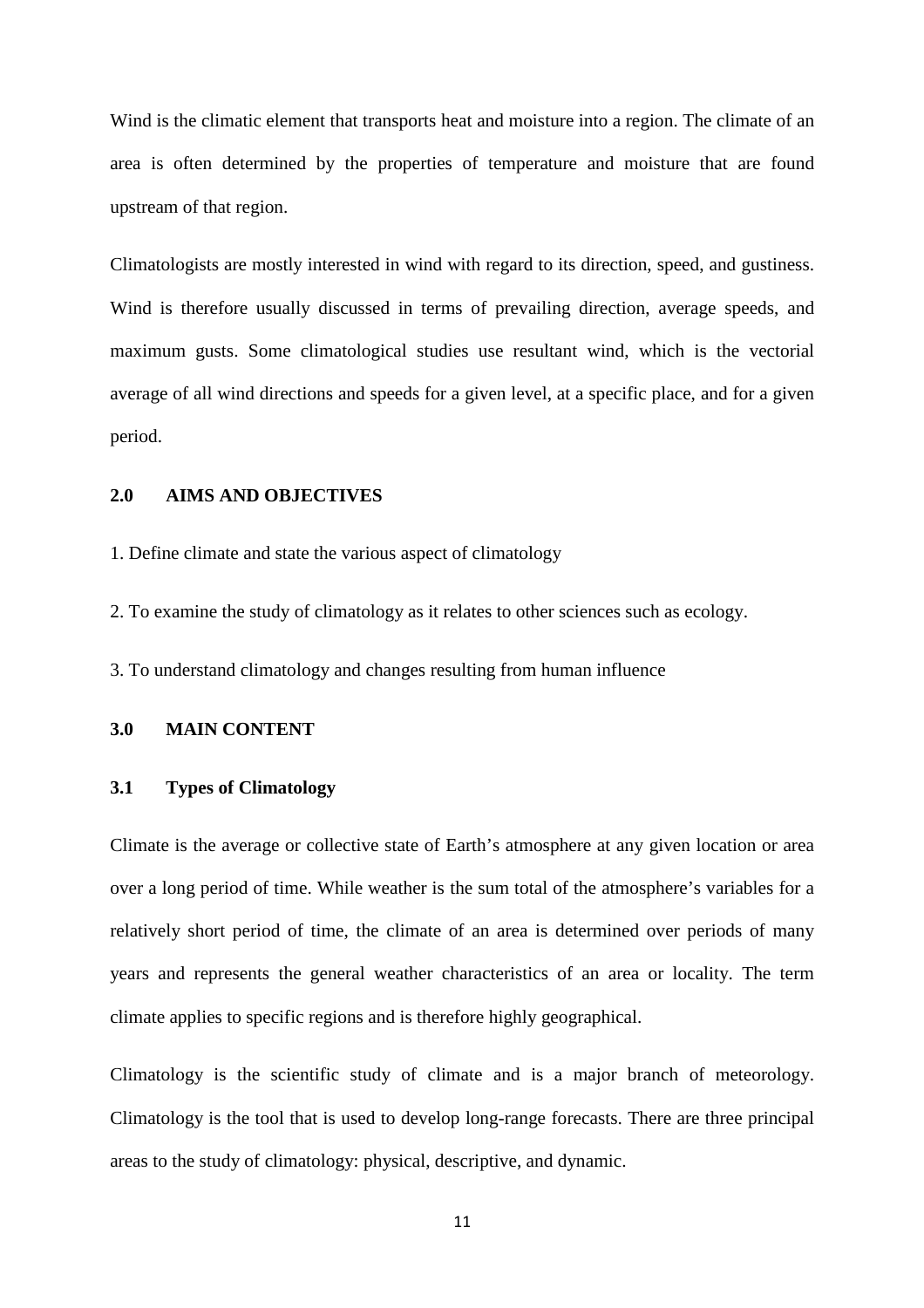Wind is the climatic element that transports heat and moisture into a region. The climate of an area is often determined by the properties of temperature and moisture that are found upstream of that region.

Climatologists are mostly interested in wind with regard to its direction, speed, and gustiness. Wind is therefore usually discussed in terms of prevailing direction, average speeds, and maximum gusts. Some climatological studies use resultant wind, which is the vectorial average of all wind directions and speeds for a given level, at a specific place, and for a given period.

## 2.0 AIMS AND OBJECTIVES

1. Define climate and state the various aspect of climatology

2. To examine the study of climatology as it relates to other sciences such as ecology.

3. To understand climatology and changes resulting from human influence

## 3.0 MAIN CONTENT

### 3.1 Types of Climatology

Climate is the average or collective state of Earth's atmosphere at any given location or area over a long period of time. While weather is the sum total of the atmosphere's variables for a relatively short period of time, the climate of an area is determined over periods of many years and represents the general weather characteristics of an area or locality. The term climate applies to specific regions and is therefore highly geographical.

Climatology is the scientific study of climate and is a major branch of meteorology. Climatology is the tool that is used to develop long-range forecasts. There are three principal areas to the study of climatology: physical, descriptive, and dynamic.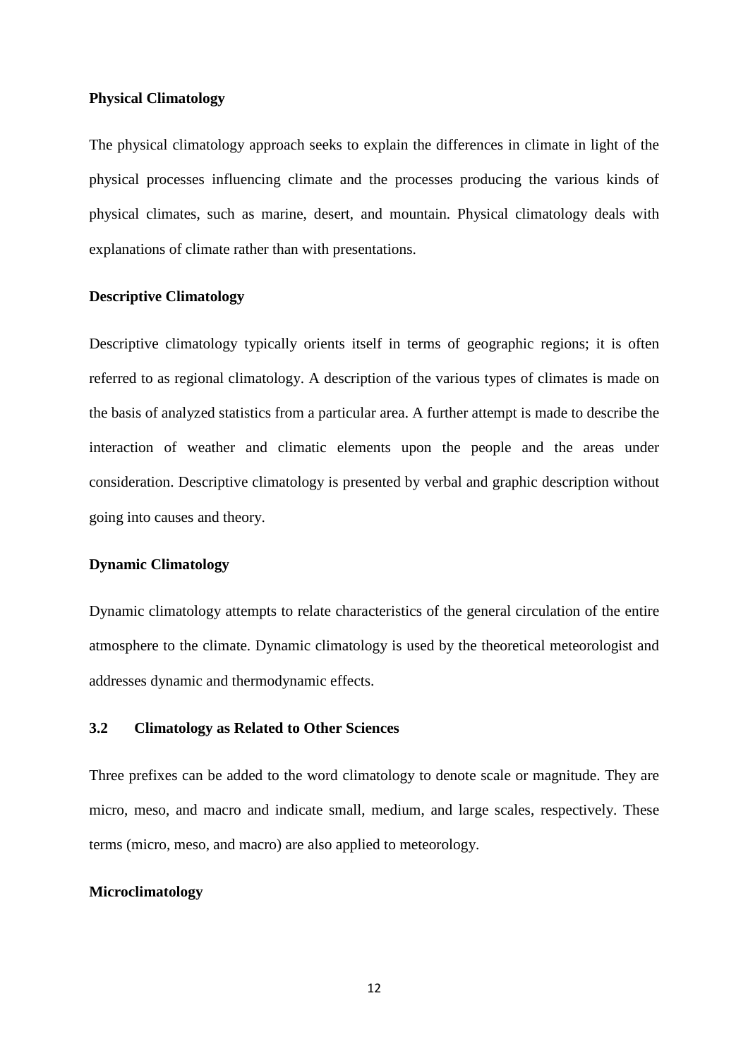**Physical Climatology**

The physical climatology approach seeks to explain the differences in climate in light of the physical processes influencing climate and the processes producing the various kinds of physical climates, such as marine, desert, and mountain. Physical climatology deals with explanations of climate rather than with presentations.

**Descriptive Climatology**

Descriptive climatology typically orients itself in terms of geographic regions; it is often referred to as regional climatology. A description of the various types of climates is made on the basis of analyzed statistics from a particular area. A further attempt is made to describe the interaction of weather and climatic elements upon the people and the areas under consideration. Descriptive climatology is presented by verbal and graphic description without going into causes and theory.

**Dynamic Climatology**

Dynamic climatology attempts to relate characteristics of the general circulation of the entire atmosphere to the climate. Dynamic climatology is used by the theoretical meteorologist and addresses dynamic and thermodynamic effects.

## 3.2 Climatology as Related to Other Sciences

Three prefixes can be added to the word climatology to denote scale or magnitude. They are micro, meso, and macro and indicate small, medium, and large scales, respectively. These terms (micro, meso, and macro) are also applied to meteorology.

**Microclimatology**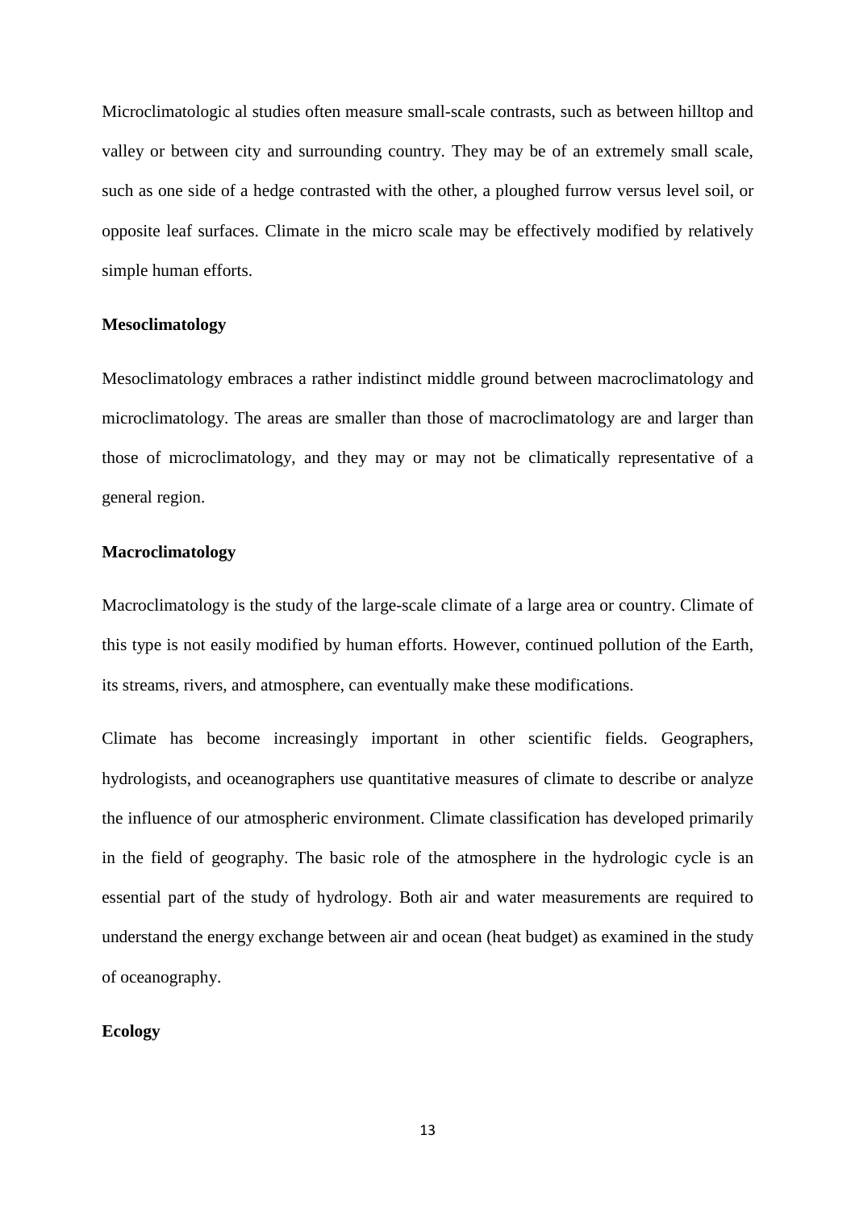Microclimatologic al studies often measure small-scale contrasts, such as between hilltop and valley or between city and surrounding country. They may be of an extremely small scale, such as one side of a hedge contrasted with the other, a ploughed furrow versus level soil, or opposite leaf surfaces. Climate in the micro scale may be effectively modified by relatively simple human efforts.

**Mesoclimatology**

Mesoclimatology embraces a rather indistinct middle ground between macroclimatology and microclimatology. The areas are smaller than those of macroclimatology are and larger than those of microclimatology, and they may or may not be climatically representative of a general region.

**Macroclimatology**

Macroclimatology is the study of the large-scale climate of a large area or country. Climate of this type is not easily modified by human efforts. However, continued pollution of the Earth, its streams, rivers, and atmosphere, can eventually make these modifications.

Climate has become increasingly important in other scientific fields. Geographers, hydrologists, and oceanographers use quantitative measures of climate to describe or analyze the influence of our atmospheric environment. Climate classification has developed primarily in the field of geography. The basic role of the atmosphere in the hydrologic cycle is an essential part of the study of hydrology. Both air and water measurements are required to understand the energy exchange between air and ocean (heat budget) as examined in the study of oceanography.

**Ecology**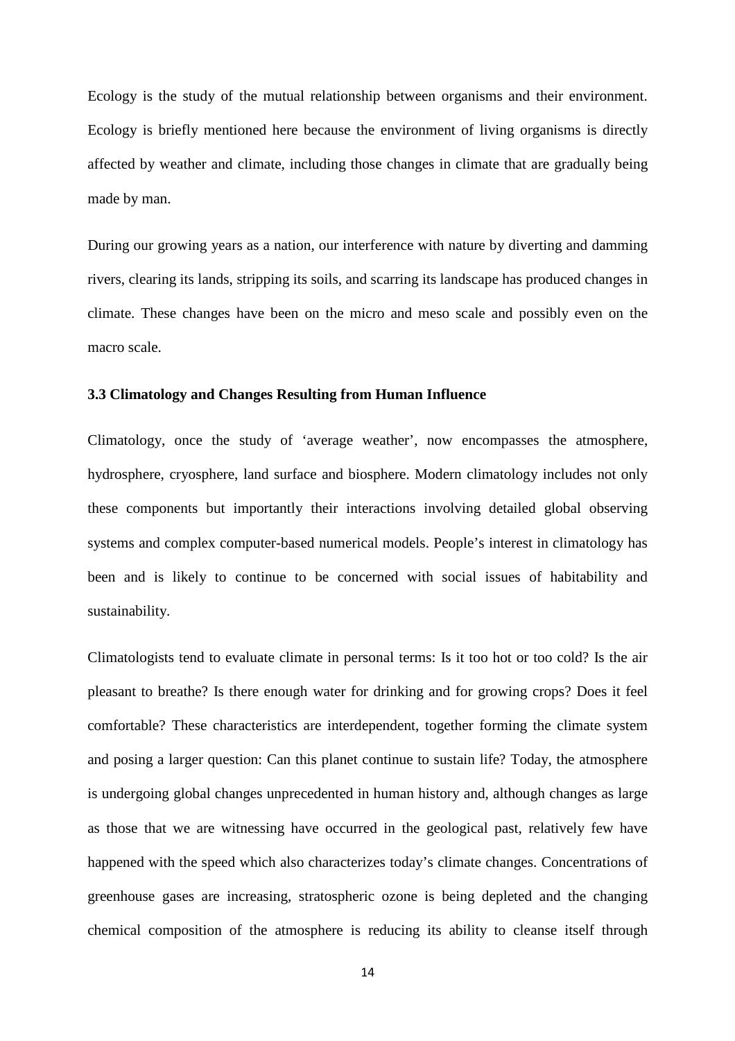Ecology is the study of the mutual relationship between organisms and their environment. Ecology is briefly mentioned here because the environment of living organisms is directly affected by weather and climate, including those changes in climate that are gradually being made by man.

During our growing years as a nation, our interference with nature by diverting and damming rivers, clearing its lands, stripping its soils, and scarring its landscape has produced changes in climate. These changes have been on the micro and meso scale and possibly even on the macro scale.

### 3.3 Climatology and Changes Resulting from Human Influence

Climatology, once the study of 'average weather', now encompasses the atmosphere, hydrosphere, cryosphere, land surface and biosphere. Modern climatology includes not only these components but importantly their interactions involving detailed global observing systems and complex computer-based numerical models. People's interest in climatology has been and is likely to continue to be concerned with social issues of habitability and sustainability.

Climatologists tend to evaluate climate in personal terms: Is it too hot or too cold? Is the air pleasant to breathe? Is there enough water for drinking and for growing crops? Does it feel comfortable? These characteristics are interdependent, together forming the climate system and posing a larger question: Can this planet continue to sustain life? Today, the atmosphere is undergoing global changes unprecedented in human history and, although changes as large as those that we are witnessing have occurred in the geological past, relatively few have happened with the speed which also characterizes today's climate changes. Concentrations of greenhouse gases are increasing, stratospheric ozone is being depleted and the changing chemical composition of the atmosphere is reducing its ability to cleanse itself through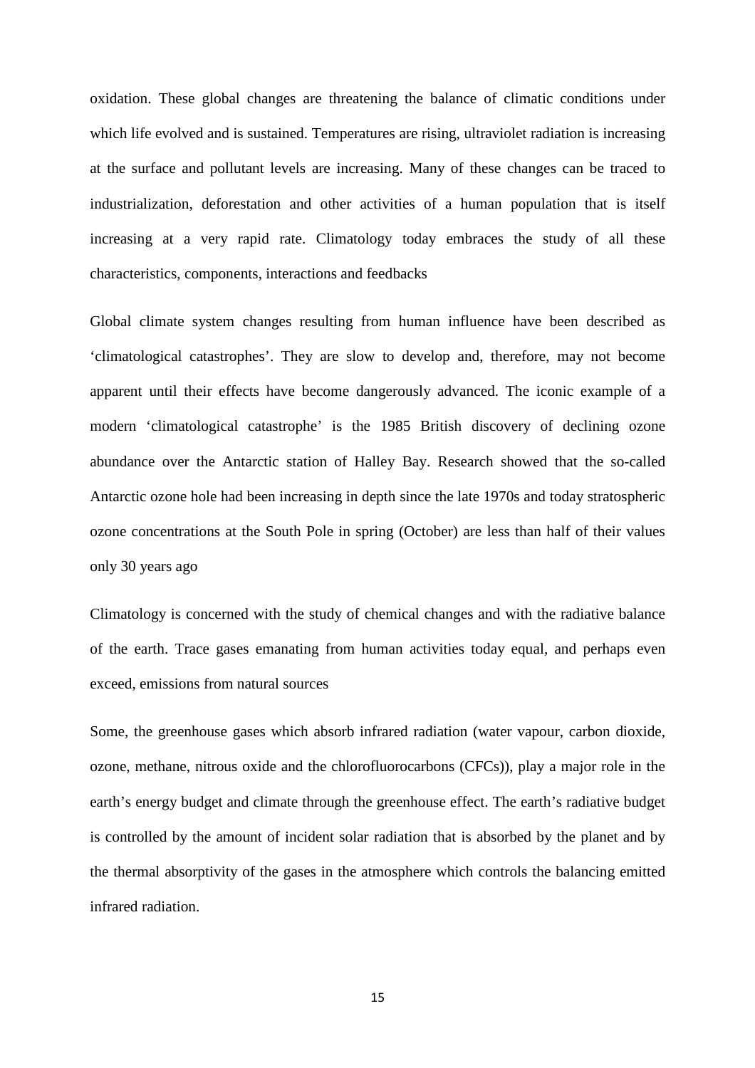oxidation. These global changes are threatening the balance of climatic conditions under which life evolved and is sustained. Temperatures are rising, ultraviolet radiation is increasing at the surface and pollutant levels are increasing. Many of these changes can be traced to industrialization, deforestation and other activities of a human population that is itself increasing at a very rapid rate. Climatology today embraces the study of all these characteristics, components, interactions and feedbacks

Global climate system changes resulting from human influence have been described as 'climatological catastrophes'. They are slow to develop and, therefore, may not become apparent until their effects have become dangerously advanced. The iconic example of a modern 'climatological catastrophe' is the 1985 British discovery of declining ozone abundance over the Antarctic station of Halley Bay. Research showed that the so-called Antarctic ozone hole had been increasing in depth since the late 1970s and today stratospheric ozone concentrations at the South Pole in spring (October) are less than half of their values only 30 years ago

Climatology is concerned with the study of chemical changes and with the radiative balance of the earth. Trace gases emanating from human activities today equal, and perhaps even exceed, emissions from natural sources

Some, the greenhouse gases which absorb infrared radiation (water vapour, carbon dioxide, ozone, methane, nitrous oxide and the chlorofluorocarbons (CFCs)), play a major role in the earth's energy budget and climate through the greenhouse effect. The earth's radiative budget is controlled by the amount of incident solar radiation that is absorbed by the planet and by the thermal absorptivity of the gases in the atmosphere which controls the balancing emitted infrared radiation.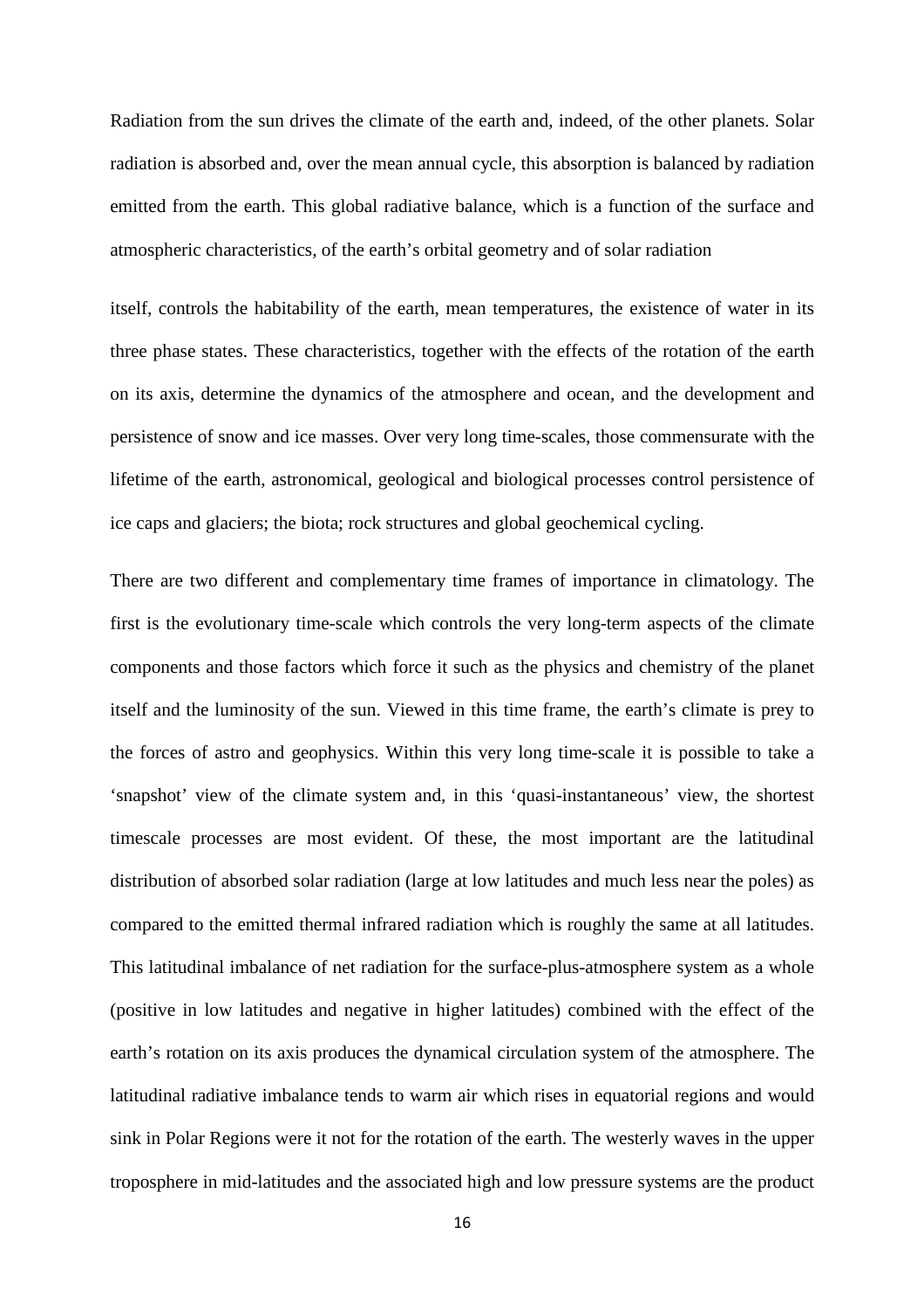Radiation from the sun drives the climate of the earth and, indeed, of the other planets. Solar radiation is absorbed and, over the mean annual cycle, this absorption is balanced by radiation emitted from the earth. This global radiative balance, which is a function of the surface and atmospheric characteristics, of the earth's orbital geometry and of solar radiation

itself, controls the habitability of the earth, mean temperatures, the existence of water in its three phase states. These characteristics, together with the effects of the rotation of the earth on its axis, determine the dynamics of the atmosphere and ocean, and the development and persistence of snow and ice masses. Over very long time-scales, those commensurate with the lifetime of the earth, astronomical, geological and biological processes control persistence of ice caps and glaciers; the biota; rock structures and global geochemical cycling.

There are two different and complementary time frames of importance in climatology. The first is the evolutionary time-scale which controls the very long-term aspects of the climate components and those factors which force it such as the physics and chemistry of the planet itself and the luminosity of the sun. Viewed in this time frame, the earth's climate is prey to the forces of astro and geophysics. Within this very long time-scale it is possible to take a 'snapshot' view of the climate system and, in this 'quasi-instantaneous' view, the shortest timescale processes are most evident. Of these, the most important are the latitudinal distribution of absorbed solar radiation (large at low latitudes and much less near the poles) as compared to the emitted thermal infrared radiation which is roughly the same at all latitudes. This latitudinal imbalance of net radiation for the surface-plus-atmosphere system as a whole (positive in low latitudes and negative in higher latitudes) combined with the effect of the earth's rotation on its axis produces the dynamical circulation system of the atmosphere. The latitudinal radiative imbalance tends to warm air which rises in equatorial regions and would sink in Polar Regions were it not for the rotation of the earth. The westerly waves in the upper troposphere in mid-latitudes and the associated high and low pressure systems are the product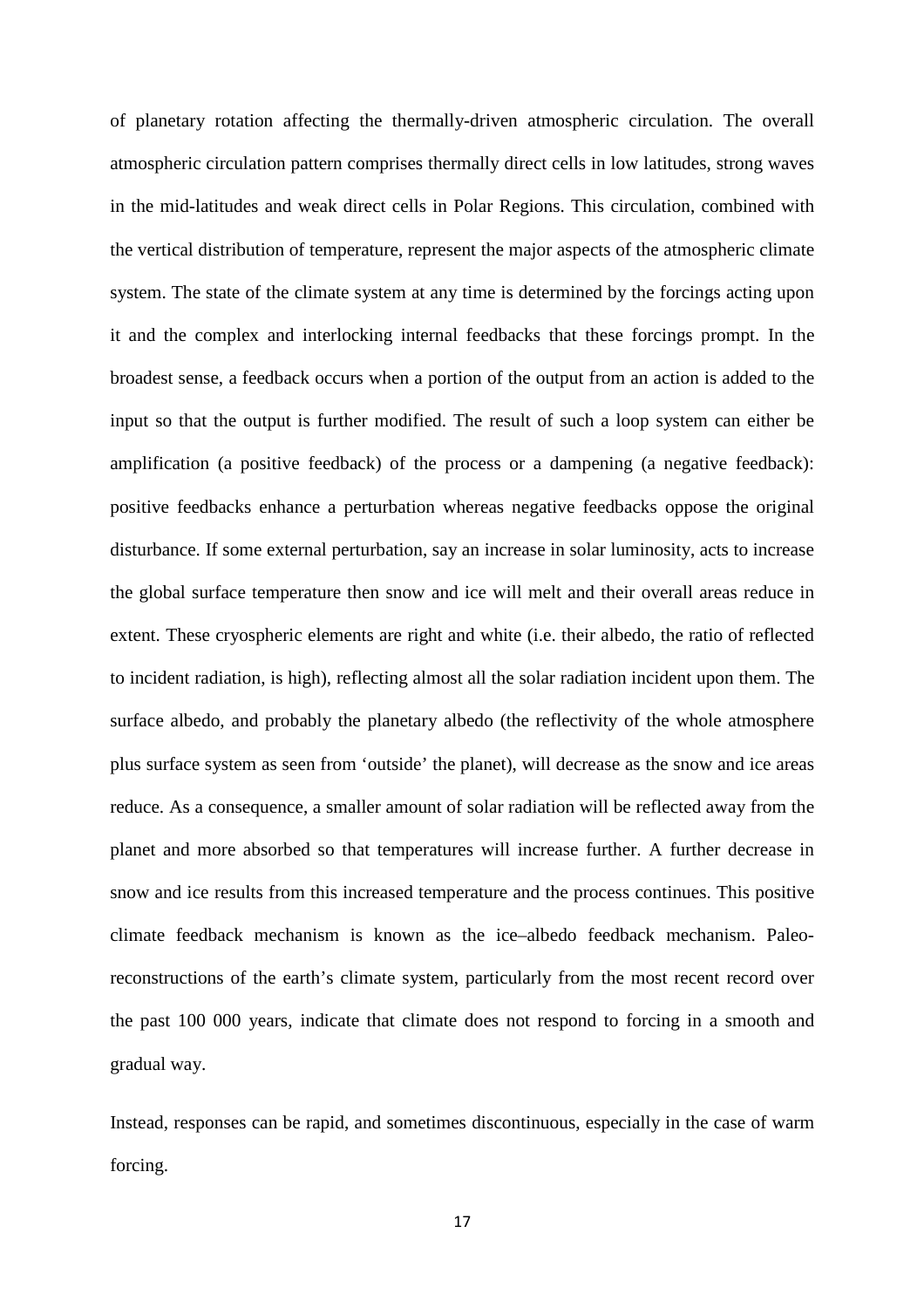of planetary rotation affecting the thermally-driven atmospheric circulation. The overall atmospheric circulation pattern comprises thermally direct cells in low latitudes, strong waves in the mid-latitudes and weak direct cells in Polar Regions. This circulation, combined with the vertical distribution of temperature, represent the major aspects of the atmospheric climate system. The state of the climate system at any time is determined by the forcings acting upon it and the complex and interlocking internal feedbacks that these forcings prompt. In the broadest sense, a feedback occurs when a portion of the output from an action is added to the input so that the output is further modified. The result of such a loop system can either be amplification (a positive feedback) of the process or a dampening (a negative feedback): positive feedbacks enhance a perturbation whereas negative feedbacks oppose the original disturbance. If some external perturbation, say an increase in solar luminosity, acts to increase the global surface temperature then snow and ice will melt and their overall areas reduce in extent. These cryospheric elements are right and white (i.e. their albedo, the ratio of reflected to incident radiation, is high), reflecting almost all the solar radiation incident upon them. The surface albedo, and probably the planetary albedo (the reflectivity of the whole atmosphere plus surface system as seen from 'outside' the planet), will decrease as the snow and ice areas reduce. As a consequence, a smaller amount of solar radiation will be reflected away from the planet and more absorbed so that temperatures will increase further. A further decrease in snow and ice results from this increased temperature and the process continues. This positive climate feedback mechanism is known as the ice–albedo feedback mechanism. Paleo-reconstructions of the earth's climate system, particularly from the most recent record over the past 100 000 years, indicate that climate does not respond to forcing in a smooth and gradual way.

Instead, responses can be rapid, and sometimes discontinuous, especially in the case of warm forcing.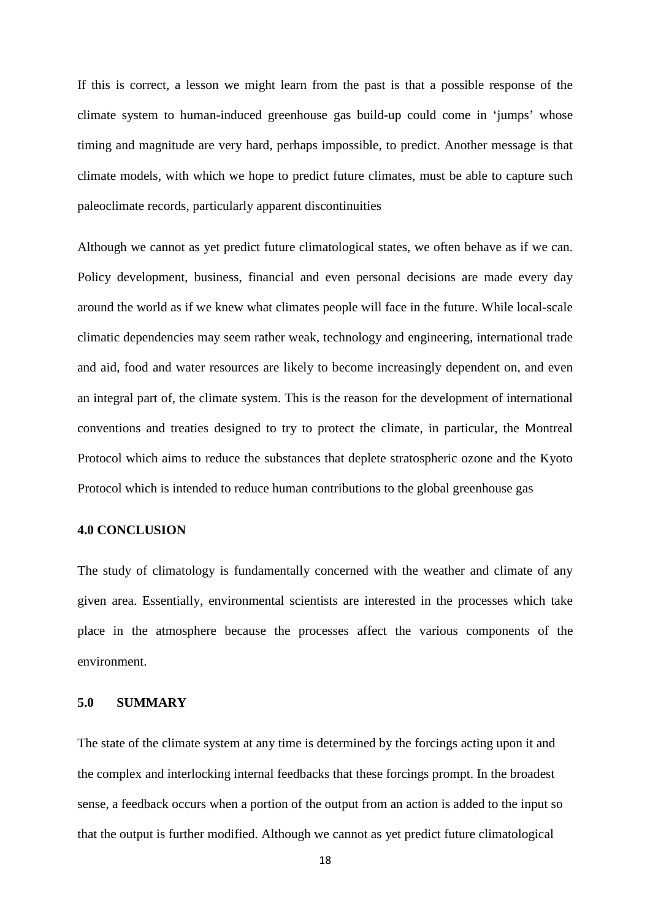If this is correct, a lesson we might learn from the past is that a possible response of the climate system to human-induced greenhouse gas build-up could come in 'jumps' whose timing and magnitude are very hard, perhaps impossible, to predict. Another message is that climate models, with which we hope to predict future climates, must be able to capture such paleoclimate records, particularly apparent discontinuities

Although we cannot as yet predict future climatological states, we often behave as if we can. Policy development, business, financial and even personal decisions are made every day around the world as if we knew what climates people will face in the future. While local-scale climatic dependencies may seem rather weak, technology and engineering, international trade and aid, food and water resources are likely to become increasingly dependent on, and even an integral part of, the climate system. This is the reason for the development of international conventions and treaties designed to try to protect the climate, in particular, the Montreal Protocol which aims to reduce the substances that deplete stratospheric ozone and the Kyoto Protocol which is intended to reduce human contributions to the global greenhouse gas

## 4.0 CONCLUSION

The study of climatology is fundamentally concerned with the weather and climate of any given area. Essentially, environmental scientists are interested in the processes which take place in the atmosphere because the processes affect the various components of the environment.

## 5.0 SUMMARY

The state of the climate system at any time is determined by the forcings acting upon it and the complex and interlocking internal feedbacks that these forcings prompt. In the broadest sense, a feedback occurs when a portion of the output from an action is added to the input so that the output is further modified. Although we cannot as yet predict future climatological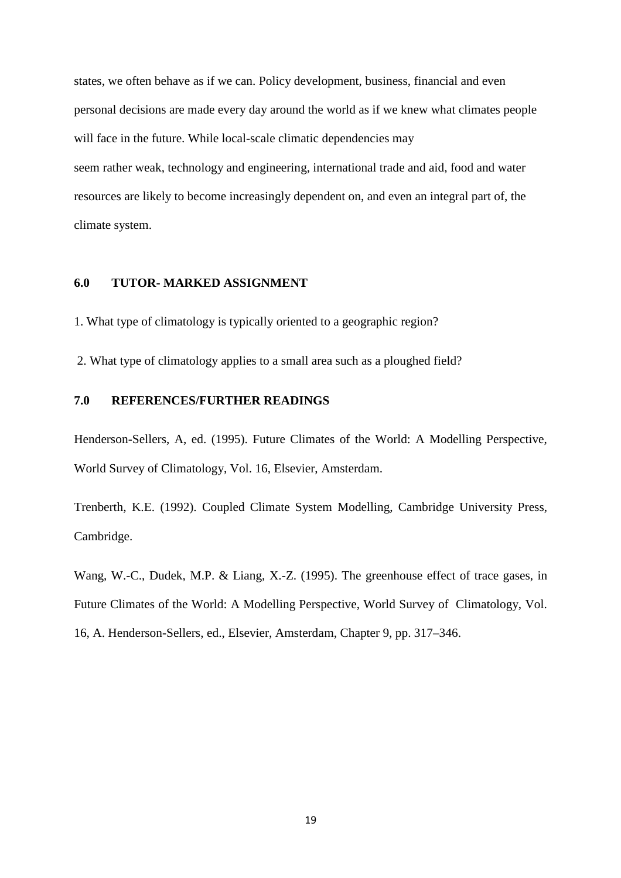states, we often behave as if we can. Policy development, business, financial and even personal decisions are made every day around the world as if we knew what climates people will face in the future. While local-scale climatic dependencies may seem rather weak, technology and engineering, international trade and aid, food and water resources are likely to become increasingly dependent on, and even an integral part of, the climate system.

## 6.0 TUTOR- MARKED ASSIGNMENT

1. What type of climatology is typically oriented to a geographic region?

2. What type of climatology applies to a small area such as a ploughed field?

## 7.0 REFERENCES/FURTHER READINGS

Henderson-Sellers, A, ed. (1995). Future Climates of the World: A Modelling Perspective, World Survey of Climatology, Vol. 16, Elsevier, Amsterdam.

Trenberth, K.E. (1992). Coupled Climate System Modelling, Cambridge University Press, Cambridge.

Wang, W.-C., Dudek, M.P. & Liang, X.-Z. (1995). The greenhouse effect of trace gases, in Future Climates of the World: A Modelling Perspective, World Survey of Climatology, Vol. 16, A. Henderson-Sellers, ed., Elsevier, Amsterdam, Chapter 9, pp. 317–346.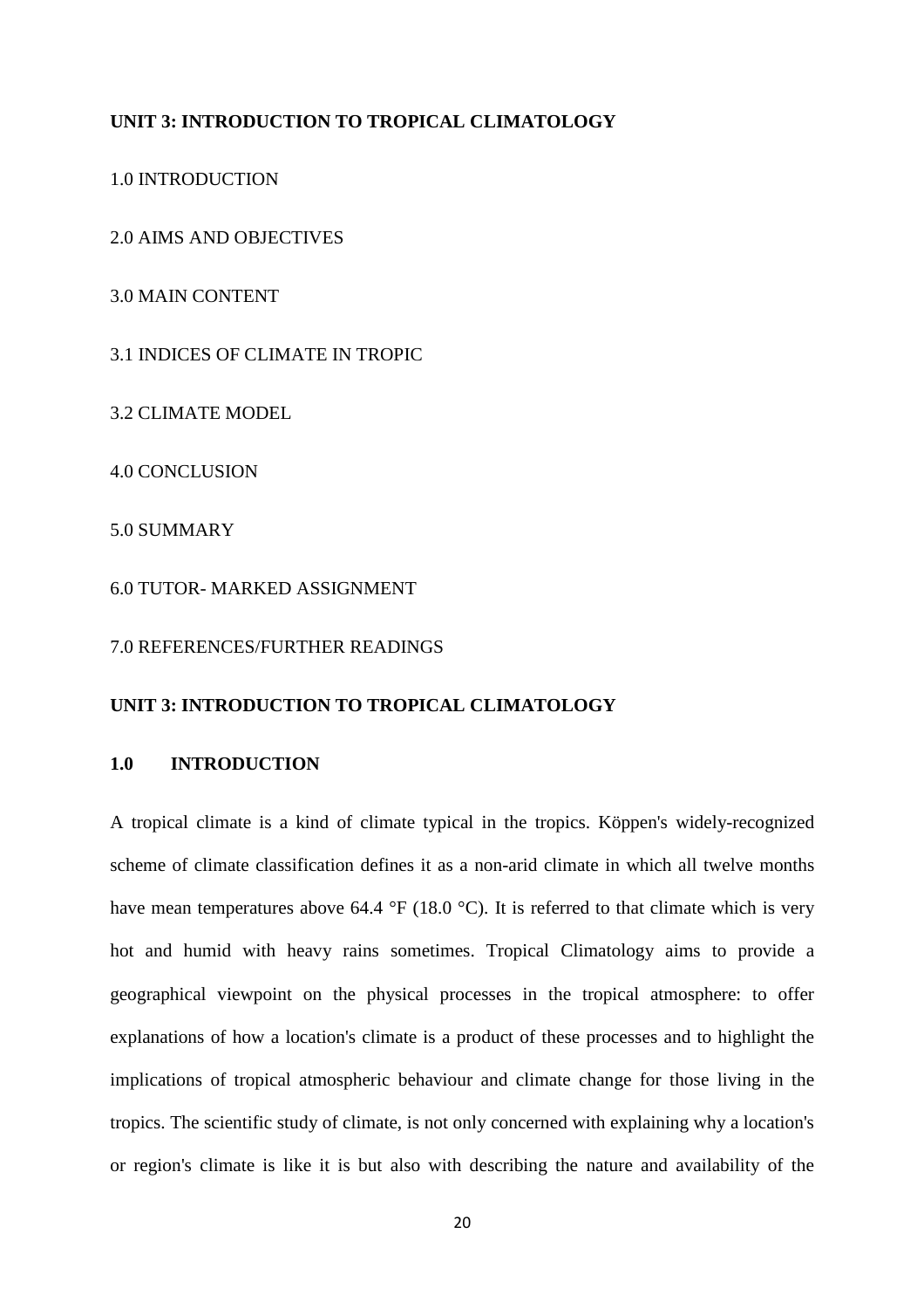**UNIT 3: INTRODUCTION TO TROPICAL CLIMATOLOGY**

1.0 INTRODUCTION

2.0 AIMS AND OBJECTIVES

3.0 MAIN CONTENT

3.1 INDICES OF CLIMATE IN TROPIC

3.2 CLIMATE MODEL

4.0 CONCLUSION

5.0 SUMMARY

6.0 TUTOR- MARKED ASSIGNMENT

7.0 REFERENCES/FURTHER READINGS

## UNIT 3: INTRODUCTION TO TROPICAL CLIMATOLOGY

### 1.0 INTRODUCTION

A tropical climate is a kind of climate typical in the tropics. Köppen's widely-recognized scheme of climate classification defines it as a non-arid climate in which all twelve months have mean temperatures above 64.4 °F (18.0 °C). It is referred to that climate which is very hot and humid with heavy rains sometimes. Tropical Climatology aims to provide a geographical viewpoint on the physical processes in the tropical atmosphere: to offer explanations of how a location's climate is a product of these processes and to highlight the implications of tropical atmospheric behaviour and climate change for those living in the tropics. The scientific study of climate, is not only concerned with explaining why a location's or region's climate is like it is but also with describing the nature and availability of the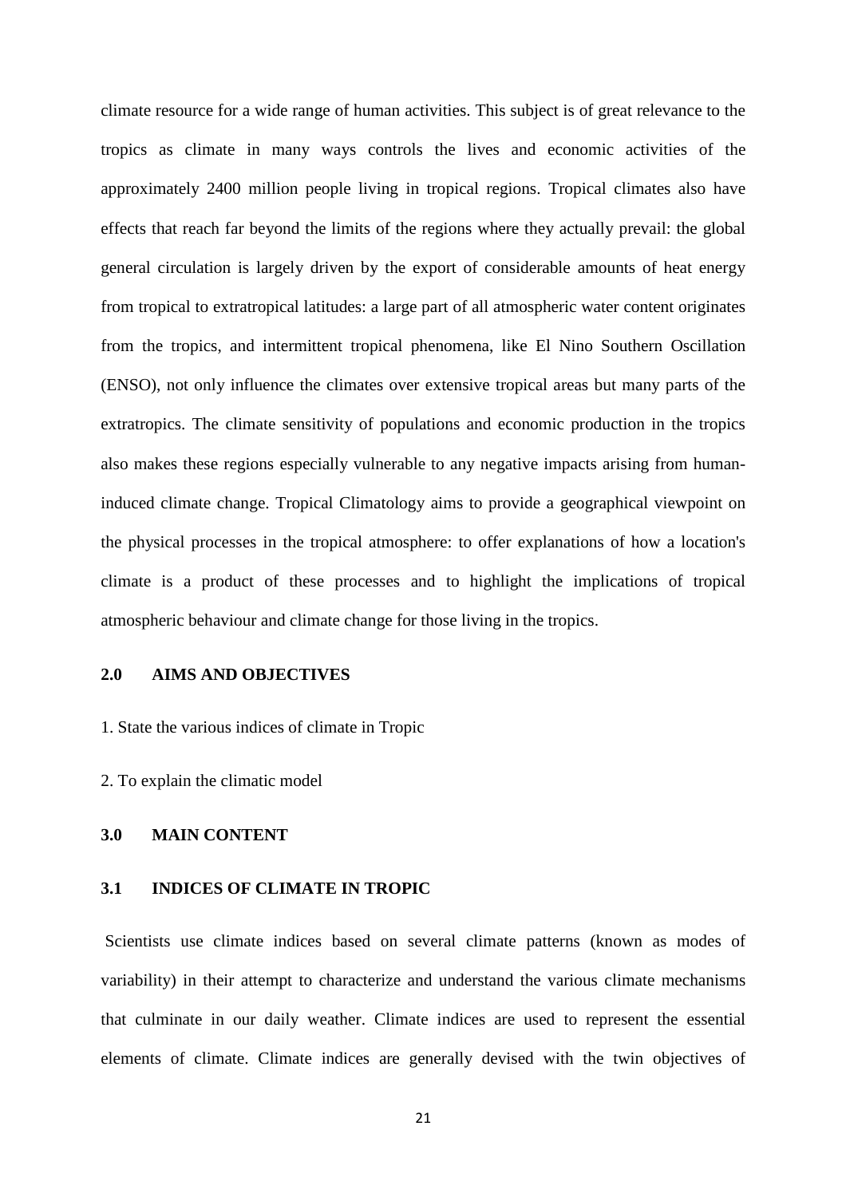climate resource for a wide range of human activities. This subject is of great relevance to the tropics as climate in many ways controls the lives and economic activities of the approximately 2400 million people living in tropical regions. Tropical climates also have effects that reach far beyond the limits of the regions where they actually prevail: the global general circulation is largely driven by the export of considerable amounts of heat energy from tropical to extratropical latitudes: a large part of all atmospheric water content originates from the tropics, and intermittent tropical phenomena, like El Nino Southern Oscillation (ENSO), not only influence the climates over extensive tropical areas but many parts of the extratropics. The climate sensitivity of populations and economic production in the tropics also makes these regions especially vulnerable to any negative impacts arising from human-induced climate change. Tropical Climatology aims to provide a geographical viewpoint on the physical processes in the tropical atmosphere: to offer explanations of how a location's climate is a product of these processes and to highlight the implications of tropical atmospheric behaviour and climate change for those living in the tropics.

## 2.0 AIMS AND OBJECTIVES

1. State the various indices of climate in Tropic

2. To explain the climatic model

## 3.0 MAIN CONTENT

### 3.1 INDICES OF CLIMATE IN TROPIC

Scientists use climate indices based on several climate patterns (known as modes of variability) in their attempt to characterize and understand the various climate mechanisms that culminate in our daily weather. Climate indices are used to represent the essential elements of climate. Climate indices are generally devised with the twin objectives of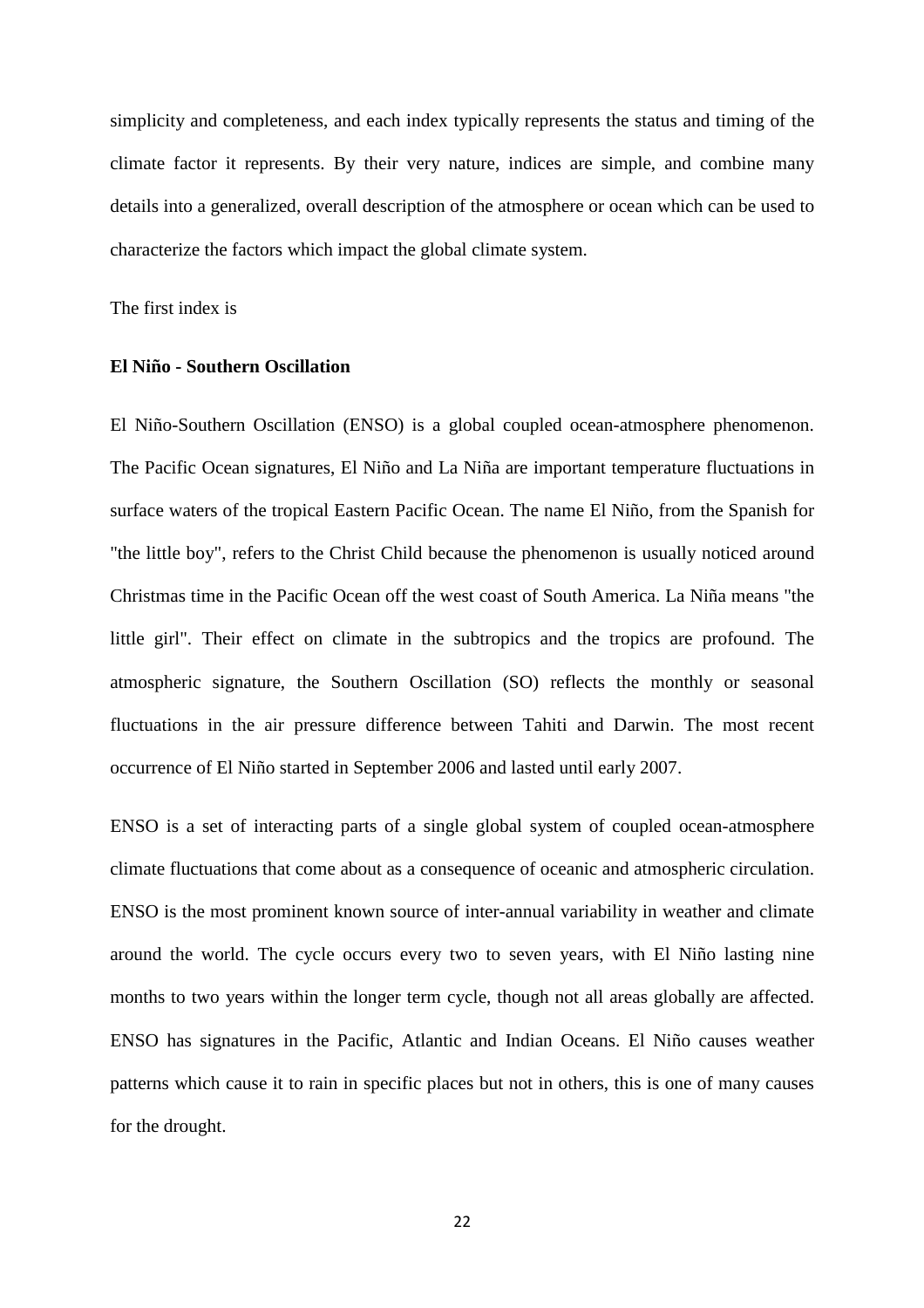simplicity and completeness, and each index typically represents the status and timing of the climate factor it represents. By their very nature, indices are simple, and combine many details into a generalized, overall description of the atmosphere or ocean which can be used to characterize the factors which impact the global climate system.

The first index is

**El Niño - Southern Oscillation**

El Niño-Southern Oscillation (ENSO) is a global coupled ocean-atmosphere phenomenon. The Pacific Ocean signatures, El Niño and La Niña are important temperature fluctuations in surface waters of the tropical Eastern Pacific Ocean. The name El Niño, from the Spanish for "the little boy", refers to the Christ Child because the phenomenon is usually noticed around Christmas time in the Pacific Ocean off the west coast of South America. La Niña means "the little girl". Their effect on climate in the subtropics and the tropics are profound. The atmospheric signature, the Southern Oscillation (SO) reflects the monthly or seasonal fluctuations in the air pressure difference between Tahiti and Darwin. The most recent occurrence of El Niño started in September 2006 and lasted until early 2007.

ENSO is a set of interacting parts of a single global system of coupled ocean-atmosphere climate fluctuations that come about as a consequence of oceanic and atmospheric circulation. ENSO is the most prominent known source of inter-annual variability in weather and climate around the world. The cycle occurs every two to seven years, with El Niño lasting nine months to two years within the longer term cycle, though not all areas globally are affected. ENSO has signatures in the Pacific, Atlantic and Indian Oceans. El Niño causes weather patterns which cause it to rain in specific places but not in others, this is one of many causes for the drought.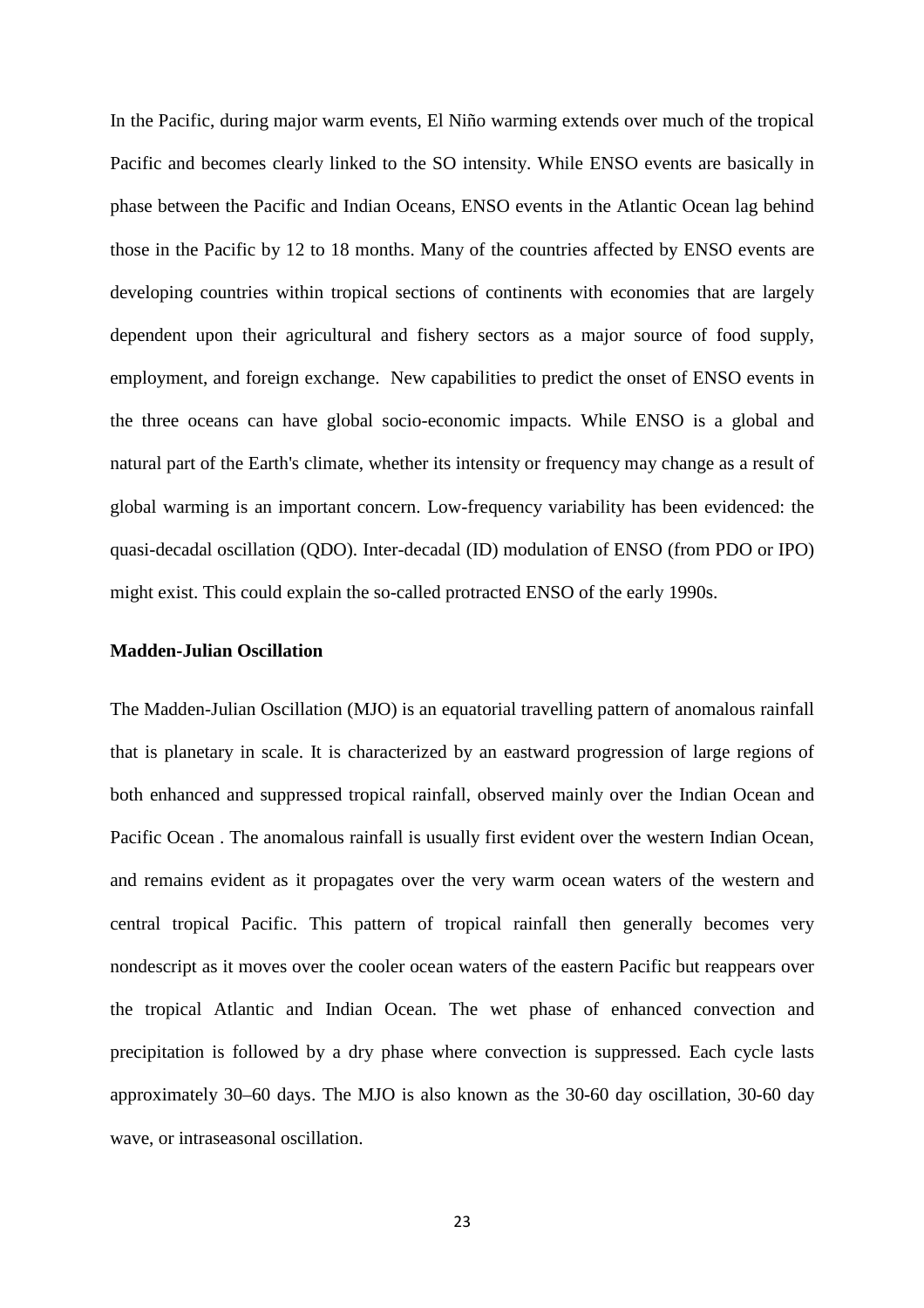In the Pacific, during major warm events, El Niño warming extends over much of the tropical Pacific and becomes clearly linked to the SO intensity. While ENSO events are basically in phase between the Pacific and Indian Oceans, ENSO events in the Atlantic Ocean lag behind those in the Pacific by 12 to 18 months. Many of the countries affected by ENSO events are developing countries within tropical sections of continents with economies that are largely dependent upon their agricultural and fishery sectors as a major source of food supply, employment, and foreign exchange. New capabilities to predict the onset of ENSO events in the three oceans can have global socio-economic impacts. While ENSO is a global and natural part of the Earth's climate, whether its intensity or frequency may change as a result of global warming is an important concern. Low-frequency variability has been evidenced: the quasi-decadal oscillation (QDO). Inter-decadal (ID) modulation of ENSO (from PDO or IPO) might exist. This could explain the so-called protracted ENSO of the early 1990s.

**Madden-Julian Oscillation**

The Madden-Julian Oscillation (MJO) is an equatorial travelling pattern of anomalous rainfall that is planetary in scale. It is characterized by an eastward progression of large regions of both enhanced and suppressed tropical rainfall, observed mainly over the Indian Ocean and Pacific Ocean . The anomalous rainfall is usually first evident over the western Indian Ocean, and remains evident as it propagates over the very warm ocean waters of the western and central tropical Pacific. This pattern of tropical rainfall then generally becomes very nondescript as it moves over the cooler ocean waters of the eastern Pacific but reappears over the tropical Atlantic and Indian Ocean. The wet phase of enhanced convection and precipitation is followed by a dry phase where convection is suppressed. Each cycle lasts approximately 30–60 days. The MJO is also known as the 30-60 day oscillation, 30-60 day wave, or intraseasonal oscillation.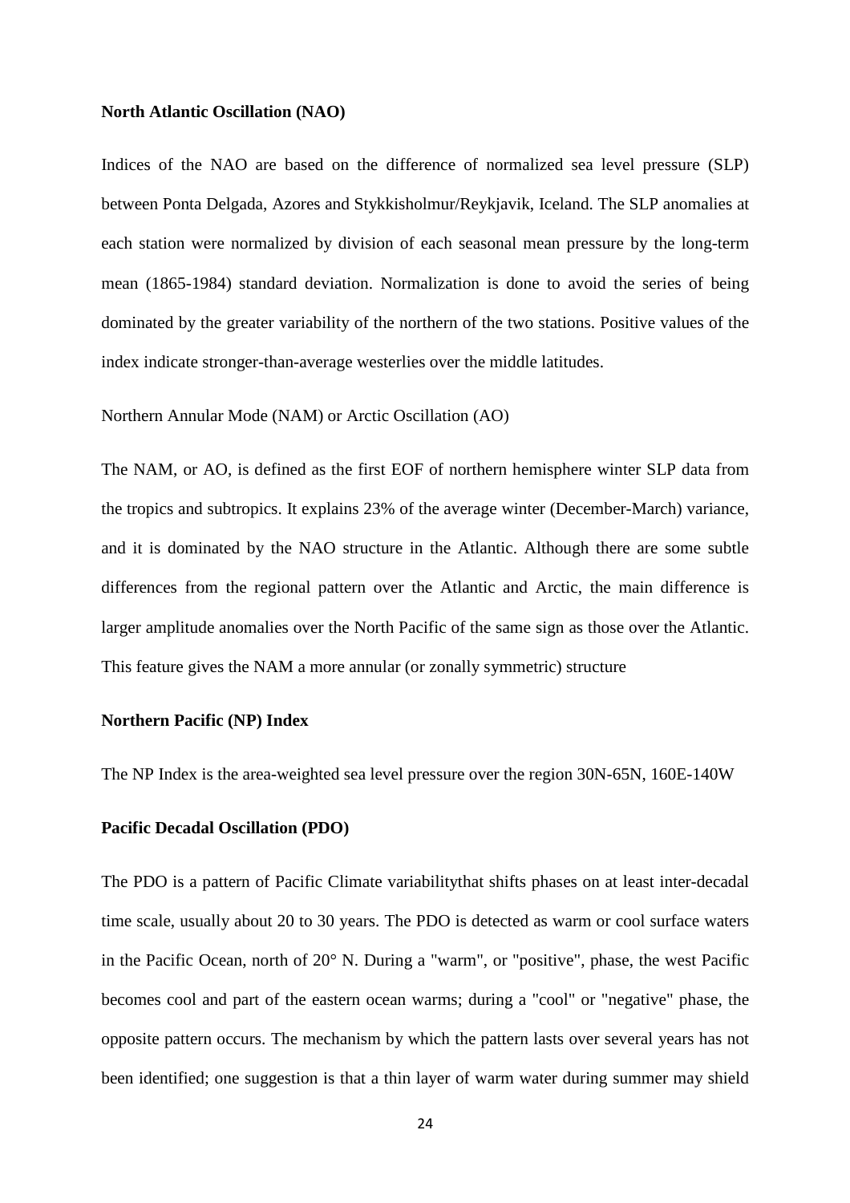**North Atlantic Oscillation (NAO)**

Indices of the NAO are based on the difference of normalized sea level pressure (SLP) between Ponta Delgada, Azores and Stykkisholmur/Reykjavik, Iceland. The SLP anomalies at each station were normalized by division of each seasonal mean pressure by the long-term mean (1865-1984) standard deviation. Normalization is done to avoid the series of being dominated by the greater variability of the northern of the two stations. Positive values of the index indicate stronger-than-average westerlies over the middle latitudes.

Northern Annular Mode (NAM) or Arctic Oscillation (AO)

The NAM, or AO, is defined as the first EOF of northern hemisphere winter SLP data from the tropics and subtropics. It explains 23% of the average winter (December-March) variance, and it is dominated by the NAO structure in the Atlantic. Although there are some subtle differences from the regional pattern over the Atlantic and Arctic, the main difference is larger amplitude anomalies over the North Pacific of the same sign as those over the Atlantic. This feature gives the NAM a more annular (or zonally symmetric) structure

**Northern Pacific (NP) Index**

The NP Index is the area-weighted sea level pressure over the region 30N-65N, 160E-140W

**Pacific Decadal Oscillation (PDO)**

The PDO is a pattern of Pacific Climate variabilitythat shifts phases on at least inter-decadal time scale, usually about 20 to 30 years. The PDO is detected as warm or cool surface waters in the Pacific Ocean, north of 20° N. During a "warm", or "positive", phase, the west Pacific becomes cool and part of the eastern ocean warms; during a "cool" or "negative" phase, the opposite pattern occurs. The mechanism by which the pattern lasts over several years has not been identified; one suggestion is that a thin layer of warm water during summer may shield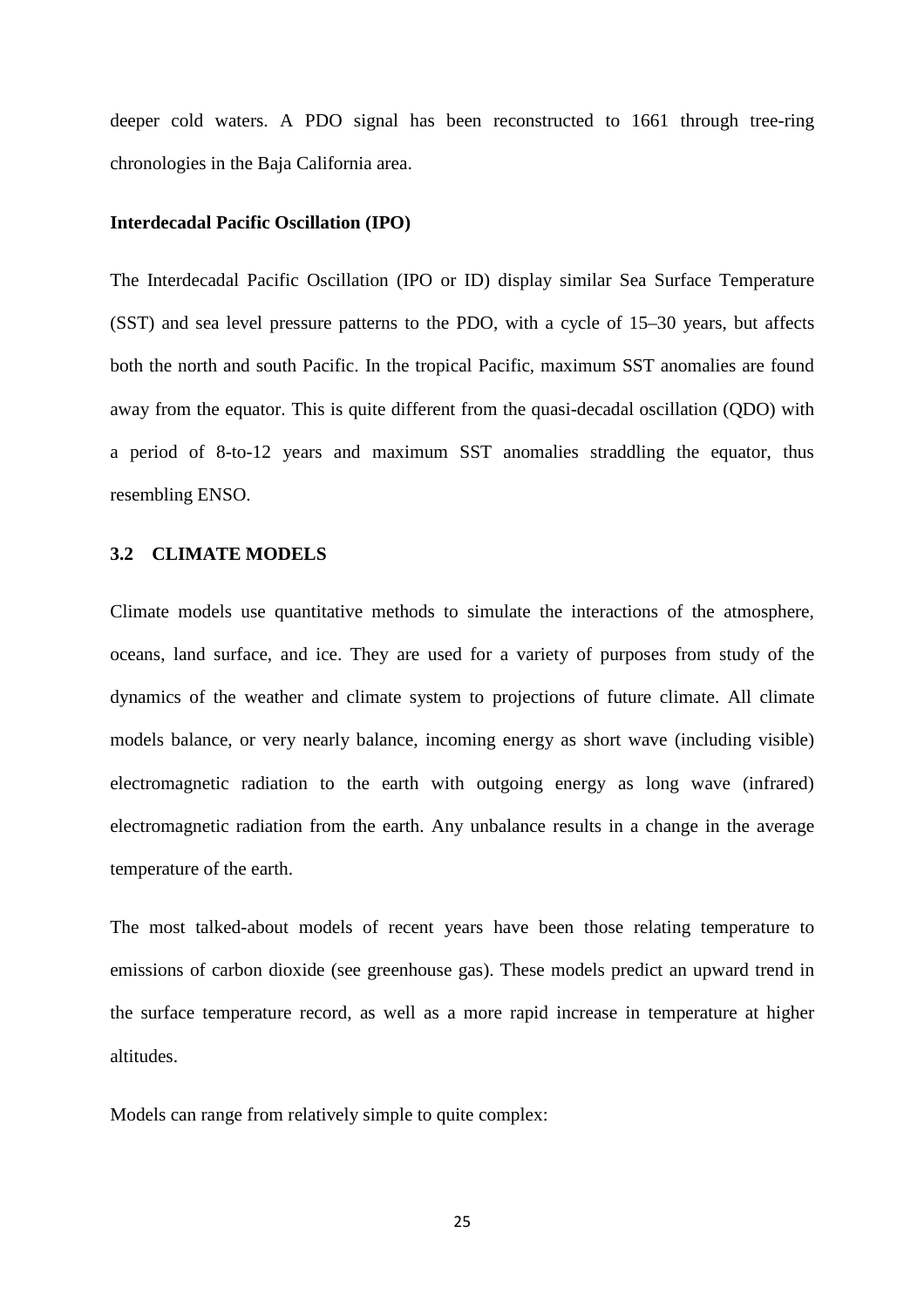deeper cold waters. A PDO signal has been reconstructed to 1661 through tree-ring chronologies in the Baja California area.

**Interdecadal Pacific Oscillation (IPO)**

The Interdecadal Pacific Oscillation (IPO or ID) display similar Sea Surface Temperature (SST) and sea level pressure patterns to the PDO, with a cycle of 15–30 years, but affects both the north and south Pacific. In the tropical Pacific, maximum SST anomalies are found away from the equator. This is quite different from the quasi-decadal oscillation (QDO) with a period of 8-to-12 years and maximum SST anomalies straddling the equator, thus resembling ENSO.

## 3.2 CLIMATE MODELS

Climate models use quantitative methods to simulate the interactions of the atmosphere, oceans, land surface, and ice. They are used for a variety of purposes from study of the dynamics of the weather and climate system to projections of future climate. All climate models balance, or very nearly balance, incoming energy as short wave (including visible) electromagnetic radiation to the earth with outgoing energy as long wave (infrared) electromagnetic radiation from the earth. Any unbalance results in a change in the average temperature of the earth.

The most talked-about models of recent years have been those relating temperature to emissions of carbon dioxide (see greenhouse gas). These models predict an upward trend in the surface temperature record, as well as a more rapid increase in temperature at higher altitudes.

Models can range from relatively simple to quite complex: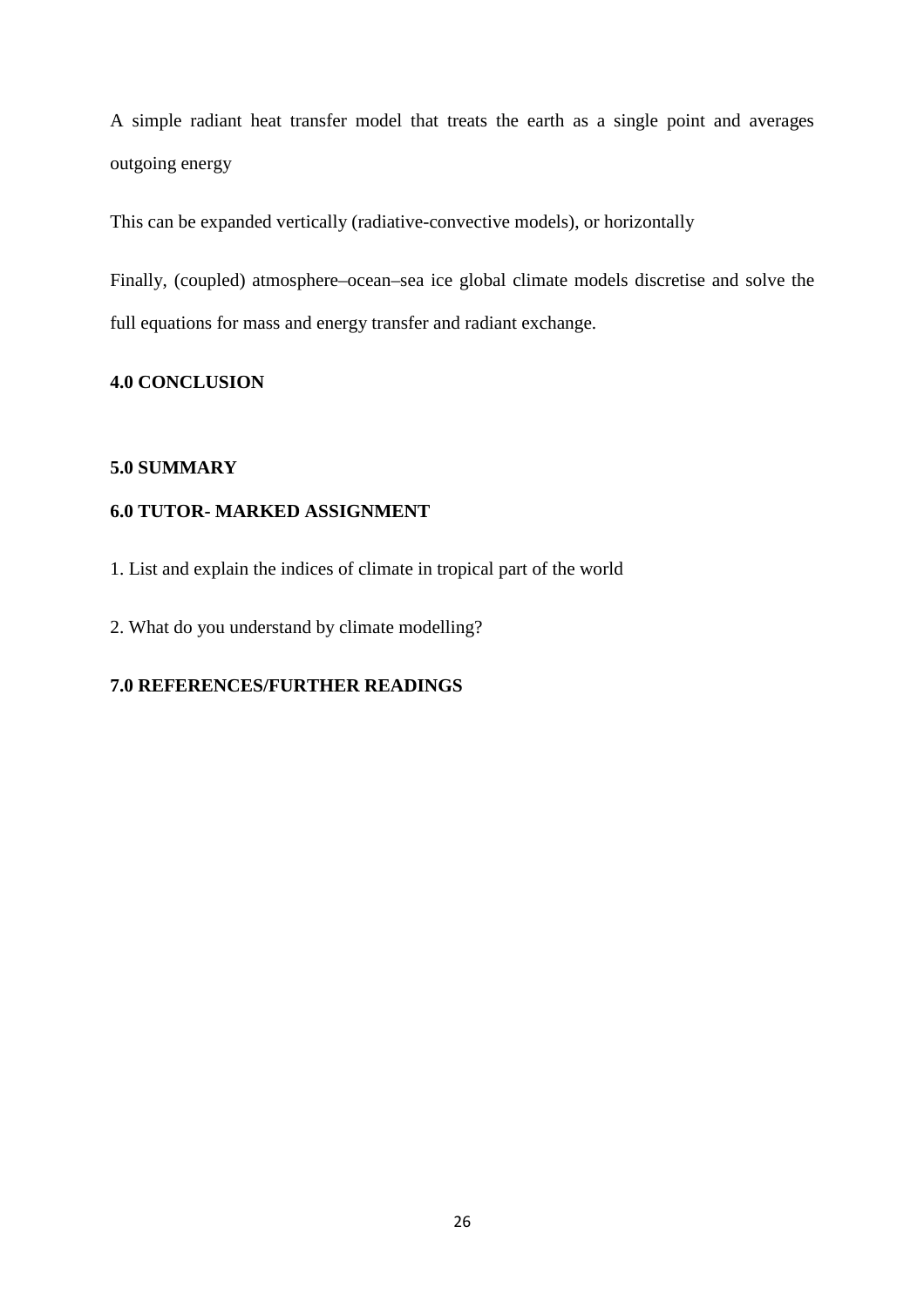A simple radiant heat transfer model that treats the earth as a single point and averages outgoing energy

This can be expanded vertically (radiative-convective models), or horizontally

Finally, (coupled) atmosphere–ocean–sea ice global climate models discretise and solve the full equations for mass and energy transfer and radiant exchange.

## 4.0 CONCLUSION

## 5.0 SUMMARY

## 6.0 TUTOR- MARKED ASSIGNMENT

1. List and explain the indices of climate in tropical part of the world

2. What do you understand by climate modelling?

## 7.0 REFERENCES/FURTHER READINGS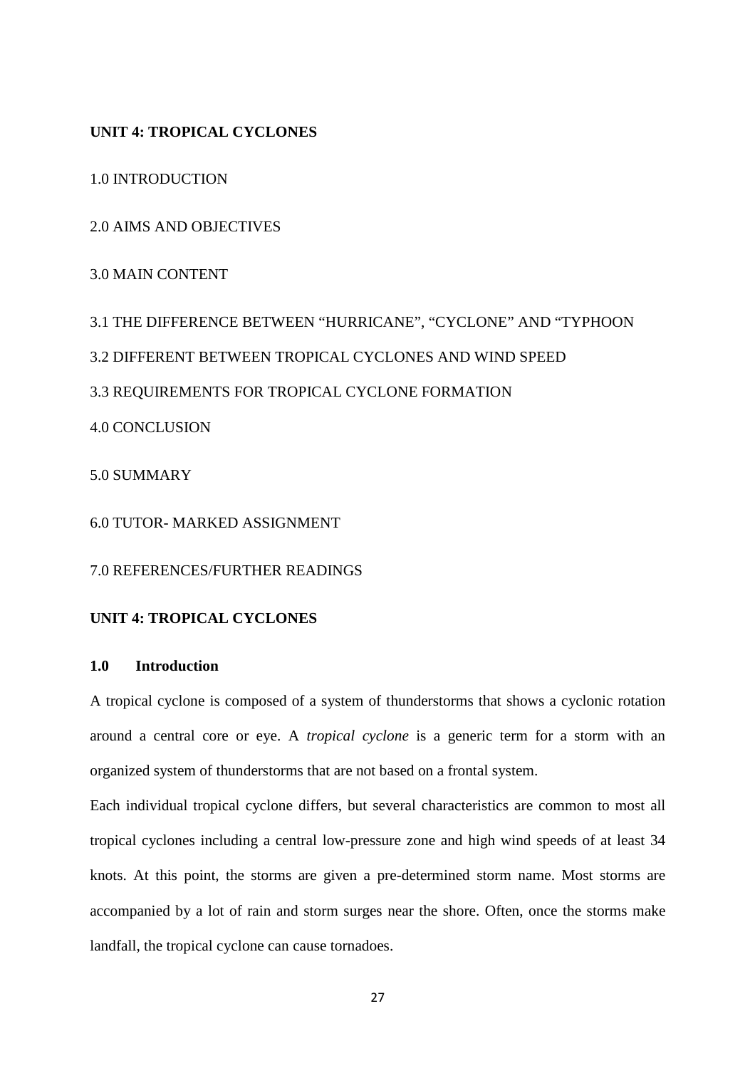**UNIT 4: TROPICAL CYCLONES**

1.0 INTRODUCTION

2.0 AIMS AND OBJECTIVES

3.0 MAIN CONTENT

3.1 THE DIFFERENCE BETWEEN “HURRICANE”, “CYCLONE” AND “TYPHOON

3.2 DIFFERENT BETWEEN TROPICAL CYCLONES AND WIND SPEED

3.3 REQUIREMENTS FOR TROPICAL CYCLONE FORMATION

4.0 CONCLUSION

5.0 SUMMARY

6.0 TUTOR- MARKED ASSIGNMENT

7.0 REFERENCES/FURTHER READINGS

# UNIT 4: TROPICAL CYCLONES

## 1.0 Introduction

A tropical cyclone is composed of a system of thunderstorms that shows a cyclonic rotation around a central core or eye. A *tropical cyclone* is a generic term for a storm with an organized system of thunderstorms that are not based on a frontal system.

Each individual tropical cyclone differs, but several characteristics are common to most all tropical cyclones including a central low-pressure zone and high wind speeds of at least 34 knots. At this point, the storms are given a pre-determined storm name. Most storms are accompanied by a lot of rain and storm surges near the shore. Often, once the storms make landfall, the tropical cyclone can cause tornadoes.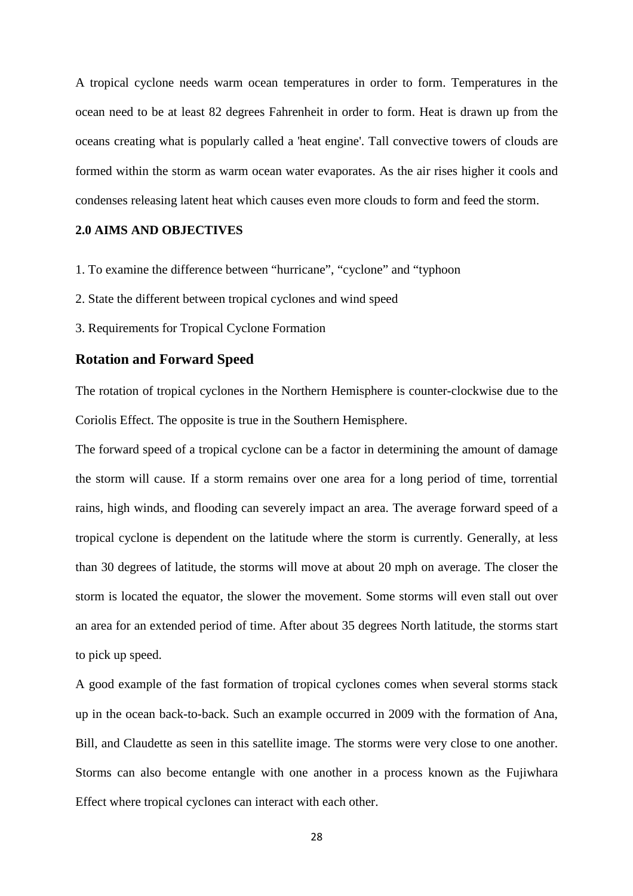A tropical cyclone needs warm ocean temperatures in order to form. Temperatures in the ocean need to be at least 82 degrees Fahrenheit in order to form. Heat is drawn up from the oceans creating what is popularly called a 'heat engine'. Tall convective towers of clouds are formed within the storm as warm ocean water evaporates. As the air rises higher it cools and condenses releasing latent heat which causes even more clouds to form and feed the storm.

**2.0 AIMS AND OBJECTIVES**

1. To examine the difference between “hurricane”, “cyclone” and “typhoon
2. State the different between tropical cyclones and wind speed
3. Requirements for Tropical Cyclone Formation

## Rotation and Forward Speed

The rotation of tropical cyclones in the Northern Hemisphere is counter-clockwise due to the Coriolis Effect. The opposite is true in the Southern Hemisphere.

The forward speed of a tropical cyclone can be a factor in determining the amount of damage the storm will cause. If a storm remains over one area for a long period of time, torrential rains, high winds, and flooding can severely impact an area. The average forward speed of a tropical cyclone is dependent on the latitude where the storm is currently. Generally, at less than 30 degrees of latitude, the storms will move at about 20 mph on average. The closer the storm is located the equator, the slower the movement. Some storms will even stall out over an area for an extended period of time. After about 35 degrees North latitude, the storms start to pick up speed.

A good example of the fast formation of tropical cyclones comes when several storms stack up in the ocean back-to-back. Such an example occurred in 2009 with the formation of Ana, Bill, and Claudette as seen in this satellite image. The storms were very close to one another. Storms can also become entangle with one another in a process known as the Fujiwhara Effect where tropical cyclones can interact with each other.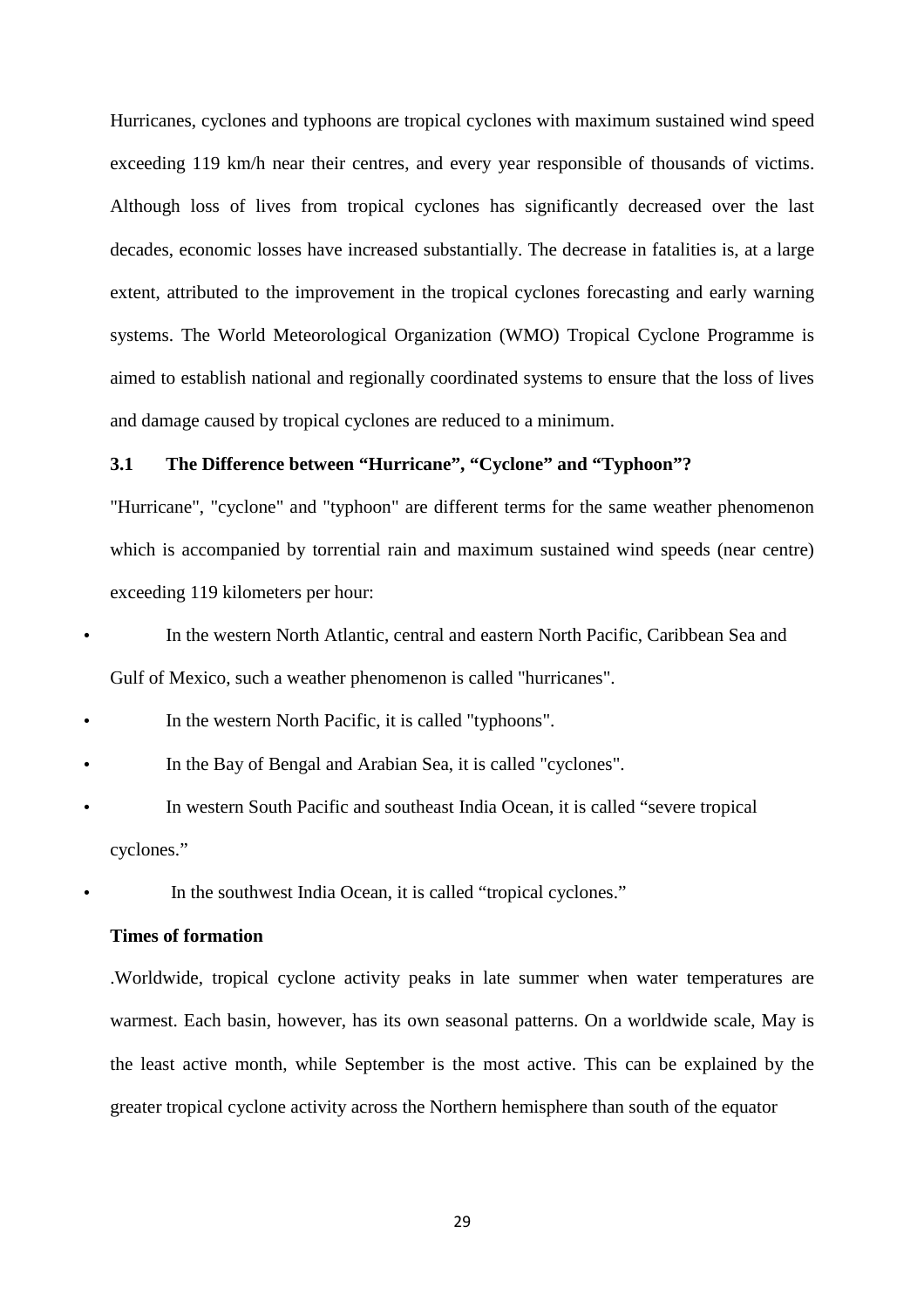Hurricanes, cyclones and typhoons are tropical cyclones with maximum sustained wind speed exceeding 119 km/h near their centres, and every year responsible of thousands of victims. Although loss of lives from tropical cyclones has significantly decreased over the last decades, economic losses have increased substantially. The decrease in fatalities is, at a large extent, attributed to the improvement in the tropical cyclones forecasting and early warning systems. The World Meteorological Organization (WMO) Tropical Cyclone Programme is aimed to establish national and regionally coordinated systems to ensure that the loss of lives and damage caused by tropical cyclones are reduced to a minimum.

### 3.1 The Difference between "Hurricane", "Cyclone" and "Typhoon"?

"Hurricane", "cyclone" and "typhoon" are different terms for the same weather phenomenon which is accompanied by torrential rain and maximum sustained wind speeds (near centre) exceeding 119 kilometers per hour:

- In the western North Atlantic, central and eastern North Pacific, Caribbean Sea and Gulf of Mexico, such a weather phenomenon is called "hurricanes".
- In the western North Pacific, it is called "typhoons".
- In the Bay of Bengal and Arabian Sea, it is called "cyclones".
- In western South Pacific and southeast India Ocean, it is called "severe tropical cyclones."
- In the southwest India Ocean, it is called "tropical cyclones."

**Times of formation**

.Worldwide, tropical cyclone activity peaks in late summer when water temperatures are warmest. Each basin, however, has its own seasonal patterns. On a worldwide scale, May is the least active month, while September is the most active. This can be explained by the greater tropical cyclone activity across the Northern hemisphere than south of the equator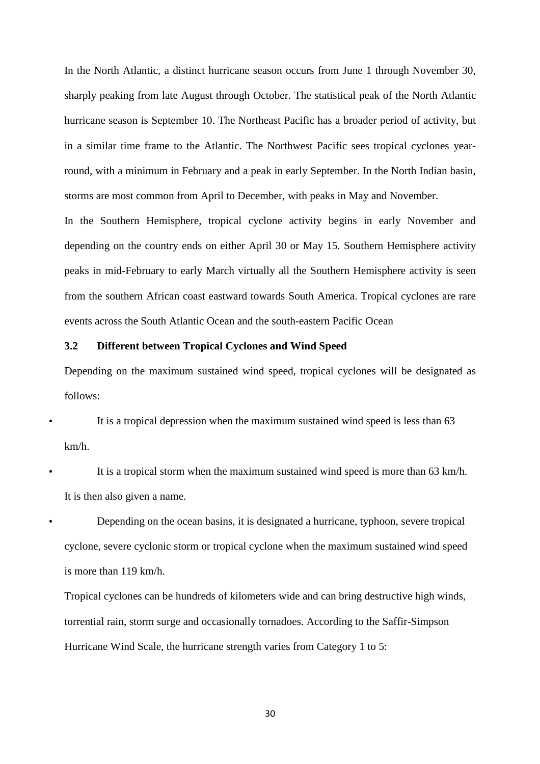In the North Atlantic, a distinct hurricane season occurs from June 1 through November 30, sharply peaking from late August through October. The statistical peak of the North Atlantic hurricane season is September 10. The Northeast Pacific has a broader period of activity, but in a similar time frame to the Atlantic. The Northwest Pacific sees tropical cyclones year-round, with a minimum in February and a peak in early September. In the North Indian basin, storms are most common from April to December, with peaks in May and November.

In the Southern Hemisphere, tropical cyclone activity begins in early November and depending on the country ends on either April 30 or May 15. Southern Hemisphere activity peaks in mid-February to early March virtually all the Southern Hemisphere activity is seen from the southern African coast eastward towards South America. Tropical cyclones are rare events across the South Atlantic Ocean and the south-eastern Pacific Ocean

### 3.2 Different between Tropical Cyclones and Wind Speed

Depending on the maximum sustained wind speed, tropical cyclones will be designated as follows:

- It is a tropical depression when the maximum sustained wind speed is less than 63 km/h.
- It is a tropical storm when the maximum sustained wind speed is more than 63 km/h. It is then also given a name.
- Depending on the ocean basins, it is designated a hurricane, typhoon, severe tropical cyclone, severe cyclonic storm or tropical cyclone when the maximum sustained wind speed is more than 119 km/h.

Tropical cyclones can be hundreds of kilometers wide and can bring destructive high winds, torrential rain, storm surge and occasionally tornadoes. According to the Saffir-Simpson Hurricane Wind Scale, the hurricane strength varies from Category 1 to 5: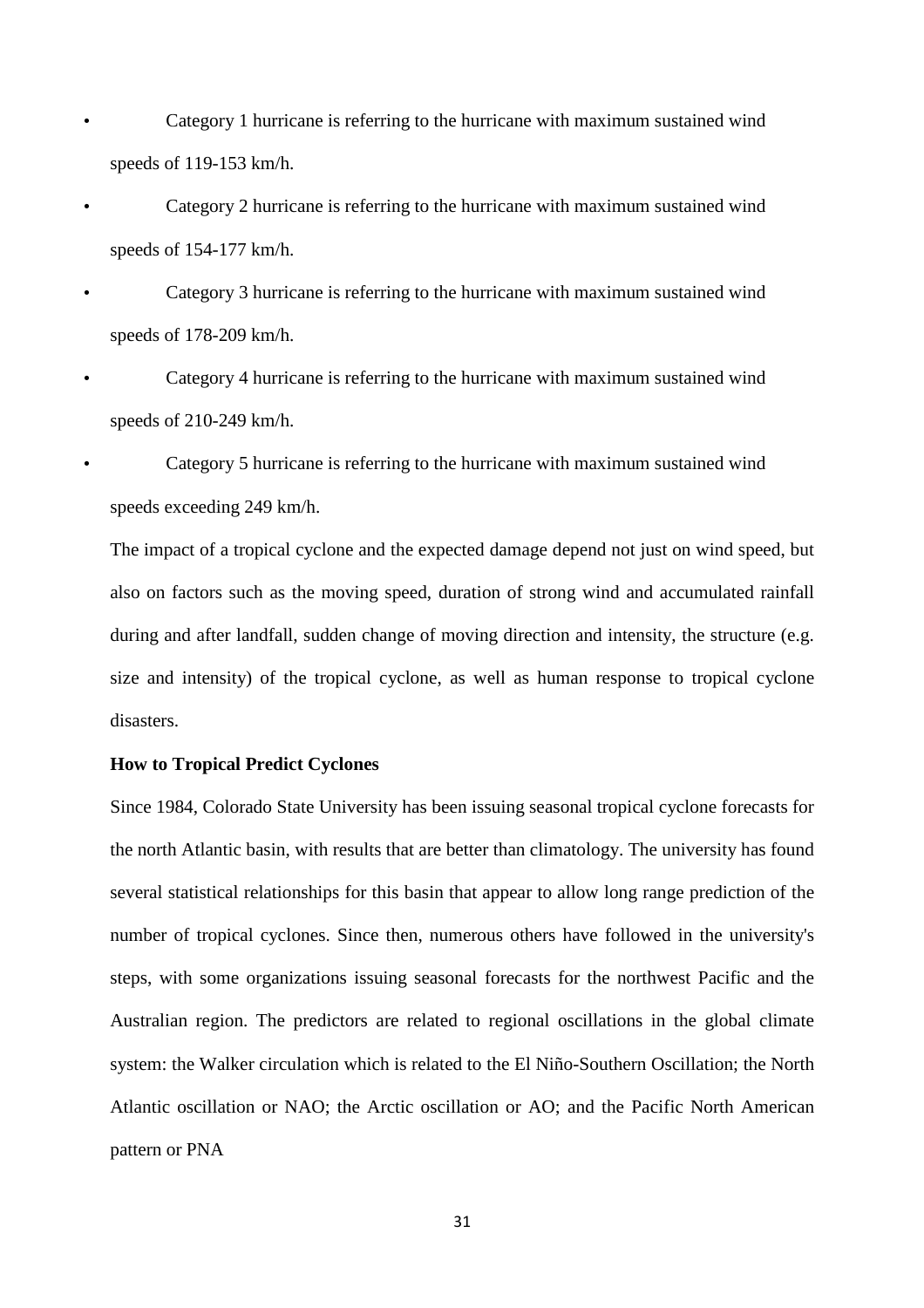- Category 1 hurricane is referring to the hurricane with maximum sustained wind speeds of 119-153 km/h.
- Category 2 hurricane is referring to the hurricane with maximum sustained wind speeds of 154-177 km/h.
- Category 3 hurricane is referring to the hurricane with maximum sustained wind speeds of 178-209 km/h.
- Category 4 hurricane is referring to the hurricane with maximum sustained wind speeds of 210-249 km/h.
- Category 5 hurricane is referring to the hurricane with maximum sustained wind speeds exceeding 249 km/h.

The impact of a tropical cyclone and the expected damage depend not just on wind speed, but also on factors such as the moving speed, duration of strong wind and accumulated rainfall during and after landfall, sudden change of moving direction and intensity, the structure (e.g. size and intensity) of the tropical cyclone, as well as human response to tropical cyclone disasters.

**How to Tropical Predict Cyclones**

Since 1984, Colorado State University has been issuing seasonal tropical cyclone forecasts for the north Atlantic basin, with results that are better than climatology. The university has found several statistical relationships for this basin that appear to allow long range prediction of the number of tropical cyclones. Since then, numerous others have followed in the university's steps, with some organizations issuing seasonal forecasts for the northwest Pacific and the Australian region. The predictors are related to regional oscillations in the global climate system: the Walker circulation which is related to the El Niño-Southern Oscillation; the North Atlantic oscillation or NAO; the Arctic oscillation or AO; and the Pacific North American pattern or PNA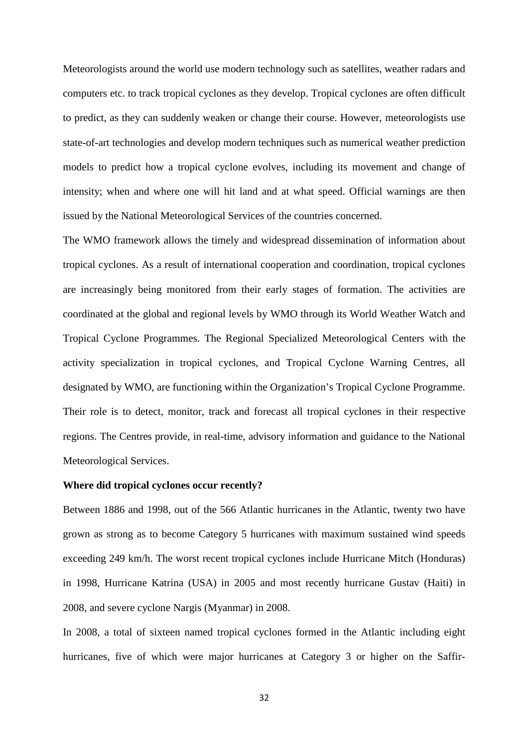Meteorologists around the world use modern technology such as satellites, weather radars and computers etc. to track tropical cyclones as they develop. Tropical cyclones are often difficult to predict, as they can suddenly weaken or change their course. However, meteorologists use state-of-art technologies and develop modern techniques such as numerical weather prediction models to predict how a tropical cyclone evolves, including its movement and change of intensity; when and where one will hit land and at what speed. Official warnings are then issued by the National Meteorological Services of the countries concerned.

The WMO framework allows the timely and widespread dissemination of information about tropical cyclones. As a result of international cooperation and coordination, tropical cyclones are increasingly being monitored from their early stages of formation. The activities are coordinated at the global and regional levels by WMO through its World Weather Watch and Tropical Cyclone Programmes. The Regional Specialized Meteorological Centers with the activity specialization in tropical cyclones, and Tropical Cyclone Warning Centres, all designated by WMO, are functioning within the Organization's Tropical Cyclone Programme. Their role is to detect, monitor, track and forecast all tropical cyclones in their respective regions. The Centres provide, in real-time, advisory information and guidance to the National Meteorological Services.

**Where did tropical cyclones occur recently?**

Between 1886 and 1998, out of the 566 Atlantic hurricanes in the Atlantic, twenty two have grown as strong as to become Category 5 hurricanes with maximum sustained wind speeds exceeding 249 km/h. The worst recent tropical cyclones include Hurricane Mitch (Honduras) in 1998, Hurricane Katrina (USA) in 2005 and most recently hurricane Gustav (Haiti) in 2008, and severe cyclone Nargis (Myanmar) in 2008.

In 2008, a total of sixteen named tropical cyclones formed in the Atlantic including eight hurricanes, five of which were major hurricanes at Category 3 or higher on the Saffir-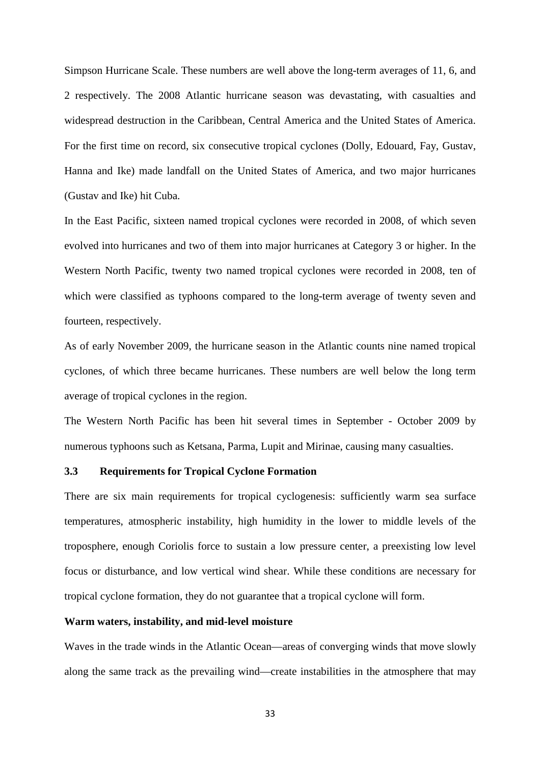Simpson Hurricane Scale. These numbers are well above the long-term averages of 11, 6, and 2 respectively. The 2008 Atlantic hurricane season was devastating, with casualties and widespread destruction in the Caribbean, Central America and the United States of America. For the first time on record, six consecutive tropical cyclones (Dolly, Edouard, Fay, Gustav, Hanna and Ike) made landfall on the United States of America, and two major hurricanes (Gustav and Ike) hit Cuba.

In the East Pacific, sixteen named tropical cyclones were recorded in 2008, of which seven evolved into hurricanes and two of them into major hurricanes at Category 3 or higher. In the Western North Pacific, twenty two named tropical cyclones were recorded in 2008, ten of which were classified as typhoons compared to the long-term average of twenty seven and fourteen, respectively.

As of early November 2009, the hurricane season in the Atlantic counts nine named tropical cyclones, of which three became hurricanes. These numbers are well below the long term average of tropical cyclones in the region.

The Western North Pacific has been hit several times in September - October 2009 by numerous typhoons such as Ketsana, Parma, Lupit and Mirinae, causing many casualties.

## 3.3 Requirements for Tropical Cyclone Formation

There are six main requirements for tropical cyclogenesis: sufficiently warm sea surface temperatures, atmospheric instability, high humidity in the lower to middle levels of the troposphere, enough Coriolis force to sustain a low pressure center, a preexisting low level focus or disturbance, and low vertical wind shear. While these conditions are necessary for tropical cyclone formation, they do not guarantee that a tropical cyclone will form.

**Warm waters, instability, and mid-level moisture**

Waves in the trade winds in the Atlantic Ocean—areas of converging winds that move slowly along the same track as the prevailing wind—create instabilities in the atmosphere that may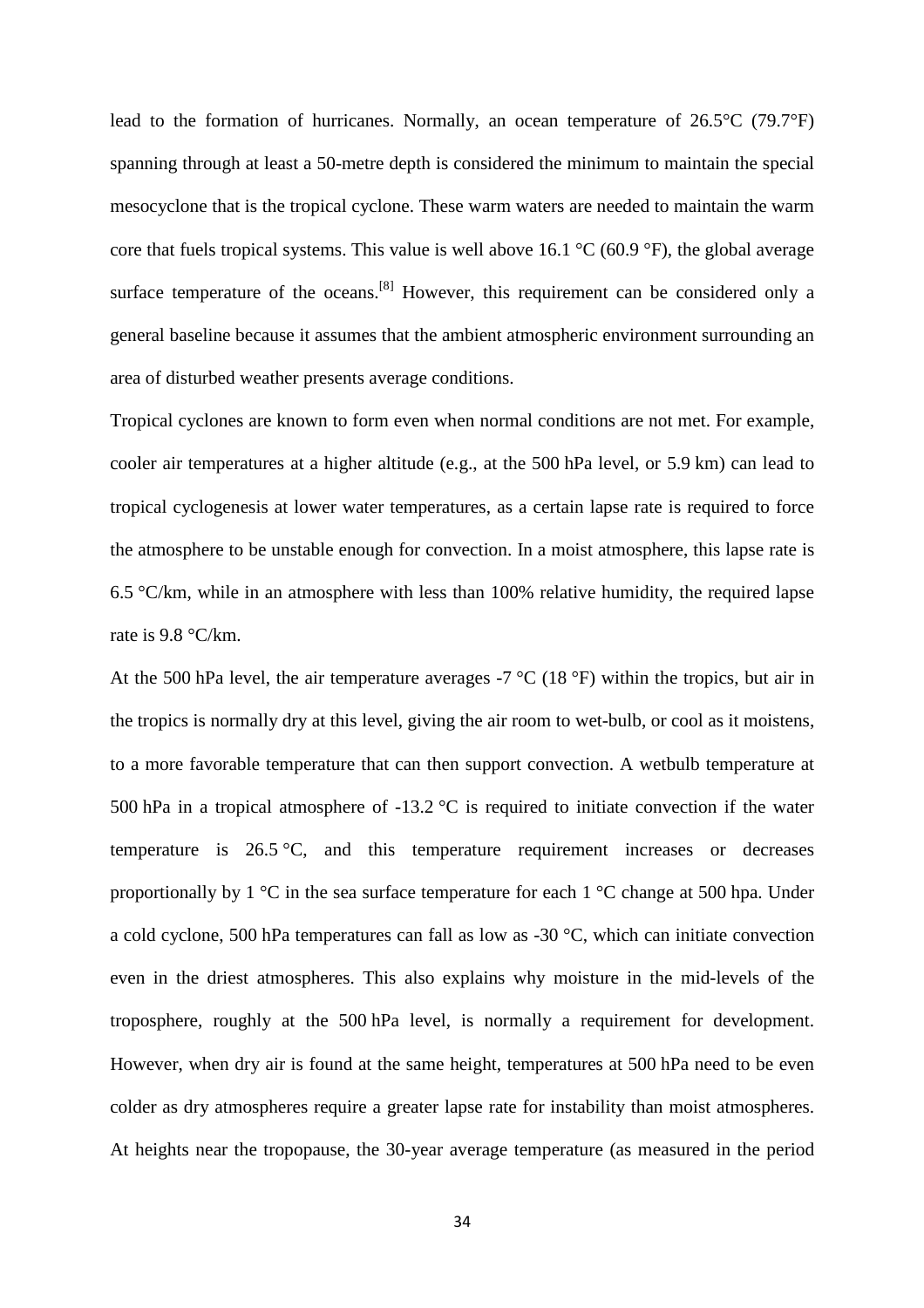lead to the formation of hurricanes. Normally, an ocean temperature of 26.5°C (79.7°F) spanning through at least a 50-metre depth is considered the minimum to maintain the special mesocyclone that is the tropical cyclone. These warm waters are needed to maintain the warm core that fuels tropical systems. This value is well above 16.1 °C (60.9 °F), the global average surface temperature of the oceans.[8] However, this requirement can be considered only a general baseline because it assumes that the ambient atmospheric environment surrounding an area of disturbed weather presents average conditions.

Tropical cyclones are known to form even when normal conditions are not met. For example, cooler air temperatures at a higher altitude (e.g., at the 500 hPa level, or 5.9 km) can lead to tropical cyclogenesis at lower water temperatures, as a certain lapse rate is required to force the atmosphere to be unstable enough for convection. In a moist atmosphere, this lapse rate is 6.5 °C/km, while in an atmosphere with less than 100% relative humidity, the required lapse rate is 9.8 °C/km.

At the 500 hPa level, the air temperature averages -7 °C (18 °F) within the tropics, but air in the tropics is normally dry at this level, giving the air room to wet-bulb, or cool as it moistens, to a more favorable temperature that can then support convection. A wetbulb temperature at 500 hPa in a tropical atmosphere of -13.2 °C is required to initiate convection if the water temperature is 26.5 °C, and this temperature requirement increases or decreases proportionally by 1 °C in the sea surface temperature for each 1 °C change at 500 hpa. Under a cold cyclone, 500 hPa temperatures can fall as low as -30 °C, which can initiate convection even in the driest atmospheres. This also explains why moisture in the mid-levels of the troposphere, roughly at the 500 hPa level, is normally a requirement for development. However, when dry air is found at the same height, temperatures at 500 hPa need to be even colder as dry atmospheres require a greater lapse rate for instability than moist atmospheres. At heights near the tropopause, the 30-year average temperature (as measured in the period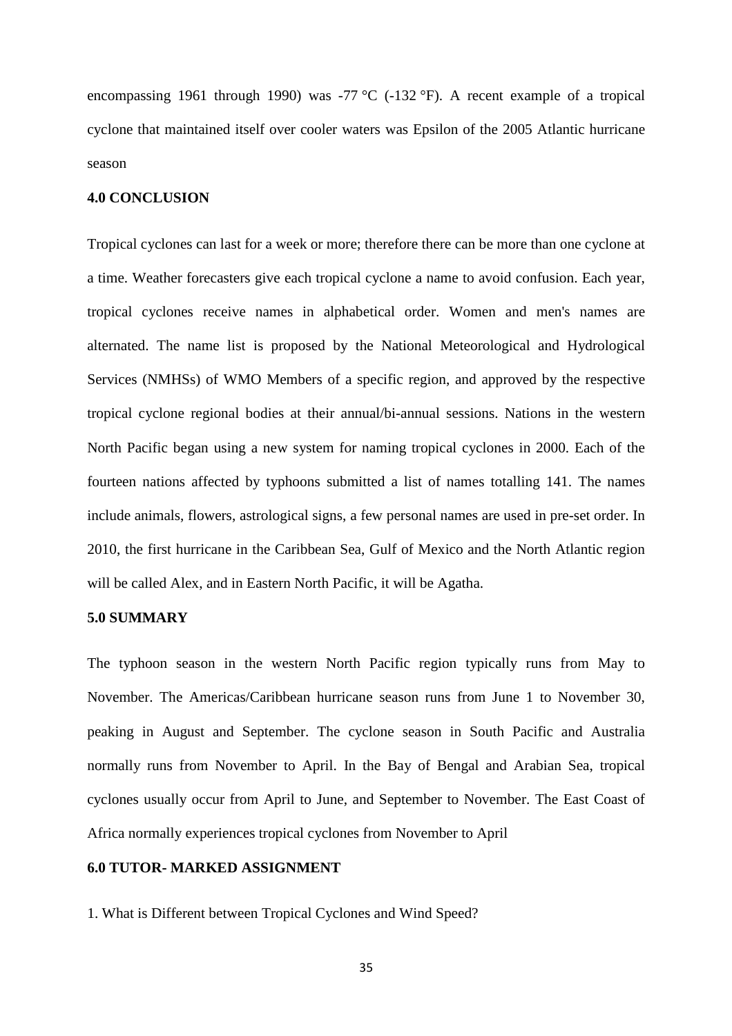encompassing 1961 through 1990) was -77 °C (-132 °F). A recent example of a tropical cyclone that maintained itself over cooler waters was Epsilon of the 2005 Atlantic hurricane season

## 4.0 CONCLUSION

Tropical cyclones can last for a week or more; therefore there can be more than one cyclone at a time. Weather forecasters give each tropical cyclone a name to avoid confusion. Each year, tropical cyclones receive names in alphabetical order. Women and men's names are alternated. The name list is proposed by the National Meteorological and Hydrological Services (NMHSs) of WMO Members of a specific region, and approved by the respective tropical cyclone regional bodies at their annual/bi-annual sessions. Nations in the western North Pacific began using a new system for naming tropical cyclones in 2000. Each of the fourteen nations affected by typhoons submitted a list of names totalling 141. The names include animals, flowers, astrological signs, a few personal names are used in pre-set order. In 2010, the first hurricane in the Caribbean Sea, Gulf of Mexico and the North Atlantic region will be called Alex, and in Eastern North Pacific, it will be Agatha.

## 5.0 SUMMARY

The typhoon season in the western North Pacific region typically runs from May to November. The Americas/Caribbean hurricane season runs from June 1 to November 30, peaking in August and September. The cyclone season in South Pacific and Australia normally runs from November to April. In the Bay of Bengal and Arabian Sea, tropical cyclones usually occur from April to June, and September to November. The East Coast of Africa normally experiences tropical cyclones from November to April

## 6.0 TUTOR- MARKED ASSIGNMENT

1. What is Different between Tropical Cyclones and Wind Speed?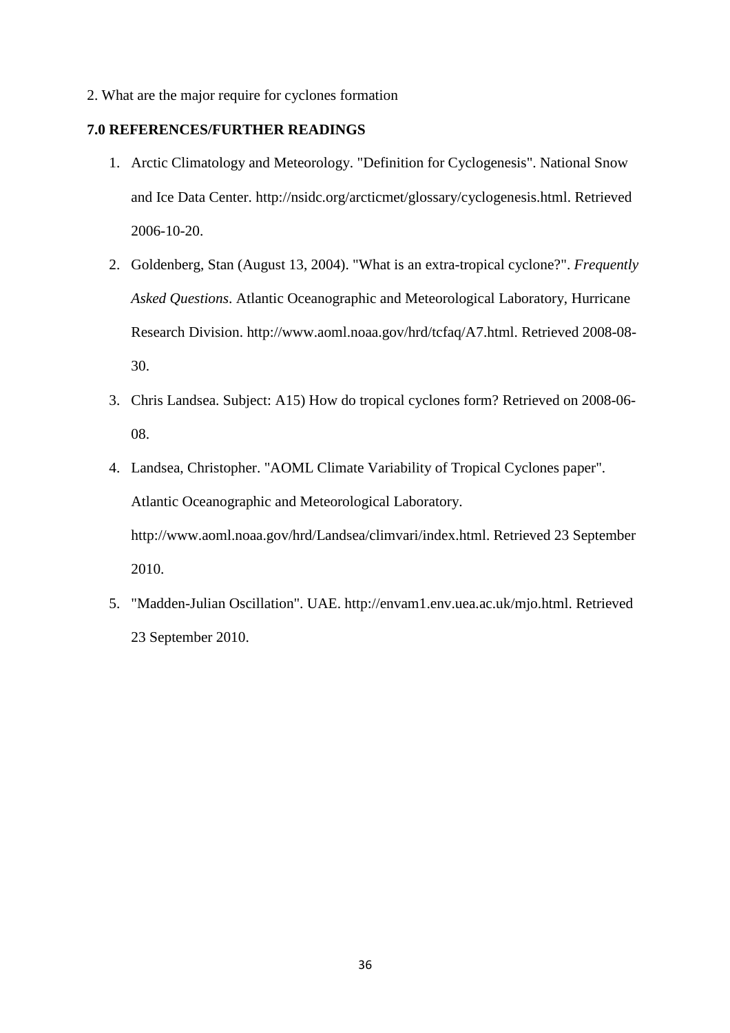2. What are the major require for cyclones formation

### 7.0 REFERENCES/FURTHER READINGS

1. Arctic Climatology and Meteorology. "Definition for Cyclogenesis". National Snow and Ice Data Center. http://nsidc.org/arcticmet/glossary/cyclogenesis.html. Retrieved 2006-10-20.
2. Goldenberg, Stan (August 13, 2004). "What is an extra-tropical cyclone?". *Frequently Asked Questions*. Atlantic Oceanographic and Meteorological Laboratory, Hurricane Research Division. http://www.aoml.noaa.gov/hrd/tcfaq/A7.html. Retrieved 2008-08-30.
3. Chris Landsea. Subject: A15) How do tropical cyclones form? Retrieved on 2008-06-08.
4. Landsea, Christopher. "AOML Climate Variability of Tropical Cyclones paper". Atlantic Oceanographic and Meteorological Laboratory. http://www.aoml.noaa.gov/hrd/Landsea/climvari/index.html. Retrieved 23 September 2010.
5. "Madden-Julian Oscillation". UAE. http://envam1.env.uea.ac.uk/mjo.html. Retrieved 23 September 2010.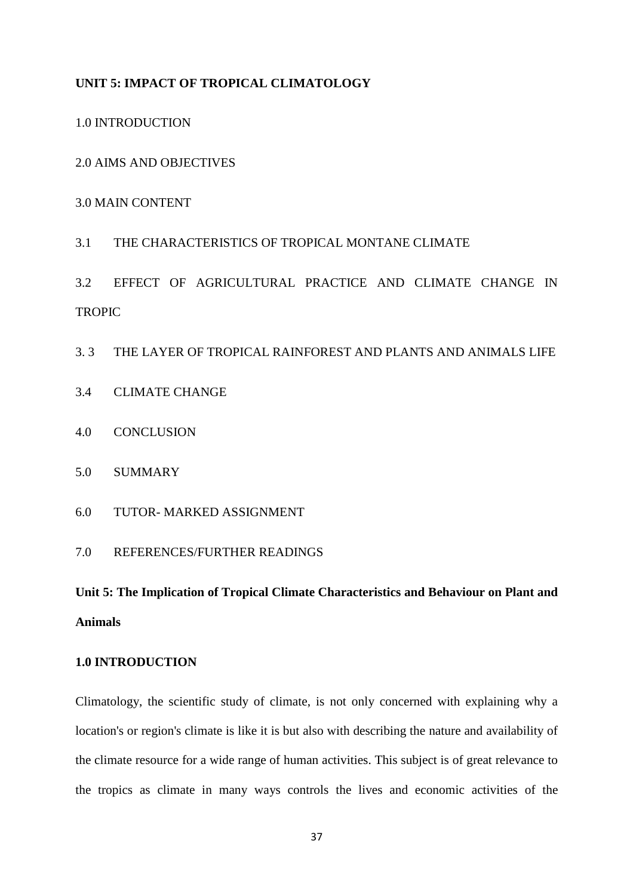**UNIT 5: IMPACT OF TROPICAL CLIMATOLOGY**

1.0 INTRODUCTION

2.0 AIMS AND OBJECTIVES

3.0 MAIN CONTENT

3.1 THE CHARACTERISTICS OF TROPICAL MONTANE CLIMATE

3.2 EFFECT OF AGRICULTURAL PRACTICE AND CLIMATE CHANGE IN TROPIC

3. 3 THE LAYER OF TROPICAL RAINFOREST AND PLANTS AND ANIMALS LIFE

3.4 CLIMATE CHANGE

4.0 CONCLUSION

5.0 SUMMARY

6.0 TUTOR- MARKED ASSIGNMENT

7.0 REFERENCES/FURTHER READINGS

## Unit 5: The Implication of Tropical Climate Characteristics and Behaviour on Plant and Animals

### 1.0 INTRODUCTION

Climatology, the scientific study of climate, is not only concerned with explaining why a location's or region's climate is like it is but also with describing the nature and availability of the climate resource for a wide range of human activities. This subject is of great relevance to the tropics as climate in many ways controls the lives and economic activities of the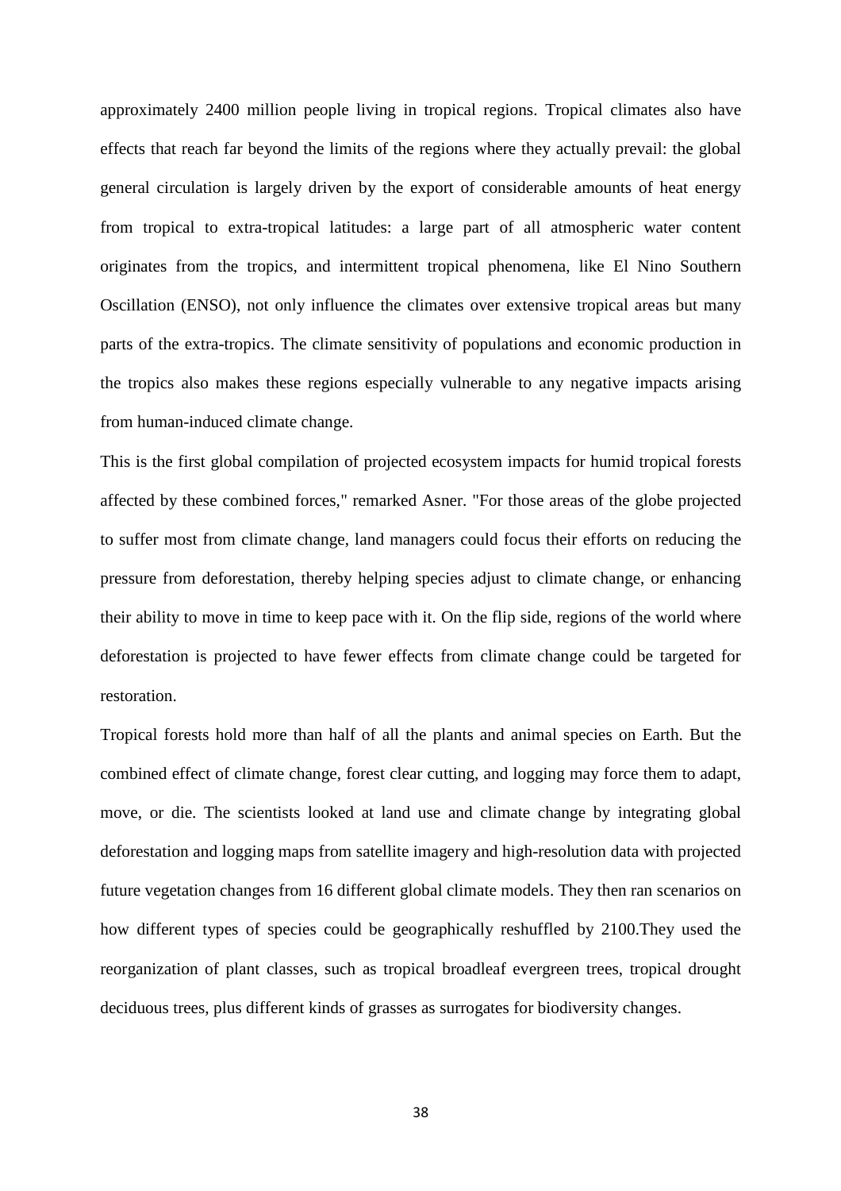approximately 2400 million people living in tropical regions. Tropical climates also have effects that reach far beyond the limits of the regions where they actually prevail: the global general circulation is largely driven by the export of considerable amounts of heat energy from tropical to extra-tropical latitudes: a large part of all atmospheric water content originates from the tropics, and intermittent tropical phenomena, like El Nino Southern Oscillation (ENSO), not only influence the climates over extensive tropical areas but many parts of the extra-tropics. The climate sensitivity of populations and economic production in the tropics also makes these regions especially vulnerable to any negative impacts arising from human-induced climate change.

This is the first global compilation of projected ecosystem impacts for humid tropical forests affected by these combined forces," remarked Asner. "For those areas of the globe projected to suffer most from climate change, land managers could focus their efforts on reducing the pressure from deforestation, thereby helping species adjust to climate change, or enhancing their ability to move in time to keep pace with it. On the flip side, regions of the world where deforestation is projected to have fewer effects from climate change could be targeted for restoration.

Tropical forests hold more than half of all the plants and animal species on Earth. But the combined effect of climate change, forest clear cutting, and logging may force them to adapt, move, or die. The scientists looked at land use and climate change by integrating global deforestation and logging maps from satellite imagery and high-resolution data with projected future vegetation changes from 16 different global climate models. They then ran scenarios on how different types of species could be geographically reshuffled by 2100.They used the reorganization of plant classes, such as tropical broadleaf evergreen trees, tropical drought deciduous trees, plus different kinds of grasses as surrogates for biodiversity changes.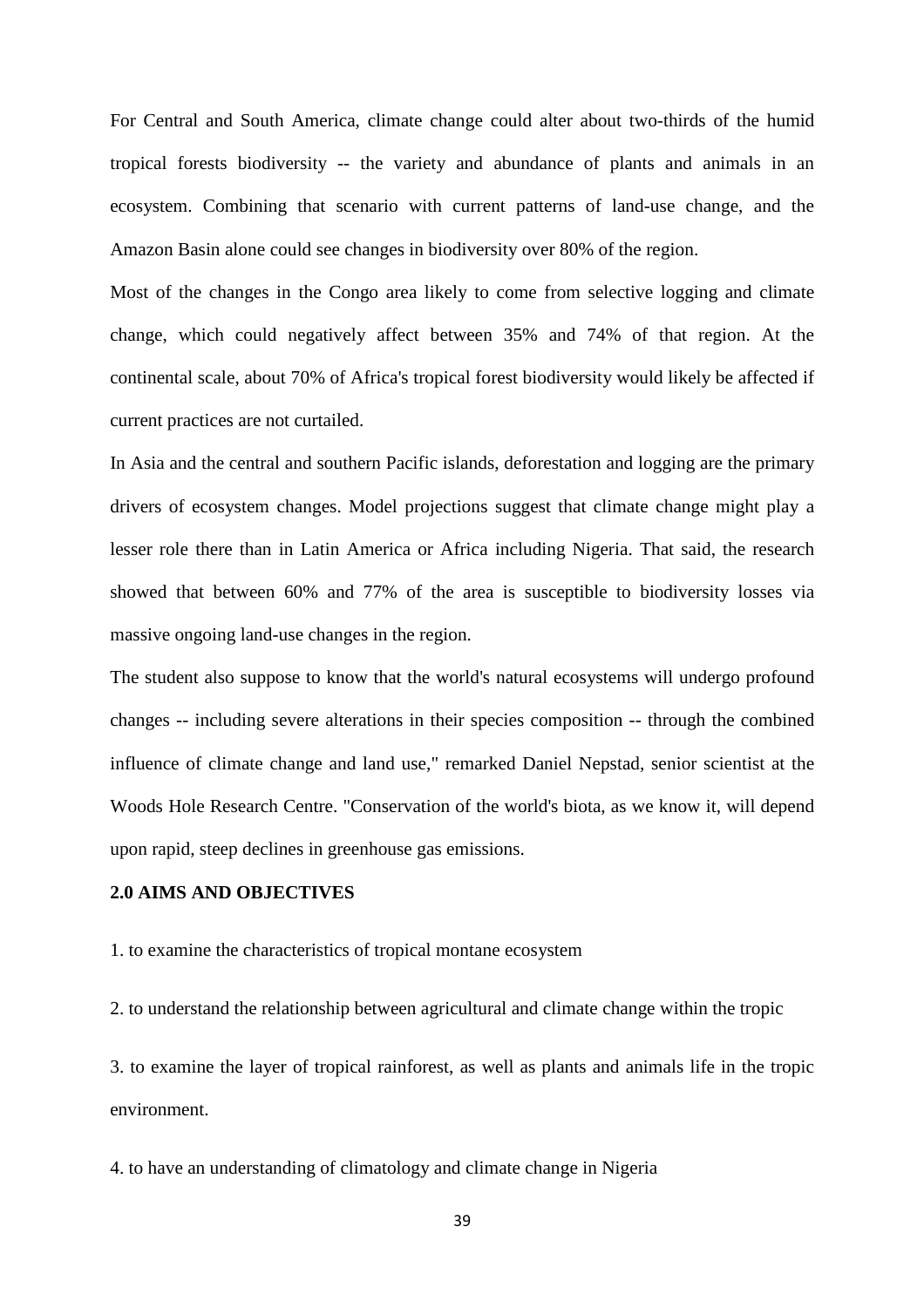For Central and South America, climate change could alter about two-thirds of the humid tropical forests biodiversity -- the variety and abundance of plants and animals in an ecosystem. Combining that scenario with current patterns of land-use change, and the Amazon Basin alone could see changes in biodiversity over 80% of the region.

Most of the changes in the Congo area likely to come from selective logging and climate change, which could negatively affect between 35% and 74% of that region. At the continental scale, about 70% of Africa's tropical forest biodiversity would likely be affected if current practices are not curtailed.

In Asia and the central and southern Pacific islands, deforestation and logging are the primary drivers of ecosystem changes. Model projections suggest that climate change might play a lesser role there than in Latin America or Africa including Nigeria. That said, the research showed that between 60% and 77% of the area is susceptible to biodiversity losses via massive ongoing land-use changes in the region.

The student also suppose to know that the world's natural ecosystems will undergo profound changes -- including severe alterations in their species composition -- through the combined influence of climate change and land use," remarked Daniel Nepstad, senior scientist at the Woods Hole Research Centre. "Conservation of the world's biota, as we know it, will depend upon rapid, steep declines in greenhouse gas emissions.

## 2.0 AIMS AND OBJECTIVES

1. to examine the characteristics of tropical montane ecosystem

2. to understand the relationship between agricultural and climate change within the tropic

3. to examine the layer of tropical rainforest, as well as plants and animals life in the tropic environment.

4. to have an understanding of climatology and climate change in Nigeria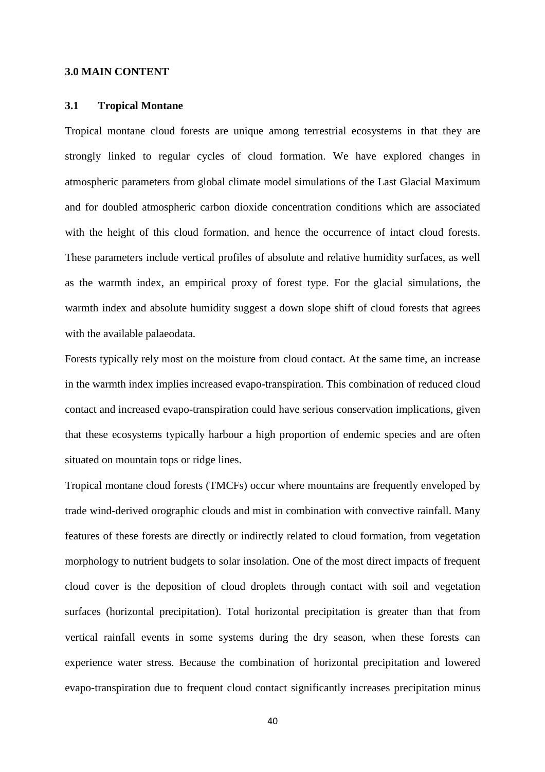## 3.0 MAIN CONTENT

### 3.1 Tropical Montane

Tropical montane cloud forests are unique among terrestrial ecosystems in that they are strongly linked to regular cycles of cloud formation. We have explored changes in atmospheric parameters from global climate model simulations of the Last Glacial Maximum and for doubled atmospheric carbon dioxide concentration conditions which are associated with the height of this cloud formation, and hence the occurrence of intact cloud forests. These parameters include vertical profiles of absolute and relative humidity surfaces, as well as the warmth index, an empirical proxy of forest type. For the glacial simulations, the warmth index and absolute humidity suggest a down slope shift of cloud forests that agrees with the available palaeodata.

Forests typically rely most on the moisture from cloud contact. At the same time, an increase in the warmth index implies increased evapo-transpiration. This combination of reduced cloud contact and increased evapo-transpiration could have serious conservation implications, given that these ecosystems typically harbour a high proportion of endemic species and are often situated on mountain tops or ridge lines.

Tropical montane cloud forests (TMCFs) occur where mountains are frequently enveloped by trade wind-derived orographic clouds and mist in combination with convective rainfall. Many features of these forests are directly or indirectly related to cloud formation, from vegetation morphology to nutrient budgets to solar insolation. One of the most direct impacts of frequent cloud cover is the deposition of cloud droplets through contact with soil and vegetation surfaces (horizontal precipitation). Total horizontal precipitation is greater than that from vertical rainfall events in some systems during the dry season, when these forests can experience water stress. Because the combination of horizontal precipitation and lowered evapo-transpiration due to frequent cloud contact significantly increases precipitation minus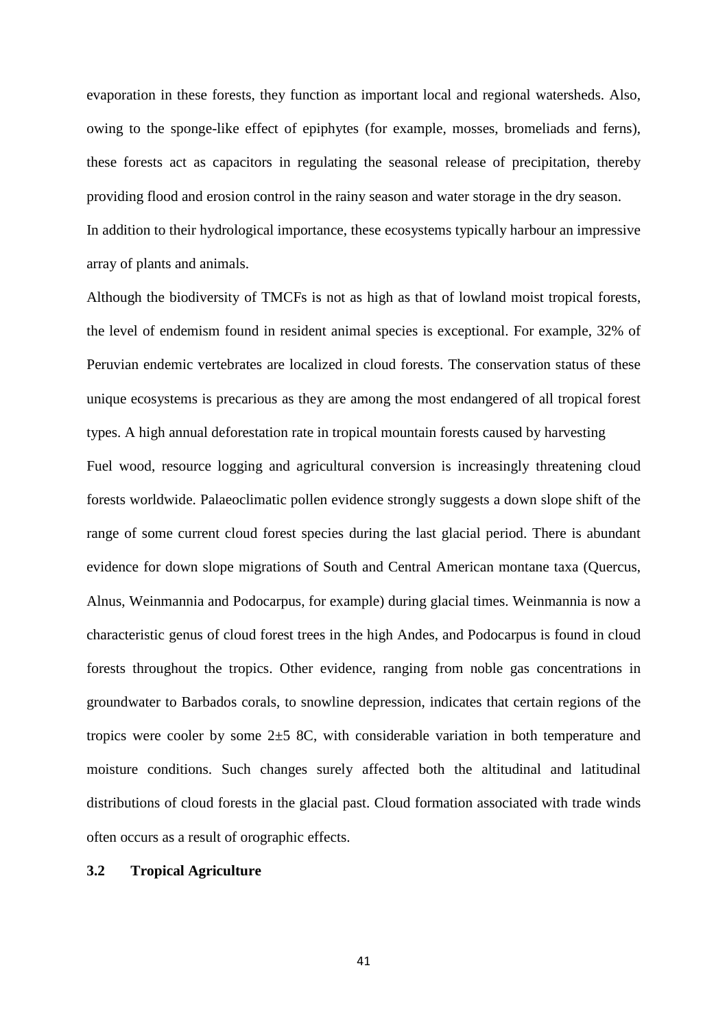evaporation in these forests, they function as important local and regional watersheds. Also, owing to the sponge-like effect of epiphytes (for example, mosses, bromeliads and ferns), these forests act as capacitors in regulating the seasonal release of precipitation, thereby providing flood and erosion control in the rainy season and water storage in the dry season.

In addition to their hydrological importance, these ecosystems typically harbour an impressive array of plants and animals.

Although the biodiversity of TMCFs is not as high as that of lowland moist tropical forests, the level of endemism found in resident animal species is exceptional. For example, 32% of Peruvian endemic vertebrates are localized in cloud forests. The conservation status of these unique ecosystems is precarious as they are among the most endangered of all tropical forest types. A high annual deforestation rate in tropical mountain forests caused by harvesting

Fuel wood, resource logging and agricultural conversion is increasingly threatening cloud forests worldwide. Palaeoclimatic pollen evidence strongly suggests a down slope shift of the range of some current cloud forest species during the last glacial period. There is abundant evidence for down slope migrations of South and Central American montane taxa (Quercus, Alnus, Weinmannia and Podocarpus, for example) during glacial times. Weinmannia is now a characteristic genus of cloud forest trees in the high Andes, and Podocarpus is found in cloud forests throughout the tropics. Other evidence, ranging from noble gas concentrations in groundwater to Barbados corals, to snowline depression, indicates that certain regions of the tropics were cooler by some 2±5 8C, with considerable variation in both temperature and moisture conditions. Such changes surely affected both the altitudinal and latitudinal distributions of cloud forests in the glacial past. Cloud formation associated with trade winds often occurs as a result of orographic effects.

### 3.2 Tropical Agriculture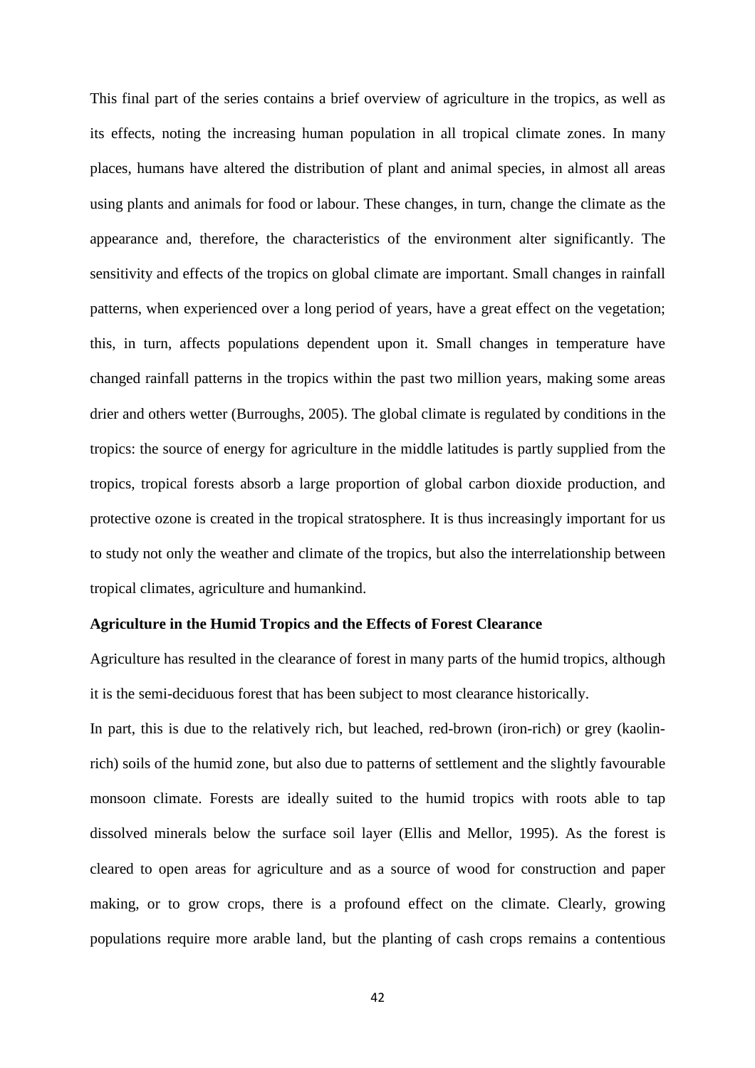This final part of the series contains a brief overview of agriculture in the tropics, as well as its effects, noting the increasing human population in all tropical climate zones. In many places, humans have altered the distribution of plant and animal species, in almost all areas using plants and animals for food or labour. These changes, in turn, change the climate as the appearance and, therefore, the characteristics of the environment alter significantly. The sensitivity and effects of the tropics on global climate are important. Small changes in rainfall patterns, when experienced over a long period of years, have a great effect on the vegetation; this, in turn, affects populations dependent upon it. Small changes in temperature have changed rainfall patterns in the tropics within the past two million years, making some areas drier and others wetter (Burroughs, 2005). The global climate is regulated by conditions in the tropics: the source of energy for agriculture in the middle latitudes is partly supplied from the tropics, tropical forests absorb a large proportion of global carbon dioxide production, and protective ozone is created in the tropical stratosphere. It is thus increasingly important for us to study not only the weather and climate of the tropics, but also the interrelationship between tropical climates, agriculture and humankind.

**Agriculture in the Humid Tropics and the Effects of Forest Clearance**

Agriculture has resulted in the clearance of forest in many parts of the humid tropics, although it is the semi-deciduous forest that has been subject to most clearance historically.

In part, this is due to the relatively rich, but leached, red-brown (iron-rich) or grey (kaolin-rich) soils of the humid zone, but also due to patterns of settlement and the slightly favourable monsoon climate. Forests are ideally suited to the humid tropics with roots able to tap dissolved minerals below the surface soil layer (Ellis and Mellor, 1995). As the forest is cleared to open areas for agriculture and as a source of wood for construction and paper making, or to grow crops, there is a profound effect on the climate. Clearly, growing populations require more arable land, but the planting of cash crops remains a contentious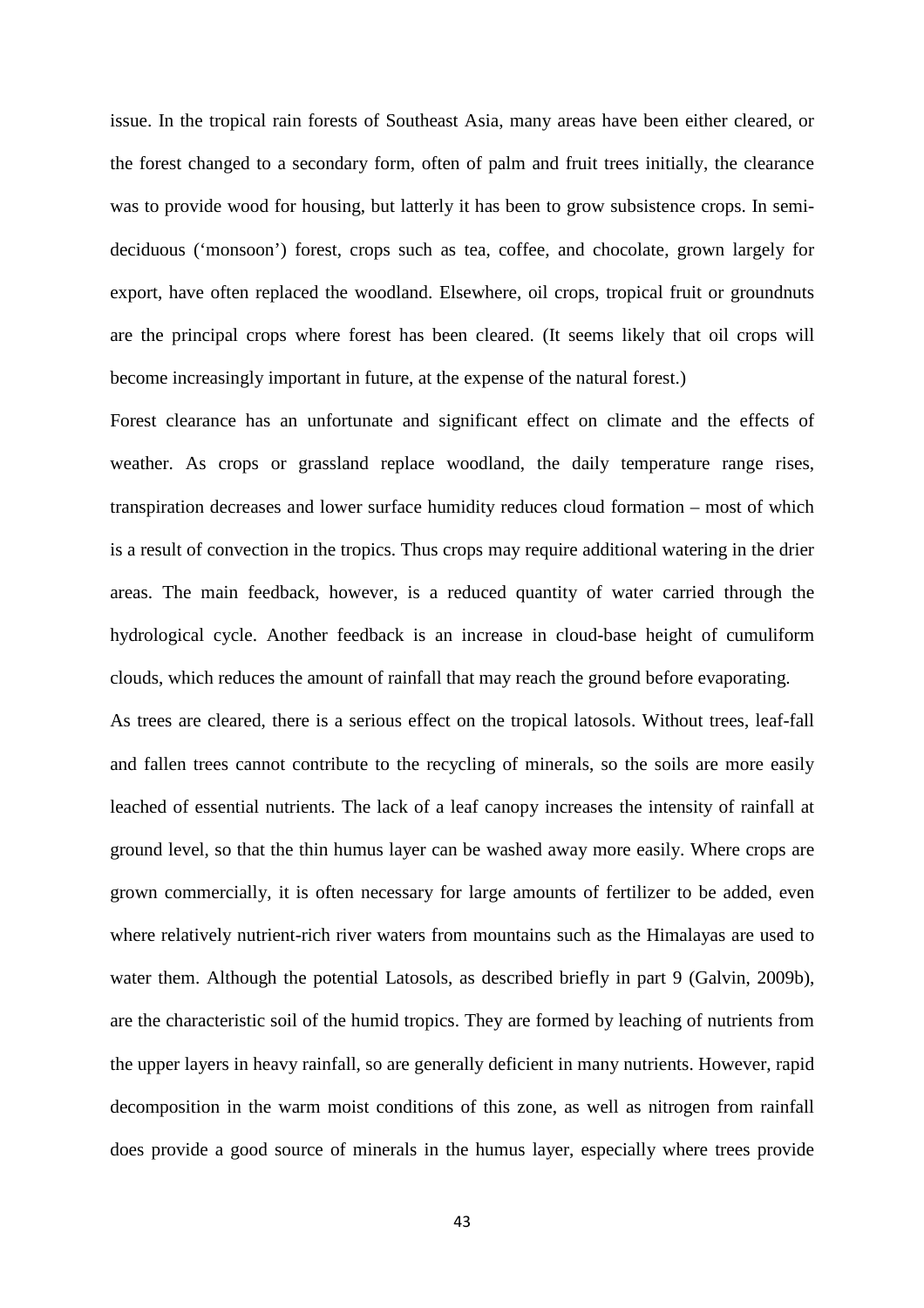issue. In the tropical rain forests of Southeast Asia, many areas have been either cleared, or the forest changed to a secondary form, often of palm and fruit trees initially, the clearance was to provide wood for housing, but latterly it has been to grow subsistence crops. In semi-deciduous ('monsoon') forest, crops such as tea, coffee, and chocolate, grown largely for export, have often replaced the woodland. Elsewhere, oil crops, tropical fruit or groundnuts are the principal crops where forest has been cleared. (It seems likely that oil crops will become increasingly important in future, at the expense of the natural forest.)

Forest clearance has an unfortunate and significant effect on climate and the effects of weather. As crops or grassland replace woodland, the daily temperature range rises, transpiration decreases and lower surface humidity reduces cloud formation – most of which is a result of convection in the tropics. Thus crops may require additional watering in the drier areas. The main feedback, however, is a reduced quantity of water carried through the hydrological cycle. Another feedback is an increase in cloud-base height of cumuliform clouds, which reduces the amount of rainfall that may reach the ground before evaporating.

As trees are cleared, there is a serious effect on the tropical latosols. Without trees, leaf-fall and fallen trees cannot contribute to the recycling of minerals, so the soils are more easily leached of essential nutrients. The lack of a leaf canopy increases the intensity of rainfall at ground level, so that the thin humus layer can be washed away more easily. Where crops are grown commercially, it is often necessary for large amounts of fertilizer to be added, even where relatively nutrient-rich river waters from mountains such as the Himalayas are used to water them. Although the potential Latosols, as described briefly in part 9 (Galvin, 2009b), are the characteristic soil of the humid tropics. They are formed by leaching of nutrients from the upper layers in heavy rainfall, so are generally deficient in many nutrients. However, rapid decomposition in the warm moist conditions of this zone, as well as nitrogen from rainfall does provide a good source of minerals in the humus layer, especially where trees provide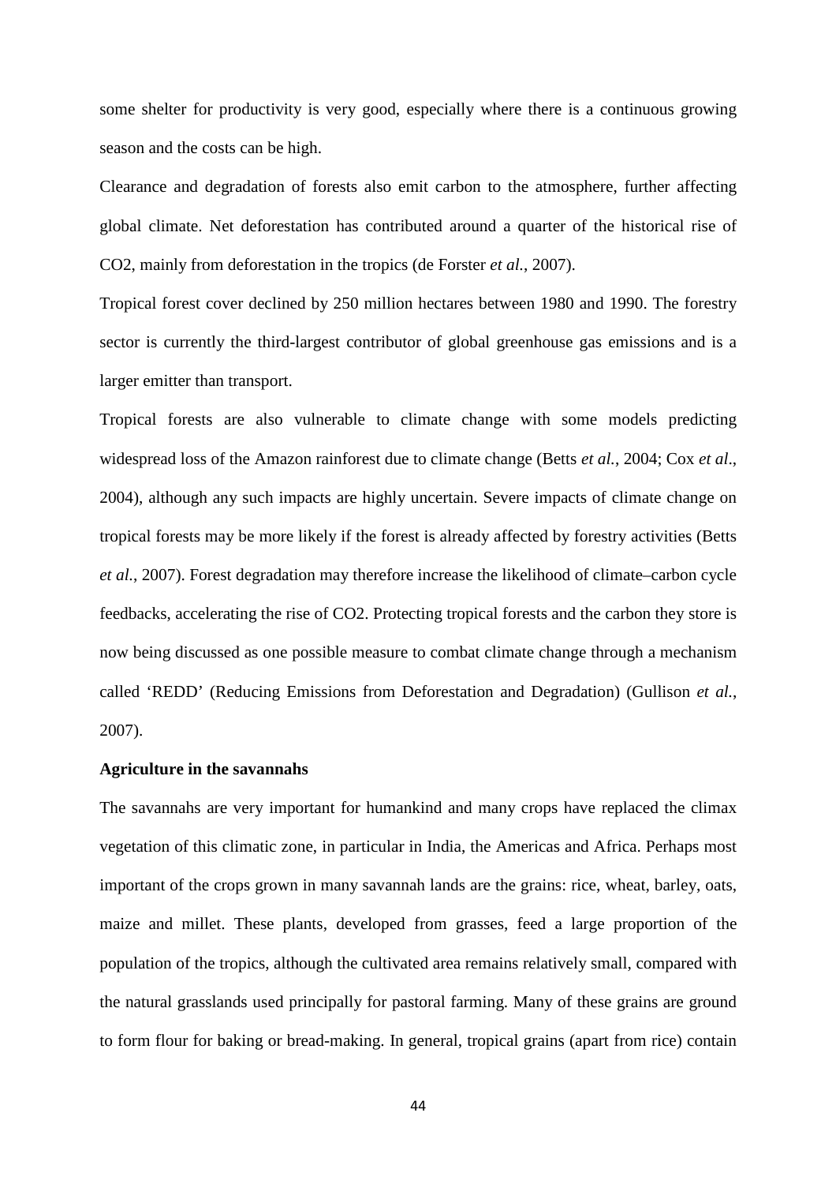some shelter for productivity is very good, especially where there is a continuous growing season and the costs can be high.

Clearance and degradation of forests also emit carbon to the atmosphere, further affecting global climate. Net deforestation has contributed around a quarter of the historical rise of $CO_2$, mainly from deforestation in the tropics (de Forster *et al.*, 2007).

Tropical forest cover declined by 250 million hectares between 1980 and 1990. The forestry sector is currently the third-largest contributor of global greenhouse gas emissions and is a larger emitter than transport.

Tropical forests are also vulnerable to climate change with some models predicting widespread loss of the Amazon rainforest due to climate change (Betts *et al.*, 2004; Cox *et al*., 2004), although any such impacts are highly uncertain. Severe impacts of climate change on tropical forests may be more likely if the forest is already affected by forestry activities (Betts *et al.*, 2007). Forest degradation may therefore increase the likelihood of climate–carbon cycle feedbacks, accelerating the rise of $CO_2$. Protecting tropical forests and the carbon they store is now being discussed as one possible measure to combat climate change through a mechanism called 'REDD' (Reducing Emissions from Deforestation and Degradation) (Gullison *et al.*, 2007).

**Agriculture in the savannahs**

The savannahs are very important for humankind and many crops have replaced the climax vegetation of this climatic zone, in particular in India, the Americas and Africa. Perhaps most important of the crops grown in many savannah lands are the grains: rice, wheat, barley, oats, maize and millet. These plants, developed from grasses, feed a large proportion of the population of the tropics, although the cultivated area remains relatively small, compared with the natural grasslands used principally for pastoral farming. Many of these grains are ground to form flour for baking or bread-making. In general, tropical grains (apart from rice) contain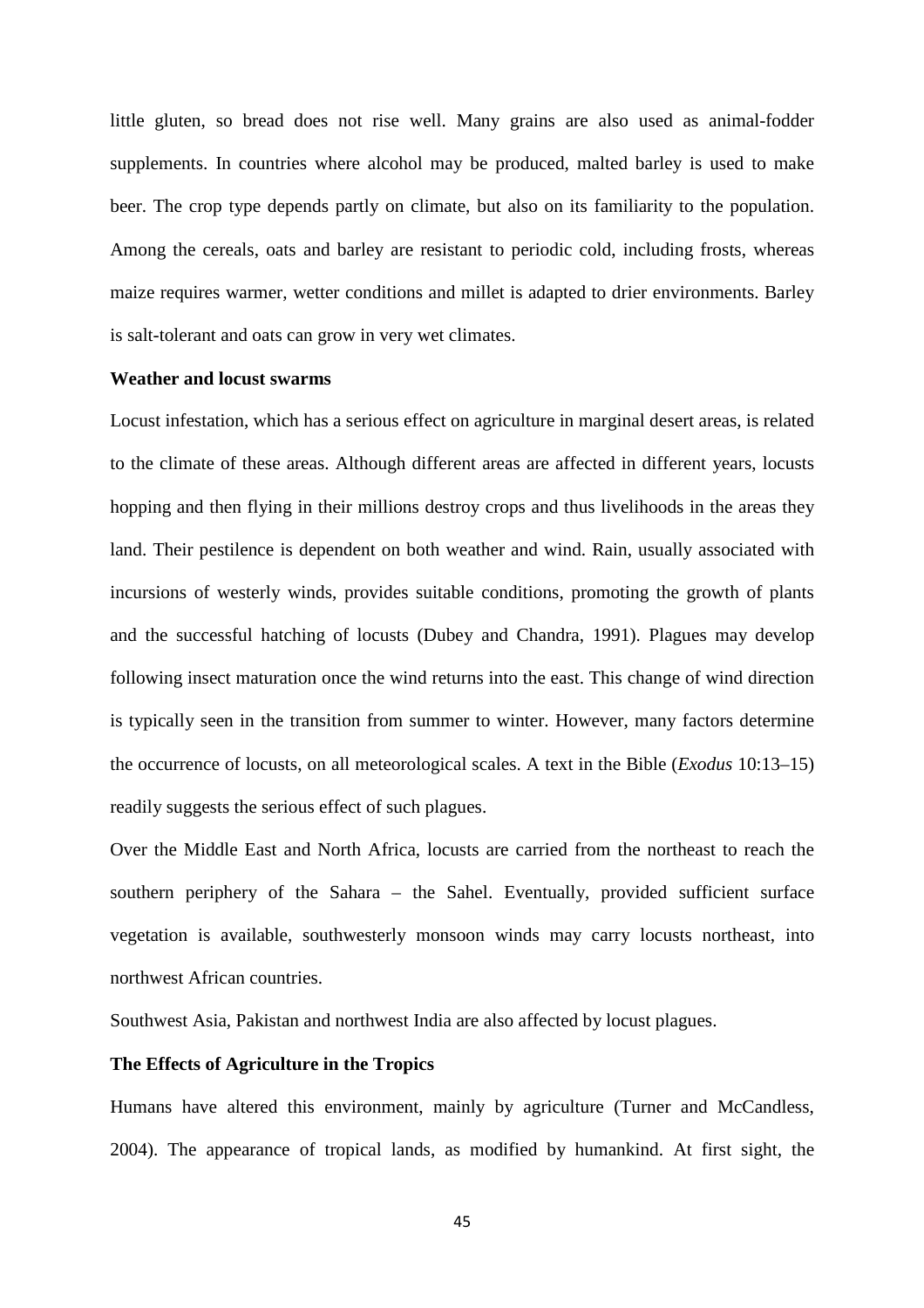little gluten, so bread does not rise well. Many grains are also used as animal-fodder supplements. In countries where alcohol may be produced, malted barley is used to make beer. The crop type depends partly on climate, but also on its familiarity to the population. Among the cereals, oats and barley are resistant to periodic cold, including frosts, whereas maize requires warmer, wetter conditions and millet is adapted to drier environments. Barley is salt-tolerant and oats can grow in very wet climates.

**Weather and locust swarms**

Locust infestation, which has a serious effect on agriculture in marginal desert areas, is related to the climate of these areas. Although different areas are affected in different years, locusts hopping and then flying in their millions destroy crops and thus livelihoods in the areas they land. Their pestilence is dependent on both weather and wind. Rain, usually associated with incursions of westerly winds, provides suitable conditions, promoting the growth of plants and the successful hatching of locusts (Dubey and Chandra, 1991). Plagues may develop following insect maturation once the wind returns into the east. This change of wind direction is typically seen in the transition from summer to winter. However, many factors determine the occurrence of locusts, on all meteorological scales. A text in the Bible (*Exodus* 10:13–15) readily suggests the serious effect of such plagues.

Over the Middle East and North Africa, locusts are carried from the northeast to reach the southern periphery of the Sahara – the Sahel. Eventually, provided sufficient surface vegetation is available, southwesterly monsoon winds may carry locusts northeast, into northwest African countries.

Southwest Asia, Pakistan and northwest India are also affected by locust plagues.

**The Effects of Agriculture in the Tropics**

Humans have altered this environment, mainly by agriculture (Turner and McCandless, 2004). The appearance of tropical lands, as modified by humankind. At first sight, the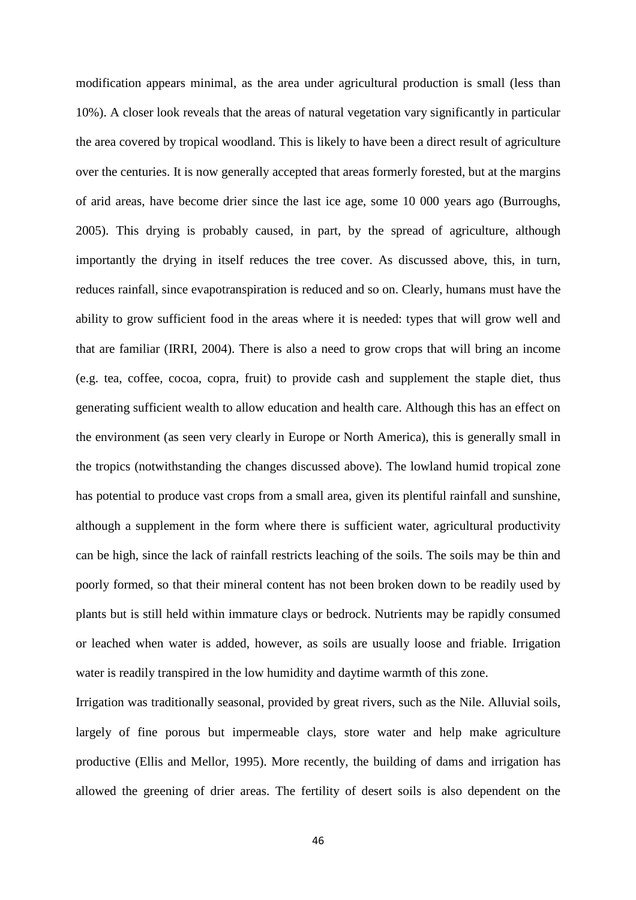modification appears minimal, as the area under agricultural production is small (less than 10%). A closer look reveals that the areas of natural vegetation vary significantly in particular the area covered by tropical woodland. This is likely to have been a direct result of agriculture over the centuries. It is now generally accepted that areas formerly forested, but at the margins of arid areas, have become drier since the last ice age, some 10 000 years ago (Burroughs, 2005). This drying is probably caused, in part, by the spread of agriculture, although importantly the drying in itself reduces the tree cover. As discussed above, this, in turn, reduces rainfall, since evapotranspiration is reduced and so on. Clearly, humans must have the ability to grow sufficient food in the areas where it is needed: types that will grow well and that are familiar (IRRI, 2004). There is also a need to grow crops that will bring an income (e.g. tea, coffee, cocoa, copra, fruit) to provide cash and supplement the staple diet, thus generating sufficient wealth to allow education and health care. Although this has an effect on the environment (as seen very clearly in Europe or North America), this is generally small in the tropics (notwithstanding the changes discussed above). The lowland humid tropical zone has potential to produce vast crops from a small area, given its plentiful rainfall and sunshine, although a supplement in the form where there is sufficient water, agricultural productivity can be high, since the lack of rainfall restricts leaching of the soils. The soils may be thin and poorly formed, so that their mineral content has not been broken down to be readily used by plants but is still held within immature clays or bedrock. Nutrients may be rapidly consumed or leached when water is added, however, as soils are usually loose and friable. Irrigation water is readily transpired in the low humidity and daytime warmth of this zone.

Irrigation was traditionally seasonal, provided by great rivers, such as the Nile. Alluvial soils, largely of fine porous but impermeable clays, store water and help make agriculture productive (Ellis and Mellor, 1995). More recently, the building of dams and irrigation has allowed the greening of drier areas. The fertility of desert soils is also dependent on the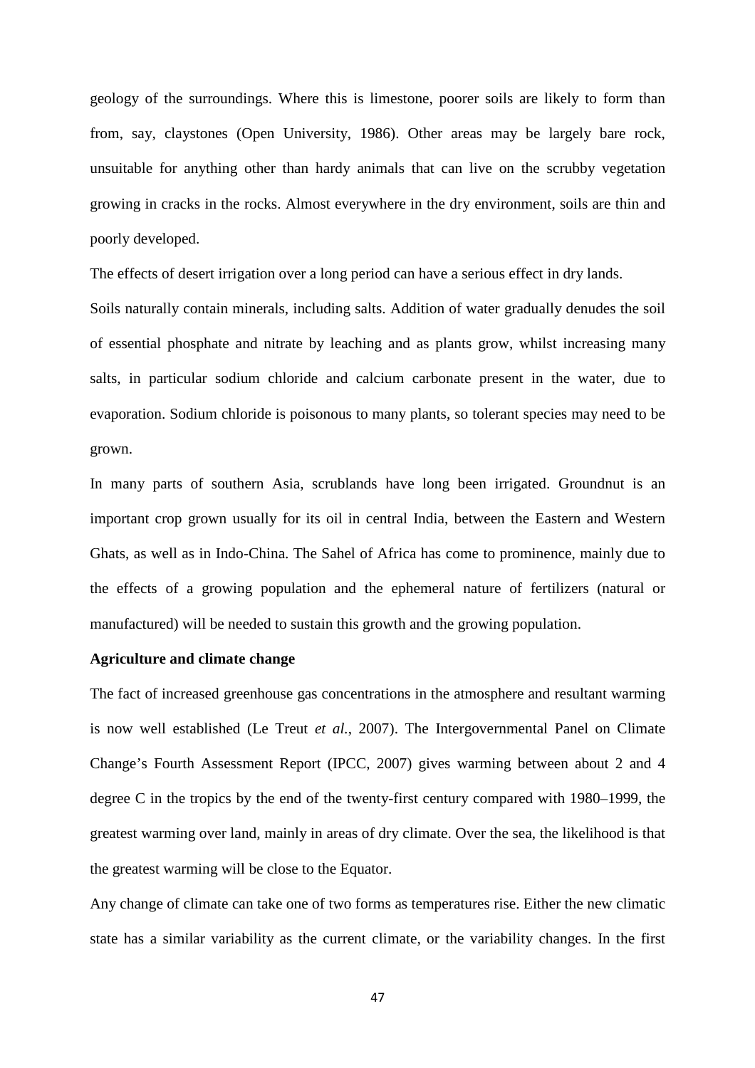geology of the surroundings. Where this is limestone, poorer soils are likely to form than from, say, claystones (Open University, 1986). Other areas may be largely bare rock, unsuitable for anything other than hardy animals that can live on the scrubby vegetation growing in cracks in the rocks. Almost everywhere in the dry environment, soils are thin and poorly developed.

The effects of desert irrigation over a long period can have a serious effect in dry lands.

Soils naturally contain minerals, including salts. Addition of water gradually denudes the soil of essential phosphate and nitrate by leaching and as plants grow, whilst increasing many salts, in particular sodium chloride and calcium carbonate present in the water, due to evaporation. Sodium chloride is poisonous to many plants, so tolerant species may need to be grown.

In many parts of southern Asia, scrublands have long been irrigated. Groundnut is an important crop grown usually for its oil in central India, between the Eastern and Western Ghats, as well as in Indo-China. The Sahel of Africa has come to prominence, mainly due to the effects of a growing population and the ephemeral nature of fertilizers (natural or manufactured) will be needed to sustain this growth and the growing population.

**Agriculture and climate change**

The fact of increased greenhouse gas concentrations in the atmosphere and resultant warming is now well established (Le Treut *et al.*, 2007). The Intergovernmental Panel on Climate Change's Fourth Assessment Report (IPCC, 2007) gives warming between about 2 and 4 degree C in the tropics by the end of the twenty-first century compared with 1980–1999, the greatest warming over land, mainly in areas of dry climate. Over the sea, the likelihood is that the greatest warming will be close to the Equator.

Any change of climate can take one of two forms as temperatures rise. Either the new climatic state has a similar variability as the current climate, or the variability changes. In the first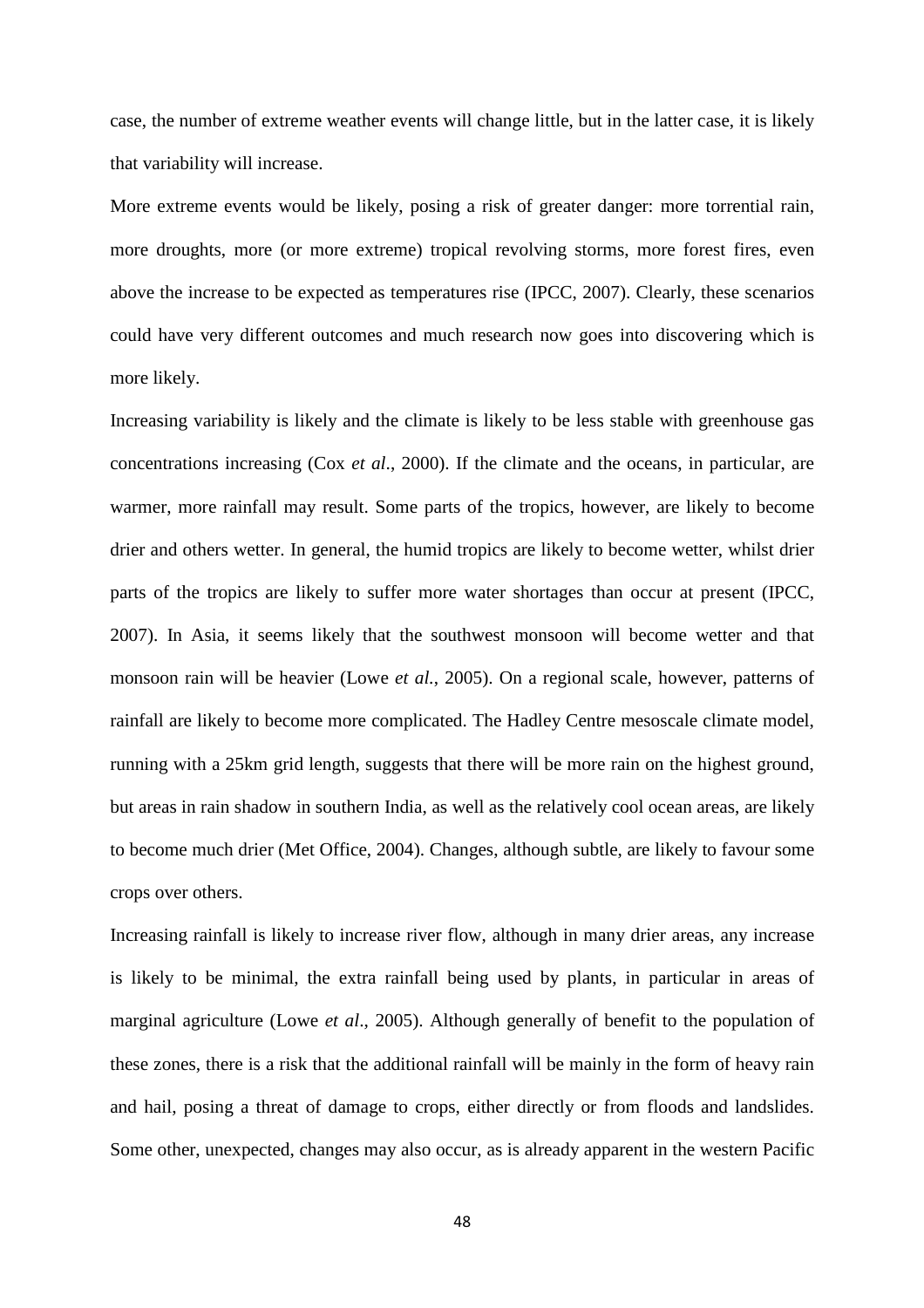case, the number of extreme weather events will change little, but in the latter case, it is likely that variability will increase.

More extreme events would be likely, posing a risk of greater danger: more torrential rain, more droughts, more (or more extreme) tropical revolving storms, more forest fires, even above the increase to be expected as temperatures rise (IPCC, 2007). Clearly, these scenarios could have very different outcomes and much research now goes into discovering which is more likely.

Increasing variability is likely and the climate is likely to be less stable with greenhouse gas concentrations increasing (Cox *et al*., 2000). If the climate and the oceans, in particular, are warmer, more rainfall may result. Some parts of the tropics, however, are likely to become drier and others wetter. In general, the humid tropics are likely to become wetter, whilst drier parts of the tropics are likely to suffer more water shortages than occur at present (IPCC, 2007). In Asia, it seems likely that the southwest monsoon will become wetter and that monsoon rain will be heavier (Lowe *et al.*, 2005). On a regional scale, however, patterns of rainfall are likely to become more complicated. The Hadley Centre mesoscale climate model, running with a 25km grid length, suggests that there will be more rain on the highest ground, but areas in rain shadow in southern India, as well as the relatively cool ocean areas, are likely to become much drier (Met Office, 2004). Changes, although subtle, are likely to favour some crops over others.

Increasing rainfall is likely to increase river flow, although in many drier areas, any increase is likely to be minimal, the extra rainfall being used by plants, in particular in areas of marginal agriculture (Lowe *et al*., 2005). Although generally of benefit to the population of these zones, there is a risk that the additional rainfall will be mainly in the form of heavy rain and hail, posing a threat of damage to crops, either directly or from floods and landslides. Some other, unexpected, changes may also occur, as is already apparent in the western Pacific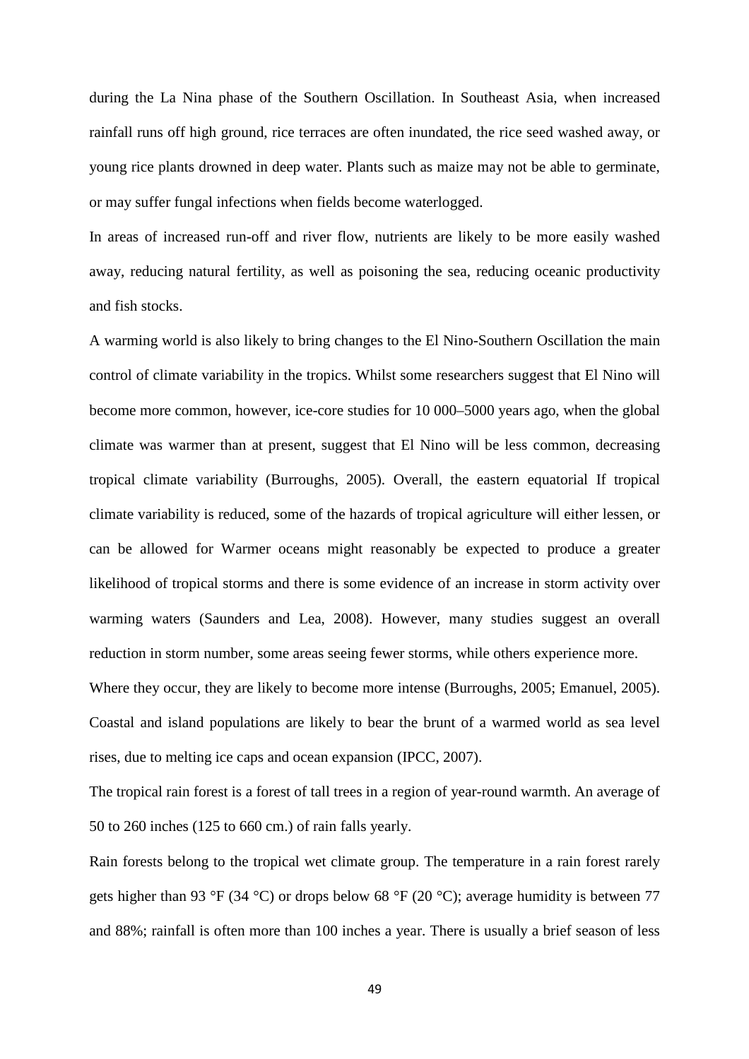during the La Nina phase of the Southern Oscillation. In Southeast Asia, when increased rainfall runs off high ground, rice terraces are often inundated, the rice seed washed away, or young rice plants drowned in deep water. Plants such as maize may not be able to germinate, or may suffer fungal infections when fields become waterlogged.

In areas of increased run-off and river flow, nutrients are likely to be more easily washed away, reducing natural fertility, as well as poisoning the sea, reducing oceanic productivity and fish stocks.

A warming world is also likely to bring changes to the El Nino-Southern Oscillation the main control of climate variability in the tropics. Whilst some researchers suggest that El Nino will become more common, however, ice-core studies for 10 000–5000 years ago, when the global climate was warmer than at present, suggest that El Nino will be less common, decreasing tropical climate variability (Burroughs, 2005). Overall, the eastern equatorial If tropical climate variability is reduced, some of the hazards of tropical agriculture will either lessen, or can be allowed for Warmer oceans might reasonably be expected to produce a greater likelihood of tropical storms and there is some evidence of an increase in storm activity over warming waters (Saunders and Lea, 2008). However, many studies suggest an overall reduction in storm number, some areas seeing fewer storms, while others experience more.

Where they occur, they are likely to become more intense (Burroughs, 2005; Emanuel, 2005). Coastal and island populations are likely to bear the brunt of a warmed world as sea level rises, due to melting ice caps and ocean expansion (IPCC, 2007).

The tropical rain forest is a forest of tall trees in a region of year-round warmth. An average of 50 to 260 inches (125 to 660 cm.) of rain falls yearly.

Rain forests belong to the tropical wet climate group. The temperature in a rain forest rarely gets higher than 93 °F (34 °C) or drops below 68 °F (20 °C); average humidity is between 77 and 88%; rainfall is often more than 100 inches a year. There is usually a brief season of less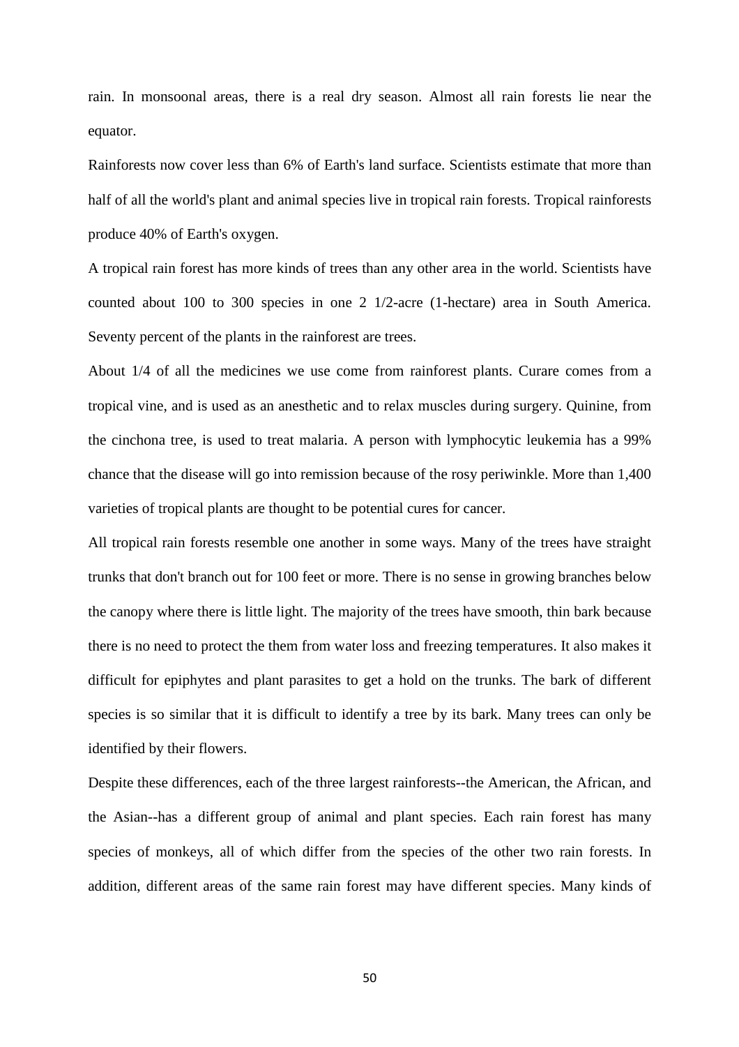rain. In monsoonal areas, there is a real dry season. Almost all rain forests lie near the equator.

Rainforests now cover less than 6% of Earth's land surface. Scientists estimate that more than half of all the world's plant and animal species live in tropical rain forests. Tropical rainforests produce 40% of Earth's oxygen.

A tropical rain forest has more kinds of trees than any other area in the world. Scientists have counted about 100 to 300 species in one 2 1/2-acre (1-hectare) area in South America. Seventy percent of the plants in the rainforest are trees.

About 1/4 of all the medicines we use come from rainforest plants. Curare comes from a tropical vine, and is used as an anesthetic and to relax muscles during surgery. Quinine, from the cinchona tree, is used to treat malaria. A person with lymphocytic leukemia has a 99% chance that the disease will go into remission because of the rosy periwinkle. More than 1,400 varieties of tropical plants are thought to be potential cures for cancer.

All tropical rain forests resemble one another in some ways. Many of the trees have straight trunks that don't branch out for 100 feet or more. There is no sense in growing branches below the canopy where there is little light. The majority of the trees have smooth, thin bark because there is no need to protect the them from water loss and freezing temperatures. It also makes it difficult for epiphytes and plant parasites to get a hold on the trunks. The bark of different species is so similar that it is difficult to identify a tree by its bark. Many trees can only be identified by their flowers.

Despite these differences, each of the three largest rainforests--the American, the African, and the Asian--has a different group of animal and plant species. Each rain forest has many species of monkeys, all of which differ from the species of the other two rain forests. In addition, different areas of the same rain forest may have different species. Many kinds of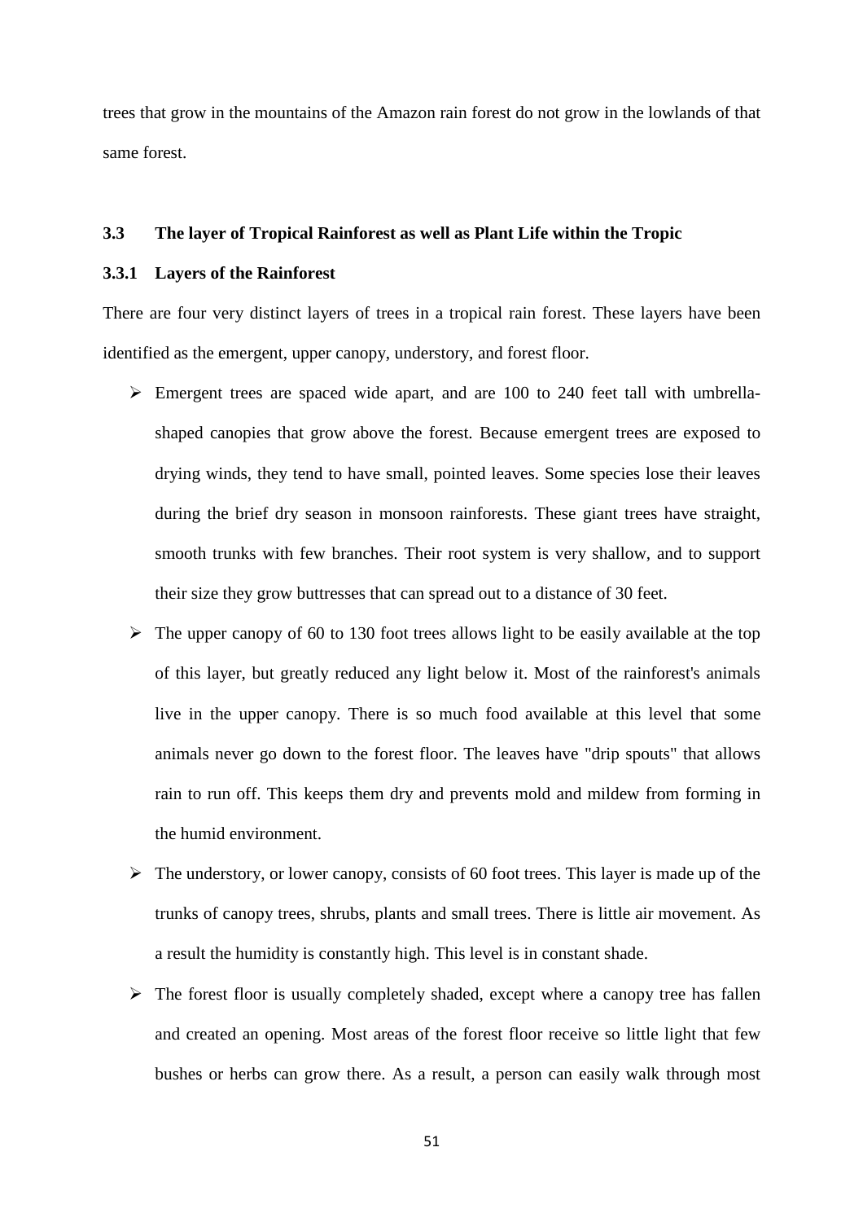trees that grow in the mountains of the Amazon rain forest do not grow in the lowlands of that same forest.

### 3.3 The layer of Tropical Rainforest as well as Plant Life within the Tropic

#### 3.3.1 Layers of the Rainforest

There are four very distinct layers of trees in a tropical rain forest. These layers have been identified as the emergent, upper canopy, understory, and forest floor.

- Emergent trees are spaced wide apart, and are 100 to 240 feet tall with umbrella-shaped canopies that grow above the forest. Because emergent trees are exposed to drying winds, they tend to have small, pointed leaves. Some species lose their leaves during the brief dry season in monsoon rainforests. These giant trees have straight, smooth trunks with few branches. Their root system is very shallow, and to support their size they grow buttresses that can spread out to a distance of 30 feet.
- The upper canopy of 60 to 130 foot trees allows light to be easily available at the top of this layer, but greatly reduced any light below it. Most of the rainforest's animals live in the upper canopy. There is so much food available at this level that some animals never go down to the forest floor. The leaves have "drip spouts" that allows rain to run off. This keeps them dry and prevents mold and mildew from forming in the humid environment.
- The understory, or lower canopy, consists of 60 foot trees. This layer is made up of the trunks of canopy trees, shrubs, plants and small trees. There is little air movement. As a result the humidity is constantly high. This level is in constant shade.
- The forest floor is usually completely shaded, except where a canopy tree has fallen and created an opening. Most areas of the forest floor receive so little light that few bushes or herbs can grow there. As a result, a person can easily walk through most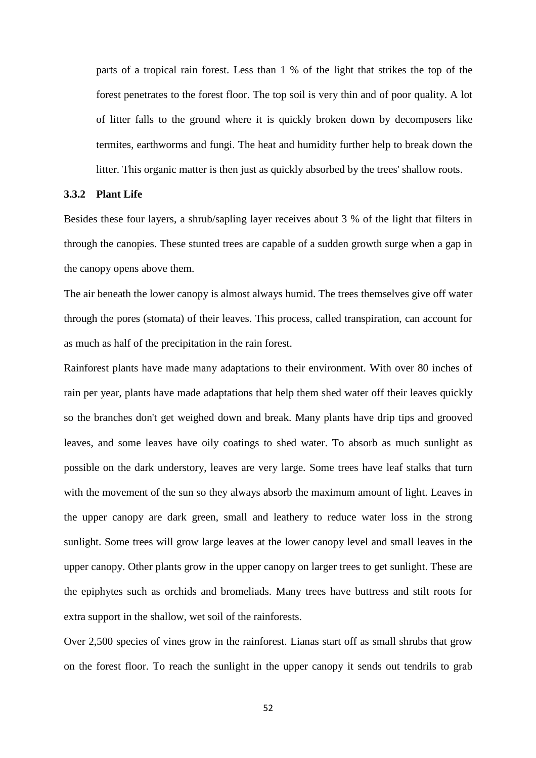parts of a tropical rain forest. Less than 1 % of the light that strikes the top of the forest penetrates to the forest floor. The top soil is very thin and of poor quality. A lot of litter falls to the ground where it is quickly broken down by decomposers like termites, earthworms and fungi. The heat and humidity further help to break down the litter. This organic matter is then just as quickly absorbed by the trees' shallow roots.

### 3.3.2 Plant Life

Besides these four layers, a shrub/sapling layer receives about 3 % of the light that filters in through the canopies. These stunted trees are capable of a sudden growth surge when a gap in the canopy opens above them.

The air beneath the lower canopy is almost always humid. The trees themselves give off water through the pores (stomata) of their leaves. This process, called transpiration, can account for as much as half of the precipitation in the rain forest.

Rainforest plants have made many adaptations to their environment. With over 80 inches of rain per year, plants have made adaptations that help them shed water off their leaves quickly so the branches don't get weighed down and break. Many plants have drip tips and grooved leaves, and some leaves have oily coatings to shed water. To absorb as much sunlight as possible on the dark understory, leaves are very large. Some trees have leaf stalks that turn with the movement of the sun so they always absorb the maximum amount of light. Leaves in the upper canopy are dark green, small and leathery to reduce water loss in the strong sunlight. Some trees will grow large leaves at the lower canopy level and small leaves in the upper canopy. Other plants grow in the upper canopy on larger trees to get sunlight. These are the epiphytes such as orchids and bromeliads. Many trees have buttress and stilt roots for extra support in the shallow, wet soil of the rainforests.

Over 2,500 species of vines grow in the rainforest. Lianas start off as small shrubs that grow on the forest floor. To reach the sunlight in the upper canopy it sends out tendrils to grab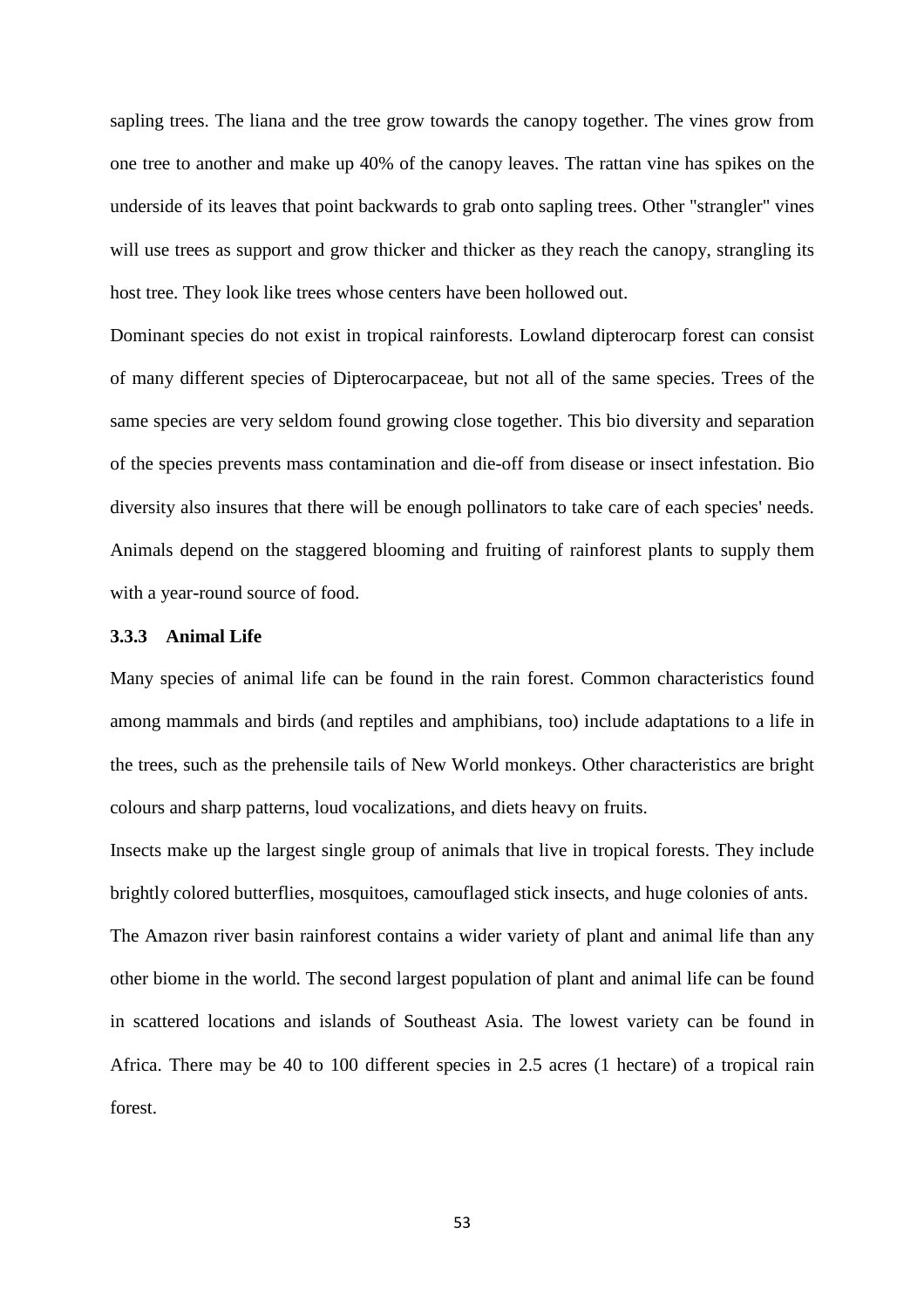sapling trees. The liana and the tree grow towards the canopy together. The vines grow from one tree to another and make up 40% of the canopy leaves. The rattan vine has spikes on the underside of its leaves that point backwards to grab onto sapling trees. Other "strangler" vines will use trees as support and grow thicker and thicker as they reach the canopy, strangling its host tree. They look like trees whose centers have been hollowed out.

Dominant species do not exist in tropical rainforests. Lowland dipterocarp forest can consist of many different species of Dipterocarpaceae, but not all of the same species. Trees of the same species are very seldom found growing close together. This bio diversity and separation of the species prevents mass contamination and die-off from disease or insect infestation. Bio diversity also insures that there will be enough pollinators to take care of each species' needs. Animals depend on the staggered blooming and fruiting of rainforest plants to supply them with a year-round source of food.

### 3.3.3 Animal Life

Many species of animal life can be found in the rain forest. Common characteristics found among mammals and birds (and reptiles and amphibians, too) include adaptations to a life in the trees, such as the prehensile tails of New World monkeys. Other characteristics are bright colours and sharp patterns, loud vocalizations, and diets heavy on fruits.

Insects make up the largest single group of animals that live in tropical forests. They include brightly colored butterflies, mosquitoes, camouflaged stick insects, and huge colonies of ants.

The Amazon river basin rainforest contains a wider variety of plant and animal life than any other biome in the world. The second largest population of plant and animal life can be found in scattered locations and islands of Southeast Asia. The lowest variety can be found in Africa. There may be 40 to 100 different species in 2.5 acres (1 hectare) of a tropical rain forest.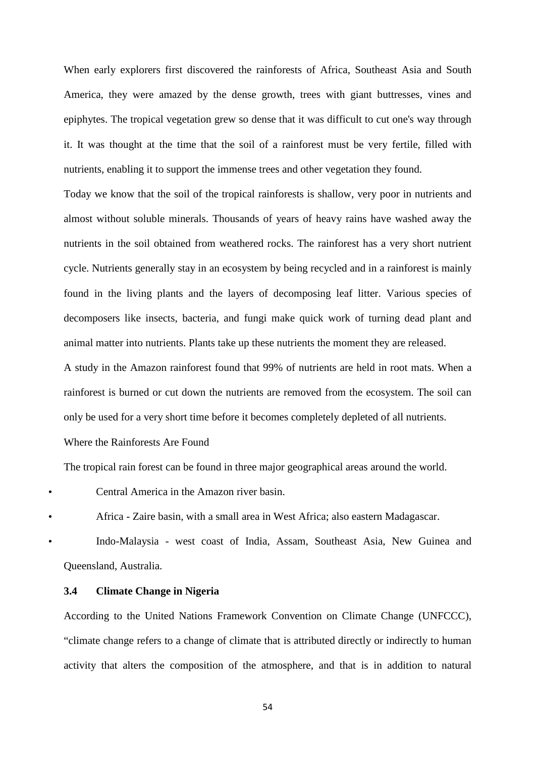When early explorers first discovered the rainforests of Africa, Southeast Asia and South America, they were amazed by the dense growth, trees with giant buttresses, vines and epiphytes. The tropical vegetation grew so dense that it was difficult to cut one's way through it. It was thought at the time that the soil of a rainforest must be very fertile, filled with nutrients, enabling it to support the immense trees and other vegetation they found.

Today we know that the soil of the tropical rainforests is shallow, very poor in nutrients and almost without soluble minerals. Thousands of years of heavy rains have washed away the nutrients in the soil obtained from weathered rocks. The rainforest has a very short nutrient cycle. Nutrients generally stay in an ecosystem by being recycled and in a rainforest is mainly found in the living plants and the layers of decomposing leaf litter. Various species of decomposers like insects, bacteria, and fungi make quick work of turning dead plant and animal matter into nutrients. Plants take up these nutrients the moment they are released.

A study in the Amazon rainforest found that 99% of nutrients are held in root mats. When a rainforest is burned or cut down the nutrients are removed from the ecosystem. The soil can only be used for a very short time before it becomes completely depleted of all nutrients.

Where the Rainforests Are Found

The tropical rain forest can be found in three major geographical areas around the world.

- Central America in the Amazon river basin.
- Africa - Zaire basin, with a small area in West Africa; also eastern Madagascar.
- Indo-Malaysia - west coast of India, Assam, Southeast Asia, New Guinea and Queensland, Australia.

### 3.4 Climate Change in Nigeria

According to the United Nations Framework Convention on Climate Change (UNFCCC), "climate change refers to a change of climate that is attributed directly or indirectly to human activity that alters the composition of the atmosphere, and that is in addition to natural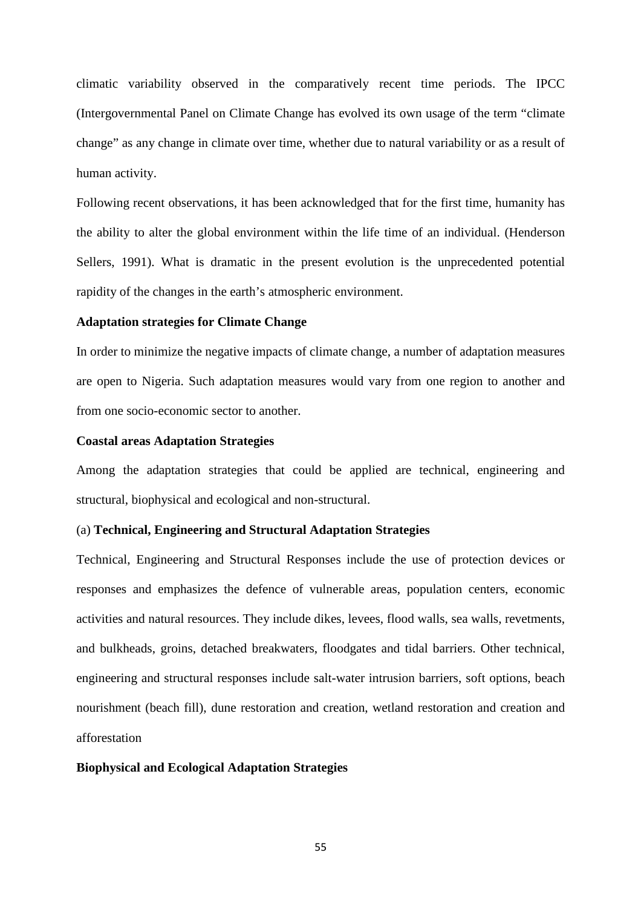climatic variability observed in the comparatively recent time periods. The IPCC (Intergovernmental Panel on Climate Change has evolved its own usage of the term "climate change" as any change in climate over time, whether due to natural variability or as a result of human activity.

Following recent observations, it has been acknowledged that for the first time, humanity has the ability to alter the global environment within the life time of an individual. (Henderson Sellers, 1991). What is dramatic in the present evolution is the unprecedented potential rapidity of the changes in the earth's atmospheric environment.

**Adaptation strategies for Climate Change**

In order to minimize the negative impacts of climate change, a number of adaptation measures are open to Nigeria. Such adaptation measures would vary from one region to another and from one socio-economic sector to another.

**Coastal areas Adaptation Strategies**

Among the adaptation strategies that could be applied are technical, engineering and structural, biophysical and ecological and non-structural.

(a) **Technical, Engineering and Structural Adaptation Strategies**

Technical, Engineering and Structural Responses include the use of protection devices or responses and emphasizes the defence of vulnerable areas, population centers, economic activities and natural resources. They include dikes, levees, flood walls, sea walls, revetments, and bulkheads, groins, detached breakwaters, floodgates and tidal barriers. Other technical, engineering and structural responses include salt-water intrusion barriers, soft options, beach nourishment (beach fill), dune restoration and creation, wetland restoration and creation and afforestation

**Biophysical and Ecological Adaptation Strategies**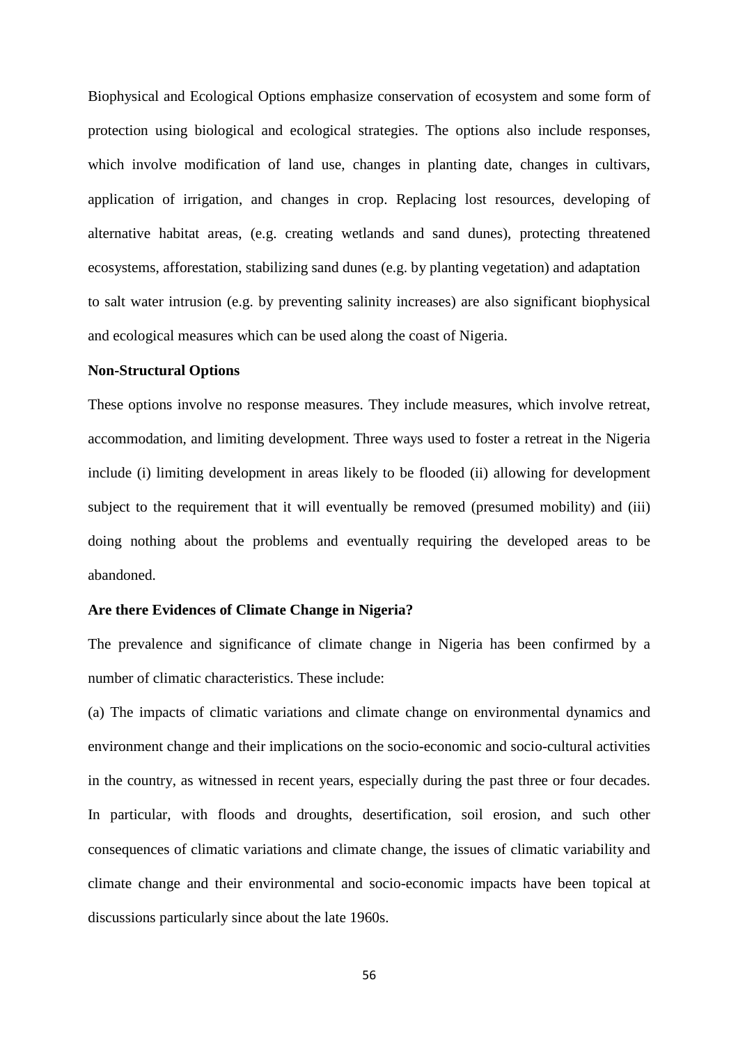Biophysical and Ecological Options emphasize conservation of ecosystem and some form of protection using biological and ecological strategies. The options also include responses, which involve modification of land use, changes in planting date, changes in cultivars, application of irrigation, and changes in crop. Replacing lost resources, developing of alternative habitat areas, (e.g. creating wetlands and sand dunes), protecting threatened ecosystems, afforestation, stabilizing sand dunes (e.g. by planting vegetation) and adaptation to salt water intrusion (e.g. by preventing salinity increases) are also significant biophysical and ecological measures which can be used along the coast of Nigeria.

**Non-Structural Options**

These options involve no response measures. They include measures, which involve retreat, accommodation, and limiting development. Three ways used to foster a retreat in the Nigeria include (i) limiting development in areas likely to be flooded (ii) allowing for development subject to the requirement that it will eventually be removed (presumed mobility) and (iii) doing nothing about the problems and eventually requiring the developed areas to be abandoned.

**Are there Evidences of Climate Change in Nigeria?**

The prevalence and significance of climate change in Nigeria has been confirmed by a number of climatic characteristics. These include:

(a) The impacts of climatic variations and climate change on environmental dynamics and environment change and their implications on the socio-economic and socio-cultural activities in the country, as witnessed in recent years, especially during the past three or four decades. In particular, with floods and droughts, desertification, soil erosion, and such other consequences of climatic variations and climate change, the issues of climatic variability and climate change and their environmental and socio-economic impacts have been topical at discussions particularly since about the late 1960s.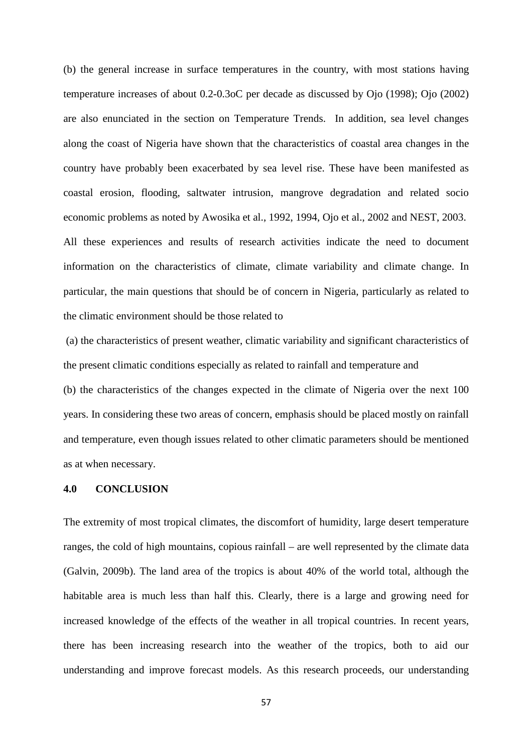(b) the general increase in surface temperatures in the country, with most stations having temperature increases of about 0.2-0.3oC per decade as discussed by Ojo (1998); Ojo (2002) are also enunciated in the section on Temperature Trends. In addition, sea level changes along the coast of Nigeria have shown that the characteristics of coastal area changes in the country have probably been exacerbated by sea level rise. These have been manifested as coastal erosion, flooding, saltwater intrusion, mangrove degradation and related socio economic problems as noted by Awosika et al., 1992, 1994, Ojo et al., 2002 and NEST, 2003. All these experiences and results of research activities indicate the need to document information on the characteristics of climate, climate variability and climate change. In particular, the main questions that should be of concern in Nigeria, particularly as related to the climatic environment should be those related to

(a) the characteristics of present weather, climatic variability and significant characteristics of the present climatic conditions especially as related to rainfall and temperature and

(b) the characteristics of the changes expected in the climate of Nigeria over the next 100 years. In considering these two areas of concern, emphasis should be placed mostly on rainfall and temperature, even though issues related to other climatic parameters should be mentioned as at when necessary.

## 4.0 CONCLUSION

The extremity of most tropical climates, the discomfort of humidity, large desert temperature ranges, the cold of high mountains, copious rainfall – are well represented by the climate data (Galvin, 2009b). The land area of the tropics is about 40% of the world total, although the habitable area is much less than half this. Clearly, there is a large and growing need for increased knowledge of the effects of the weather in all tropical countries. In recent years, there has been increasing research into the weather of the tropics, both to aid our understanding and improve forecast models. As this research proceeds, our understanding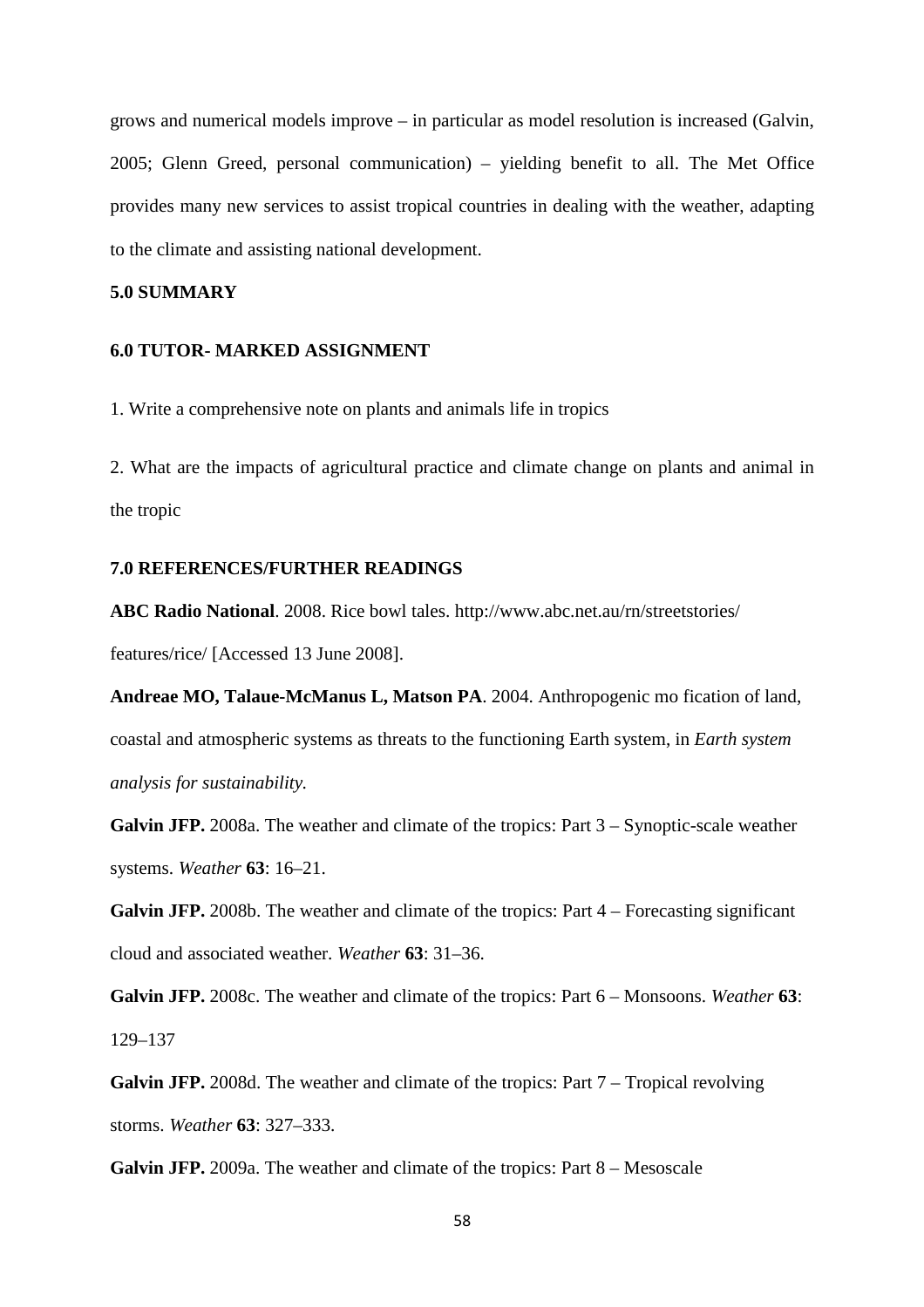grows and numerical models improve – in particular as model resolution is increased (Galvin, 2005; Glenn Greed, personal communication) – yielding benefit to all. The Met Office provides many new services to assist tropical countries in dealing with the weather, adapting to the climate and assisting national development.

## 5.0 SUMMARY

## 6.0 TUTOR- MARKED ASSIGNMENT

1. Write a comprehensive note on plants and animals life in tropics

2. What are the impacts of agricultural practice and climate change on plants and animal in the tropic

## 7.0 REFERENCES/FURTHER READINGS

**ABC Radio National**. 2008. Rice bowl tales. http://www.abc.net.au/rn/streetstories/ features/rice/ [Accessed 13 June 2008].

**Andreae MO, Talaue-McManus L, Matson PA**. 2004. Anthropogenic mo fication of land, coastal and atmospheric systems as threats to the functioning Earth system, in *Earth system analysis for sustainability.*

**Galvin JFP.** 2008a. The weather and climate of the tropics: Part 3 – Synoptic-scale weather systems. *Weather* **63**: 16–21.

**Galvin JFP.** 2008b. The weather and climate of the tropics: Part 4 – Forecasting significant cloud and associated weather. *Weather* **63**: 31–36.

**Galvin JFP.** 2008c. The weather and climate of the tropics: Part 6 – Monsoons. *Weather* **63**: 129–137

**Galvin JFP.** 2008d. The weather and climate of the tropics: Part 7 – Tropical revolving storms. *Weather* **63**: 327–333.

**Galvin JFP.** 2009a. The weather and climate of the tropics: Part 8 – Mesoscale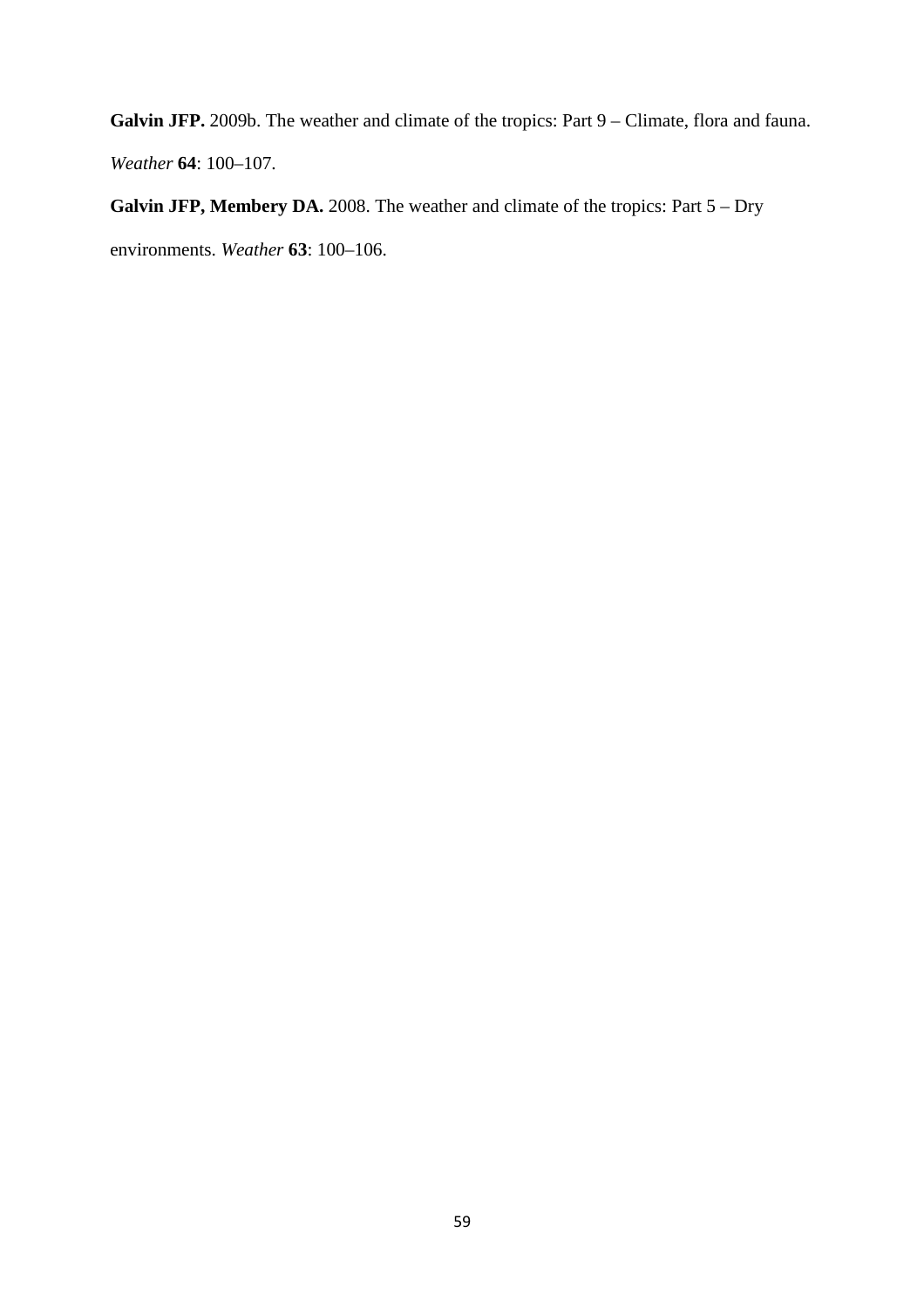**Galvin JFP.** 2009b. The weather and climate of the tropics: Part 9 – Climate, flora and fauna. *Weather* **64**: 100–107.

**Galvin JFP, Membery DA.** 2008. The weather and climate of the tropics: Part 5 – Dry environments. *Weather* **63**: 100–106.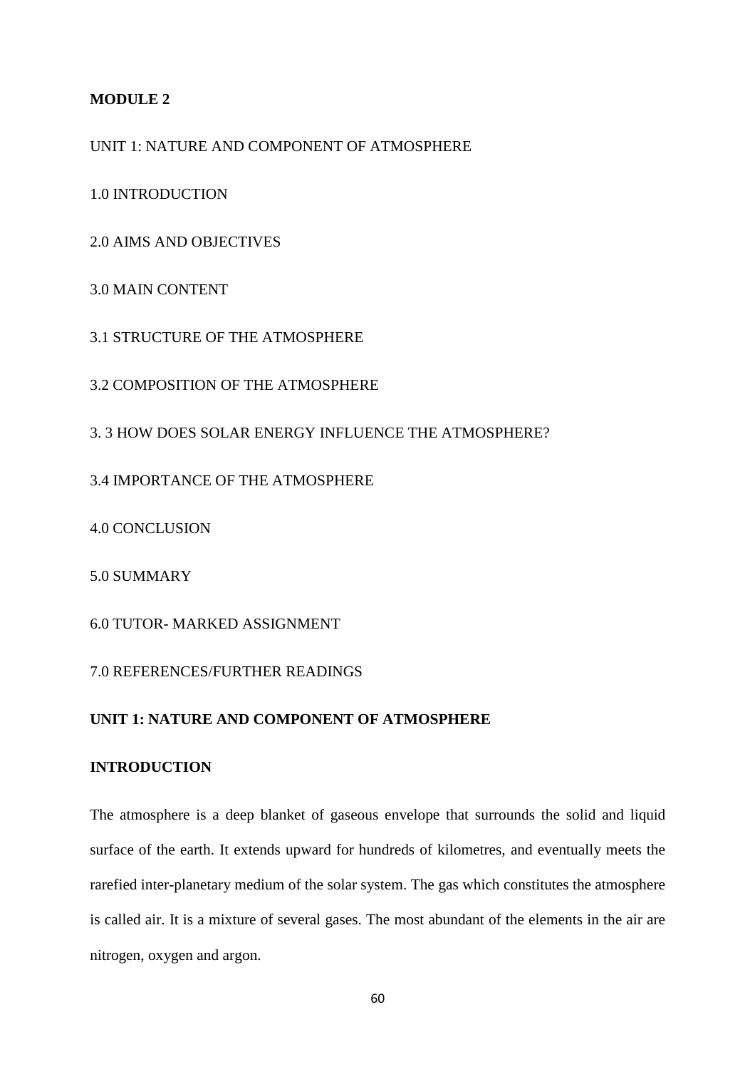**MODULE 2**

UNIT 1: NATURE AND COMPONENT OF ATMOSPHERE

1.0 INTRODUCTION

2.0 AIMS AND OBJECTIVES

3.0 MAIN CONTENT

3.1 STRUCTURE OF THE ATMOSPHERE

3.2 COMPOSITION OF THE ATMOSPHERE

3. 3 HOW DOES SOLAR ENERGY INFLUENCE THE ATMOSPHERE?

3.4 IMPORTANCE OF THE ATMOSPHERE

4.0 CONCLUSION

5.0 SUMMARY

6.0 TUTOR- MARKED ASSIGNMENT

7.0 REFERENCES/FURTHER READINGS

## UNIT 1: NATURE AND COMPONENT OF ATMOSPHERE

### INTRODUCTION

The atmosphere is a deep blanket of gaseous envelope that surrounds the solid and liquid surface of the earth. It extends upward for hundreds of kilometres, and eventually meets the rarefied inter-planetary medium of the solar system. The gas which constitutes the atmosphere is called air. It is a mixture of several gases. The most abundant of the elements in the air are nitrogen, oxygen and argon.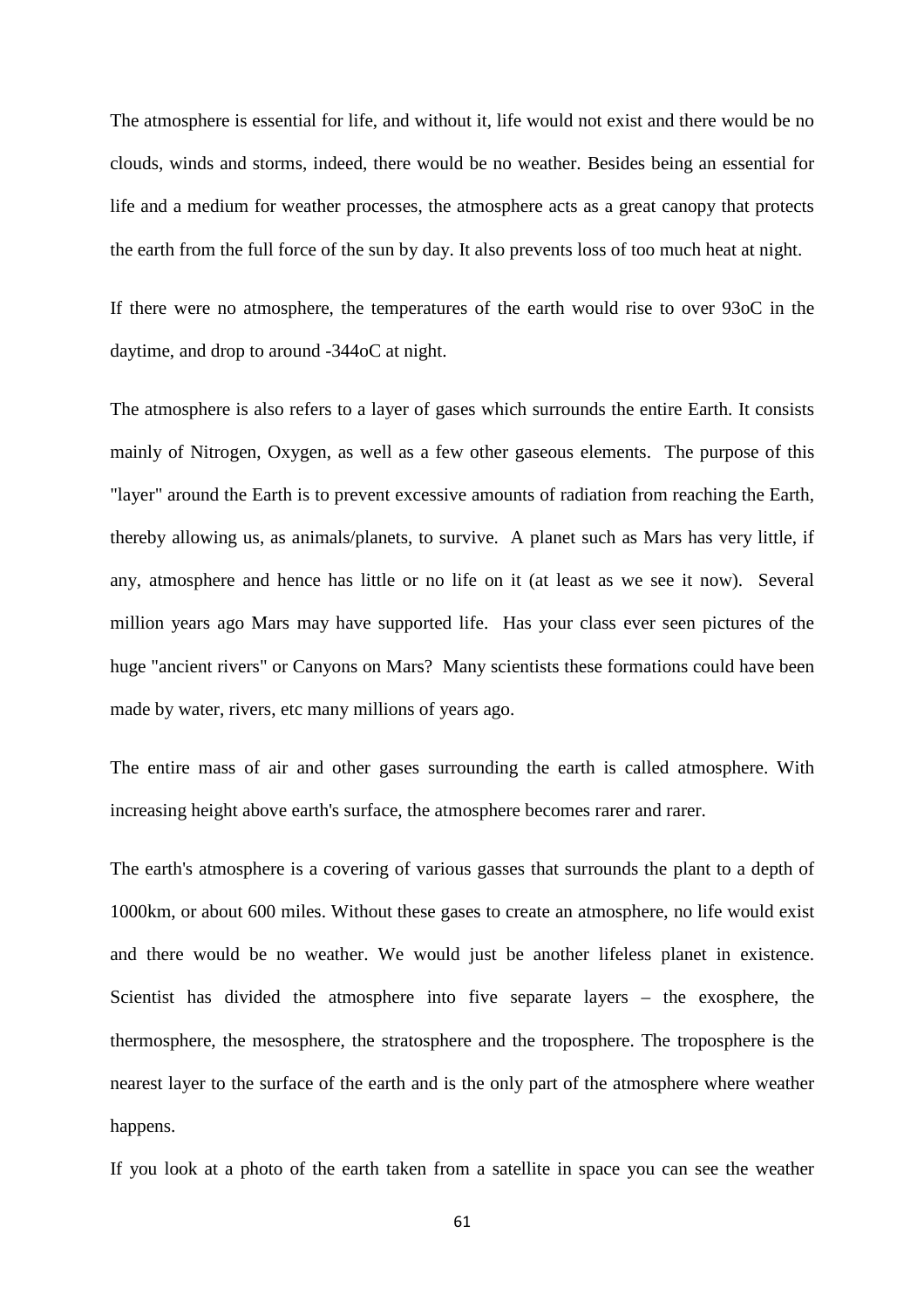The atmosphere is essential for life, and without it, life would not exist and there would be no clouds, winds and storms, indeed, there would be no weather. Besides being an essential for life and a medium for weather processes, the atmosphere acts as a great canopy that protects the earth from the full force of the sun by day. It also prevents loss of too much heat at night.

If there were no atmosphere, the temperatures of the earth would rise to over 93oC in the daytime, and drop to around -344oC at night.

The atmosphere is also refers to a layer of gases which surrounds the entire Earth. It consists mainly of Nitrogen, Oxygen, as well as a few other gaseous elements. The purpose of this "layer" around the Earth is to prevent excessive amounts of radiation from reaching the Earth, thereby allowing us, as animals/planets, to survive. A planet such as Mars has very little, if any, atmosphere and hence has little or no life on it (at least as we see it now). Several million years ago Mars may have supported life. Has your class ever seen pictures of the huge "ancient rivers" or Canyons on Mars? Many scientists these formations could have been made by water, rivers, etc many millions of years ago.

The entire mass of air and other gases surrounding the earth is called atmosphere. With increasing height above earth's surface, the atmosphere becomes rarer and rarer.

The earth's atmosphere is a covering of various gasses that surrounds the plant to a depth of 1000km, or about 600 miles. Without these gases to create an atmosphere, no life would exist and there would be no weather. We would just be another lifeless planet in existence. Scientist has divided the atmosphere into five separate layers – the exosphere, the thermosphere, the mesosphere, the stratosphere and the troposphere. The troposphere is the nearest layer to the surface of the earth and is the only part of the atmosphere where weather happens.

If you look at a photo of the earth taken from a satellite in space you can see the weather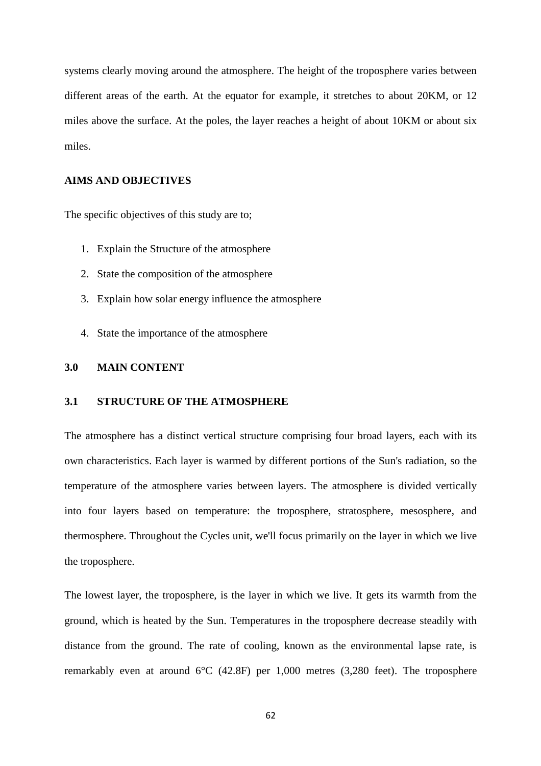systems clearly moving around the atmosphere. The height of the troposphere varies between different areas of the earth. At the equator for example, it stretches to about 20KM, or 12 miles above the surface. At the poles, the layer reaches a height of about 10KM or about six miles.

## AIMS AND OBJECTIVES

The specific objectives of this study are to;

1. Explain the Structure of the atmosphere
2. State the composition of the atmosphere
3. Explain how solar energy influence the atmosphere
4. State the importance of the atmosphere

## 3.0 MAIN CONTENT

### 3.1 STRUCTURE OF THE ATMOSPHERE

The atmosphere has a distinct vertical structure comprising four broad layers, each with its own characteristics. Each layer is warmed by different portions of the Sun's radiation, so the temperature of the atmosphere varies between layers. The atmosphere is divided vertically into four layers based on temperature: the troposphere, stratosphere, mesosphere, and thermosphere. Throughout the Cycles unit, we'll focus primarily on the layer in which we live the troposphere.

The lowest layer, the troposphere, is the layer in which we live. It gets its warmth from the ground, which is heated by the Sun. Temperatures in the troposphere decrease steadily with distance from the ground. The rate of cooling, known as the environmental lapse rate, is remarkably even at around 6°C (42.8F) per 1,000 metres (3,280 feet). The troposphere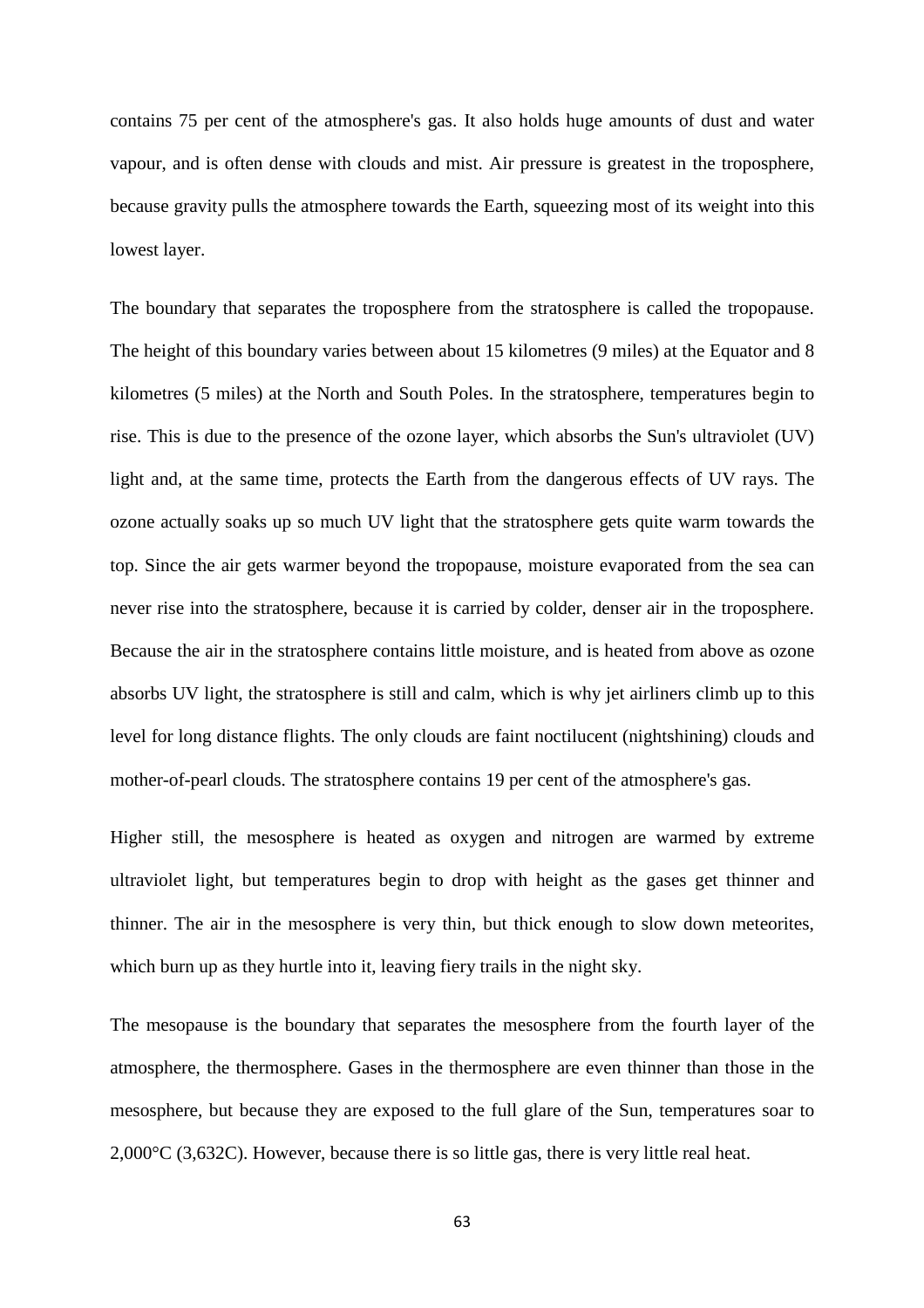contains 75 per cent of the atmosphere's gas. It also holds huge amounts of dust and water vapour, and is often dense with clouds and mist. Air pressure is greatest in the troposphere, because gravity pulls the atmosphere towards the Earth, squeezing most of its weight into this lowest layer.

The boundary that separates the troposphere from the stratosphere is called the tropopause. The height of this boundary varies between about 15 kilometres (9 miles) at the Equator and 8 kilometres (5 miles) at the North and South Poles. In the stratosphere, temperatures begin to rise. This is due to the presence of the ozone layer, which absorbs the Sun's ultraviolet (UV) light and, at the same time, protects the Earth from the dangerous effects of UV rays. The ozone actually soaks up so much UV light that the stratosphere gets quite warm towards the top. Since the air gets warmer beyond the tropopause, moisture evaporated from the sea can never rise into the stratosphere, because it is carried by colder, denser air in the troposphere. Because the air in the stratosphere contains little moisture, and is heated from above as ozone absorbs UV light, the stratosphere is still and calm, which is why jet airliners climb up to this level for long distance flights. The only clouds are faint noctilucent (nightshining) clouds and mother-of-pearl clouds. The stratosphere contains 19 per cent of the atmosphere's gas.

Higher still, the mesosphere is heated as oxygen and nitrogen are warmed by extreme ultraviolet light, but temperatures begin to drop with height as the gases get thinner and thinner. The air in the mesosphere is very thin, but thick enough to slow down meteorites, which burn up as they hurtle into it, leaving fiery trails in the night sky.

The mesopause is the boundary that separates the mesosphere from the fourth layer of the atmosphere, the thermosphere. Gases in the thermosphere are even thinner than those in the mesosphere, but because they are exposed to the full glare of the Sun, temperatures soar to 2,000°C (3,632C). However, because there is so little gas, there is very little real heat.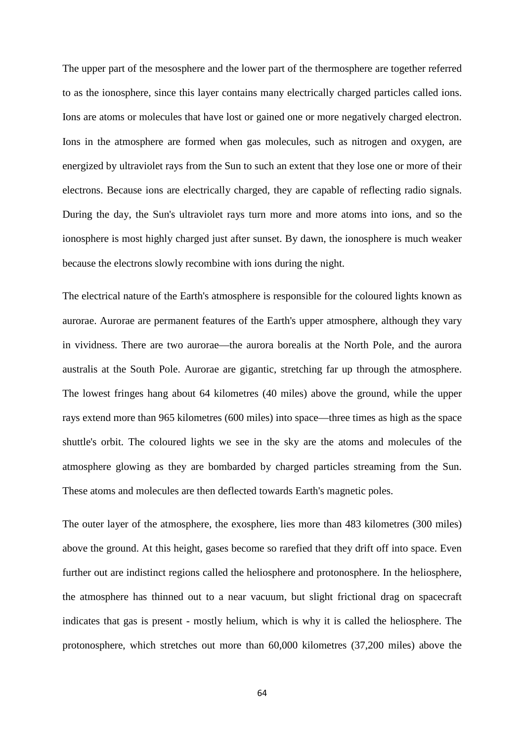The upper part of the mesosphere and the lower part of the thermosphere are together referred to as the ionosphere, since this layer contains many electrically charged particles called ions. Ions are atoms or molecules that have lost or gained one or more negatively charged electron. Ions in the atmosphere are formed when gas molecules, such as nitrogen and oxygen, are energized by ultraviolet rays from the Sun to such an extent that they lose one or more of their electrons. Because ions are electrically charged, they are capable of reflecting radio signals. During the day, the Sun's ultraviolet rays turn more and more atoms into ions, and so the ionosphere is most highly charged just after sunset. By dawn, the ionosphere is much weaker because the electrons slowly recombine with ions during the night.

The electrical nature of the Earth's atmosphere is responsible for the coloured lights known as aurorae. Aurorae are permanent features of the Earth's upper atmosphere, although they vary in vividness. There are two aurorae—the aurora borealis at the North Pole, and the aurora australis at the South Pole. Aurorae are gigantic, stretching far up through the atmosphere. The lowest fringes hang about 64 kilometres (40 miles) above the ground, while the upper rays extend more than 965 kilometres (600 miles) into space—three times as high as the space shuttle's orbit. The coloured lights we see in the sky are the atoms and molecules of the atmosphere glowing as they are bombarded by charged particles streaming from the Sun. These atoms and molecules are then deflected towards Earth's magnetic poles.

The outer layer of the atmosphere, the exosphere, lies more than 483 kilometres (300 miles) above the ground. At this height, gases become so rarefied that they drift off into space. Even further out are indistinct regions called the heliosphere and protonosphere. In the heliosphere, the atmosphere has thinned out to a near vacuum, but slight frictional drag on spacecraft indicates that gas is present - mostly helium, which is why it is called the heliosphere. The protonosphere, which stretches out more than 60,000 kilometres (37,200 miles) above the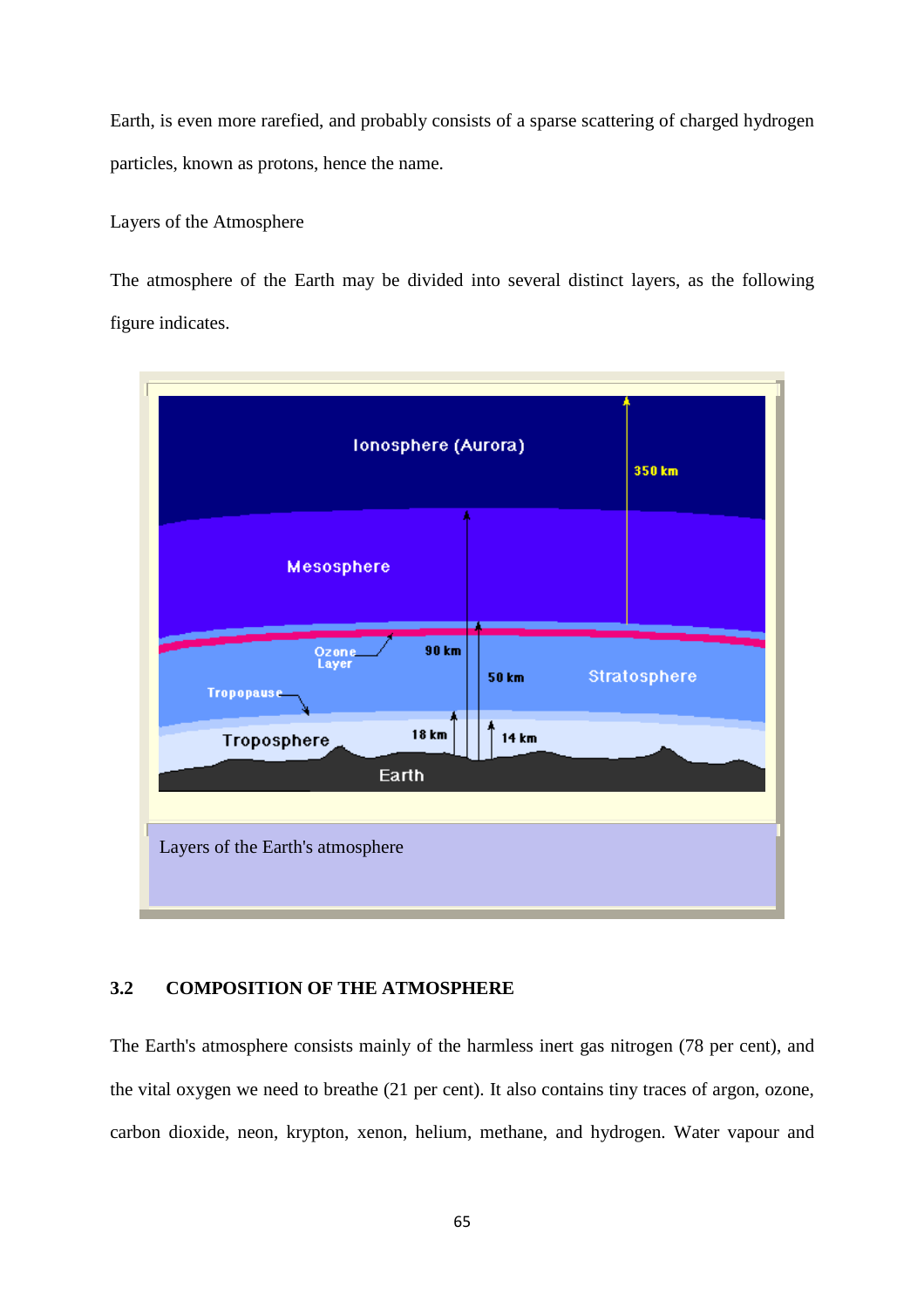Earth, is even more rarefied, and probably consists of a sparse scattering of charged hydrogen particles, known as protons, hence the name.

Layers of the Atmosphere

The atmosphere of the Earth may be divided into several distinct layers, as the following figure indicates.

Layers of the Earth's atmosphere

## 3.2 COMPOSITION OF THE ATMOSPHERE

The Earth's atmosphere consists mainly of the harmless inert gas nitrogen (78 per cent), and the vital oxygen we need to breathe (21 per cent). It also contains tiny traces of argon, ozone, carbon dioxide, neon, krypton, xenon, helium, methane, and hydrogen. Water vapour and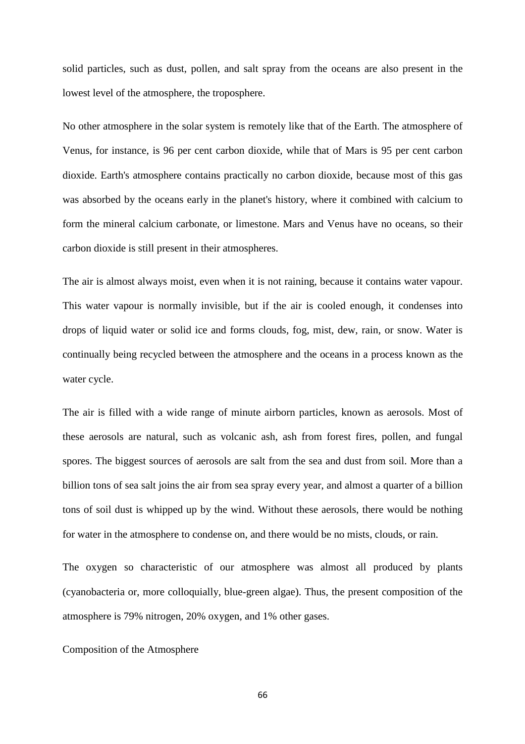solid particles, such as dust, pollen, and salt spray from the oceans are also present in the lowest level of the atmosphere, the troposphere.

No other atmosphere in the solar system is remotely like that of the Earth. The atmosphere of Venus, for instance, is 96 per cent carbon dioxide, while that of Mars is 95 per cent carbon dioxide. Earth's atmosphere contains practically no carbon dioxide, because most of this gas was absorbed by the oceans early in the planet's history, where it combined with calcium to form the mineral calcium carbonate, or limestone. Mars and Venus have no oceans, so their carbon dioxide is still present in their atmospheres.

The air is almost always moist, even when it is not raining, because it contains water vapour. This water vapour is normally invisible, but if the air is cooled enough, it condenses into drops of liquid water or solid ice and forms clouds, fog, mist, dew, rain, or snow. Water is continually being recycled between the atmosphere and the oceans in a process known as the water cycle.

The air is filled with a wide range of minute airborn particles, known as aerosols. Most of these aerosols are natural, such as volcanic ash, ash from forest fires, pollen, and fungal spores. The biggest sources of aerosols are salt from the sea and dust from soil. More than a billion tons of sea salt joins the air from sea spray every year, and almost a quarter of a billion tons of soil dust is whipped up by the wind. Without these aerosols, there would be nothing for water in the atmosphere to condense on, and there would be no mists, clouds, or rain.

The oxygen so characteristic of our atmosphere was almost all produced by plants (cyanobacteria or, more colloquially, blue-green algae). Thus, the present composition of the atmosphere is 79% nitrogen, 20% oxygen, and 1% other gases.

Composition of the Atmosphere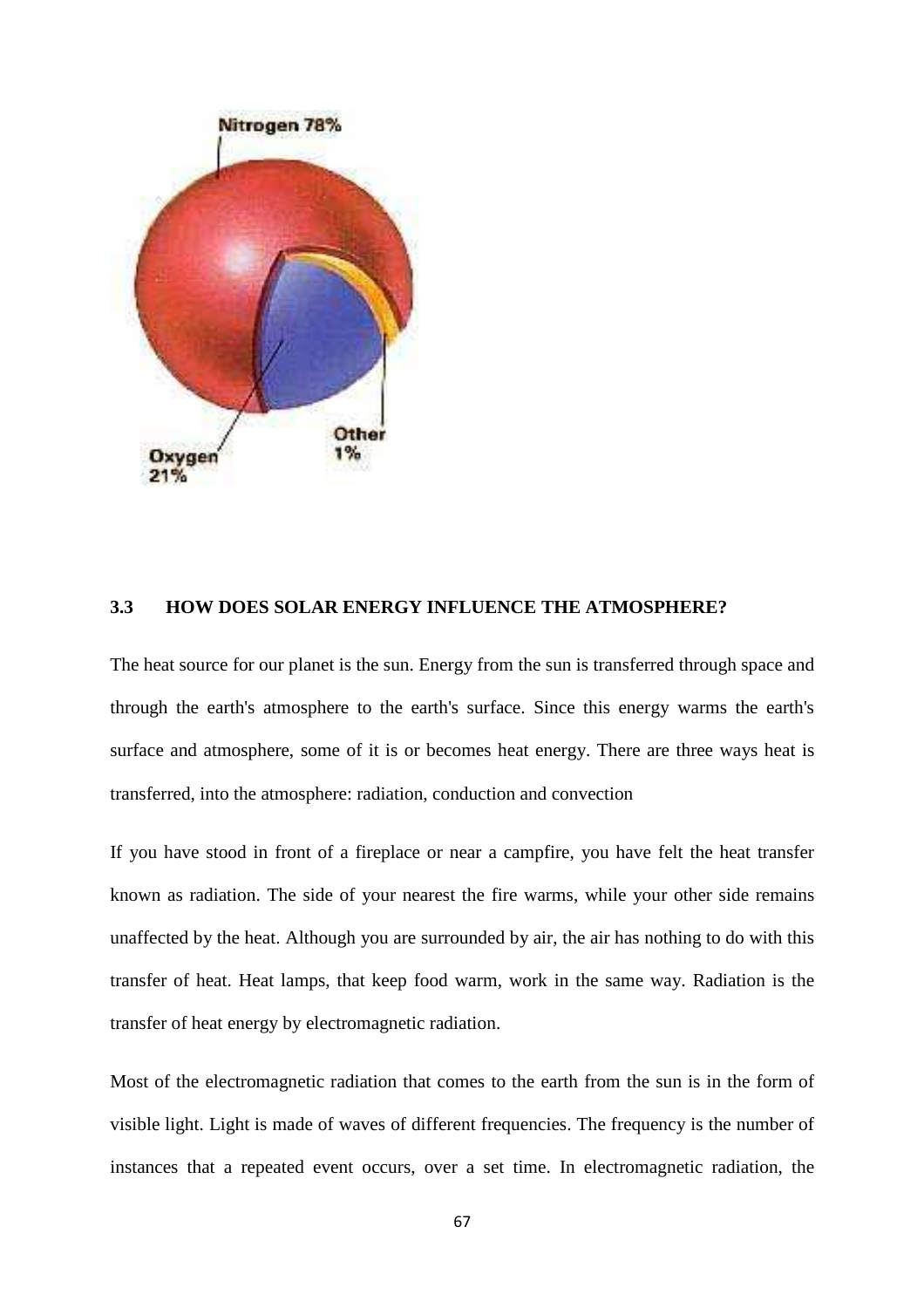Nitrogen 78%

Oxygen 21%

Other 1%

### 3.3 HOW DOES SOLAR ENERGY INFLUENCE THE ATMOSPHERE?

The heat source for our planet is the sun. Energy from the sun is transferred through space and through the earth's atmosphere to the earth's surface. Since this energy warms the earth's surface and atmosphere, some of it is or becomes heat energy. There are three ways heat is transferred, into the atmosphere: radiation, conduction and convection

If you have stood in front of a fireplace or near a campfire, you have felt the heat transfer known as radiation. The side of your nearest the fire warms, while your other side remains unaffected by the heat. Although you are surrounded by air, the air has nothing to do with this transfer of heat. Heat lamps, that keep food warm, work in the same way. Radiation is the transfer of heat energy by electromagnetic radiation.

Most of the electromagnetic radiation that comes to the earth from the sun is in the form of visible light. Light is made of waves of different frequencies. The frequency is the number of instances that a repeated event occurs, over a set time. In electromagnetic radiation, the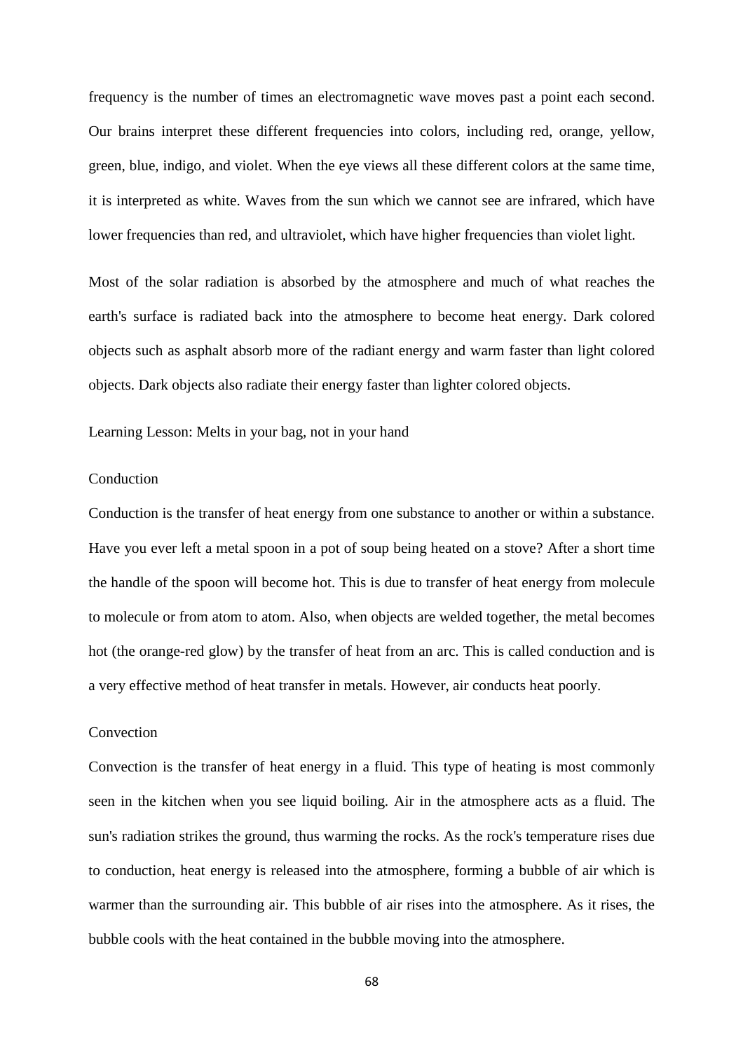frequency is the number of times an electromagnetic wave moves past a point each second. Our brains interpret these different frequencies into colors, including red, orange, yellow, green, blue, indigo, and violet. When the eye views all these different colors at the same time, it is interpreted as white. Waves from the sun which we cannot see are infrared, which have lower frequencies than red, and ultraviolet, which have higher frequencies than violet light.

Most of the solar radiation is absorbed by the atmosphere and much of what reaches the earth's surface is radiated back into the atmosphere to become heat energy. Dark colored objects such as asphalt absorb more of the radiant energy and warm faster than light colored objects. Dark objects also radiate their energy faster than lighter colored objects.

Learning Lesson: Melts in your bag, not in your hand

### Conduction

Conduction is the transfer of heat energy from one substance to another or within a substance. Have you ever left a metal spoon in a pot of soup being heated on a stove? After a short time the handle of the spoon will become hot. This is due to transfer of heat energy from molecule to molecule or from atom to atom. Also, when objects are welded together, the metal becomes hot (the orange-red glow) by the transfer of heat from an arc. This is called conduction and is a very effective method of heat transfer in metals. However, air conducts heat poorly.

### Convection

Convection is the transfer of heat energy in a fluid. This type of heating is most commonly seen in the kitchen when you see liquid boiling. Air in the atmosphere acts as a fluid. The sun's radiation strikes the ground, thus warming the rocks. As the rock's temperature rises due to conduction, heat energy is released into the atmosphere, forming a bubble of air which is warmer than the surrounding air. This bubble of air rises into the atmosphere. As it rises, the bubble cools with the heat contained in the bubble moving into the atmosphere.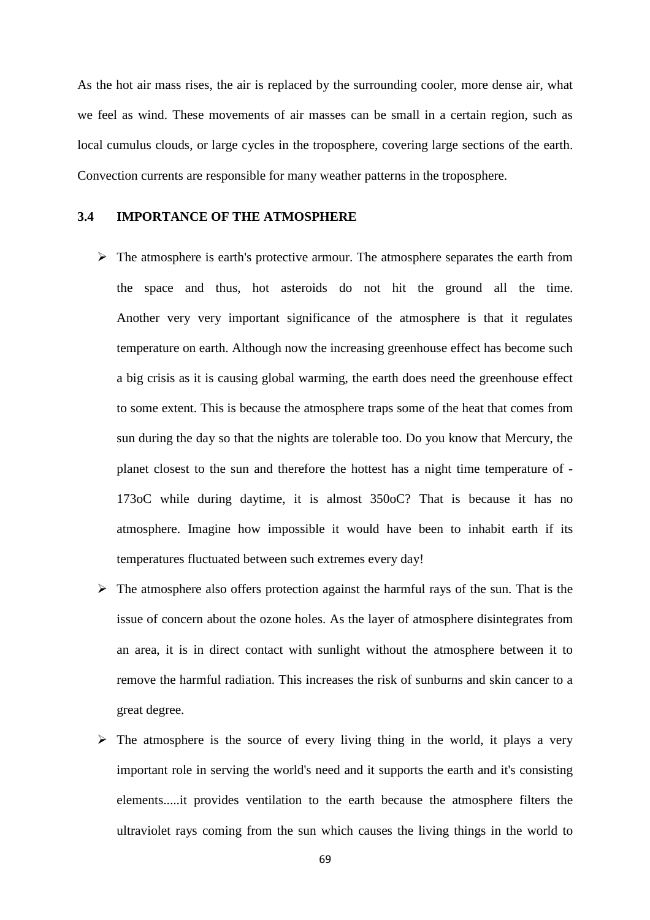As the hot air mass rises, the air is replaced by the surrounding cooler, more dense air, what we feel as wind. These movements of air masses can be small in a certain region, such as local cumulus clouds, or large cycles in the troposphere, covering large sections of the earth. Convection currents are responsible for many weather patterns in the troposphere.

### 3.4 IMPORTANCE OF THE ATMOSPHERE

- The atmosphere is earth's protective armour. The atmosphere separates the earth from the space and thus, hot asteroids do not hit the ground all the time. Another very very important significance of the atmosphere is that it regulates temperature on earth. Although now the increasing greenhouse effect has become such a big crisis as it is causing global warming, the earth does need the greenhouse effect to some extent. This is because the atmosphere traps some of the heat that comes from sun during the day so that the nights are tolerable too. Do you know that Mercury, the planet closest to the sun and therefore the hottest has a night time temperature of -173oC while during daytime, it is almost 350oC? That is because it has no atmosphere. Imagine how impossible it would have been to inhabit earth if its temperatures fluctuated between such extremes every day!
- The atmosphere also offers protection against the harmful rays of the sun. That is the issue of concern about the ozone holes. As the layer of atmosphere disintegrates from an area, it is in direct contact with sunlight without the atmosphere between it to remove the harmful radiation. This increases the risk of sunburns and skin cancer to a great degree.
- The atmosphere is the source of every living thing in the world, it plays a very important role in serving the world's need and it supports the earth and it's consisting elements.....it provides ventilation to the earth because the atmosphere filters the ultraviolet rays coming from the sun which causes the living things in the world to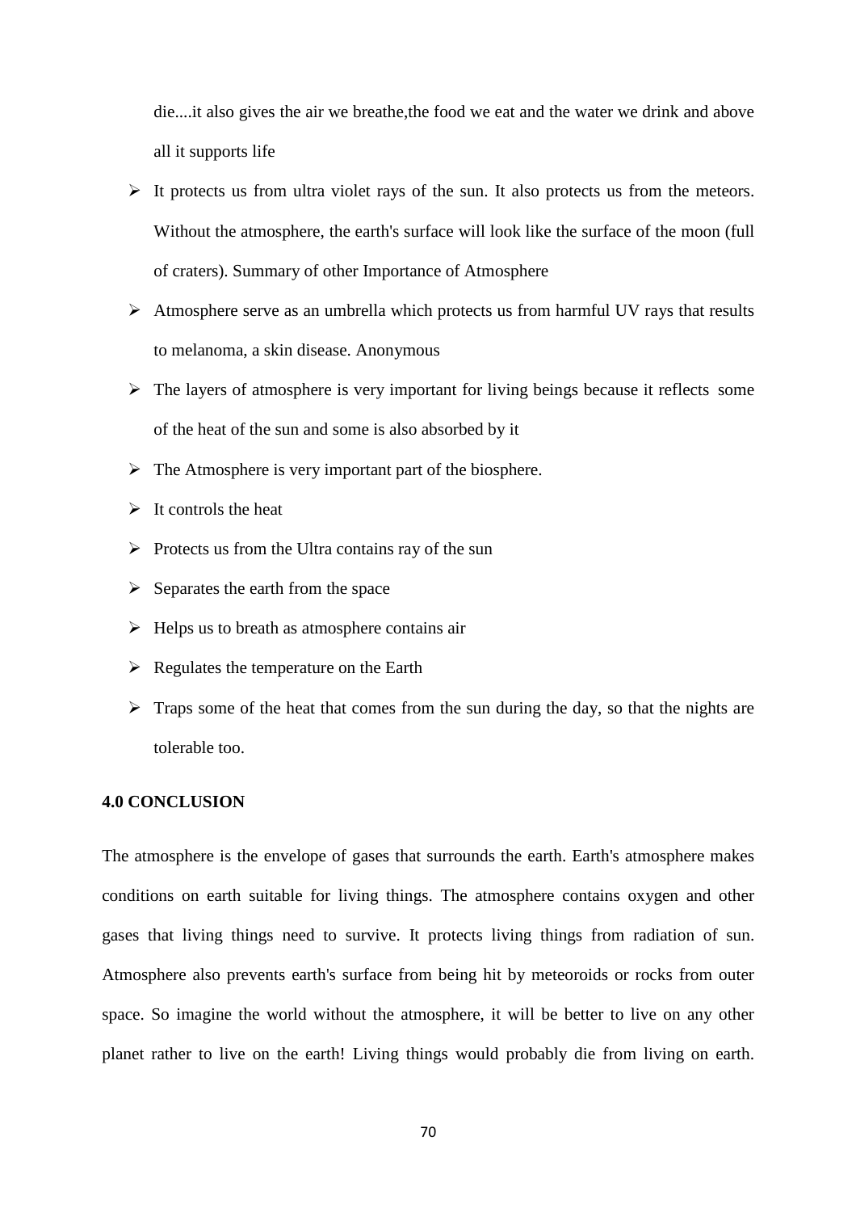die....it also gives the air we breathe,the food we eat and the water we drink and above all it supports life

- It protects us from ultra violet rays of the sun. It also protects us from the meteors. Without the atmosphere, the earth's surface will look like the surface of the moon (full of craters). Summary of other Importance of Atmosphere
- Atmosphere serve as an umbrella which protects us from harmful UV rays that results to melanoma, a skin disease. Anonymous
- The layers of atmosphere is very important for living beings because it reflects some of the heat of the sun and some is also absorbed by it
- The Atmosphere is very important part of the biosphere.
- It controls the heat
- Protects us from the Ultra contains ray of the sun
- Separates the earth from the space
- Helps us to breath as atmosphere contains air
- Regulates the temperature on the Earth
- Traps some of the heat that comes from the sun during the day, so that the nights are tolerable too.

**4.0 CONCLUSION**

The atmosphere is the envelope of gases that surrounds the earth. Earth's atmosphere makes conditions on earth suitable for living things. The atmosphere contains oxygen and other gases that living things need to survive. It protects living things from radiation of sun. Atmosphere also prevents earth's surface from being hit by meteoroids or rocks from outer space. So imagine the world without the atmosphere, it will be better to live on any other planet rather to live on the earth! Living things would probably die from living on earth.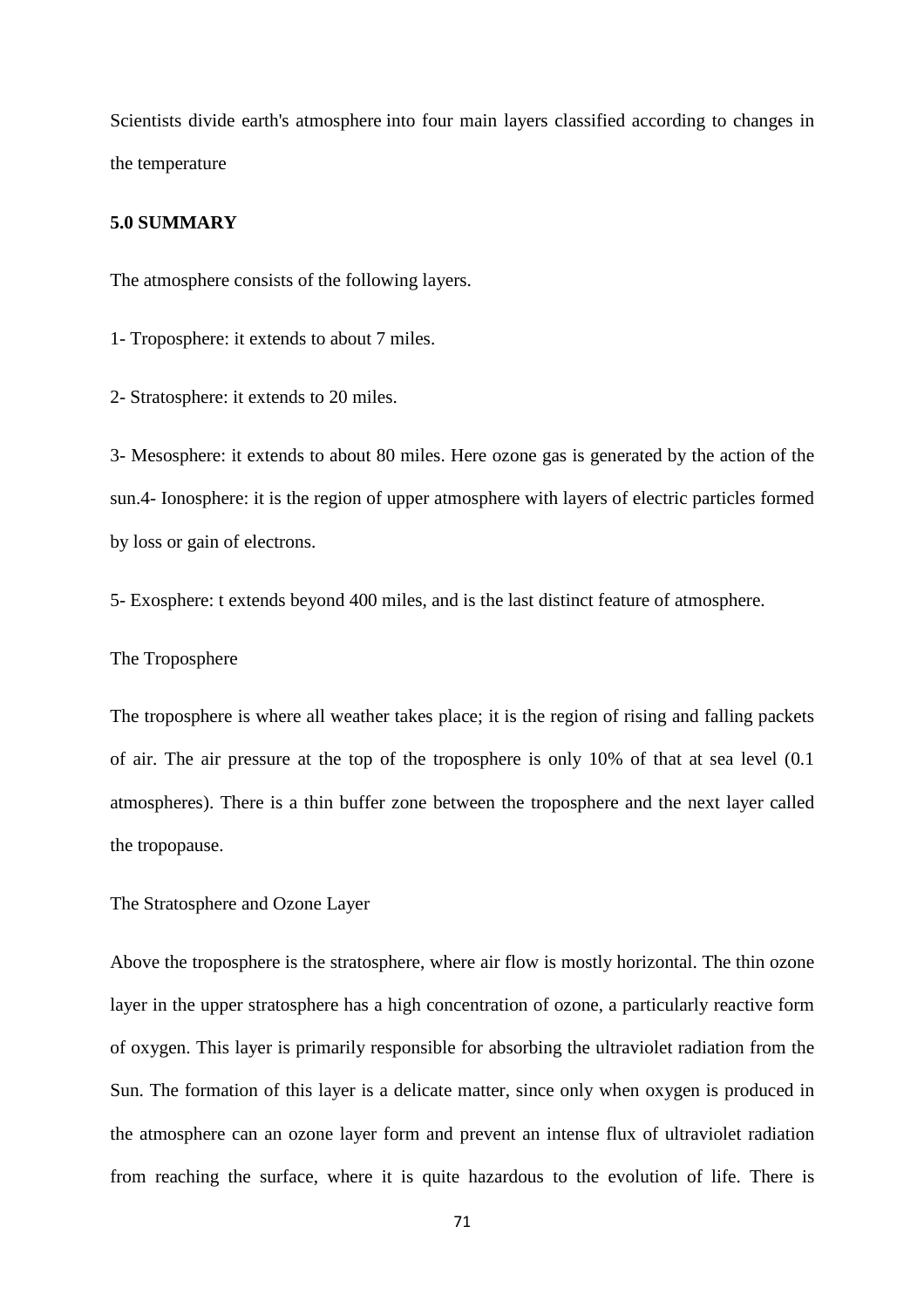Scientists divide earth's atmosphere into four main layers classified according to changes in the temperature

**5.0 SUMMARY**

The atmosphere consists of the following layers.

1- Troposphere: it extends to about 7 miles.

2- Stratosphere: it extends to 20 miles.

3- Mesosphere: it extends to about 80 miles. Here ozone gas is generated by the action of the sun.4- Ionosphere: it is the region of upper atmosphere with layers of electric particles formed by loss or gain of electrons.

5- Exosphere: t extends beyond 400 miles, and is the last distinct feature of atmosphere.

The Troposphere

The troposphere is where all weather takes place; it is the region of rising and falling packets of air. The air pressure at the top of the troposphere is only 10% of that at sea level (0.1 atmospheres). There is a thin buffer zone between the troposphere and the next layer called the tropopause.

The Stratosphere and Ozone Layer

Above the troposphere is the stratosphere, where air flow is mostly horizontal. The thin ozone layer in the upper stratosphere has a high concentration of ozone, a particularly reactive form of oxygen. This layer is primarily responsible for absorbing the ultraviolet radiation from the Sun. The formation of this layer is a delicate matter, since only when oxygen is produced in the atmosphere can an ozone layer form and prevent an intense flux of ultraviolet radiation from reaching the surface, where it is quite hazardous to the evolution of life. There is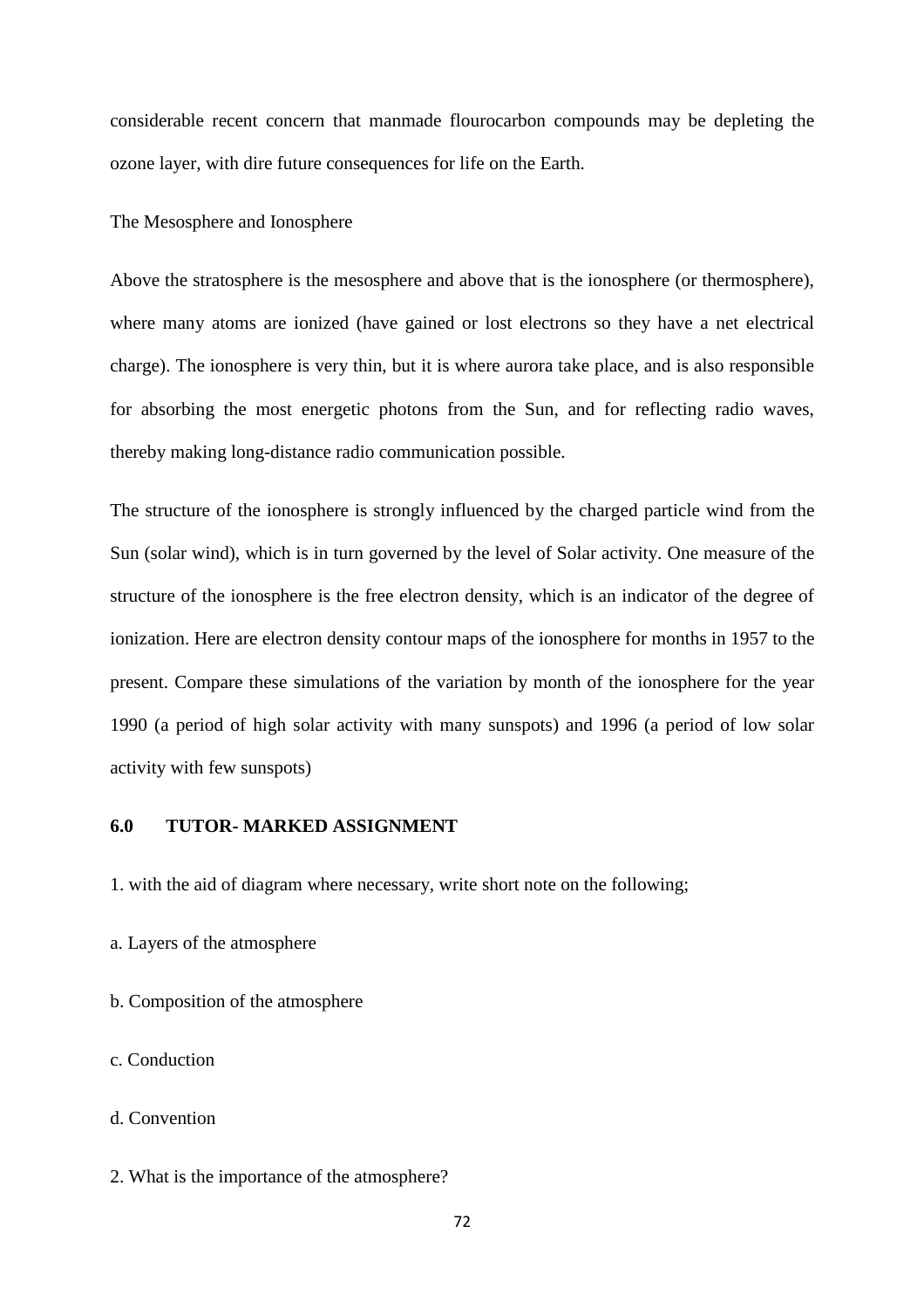considerable recent concern that manmade flourocarbon compounds may be depleting the ozone layer, with dire future consequences for life on the Earth.

The Mesosphere and Ionosphere

Above the stratosphere is the mesosphere and above that is the ionosphere (or thermosphere), where many atoms are ionized (have gained or lost electrons so they have a net electrical charge). The ionosphere is very thin, but it is where aurora take place, and is also responsible for absorbing the most energetic photons from the Sun, and for reflecting radio waves, thereby making long-distance radio communication possible.

The structure of the ionosphere is strongly influenced by the charged particle wind from the Sun (solar wind), which is in turn governed by the level of Solar activity. One measure of the structure of the ionosphere is the free electron density, which is an indicator of the degree of ionization. Here are electron density contour maps of the ionosphere for months in 1957 to the present. Compare these simulations of the variation by month of the ionosphere for the year 1990 (a period of high solar activity with many sunspots) and 1996 (a period of low solar activity with few sunspots)

## 6.0 TUTOR- MARKED ASSIGNMENT

1. with the aid of diagram where necessary, write short note on the following;

a. Layers of the atmosphere

b. Composition of the atmosphere

c. Conduction

d. Convention

2. What is the importance of the atmosphere?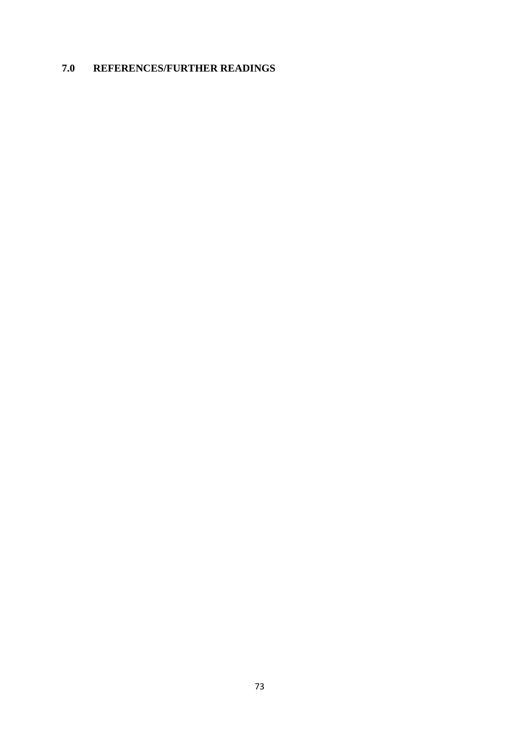## 7.0 REFERENCES/FURTHER READINGS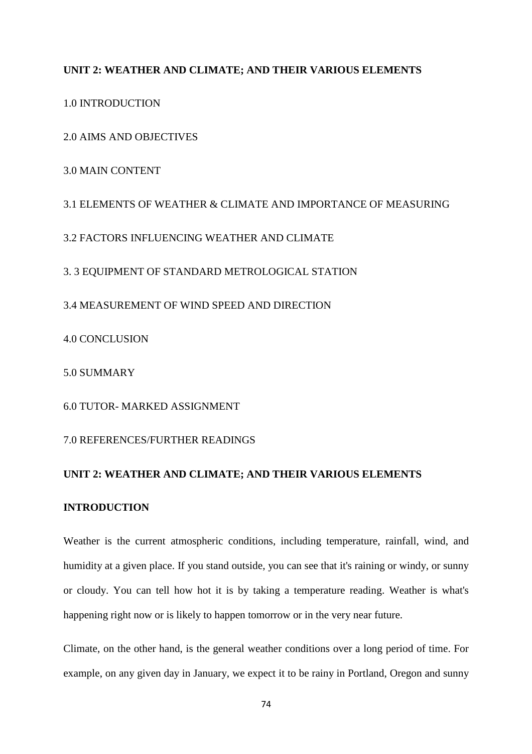## UNIT 2: WEATHER AND CLIMATE; AND THEIR VARIOUS ELEMENTS

1.0 INTRODUCTION

2.0 AIMS AND OBJECTIVES

3.0 MAIN CONTENT

3.1 ELEMENTS OF WEATHER & CLIMATE AND IMPORTANCE OF MEASURING

3.2 FACTORS INFLUENCING WEATHER AND CLIMATE

3. 3 EQUIPMENT OF STANDARD METROLOGICAL STATION

3.4 MEASUREMENT OF WIND SPEED AND DIRECTION

4.0 CONCLUSION

5.0 SUMMARY

6.0 TUTOR- MARKED ASSIGNMENT

7.0 REFERENCES/FURTHER READINGS

## UNIT 2: WEATHER AND CLIMATE; AND THEIR VARIOUS ELEMENTS

### INTRODUCTION

Weather is the current atmospheric conditions, including temperature, rainfall, wind, and humidity at a given place. If you stand outside, you can see that it's raining or windy, or sunny or cloudy. You can tell how hot it is by taking a temperature reading. Weather is what's happening right now or is likely to happen tomorrow or in the very near future.

Climate, on the other hand, is the general weather conditions over a long period of time. For example, on any given day in January, we expect it to be rainy in Portland, Oregon and sunny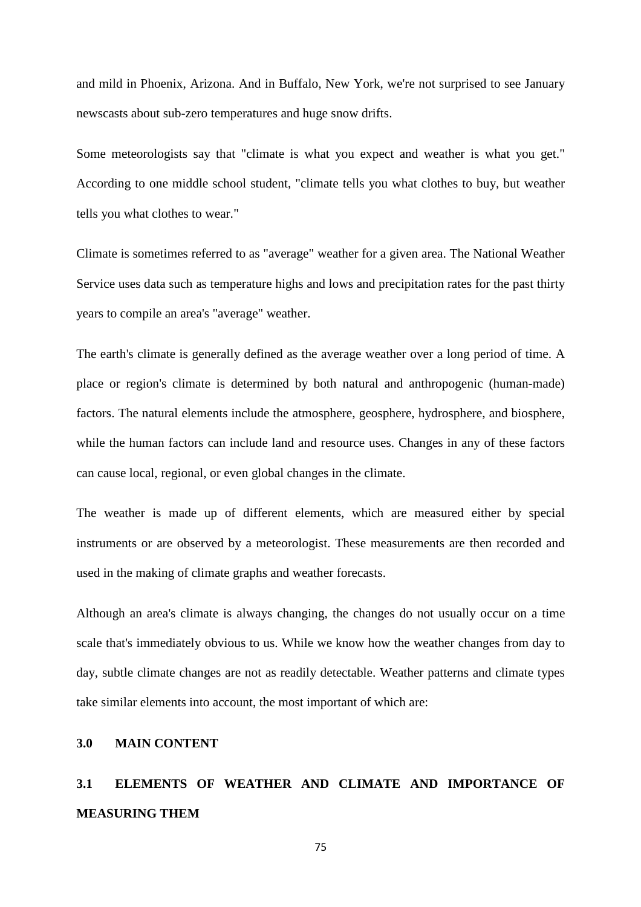and mild in Phoenix, Arizona. And in Buffalo, New York, we're not surprised to see January newscasts about sub-zero temperatures and huge snow drifts.

Some meteorologists say that "climate is what you expect and weather is what you get." According to one middle school student, "climate tells you what clothes to buy, but weather tells you what clothes to wear."

Climate is sometimes referred to as "average" weather for a given area. The National Weather Service uses data such as temperature highs and lows and precipitation rates for the past thirty years to compile an area's "average" weather.

The earth's climate is generally defined as the average weather over a long period of time. A place or region's climate is determined by both natural and anthropogenic (human-made) factors. The natural elements include the atmosphere, geosphere, hydrosphere, and biosphere, while the human factors can include land and resource uses. Changes in any of these factors can cause local, regional, or even global changes in the climate.

The weather is made up of different elements, which are measured either by special instruments or are observed by a meteorologist. These measurements are then recorded and used in the making of climate graphs and weather forecasts.

Although an area's climate is always changing, the changes do not usually occur on a time scale that's immediately obvious to us. While we know how the weather changes from day to day, subtle climate changes are not as readily detectable. Weather patterns and climate types take similar elements into account, the most important of which are:

## 3.0 MAIN CONTENT

### 3.1 ELEMENTS OF WEATHER AND CLIMATE AND IMPORTANCE OF MEASURING THEM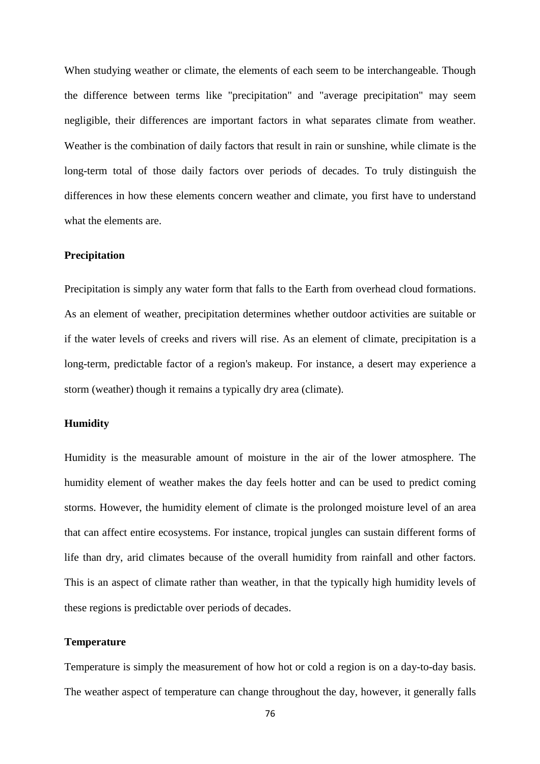When studying weather or climate, the elements of each seem to be interchangeable. Though the difference between terms like "precipitation" and "average precipitation" may seem negligible, their differences are important factors in what separates climate from weather. Weather is the combination of daily factors that result in rain or sunshine, while climate is the long-term total of those daily factors over periods of decades. To truly distinguish the differences in how these elements concern weather and climate, you first have to understand what the elements are.

**Precipitation**

Precipitation is simply any water form that falls to the Earth from overhead cloud formations. As an element of weather, precipitation determines whether outdoor activities are suitable or if the water levels of creeks and rivers will rise. As an element of climate, precipitation is a long-term, predictable factor of a region's makeup. For instance, a desert may experience a storm (weather) though it remains a typically dry area (climate).

**Humidity**

Humidity is the measurable amount of moisture in the air of the lower atmosphere. The humidity element of weather makes the day feels hotter and can be used to predict coming storms. However, the humidity element of climate is the prolonged moisture level of an area that can affect entire ecosystems. For instance, tropical jungles can sustain different forms of life than dry, arid climates because of the overall humidity from rainfall and other factors. This is an aspect of climate rather than weather, in that the typically high humidity levels of these regions is predictable over periods of decades.

**Temperature**

Temperature is simply the measurement of how hot or cold a region is on a day-to-day basis. The weather aspect of temperature can change throughout the day, however, it generally falls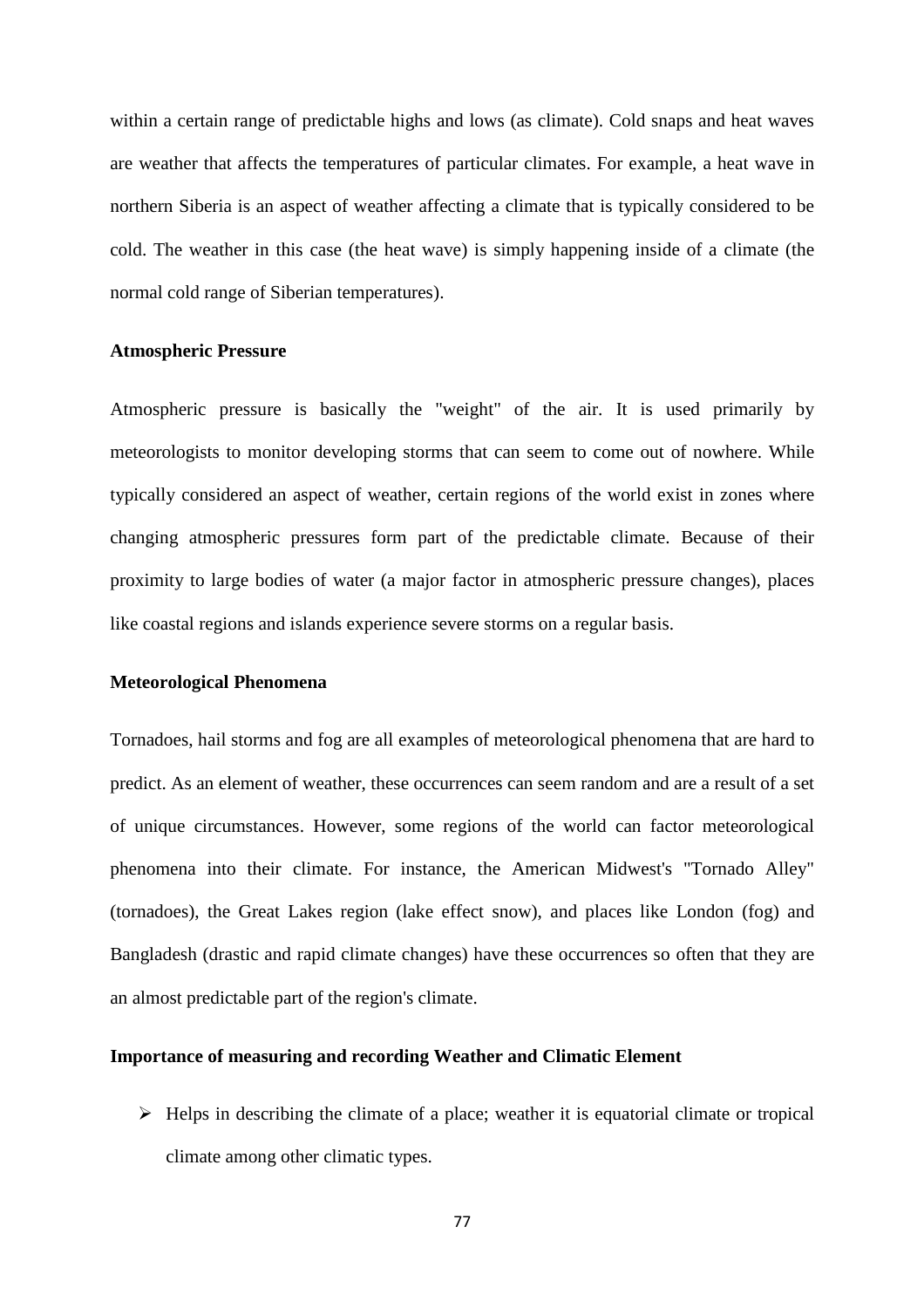within a certain range of predictable highs and lows (as climate). Cold snaps and heat waves are weather that affects the temperatures of particular climates. For example, a heat wave in northern Siberia is an aspect of weather affecting a climate that is typically considered to be cold. The weather in this case (the heat wave) is simply happening inside of a climate (the normal cold range of Siberian temperatures).

**Atmospheric Pressure**

Atmospheric pressure is basically the "weight" of the air. It is used primarily by meteorologists to monitor developing storms that can seem to come out of nowhere. While typically considered an aspect of weather, certain regions of the world exist in zones where changing atmospheric pressures form part of the predictable climate. Because of their proximity to large bodies of water (a major factor in atmospheric pressure changes), places like coastal regions and islands experience severe storms on a regular basis.

**Meteorological Phenomena**

Tornadoes, hail storms and fog are all examples of meteorological phenomena that are hard to predict. As an element of weather, these occurrences can seem random and are a result of a set of unique circumstances. However, some regions of the world can factor meteorological phenomena into their climate. For instance, the American Midwest's "Tornado Alley" (tornadoes), the Great Lakes region (lake effect snow), and places like London (fog) and Bangladesh (drastic and rapid climate changes) have these occurrences so often that they are an almost predictable part of the region's climate.

**Importance of measuring and recording Weather and Climatic Element**

- Helps in describing the climate of a place; weather it is equatorial climate or tropical climate among other climatic types.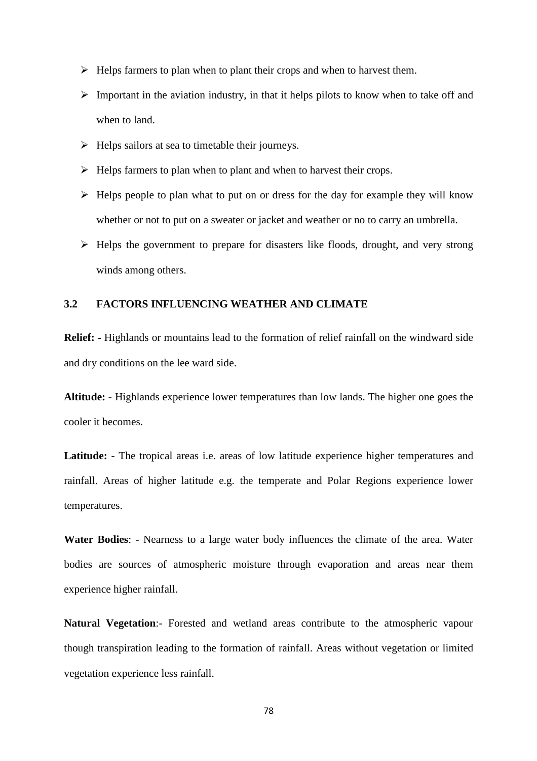- Helps farmers to plan when to plant their crops and when to harvest them.
- Important in the aviation industry, in that it helps pilots to know when to take off and when to land.
- Helps sailors at sea to timetable their journeys.
- Helps farmers to plan when to plant and when to harvest their crops.
- Helps people to plan what to put on or dress for the day for example they will know whether or not to put on a sweater or jacket and weather or no to carry an umbrella.
- Helps the government to prepare for disasters like floods, drought, and very strong winds among others.

### 3.2 FACTORS INFLUENCING WEATHER AND CLIMATE

**Relief: -** Highlands or mountains lead to the formation of relief rainfall on the windward side and dry conditions on the lee ward side.

**Altitude:** - Highlands experience lower temperatures than low lands. The higher one goes the cooler it becomes.

**Latitude:** - The tropical areas i.e. areas of low latitude experience higher temperatures and rainfall. Areas of higher latitude e.g. the temperate and Polar Regions experience lower temperatures.

**Water Bodies**: - Nearness to a large water body influences the climate of the area. Water bodies are sources of atmospheric moisture through evaporation and areas near them experience higher rainfall.

**Natural Vegetation**:- Forested and wetland areas contribute to the atmospheric vapour though transpiration leading to the formation of rainfall. Areas without vegetation or limited vegetation experience less rainfall.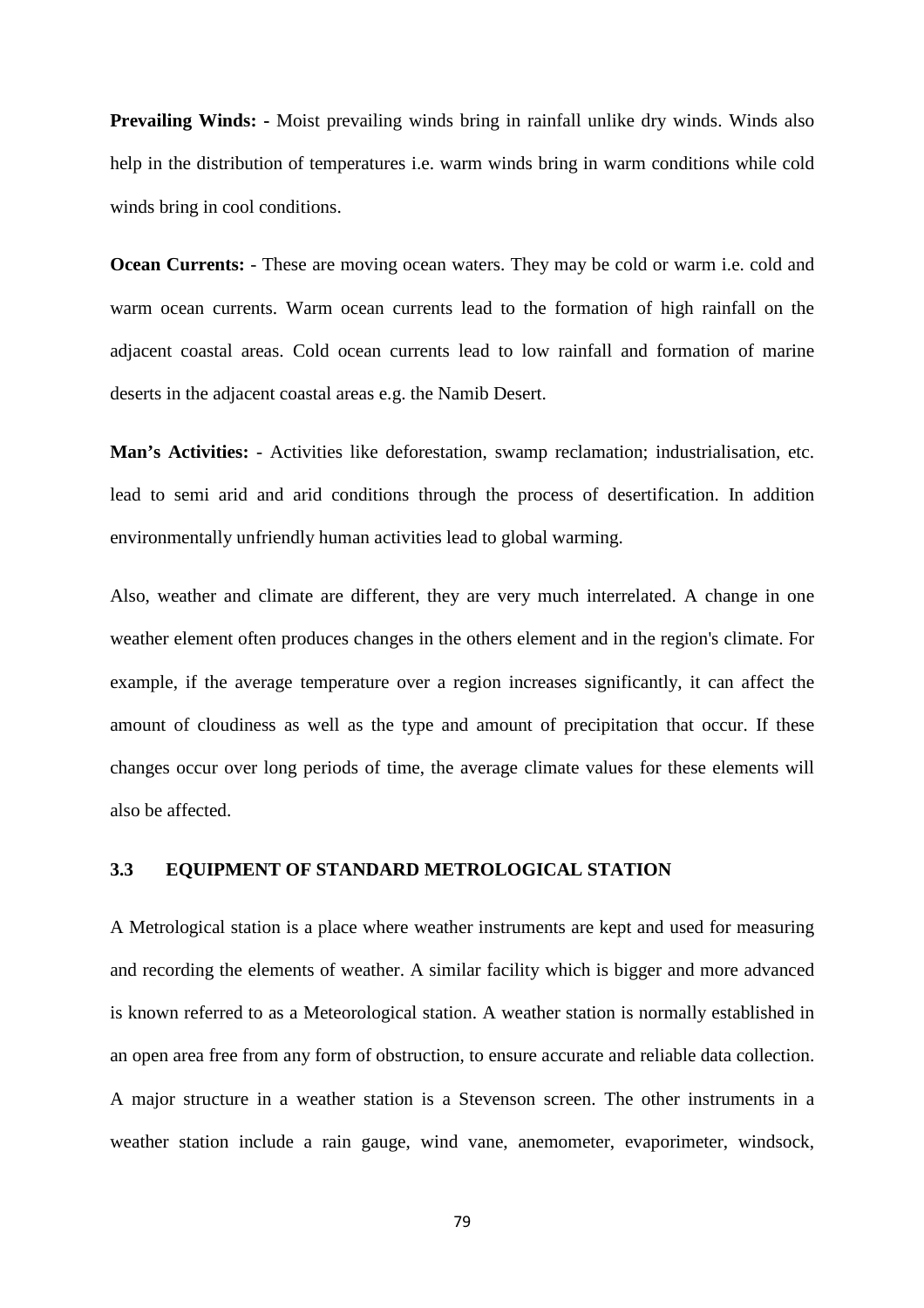**Prevailing Winds:** - Moist prevailing winds bring in rainfall unlike dry winds. Winds also help in the distribution of temperatures i.e. warm winds bring in warm conditions while cold winds bring in cool conditions.

**Ocean Currents:** - These are moving ocean waters. They may be cold or warm i.e. cold and warm ocean currents. Warm ocean currents lead to the formation of high rainfall on the adjacent coastal areas. Cold ocean currents lead to low rainfall and formation of marine deserts in the adjacent coastal areas e.g. the Namib Desert.

**Man's Activities:** - Activities like deforestation, swamp reclamation; industrialisation, etc. lead to semi arid and arid conditions through the process of desertification. In addition environmentally unfriendly human activities lead to global warming.

Also, weather and climate are different, they are very much interrelated. A change in one weather element often produces changes in the others element and in the region's climate. For example, if the average temperature over a region increases significantly, it can affect the amount of cloudiness as well as the type and amount of precipitation that occur. If these changes occur over long periods of time, the average climate values for these elements will also be affected.

### 3.3 EQUIPMENT OF STANDARD METROLOGICAL STATION

A Metrological station is a place where weather instruments are kept and used for measuring and recording the elements of weather. A similar facility which is bigger and more advanced is known referred to as a Meteorological station. A weather station is normally established in an open area free from any form of obstruction, to ensure accurate and reliable data collection. A major structure in a weather station is a Stevenson screen. The other instruments in a weather station include a rain gauge, wind vane, anemometer, evaporimeter, windsock,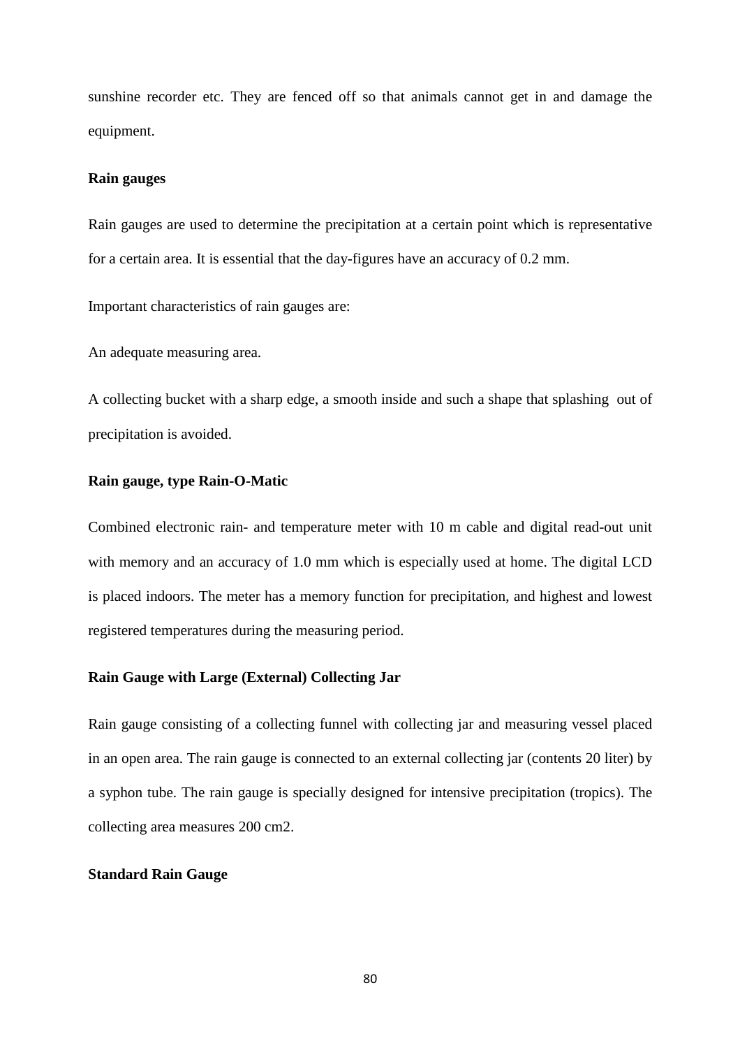sunshine recorder etc. They are fenced off so that animals cannot get in and damage the equipment.

**Rain gauges**

Rain gauges are used to determine the precipitation at a certain point which is representative for a certain area. It is essential that the day-figures have an accuracy of 0.2 mm.

Important characteristics of rain gauges are:

An adequate measuring area.

A collecting bucket with a sharp edge, a smooth inside and such a shape that splashing out of precipitation is avoided.

**Rain gauge, type Rain-O-Matic**

Combined electronic rain- and temperature meter with 10 m cable and digital read-out unit with memory and an accuracy of 1.0 mm which is especially used at home. The digital LCD is placed indoors. The meter has a memory function for precipitation, and highest and lowest registered temperatures during the measuring period.

**Rain Gauge with Large (External) Collecting Jar**

Rain gauge consisting of a collecting funnel with collecting jar and measuring vessel placed in an open area. The rain gauge is connected to an external collecting jar (contents 20 liter) by a syphon tube. The rain gauge is specially designed for intensive precipitation (tropics). The collecting area measures 200 cm2.

**Standard Rain Gauge**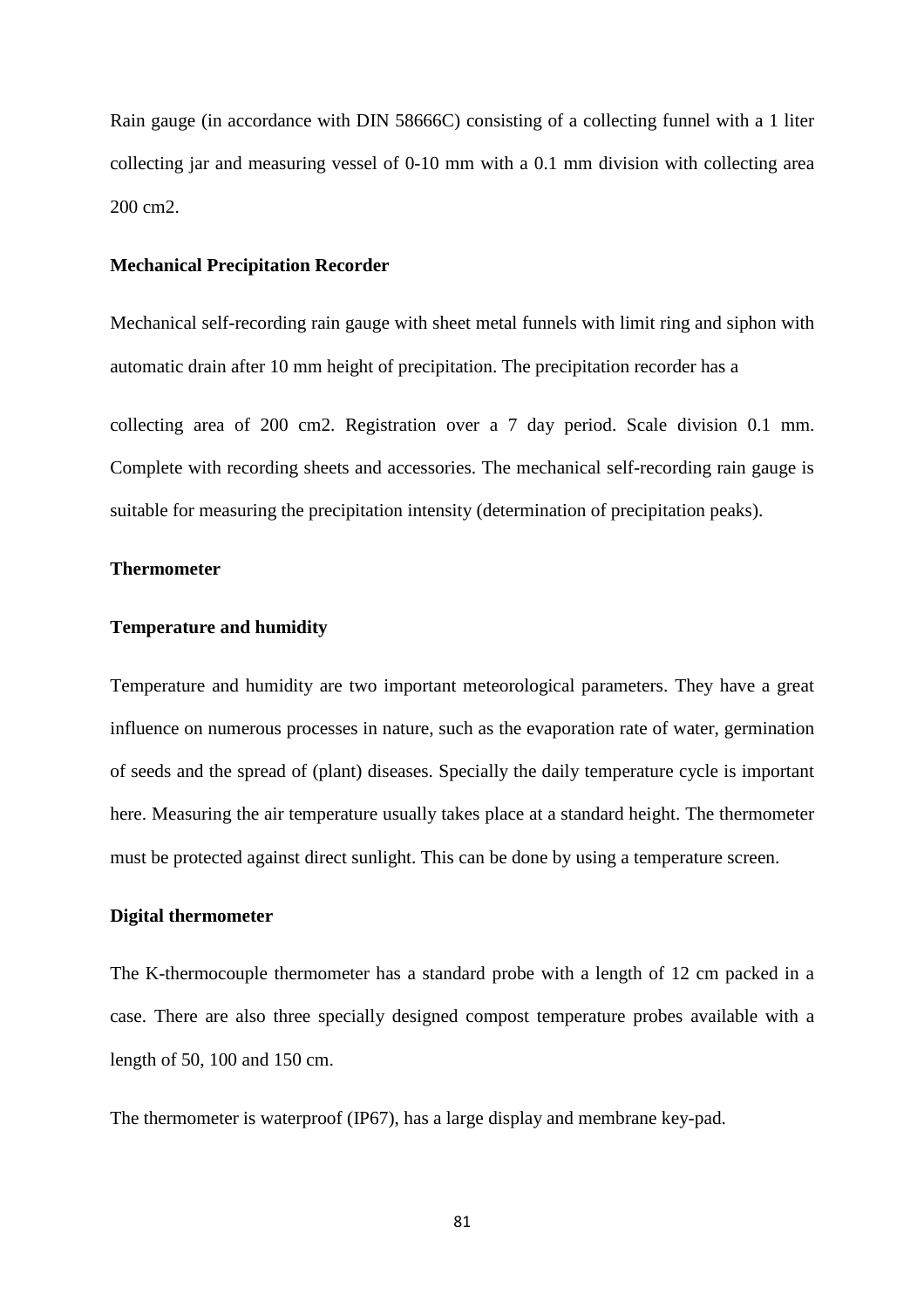Rain gauge (in accordance with DIN 58666C) consisting of a collecting funnel with a 1 liter collecting jar and measuring vessel of 0-10 mm with a 0.1 mm division with collecting area 200 cm2.

**Mechanical Precipitation Recorder**

Mechanical self-recording rain gauge with sheet metal funnels with limit ring and siphon with automatic drain after 10 mm height of precipitation. The precipitation recorder has a

collecting area of 200 cm2. Registration over a 7 day period. Scale division 0.1 mm. Complete with recording sheets and accessories. The mechanical self-recording rain gauge is suitable for measuring the precipitation intensity (determination of precipitation peaks).

**Thermometer**

**Temperature and humidity**

Temperature and humidity are two important meteorological parameters. They have a great influence on numerous processes in nature, such as the evaporation rate of water, germination of seeds and the spread of (plant) diseases. Specially the daily temperature cycle is important here. Measuring the air temperature usually takes place at a standard height. The thermometer must be protected against direct sunlight. This can be done by using a temperature screen.

**Digital thermometer**

The K-thermocouple thermometer has a standard probe with a length of 12 cm packed in a case. There are also three specially designed compost temperature probes available with a length of 50, 100 and 150 cm.

The thermometer is waterproof (IP67), has a large display and membrane key-pad.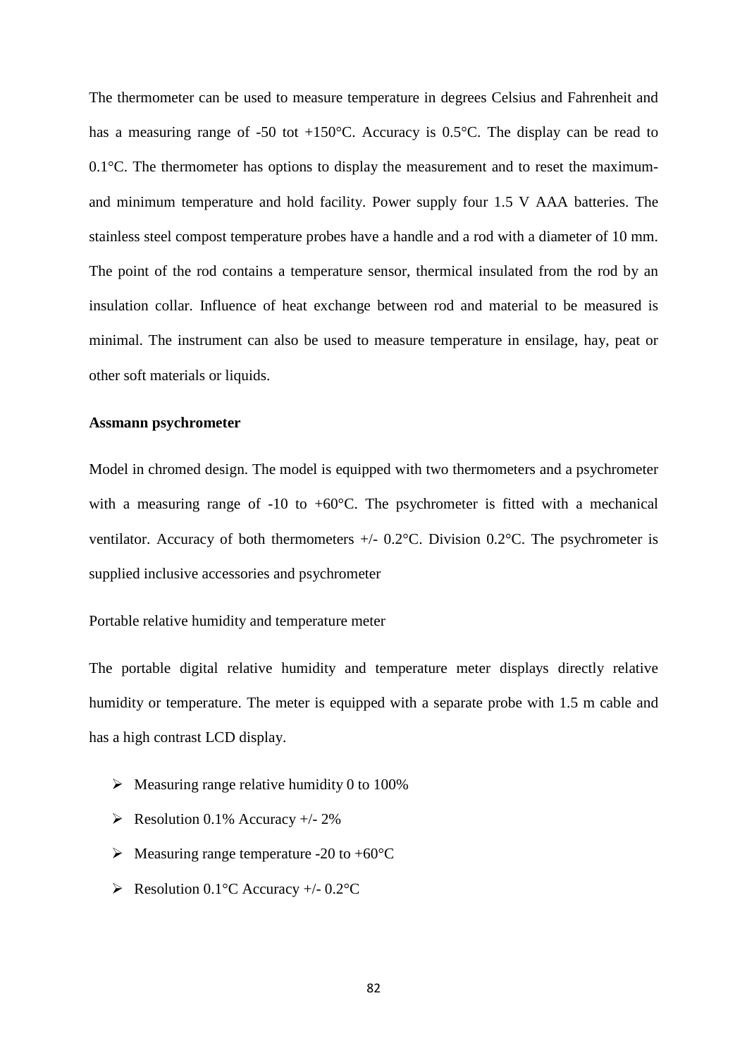The thermometer can be used to measure temperature in degrees Celsius and Fahrenheit and has a measuring range of -50 tot +150°C. Accuracy is 0.5°C. The display can be read to 0.1°C. The thermometer has options to display the measurement and to reset the maximum- and minimum temperature and hold facility. Power supply four 1.5 V AAA batteries. The stainless steel compost temperature probes have a handle and a rod with a diameter of 10 mm. The point of the rod contains a temperature sensor, thermical insulated from the rod by an insulation collar. Influence of heat exchange between rod and material to be measured is minimal. The instrument can also be used to measure temperature in ensilage, hay, peat or other soft materials or liquids.

**Assmann psychrometer**

Model in chromed design. The model is equipped with two thermometers and a psychrometer with a measuring range of -10 to +60°C. The psychrometer is fitted with a mechanical ventilator. Accuracy of both thermometers +/- 0.2°C. Division 0.2°C. The psychrometer is supplied inclusive accessories and psychrometer

Portable relative humidity and temperature meter

The portable digital relative humidity and temperature meter displays directly relative humidity or temperature. The meter is equipped with a separate probe with 1.5 m cable and has a high contrast LCD display.

- Measuring range relative humidity 0 to 100%
- Resolution 0.1% Accuracy +/- 2%
- Measuring range temperature -20 to +60°C
- Resolution 0.1°C Accuracy +/- 0.2°C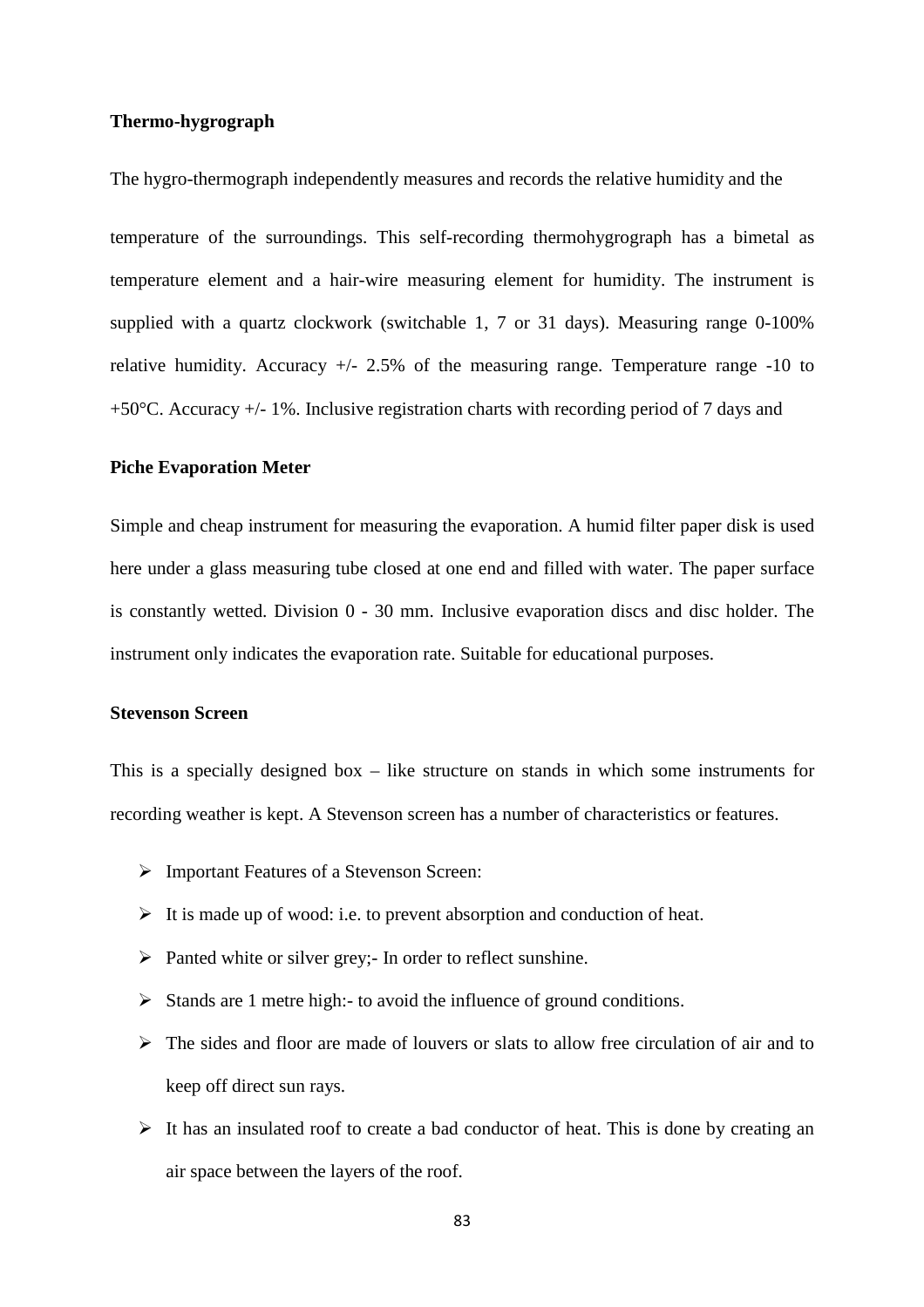**Thermo-hygrograph**

The hygro-thermograph independently measures and records the relative humidity and the

temperature of the surroundings. This self-recording thermohygrograph has a bimetal as temperature element and a hair-wire measuring element for humidity. The instrument is supplied with a quartz clockwork (switchable 1, 7 or 31 days). Measuring range 0-100% relative humidity. Accuracy +/- 2.5% of the measuring range. Temperature range -10 to +50°C. Accuracy +/- 1%. Inclusive registration charts with recording period of 7 days and

**Piche Evaporation Meter**

Simple and cheap instrument for measuring the evaporation. A humid filter paper disk is used here under a glass measuring tube closed at one end and filled with water. The paper surface is constantly wetted. Division 0 - 30 mm. Inclusive evaporation discs and disc holder. The instrument only indicates the evaporation rate. Suitable for educational purposes.

**Stevenson Screen**

This is a specially designed box – like structure on stands in which some instruments for recording weather is kept. A Stevenson screen has a number of characteristics or features.

- Important Features of a Stevenson Screen:
- It is made up of wood: i.e. to prevent absorption and conduction of heat.
- Panted white or silver grey;- In order to reflect sunshine.
- Stands are 1 metre high:- to avoid the influence of ground conditions.
- The sides and floor are made of louvers or slats to allow free circulation of air and to keep off direct sun rays.
- It has an insulated roof to create a bad conductor of heat. This is done by creating an air space between the layers of the roof.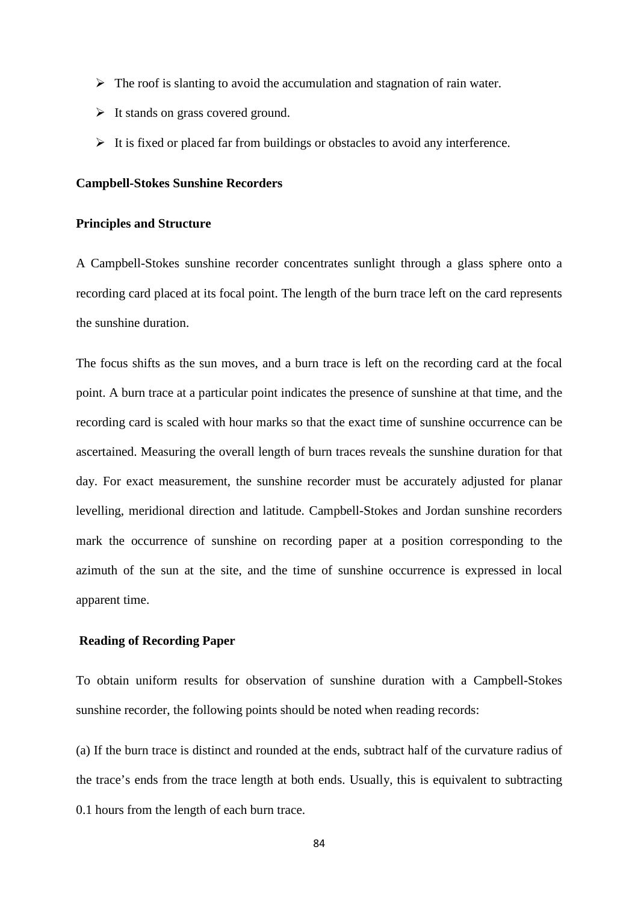- The roof is slanting to avoid the accumulation and stagnation of rain water.
- It stands on grass covered ground.
- It is fixed or placed far from buildings or obstacles to avoid any interference.

**Campbell-Stokes Sunshine Recorders**

**Principles and Structure**

A Campbell-Stokes sunshine recorder concentrates sunlight through a glass sphere onto a recording card placed at its focal point. The length of the burn trace left on the card represents the sunshine duration.

The focus shifts as the sun moves, and a burn trace is left on the recording card at the focal point. A burn trace at a particular point indicates the presence of sunshine at that time, and the recording card is scaled with hour marks so that the exact time of sunshine occurrence can be ascertained. Measuring the overall length of burn traces reveals the sunshine duration for that day. For exact measurement, the sunshine recorder must be accurately adjusted for planar levelling, meridional direction and latitude. Campbell-Stokes and Jordan sunshine recorders mark the occurrence of sunshine on recording paper at a position corresponding to the azimuth of the sun at the site, and the time of sunshine occurrence is expressed in local apparent time.

**Reading of Recording Paper**

To obtain uniform results for observation of sunshine duration with a Campbell-Stokes sunshine recorder, the following points should be noted when reading records:

(a) If the burn trace is distinct and rounded at the ends, subtract half of the curvature radius of the trace's ends from the trace length at both ends. Usually, this is equivalent to subtracting 0.1 hours from the length of each burn trace.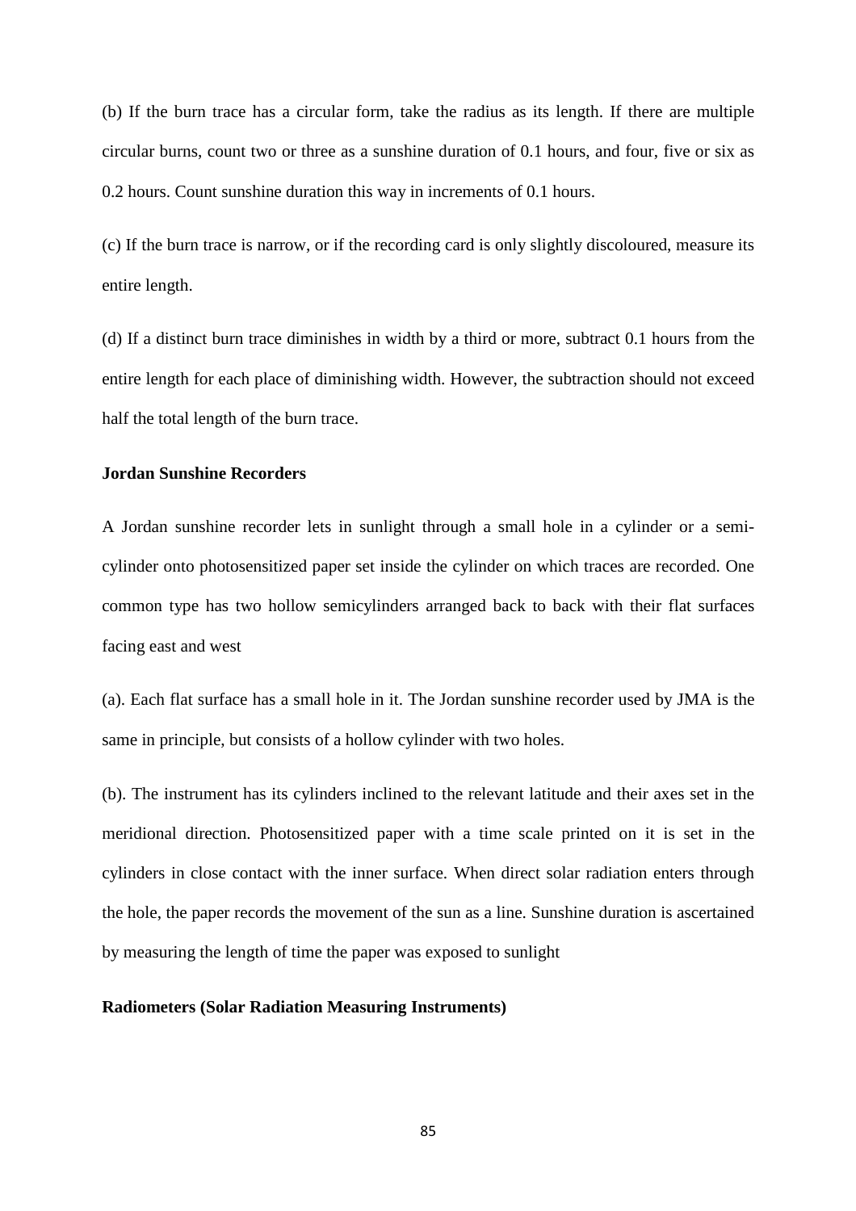(b) If the burn trace has a circular form, take the radius as its length. If there are multiple circular burns, count two or three as a sunshine duration of 0.1 hours, and four, five or six as 0.2 hours. Count sunshine duration this way in increments of 0.1 hours.

(c) If the burn trace is narrow, or if the recording card is only slightly discoloured, measure its entire length.

(d) If a distinct burn trace diminishes in width by a third or more, subtract 0.1 hours from the entire length for each place of diminishing width. However, the subtraction should not exceed half the total length of the burn trace.

**Jordan Sunshine Recorders**

A Jordan sunshine recorder lets in sunlight through a small hole in a cylinder or a semi-cylinder onto photosensitized paper set inside the cylinder on which traces are recorded. One common type has two hollow semicylinders arranged back to back with their flat surfaces facing east and west

(a). Each flat surface has a small hole in it. The Jordan sunshine recorder used by JMA is the same in principle, but consists of a hollow cylinder with two holes.

(b). The instrument has its cylinders inclined to the relevant latitude and their axes set in the meridional direction. Photosensitized paper with a time scale printed on it is set in the cylinders in close contact with the inner surface. When direct solar radiation enters through the hole, the paper records the movement of the sun as a line. Sunshine duration is ascertained by measuring the length of time the paper was exposed to sunlight

**Radiometers (Solar Radiation Measuring Instruments)**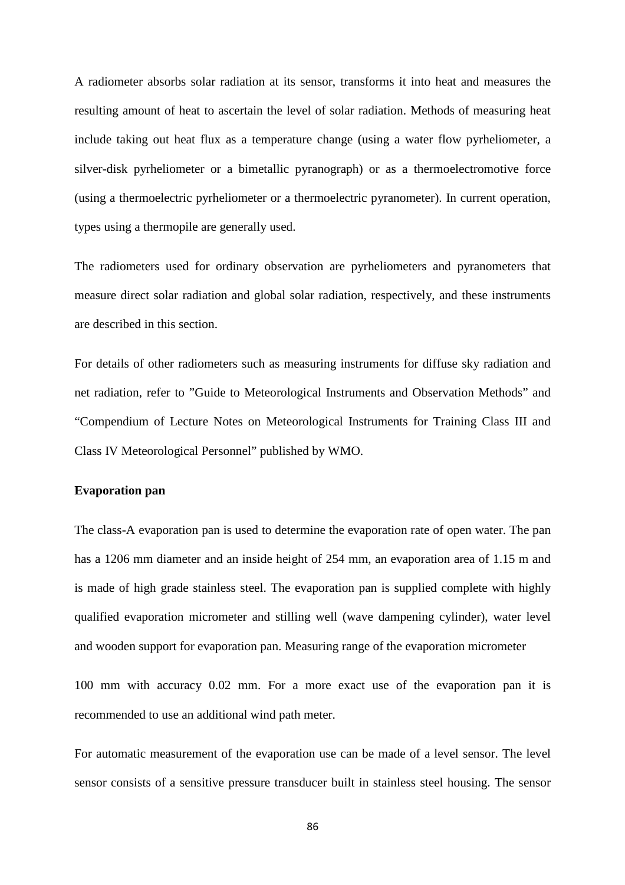A radiometer absorbs solar radiation at its sensor, transforms it into heat and measures the resulting amount of heat to ascertain the level of solar radiation. Methods of measuring heat include taking out heat flux as a temperature change (using a water flow pyrheliometer, a silver-disk pyrheliometer or a bimetallic pyranograph) or as a thermoelectromotive force (using a thermoelectric pyrheliometer or a thermoelectric pyranometer). In current operation, types using a thermopile are generally used.

The radiometers used for ordinary observation are pyrheliometers and pyranometers that measure direct solar radiation and global solar radiation, respectively, and these instruments are described in this section.

For details of other radiometers such as measuring instruments for diffuse sky radiation and net radiation, refer to ”Guide to Meteorological Instruments and Observation Methods” and “Compendium of Lecture Notes on Meteorological Instruments for Training Class III and Class IV Meteorological Personnel” published by WMO.

**Evaporation pan**

The class-A evaporation pan is used to determine the evaporation rate of open water. The pan has a 1206 mm diameter and an inside height of 254 mm, an evaporation area of 1.15 m and is made of high grade stainless steel. The evaporation pan is supplied complete with highly qualified evaporation micrometer and stilling well (wave dampening cylinder), water level and wooden support for evaporation pan. Measuring range of the evaporation micrometer

100 mm with accuracy 0.02 mm. For a more exact use of the evaporation pan it is recommended to use an additional wind path meter.

For automatic measurement of the evaporation use can be made of a level sensor. The level sensor consists of a sensitive pressure transducer built in stainless steel housing. The sensor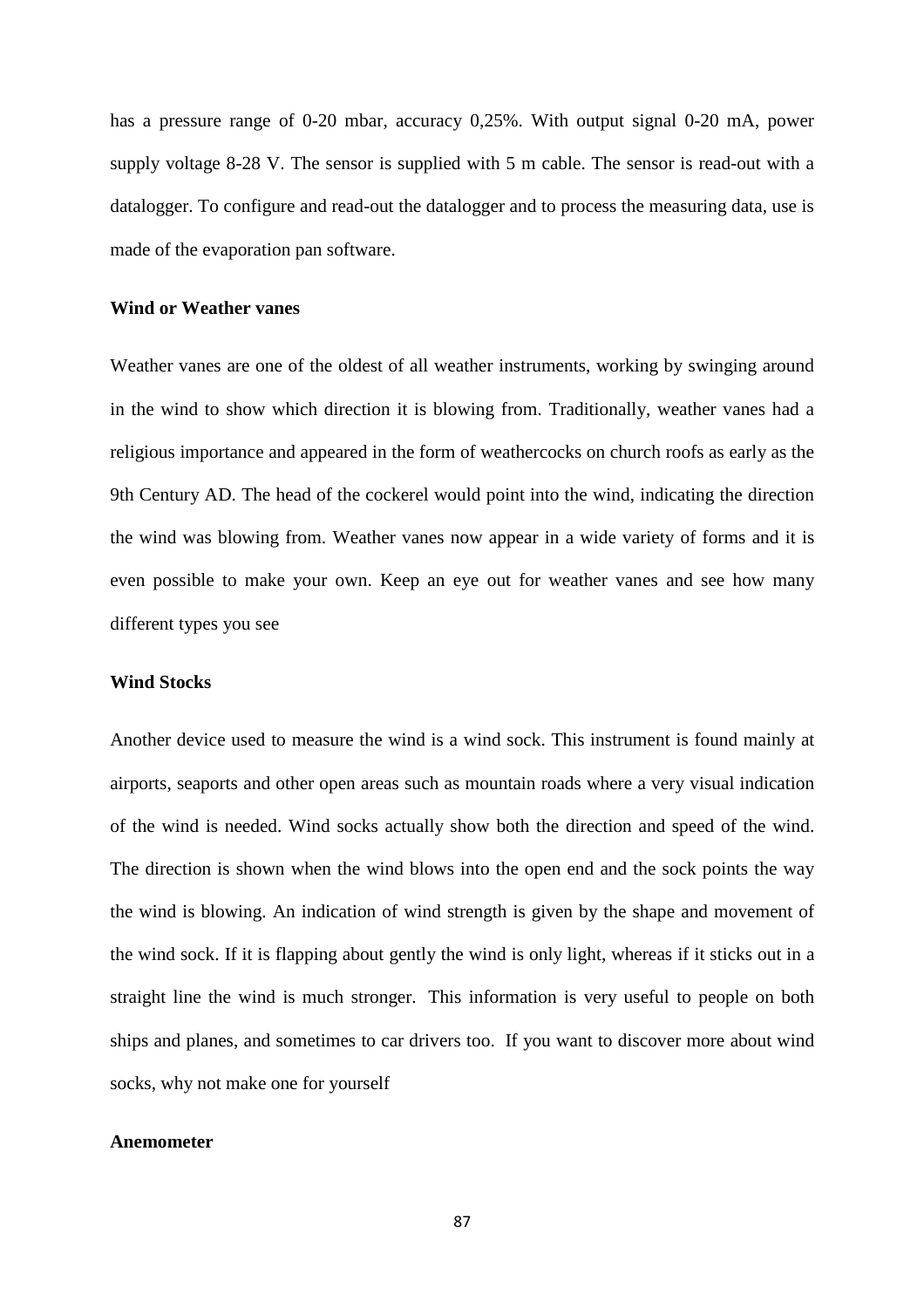has a pressure range of 0-20 mbar, accuracy 0,25%. With output signal 0-20 mA, power supply voltage 8-28 V. The sensor is supplied with 5 m cable. The sensor is read-out with a datalogger. To configure and read-out the datalogger and to process the measuring data, use is made of the evaporation pan software.

**Wind or Weather vanes**

Weather vanes are one of the oldest of all weather instruments, working by swinging around in the wind to show which direction it is blowing from. Traditionally, weather vanes had a religious importance and appeared in the form of weathercocks on church roofs as early as the 9th Century AD. The head of the cockerel would point into the wind, indicating the direction the wind was blowing from. Weather vanes now appear in a wide variety of forms and it is even possible to make your own. Keep an eye out for weather vanes and see how many different types you see

**Wind Stocks**

Another device used to measure the wind is a wind sock. This instrument is found mainly at airports, seaports and other open areas such as mountain roads where a very visual indication of the wind is needed. Wind socks actually show both the direction and speed of the wind. The direction is shown when the wind blows into the open end and the sock points the way the wind is blowing. An indication of wind strength is given by the shape and movement of the wind sock. If it is flapping about gently the wind is only light, whereas if it sticks out in a straight line the wind is much stronger. This information is very useful to people on both ships and planes, and sometimes to car drivers too. If you want to discover more about wind socks, why not make one for yourself

**Anemometer**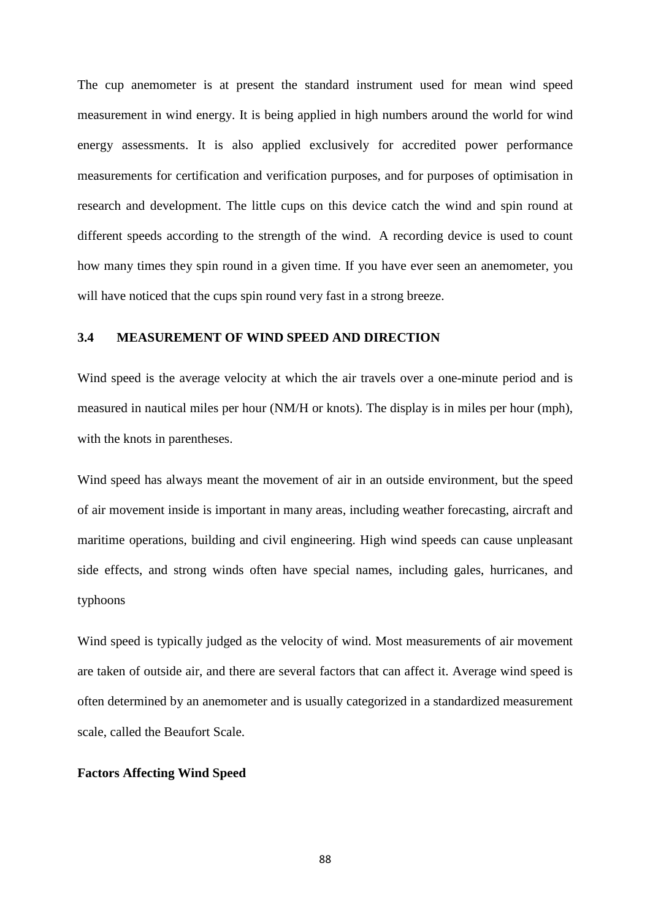The cup anemometer is at present the standard instrument used for mean wind speed measurement in wind energy. It is being applied in high numbers around the world for wind energy assessments. It is also applied exclusively for accredited power performance measurements for certification and verification purposes, and for purposes of optimisation in research and development. The little cups on this device catch the wind and spin round at different speeds according to the strength of the wind. A recording device is used to count how many times they spin round in a given time. If you have ever seen an anemometer, you will have noticed that the cups spin round very fast in a strong breeze.

## 3.4 MEASUREMENT OF WIND SPEED AND DIRECTION

Wind speed is the average velocity at which the air travels over a one-minute period and is measured in nautical miles per hour (NM/H or knots). The display is in miles per hour (mph), with the knots in parentheses.

Wind speed has always meant the movement of air in an outside environment, but the speed of air movement inside is important in many areas, including weather forecasting, aircraft and maritime operations, building and civil engineering. High wind speeds can cause unpleasant side effects, and strong winds often have special names, including gales, hurricanes, and typhoons

Wind speed is typically judged as the velocity of wind. Most measurements of air movement are taken of outside air, and there are several factors that can affect it. Average wind speed is often determined by an anemometer and is usually categorized in a standardized measurement scale, called the Beaufort Scale.

**Factors Affecting Wind Speed**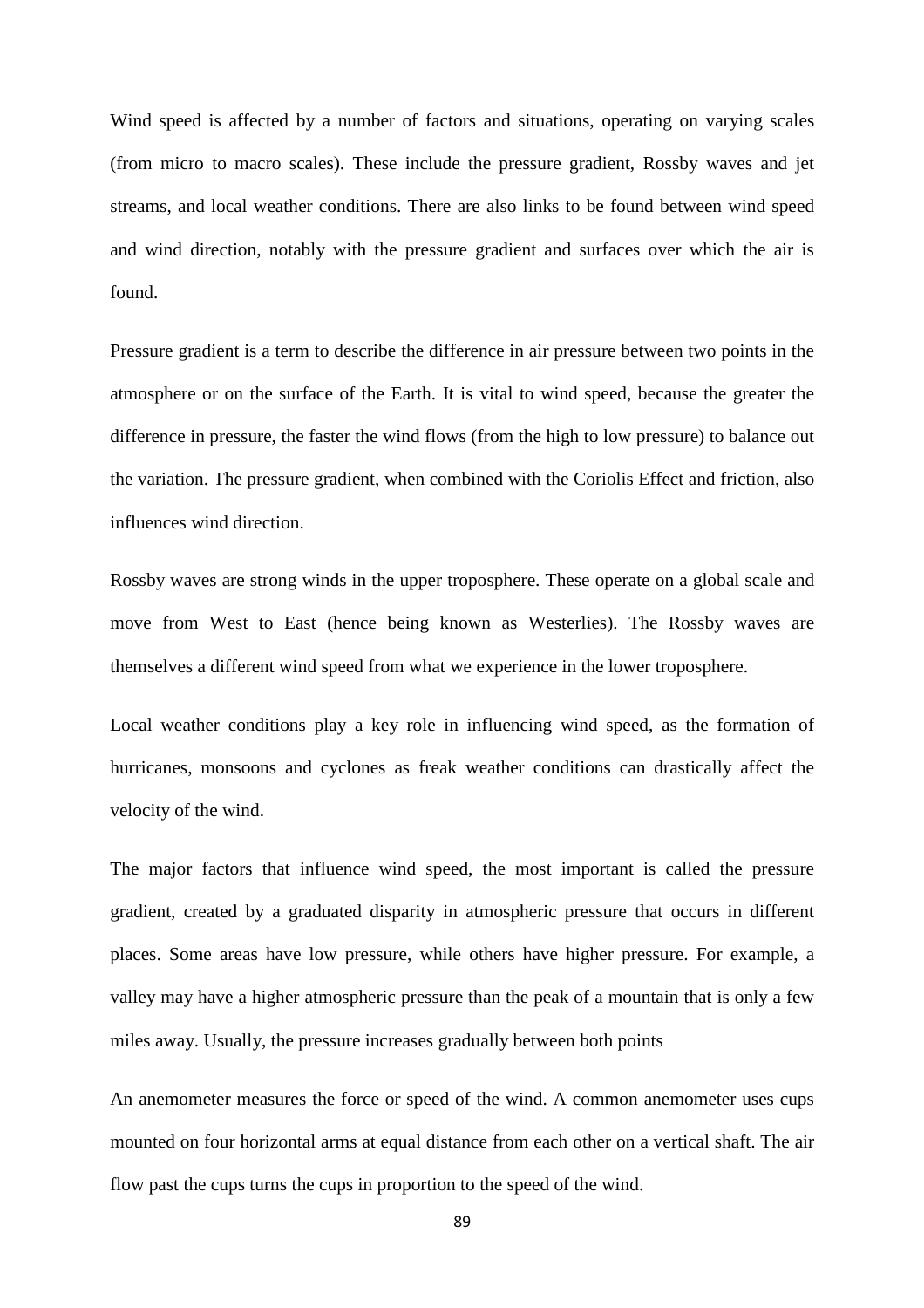Wind speed is affected by a number of factors and situations, operating on varying scales (from micro to macro scales). These include the pressure gradient, Rossby waves and jet streams, and local weather conditions. There are also links to be found between wind speed and wind direction, notably with the pressure gradient and surfaces over which the air is found.

Pressure gradient is a term to describe the difference in air pressure between two points in the atmosphere or on the surface of the Earth. It is vital to wind speed, because the greater the difference in pressure, the faster the wind flows (from the high to low pressure) to balance out the variation. The pressure gradient, when combined with the Coriolis Effect and friction, also influences wind direction.

Rossby waves are strong winds in the upper troposphere. These operate on a global scale and move from West to East (hence being known as Westerlies). The Rossby waves are themselves a different wind speed from what we experience in the lower troposphere.

Local weather conditions play a key role in influencing wind speed, as the formation of hurricanes, monsoons and cyclones as freak weather conditions can drastically affect the velocity of the wind.

The major factors that influence wind speed, the most important is called the pressure gradient, created by a graduated disparity in atmospheric pressure that occurs in different places. Some areas have low pressure, while others have higher pressure. For example, a valley may have a higher atmospheric pressure than the peak of a mountain that is only a few miles away. Usually, the pressure increases gradually between both points

An anemometer measures the force or speed of the wind. A common anemometer uses cups mounted on four horizontal arms at equal distance from each other on a vertical shaft. The air flow past the cups turns the cups in proportion to the speed of the wind.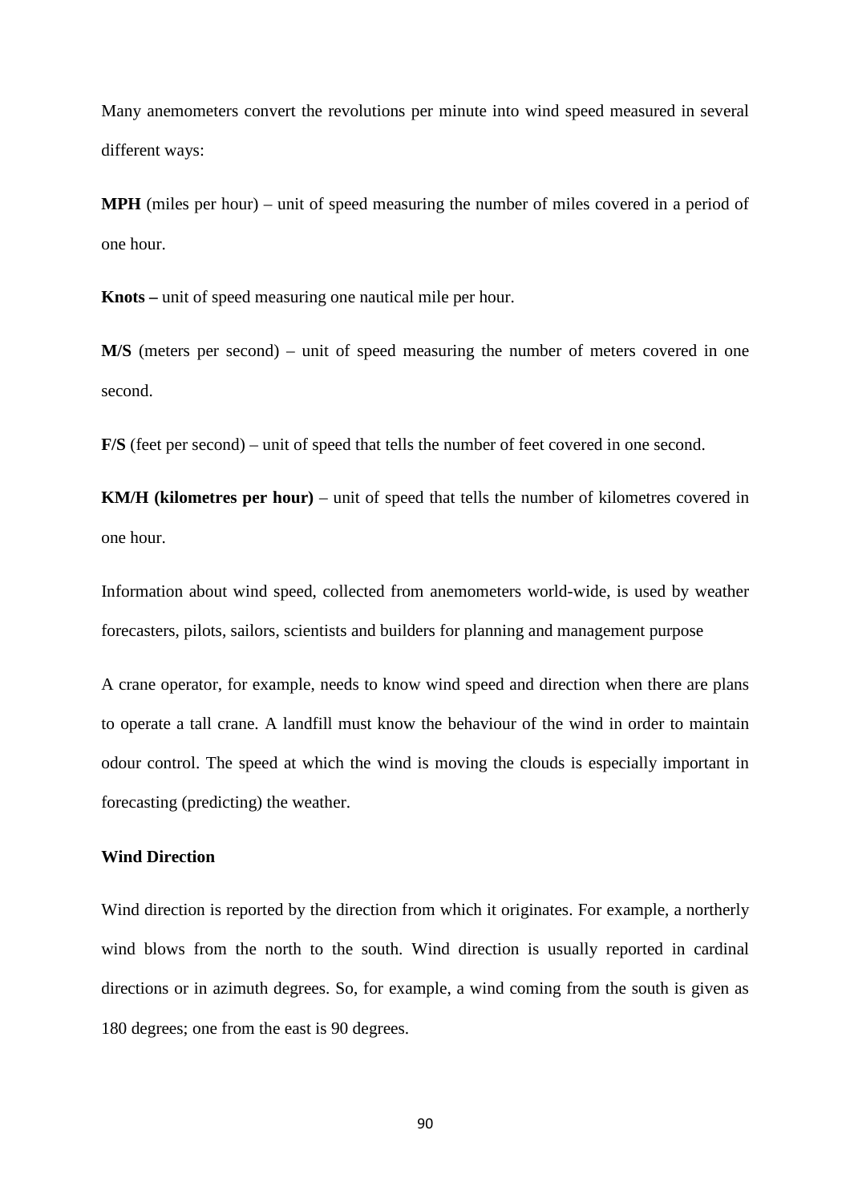Many anemometers convert the revolutions per minute into wind speed measured in several different ways:

**MPH** (miles per hour) – unit of speed measuring the number of miles covered in a period of one hour.

**Knots –** unit of speed measuring one nautical mile per hour.

**M/S** (meters per second) – unit of speed measuring the number of meters covered in one second.

**F/S** (feet per second) – unit of speed that tells the number of feet covered in one second.

**KM/H (kilometres per hour)** – unit of speed that tells the number of kilometres covered in one hour.

Information about wind speed, collected from anemometers world-wide, is used by weather forecasters, pilots, sailors, scientists and builders for planning and management purpose

A crane operator, for example, needs to know wind speed and direction when there are plans to operate a tall crane. A landfill must know the behaviour of the wind in order to maintain odour control. The speed at which the wind is moving the clouds is especially important in forecasting (predicting) the weather.

**Wind Direction**

Wind direction is reported by the direction from which it originates. For example, a northerly wind blows from the north to the south. Wind direction is usually reported in cardinal directions or in azimuth degrees. So, for example, a wind coming from the south is given as 180 degrees; one from the east is 90 degrees.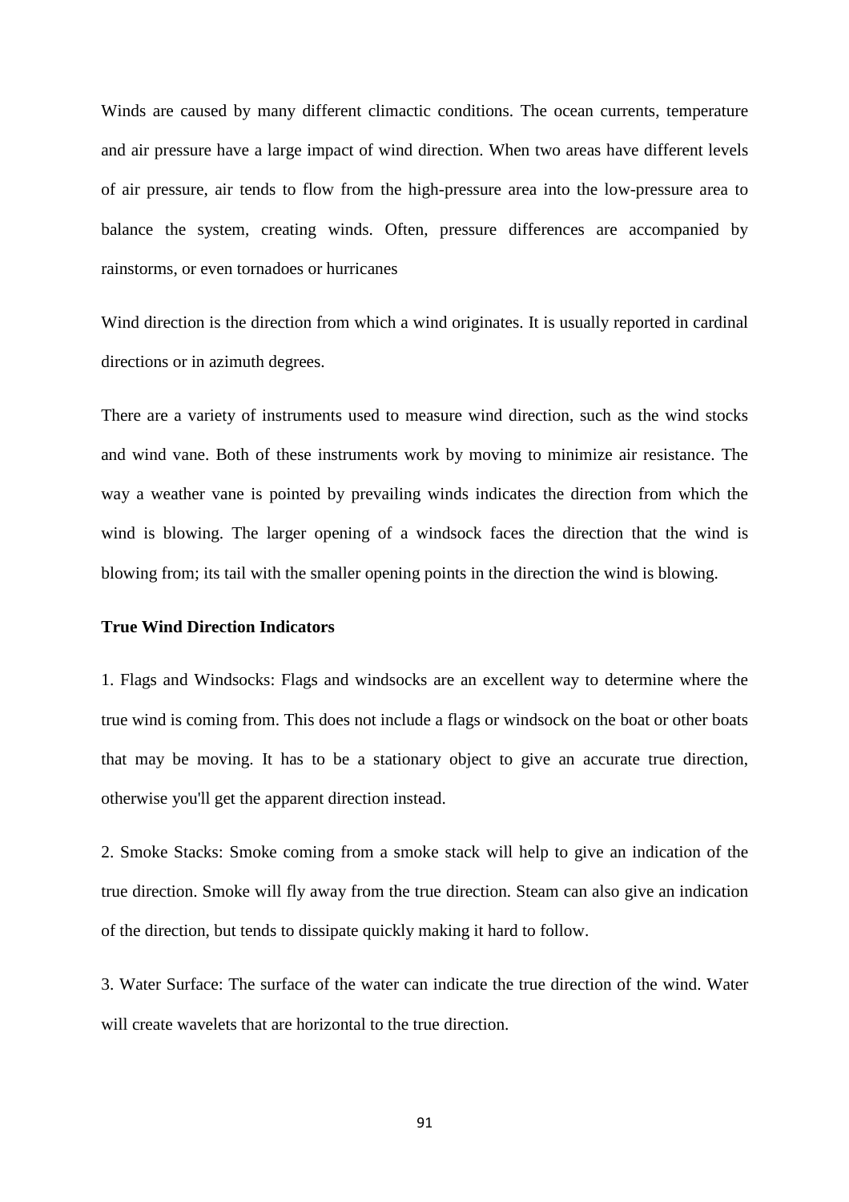Winds are caused by many different climactic conditions. The ocean currents, temperature and air pressure have a large impact of wind direction. When two areas have different levels of air pressure, air tends to flow from the high-pressure area into the low-pressure area to balance the system, creating winds. Often, pressure differences are accompanied by rainstorms, or even tornadoes or hurricanes

Wind direction is the direction from which a wind originates. It is usually reported in cardinal directions or in azimuth degrees.

There are a variety of instruments used to measure wind direction, such as the wind stocks and wind vane. Both of these instruments work by moving to minimize air resistance. The way a weather vane is pointed by prevailing winds indicates the direction from which the wind is blowing. The larger opening of a windsock faces the direction that the wind is blowing from; its tail with the smaller opening points in the direction the wind is blowing.

**True Wind Direction Indicators**

1. Flags and Windsocks: Flags and windsocks are an excellent way to determine where the true wind is coming from. This does not include a flags or windsock on the boat or other boats that may be moving. It has to be a stationary object to give an accurate true direction, otherwise you'll get the apparent direction instead.

2. Smoke Stacks: Smoke coming from a smoke stack will help to give an indication of the true direction. Smoke will fly away from the true direction. Steam can also give an indication of the direction, but tends to dissipate quickly making it hard to follow.

3. Water Surface: The surface of the water can indicate the true direction of the wind. Water will create wavelets that are horizontal to the true direction.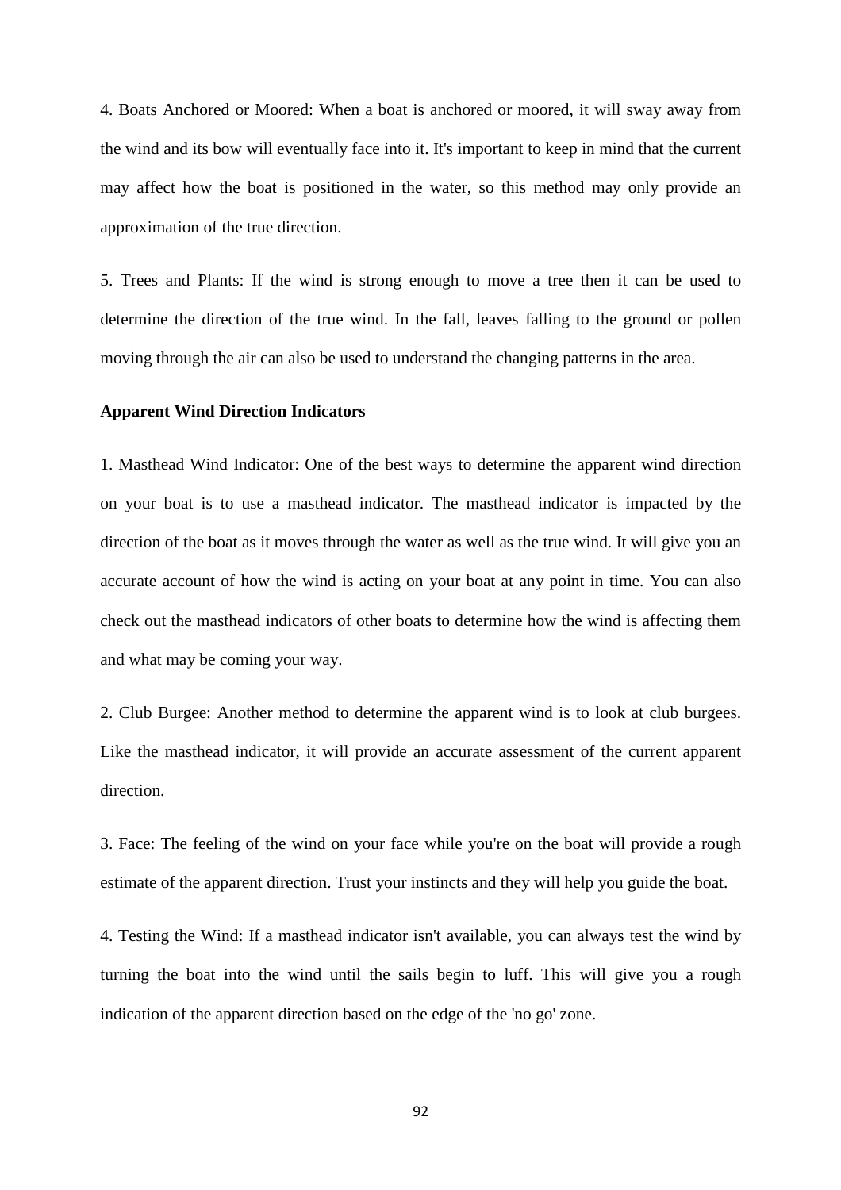4. Boats Anchored or Moored: When a boat is anchored or moored, it will sway away from the wind and its bow will eventually face into it. It's important to keep in mind that the current may affect how the boat is positioned in the water, so this method may only provide an approximation of the true direction.

5. Trees and Plants: If the wind is strong enough to move a tree then it can be used to determine the direction of the true wind. In the fall, leaves falling to the ground or pollen moving through the air can also be used to understand the changing patterns in the area.

**Apparent Wind Direction Indicators**

1. Masthead Wind Indicator: One of the best ways to determine the apparent wind direction on your boat is to use a masthead indicator. The masthead indicator is impacted by the direction of the boat as it moves through the water as well as the true wind. It will give you an accurate account of how the wind is acting on your boat at any point in time. You can also check out the masthead indicators of other boats to determine how the wind is affecting them and what may be coming your way.

2. Club Burgee: Another method to determine the apparent wind is to look at club burgees. Like the masthead indicator, it will provide an accurate assessment of the current apparent direction.

3. Face: The feeling of the wind on your face while you're on the boat will provide a rough estimate of the apparent direction. Trust your instincts and they will help you guide the boat.

4. Testing the Wind: If a masthead indicator isn't available, you can always test the wind by turning the boat into the wind until the sails begin to luff. This will give you a rough indication of the apparent direction based on the edge of the 'no go' zone.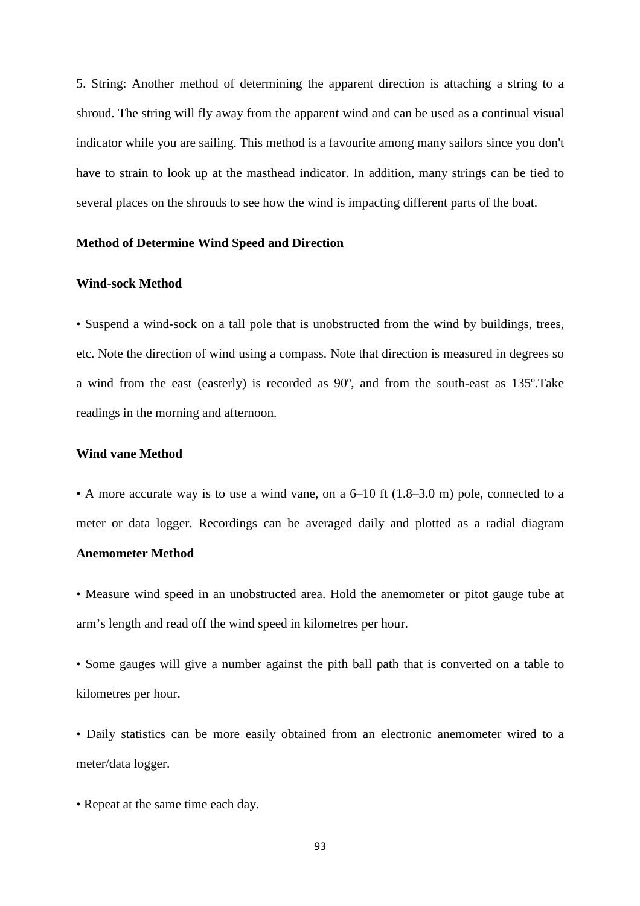5. String: Another method of determining the apparent direction is attaching a string to a shroud. The string will fly away from the apparent wind and can be used as a continual visual indicator while you are sailing. This method is a favourite among many sailors since you don't have to strain to look up at the masthead indicator. In addition, many strings can be tied to several places on the shrouds to see how the wind is impacting different parts of the boat.

**Method of Determine Wind Speed and Direction**

**Wind-sock Method**

• Suspend a wind-sock on a tall pole that is unobstructed from the wind by buildings, trees, etc. Note the direction of wind using a compass. Note that direction is measured in degrees so a wind from the east (easterly) is recorded as 90º, and from the south-east as 135º.Take readings in the morning and afternoon.

**Wind vane Method**

• A more accurate way is to use a wind vane, on a 6–10 ft (1.8–3.0 m) pole, connected to a meter or data logger. Recordings can be averaged daily and plotted as a radial diagram

**Anemometer Method**

• Measure wind speed in an unobstructed area. Hold the anemometer or pitot gauge tube at arm's length and read off the wind speed in kilometres per hour.

• Some gauges will give a number against the pith ball path that is converted on a table to kilometres per hour.

• Daily statistics can be more easily obtained from an electronic anemometer wired to a meter/data logger.

• Repeat at the same time each day.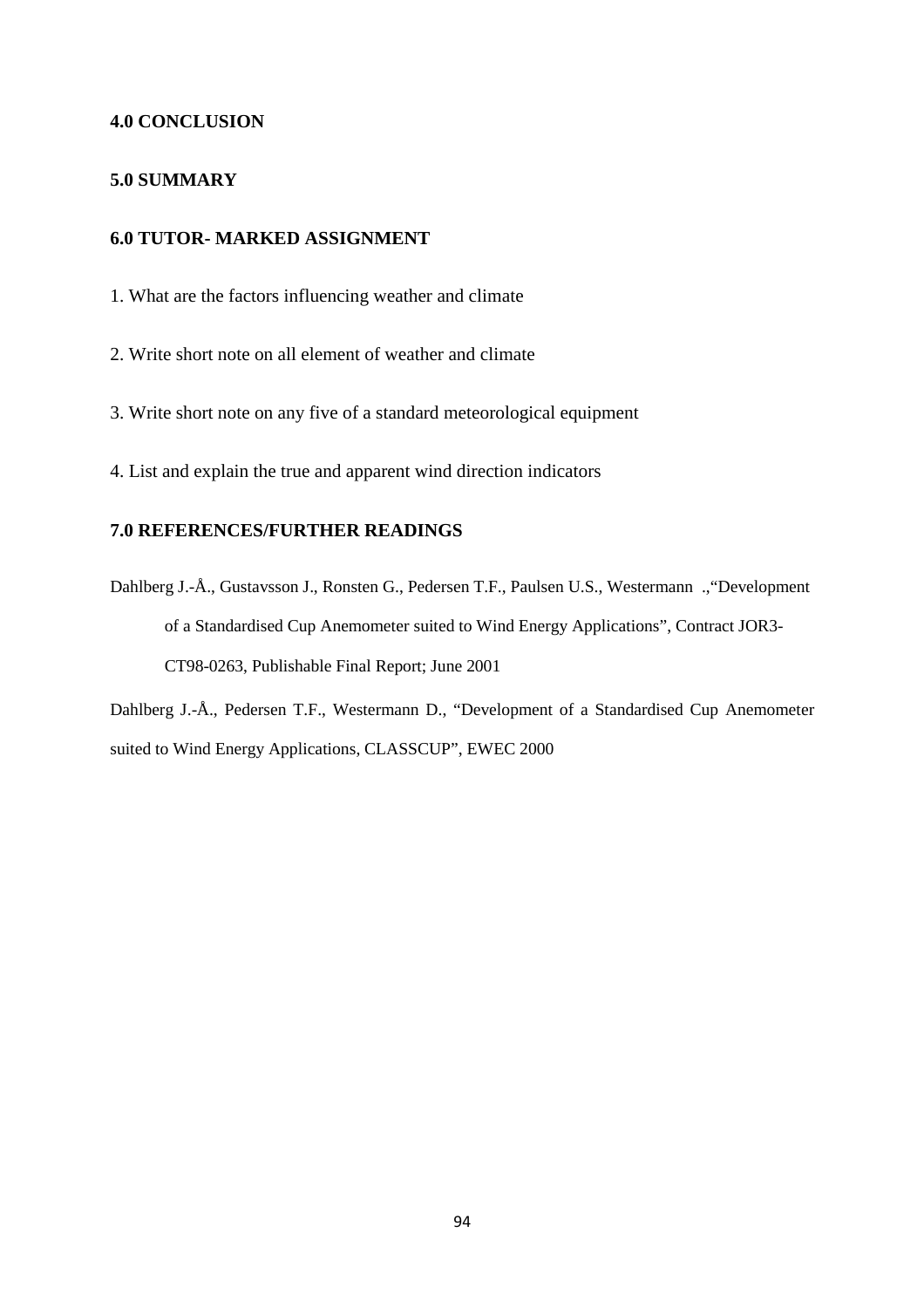## 4.0 CONCLUSION

## 5.0 SUMMARY

## 6.0 TUTOR- MARKED ASSIGNMENT

1. What are the factors influencing weather and climate

2. Write short note on all element of weather and climate

3. Write short note on any five of a standard meteorological equipment

4. List and explain the true and apparent wind direction indicators

## 7.0 REFERENCES/FURTHER READINGS

Dahlberg J.-Å., Gustavsson J., Ronsten G., Pedersen T.F., Paulsen U.S., Westermann .,"Development of a Standardised Cup Anemometer suited to Wind Energy Applications", Contract JOR3-CT98-0263, Publishable Final Report; June 2001

Dahlberg J.-Å., Pedersen T.F., Westermann D., "Development of a Standardised Cup Anemometer suited to Wind Energy Applications, CLASSCUP", EWEC 2000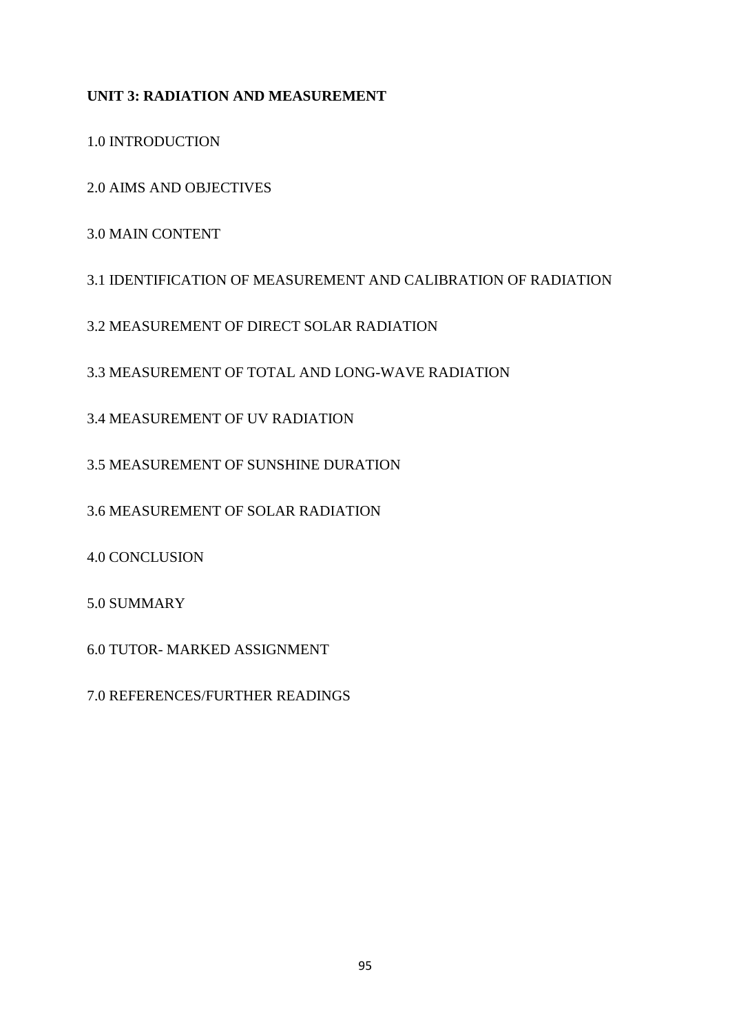**UNIT 3: RADIATION AND MEASUREMENT**

1.0 INTRODUCTION

2.0 AIMS AND OBJECTIVES

3.0 MAIN CONTENT

3.1 IDENTIFICATION OF MEASUREMENT AND CALIBRATION OF RADIATION

3.2 MEASUREMENT OF DIRECT SOLAR RADIATION

3.3 MEASUREMENT OF TOTAL AND LONG-WAVE RADIATION

3.4 MEASUREMENT OF UV RADIATION

3.5 MEASUREMENT OF SUNSHINE DURATION

3.6 MEASUREMENT OF SOLAR RADIATION

4.0 CONCLUSION

5.0 SUMMARY

6.0 TUTOR- MARKED ASSIGNMENT

7.0 REFERENCES/FURTHER READINGS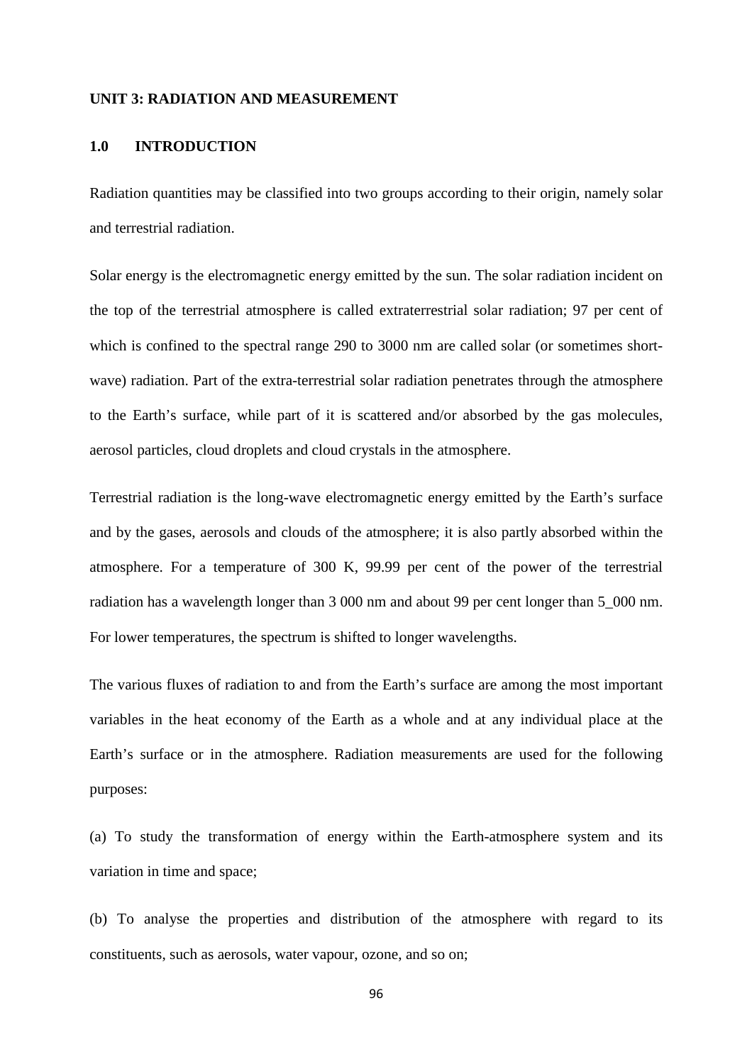**UNIT 3: RADIATION AND MEASUREMENT**

## 1.0 INTRODUCTION

Radiation quantities may be classified into two groups according to their origin, namely solar and terrestrial radiation.

Solar energy is the electromagnetic energy emitted by the sun. The solar radiation incident on the top of the terrestrial atmosphere is called extraterrestrial solar radiation; 97 per cent of which is confined to the spectral range 290 to 3000 nm are called solar (or sometimes short-wave) radiation. Part of the extra-terrestrial solar radiation penetrates through the atmosphere to the Earth's surface, while part of it is scattered and/or absorbed by the gas molecules, aerosol particles, cloud droplets and cloud crystals in the atmosphere.

Terrestrial radiation is the long-wave electromagnetic energy emitted by the Earth's surface and by the gases, aerosols and clouds of the atmosphere; it is also partly absorbed within the atmosphere. For a temperature of 300 K, 99.99 per cent of the power of the terrestrial radiation has a wavelength longer than 3 000 nm and about 99 per cent longer than 5_000 nm. For lower temperatures, the spectrum is shifted to longer wavelengths.

The various fluxes of radiation to and from the Earth's surface are among the most important variables in the heat economy of the Earth as a whole and at any individual place at the Earth's surface or in the atmosphere. Radiation measurements are used for the following purposes:

(a) To study the transformation of energy within the Earth-atmosphere system and its variation in time and space;

(b) To analyse the properties and distribution of the atmosphere with regard to its constituents, such as aerosols, water vapour, ozone, and so on;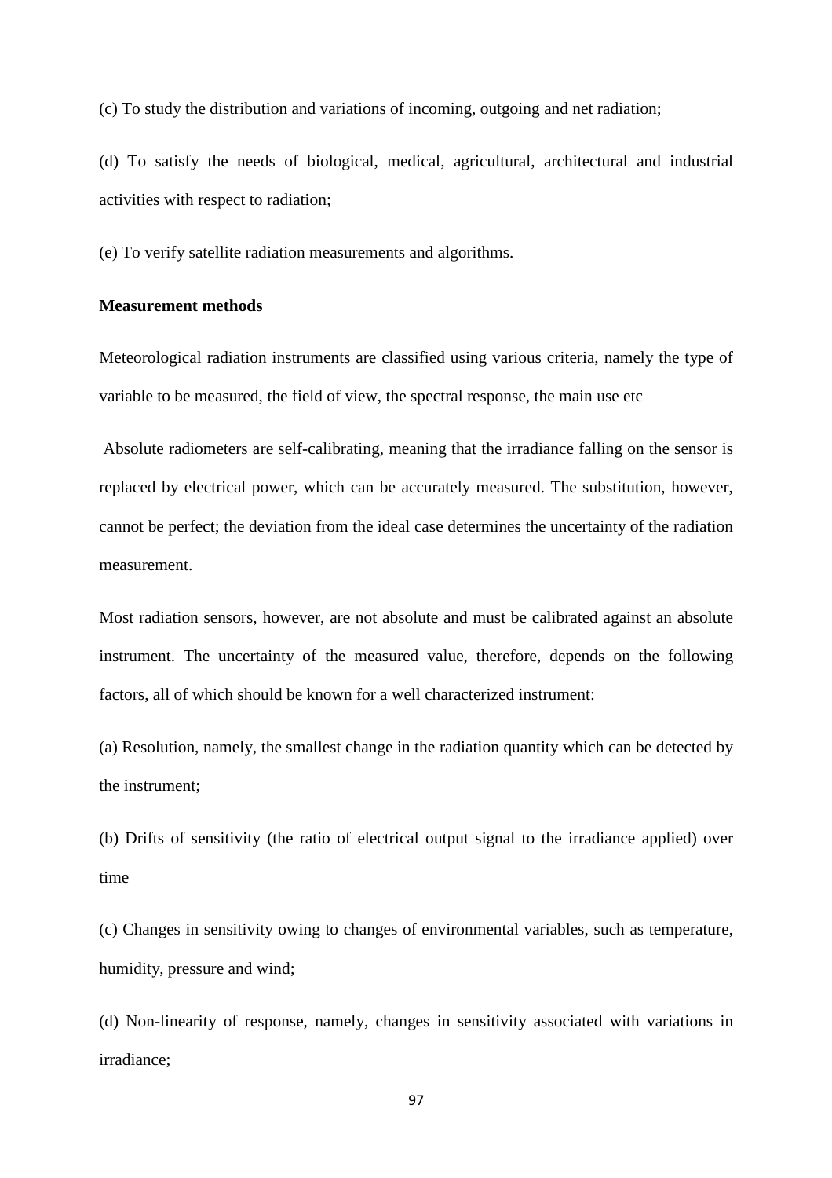(c) To study the distribution and variations of incoming, outgoing and net radiation;

(d) To satisfy the needs of biological, medical, agricultural, architectural and industrial activities with respect to radiation;

(e) To verify satellite radiation measurements and algorithms.

**Measurement methods**

Meteorological radiation instruments are classified using various criteria, namely the type of variable to be measured, the field of view, the spectral response, the main use etc

Absolute radiometers are self-calibrating, meaning that the irradiance falling on the sensor is replaced by electrical power, which can be accurately measured. The substitution, however, cannot be perfect; the deviation from the ideal case determines the uncertainty of the radiation measurement.

Most radiation sensors, however, are not absolute and must be calibrated against an absolute instrument. The uncertainty of the measured value, therefore, depends on the following factors, all of which should be known for a well characterized instrument:

(a) Resolution, namely, the smallest change in the radiation quantity which can be detected by the instrument;

(b) Drifts of sensitivity (the ratio of electrical output signal to the irradiance applied) over time

(c) Changes in sensitivity owing to changes of environmental variables, such as temperature, humidity, pressure and wind;

(d) Non-linearity of response, namely, changes in sensitivity associated with variations in irradiance;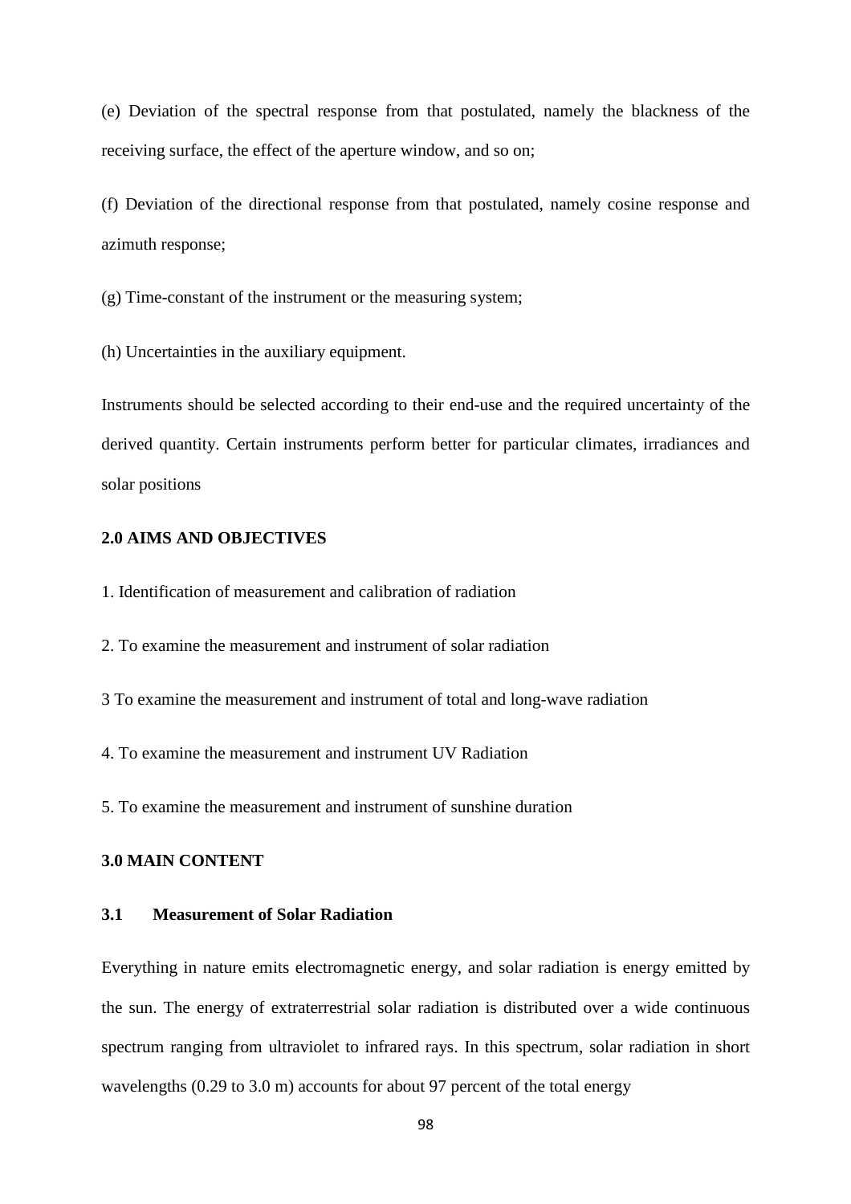(e) Deviation of the spectral response from that postulated, namely the blackness of the receiving surface, the effect of the aperture window, and so on;

(f) Deviation of the directional response from that postulated, namely cosine response and azimuth response;

(g) Time-constant of the instrument or the measuring system;

(h) Uncertainties in the auxiliary equipment.

Instruments should be selected according to their end-use and the required uncertainty of the derived quantity. Certain instruments perform better for particular climates, irradiances and solar positions

## 2.0 AIMS AND OBJECTIVES

1. Identification of measurement and calibration of radiation

2. To examine the measurement and instrument of solar radiation

3 To examine the measurement and instrument of total and long-wave radiation

4. To examine the measurement and instrument UV Radiation

5. To examine the measurement and instrument of sunshine duration

## 3.0 MAIN CONTENT

### 3.1 Measurement of Solar Radiation

Everything in nature emits electromagnetic energy, and solar radiation is energy emitted by the sun. The energy of extraterrestrial solar radiation is distributed over a wide continuous spectrum ranging from ultraviolet to infrared rays. In this spectrum, solar radiation in short wavelengths (0.29 to 3.0 m) accounts for about 97 percent of the total energy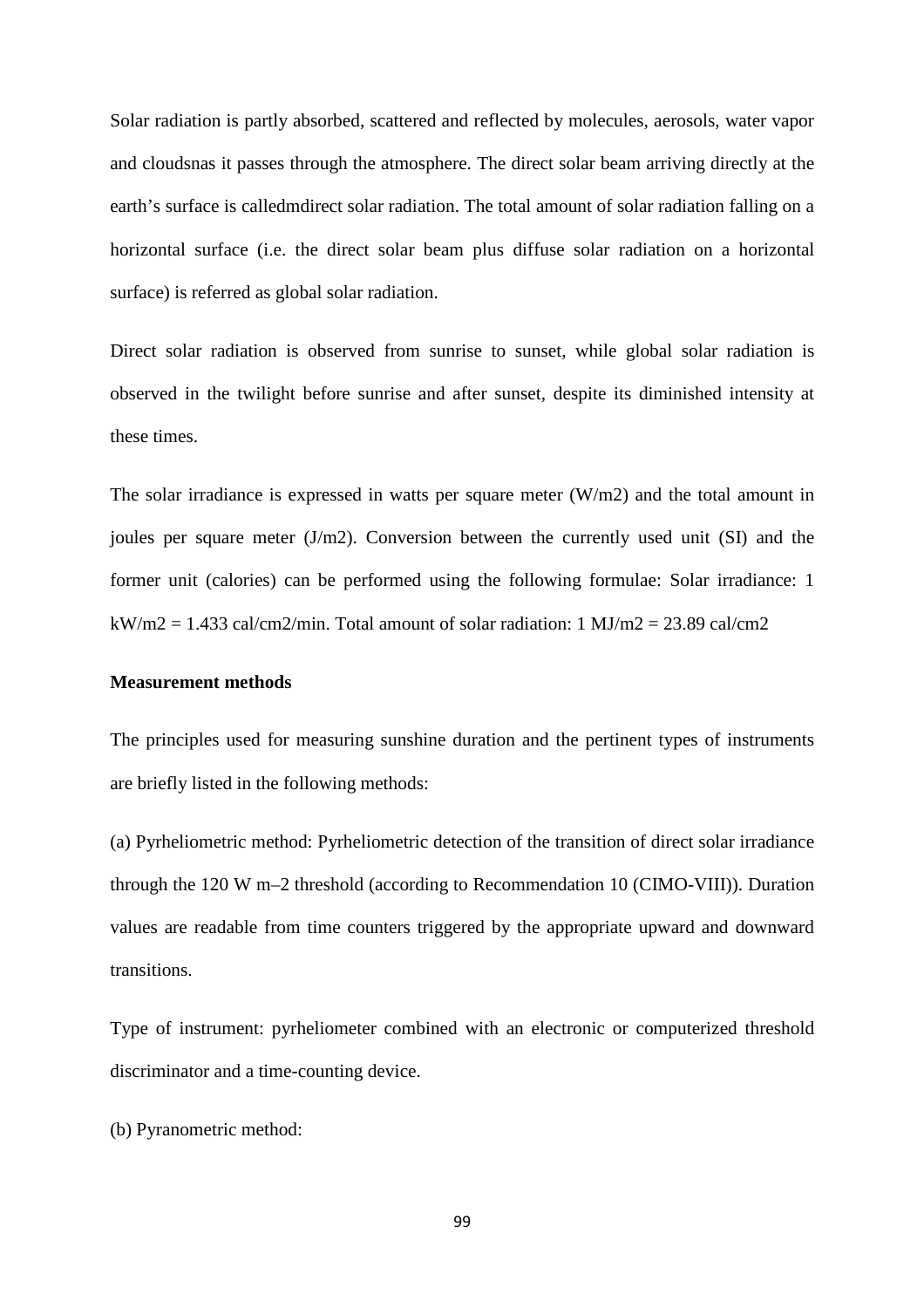Solar radiation is partly absorbed, scattered and reflected by molecules, aerosols, water vapor and cloudsnas it passes through the atmosphere. The direct solar beam arriving directly at the earth's surface is calledmdirect solar radiation. The total amount of solar radiation falling on a horizontal surface (i.e. the direct solar beam plus diffuse solar radiation on a horizontal surface) is referred as global solar radiation.

Direct solar radiation is observed from sunrise to sunset, while global solar radiation is observed in the twilight before sunrise and after sunset, despite its diminished intensity at these times.

The solar irradiance is expressed in watts per square meter (W/m2) and the total amount in joules per square meter (J/m2). Conversion between the currently used unit (SI) and the former unit (calories) can be performed using the following formulae: Solar irradiance: 1 kW/m2 = 1.433 cal/cm2/min. Total amount of solar radiation: 1 MJ/m2 = 23.89 cal/cm2

**Measurement methods**

The principles used for measuring sunshine duration and the pertinent types of instruments are briefly listed in the following methods:

(a) Pyrheliometric method: Pyrheliometric detection of the transition of direct solar irradiance through the 120 W $m^{-2}$ threshold (according to Recommendation 10 (CIMO-VIII)). Duration values are readable from time counters triggered by the appropriate upward and downward transitions.

Type of instrument: pyrheliometer combined with an electronic or computerized threshold discriminator and a time-counting device.

(b) Pyranometric method: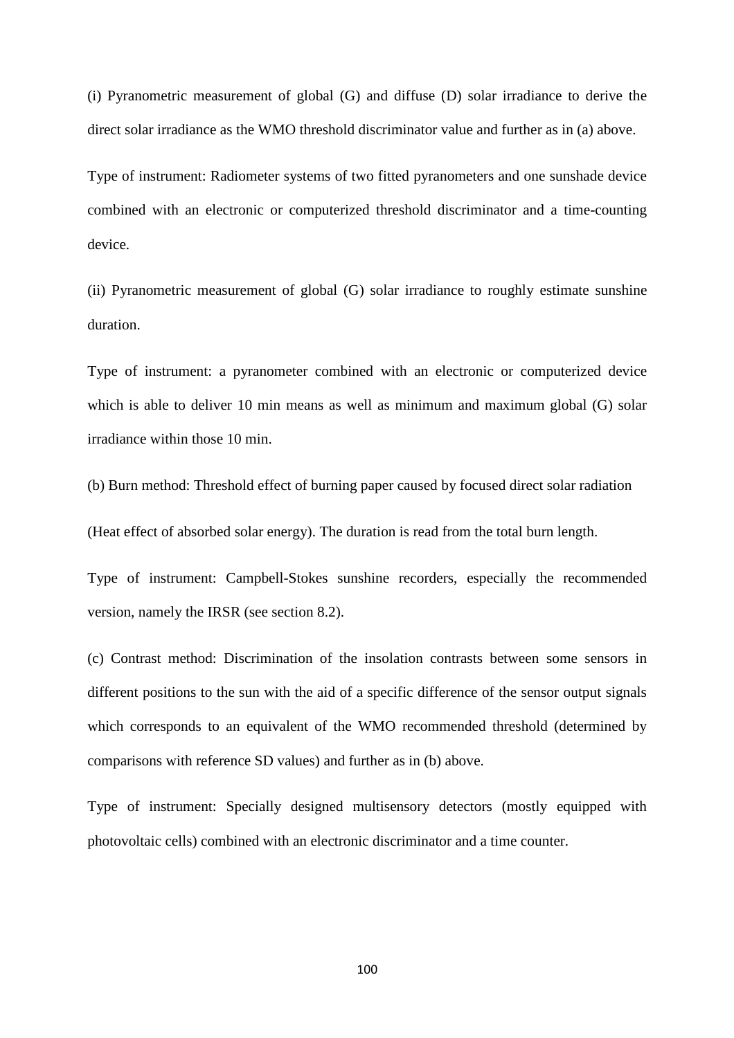(i) Pyranometric measurement of global (G) and diffuse (D) solar irradiance to derive the direct solar irradiance as the WMO threshold discriminator value and further as in (a) above.

Type of instrument: Radiometer systems of two fitted pyranometers and one sunshade device combined with an electronic or computerized threshold discriminator and a time-counting device.

(ii) Pyranometric measurement of global (G) solar irradiance to roughly estimate sunshine duration.

Type of instrument: a pyranometer combined with an electronic or computerized device which is able to deliver 10 min means as well as minimum and maximum global (G) solar irradiance within those 10 min.

(b) Burn method: Threshold effect of burning paper caused by focused direct solar radiation

(Heat effect of absorbed solar energy). The duration is read from the total burn length.

Type of instrument: Campbell-Stokes sunshine recorders, especially the recommended version, namely the IRSR (see section 8.2).

(c) Contrast method: Discrimination of the insolation contrasts between some sensors in different positions to the sun with the aid of a specific difference of the sensor output signals which corresponds to an equivalent of the WMO recommended threshold (determined by comparisons with reference SD values) and further as in (b) above.

Type of instrument: Specially designed multisensory detectors (mostly equipped with photovoltaic cells) combined with an electronic discriminator and a time counter.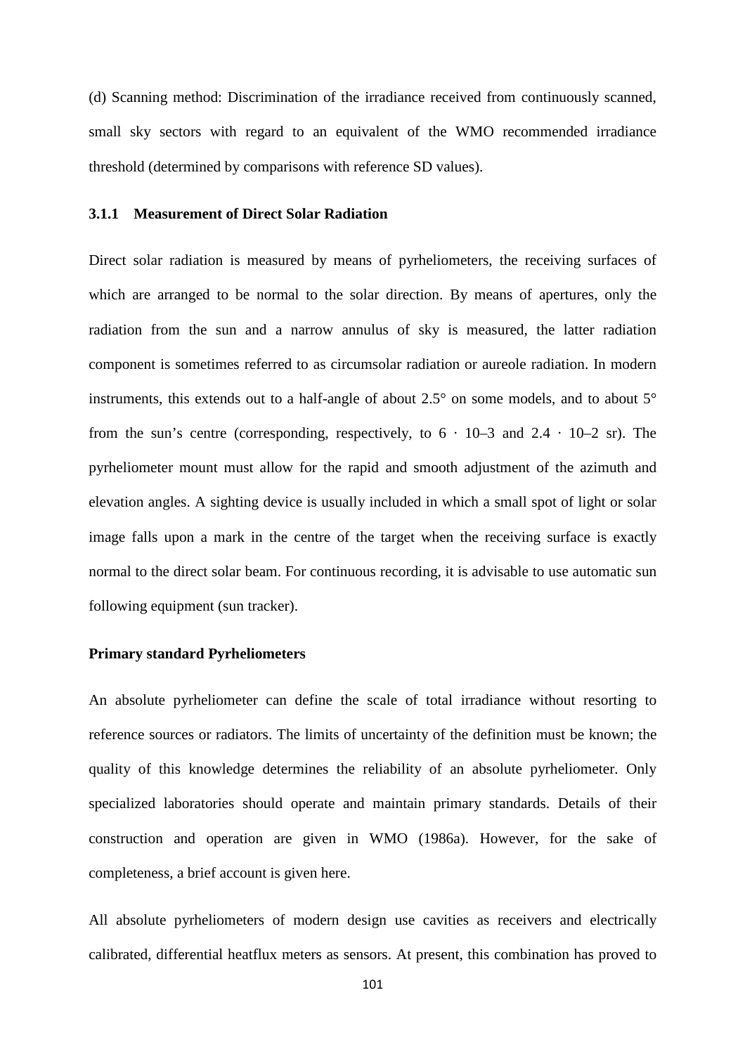(d) Scanning method: Discrimination of the irradiance received from continuously scanned, small sky sectors with regard to an equivalent of the WMO recommended irradiance threshold (determined by comparisons with reference SD values).

### 3.1.1 Measurement of Direct Solar Radiation

Direct solar radiation is measured by means of pyrheliometers, the receiving surfaces of which are arranged to be normal to the solar direction. By means of apertures, only the radiation from the sun and a narrow annulus of sky is measured, the latter radiation component is sometimes referred to as circumsolar radiation or aureole radiation. In modern instruments, this extends out to a half-angle of about 2.5° on some models, and to about 5° from the sun's centre (corresponding, respectively, to 6 · 10–3 and 2.4 · 10–2 sr). The pyrheliometer mount must allow for the rapid and smooth adjustment of the azimuth and elevation angles. A sighting device is usually included in which a small spot of light or solar image falls upon a mark in the centre of the target when the receiving surface is exactly normal to the direct solar beam. For continuous recording, it is advisable to use automatic sun following equipment (sun tracker).

**Primary standard Pyrheliometers**

An absolute pyrheliometer can define the scale of total irradiance without resorting to reference sources or radiators. The limits of uncertainty of the definition must be known; the quality of this knowledge determines the reliability of an absolute pyrheliometer. Only specialized laboratories should operate and maintain primary standards. Details of their construction and operation are given in WMO (1986a). However, for the sake of completeness, a brief account is given here.

All absolute pyrheliometers of modern design use cavities as receivers and electrically calibrated, differential heatflux meters as sensors. At present, this combination has proved to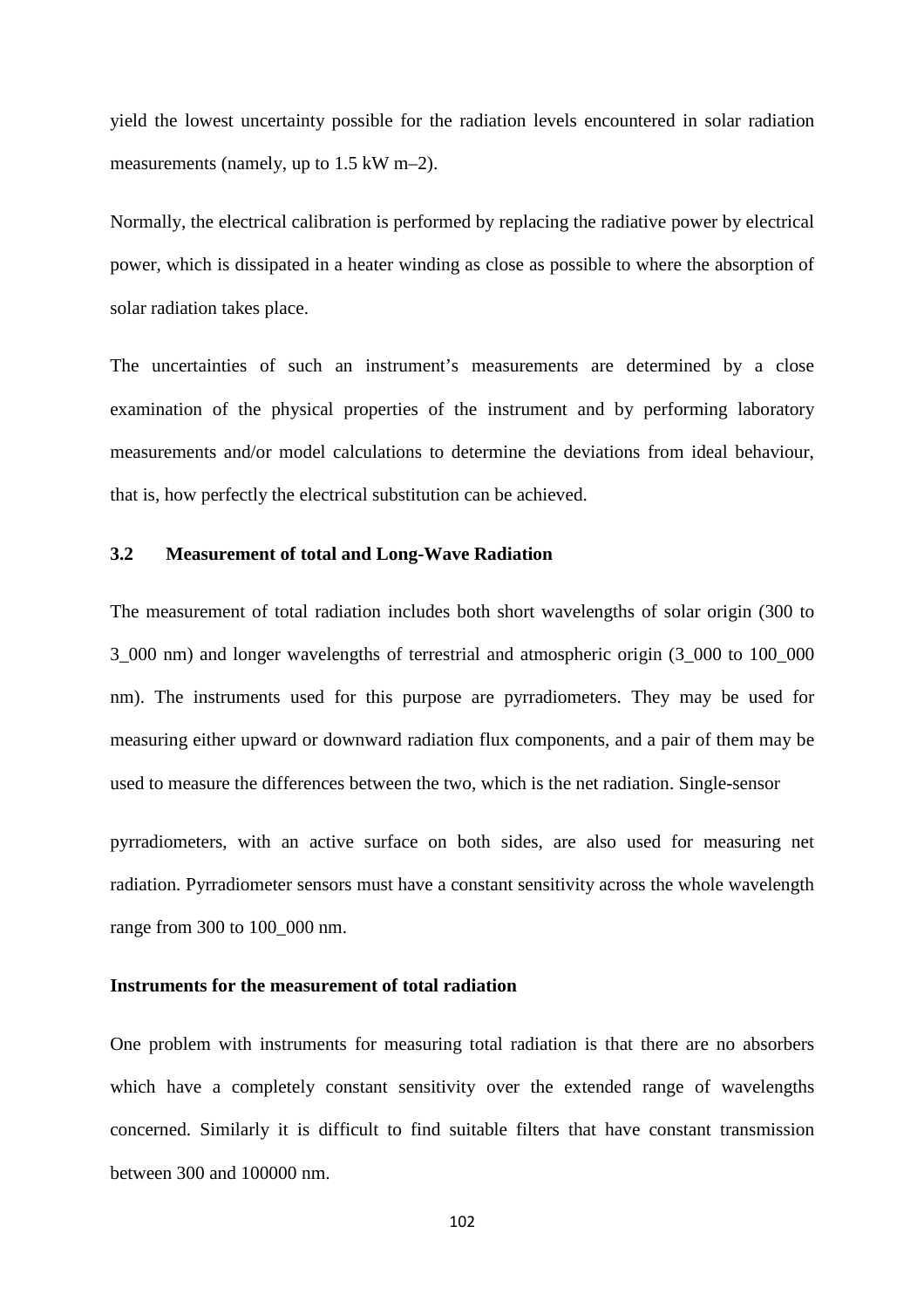yield the lowest uncertainty possible for the radiation levels encountered in solar radiation measurements (namely, up to 1.5 kW m–2).

Normally, the electrical calibration is performed by replacing the radiative power by electrical power, which is dissipated in a heater winding as close as possible to where the absorption of solar radiation takes place.

The uncertainties of such an instrument's measurements are determined by a close examination of the physical properties of the instrument and by performing laboratory measurements and/or model calculations to determine the deviations from ideal behaviour, that is, how perfectly the electrical substitution can be achieved.

### 3.2 Measurement of total and Long-Wave Radiation

The measurement of total radiation includes both short wavelengths of solar origin (300 to 3_000 nm) and longer wavelengths of terrestrial and atmospheric origin (3_000 to 100_000 nm). The instruments used for this purpose are pyrradiometers. They may be used for measuring either upward or downward radiation flux components, and a pair of them may be used to measure the differences between the two, which is the net radiation. Single-sensor pyrradiometers, with an active surface on both sides, are also used for measuring net radiation. Pyrradiometer sensors must have a constant sensitivity across the whole wavelength range from 300 to 100_000 nm.

**Instruments for the measurement of total radiation**

One problem with instruments for measuring total radiation is that there are no absorbers which have a completely constant sensitivity over the extended range of wavelengths concerned. Similarly it is difficult to find suitable filters that have constant transmission between 300 and 100000 nm.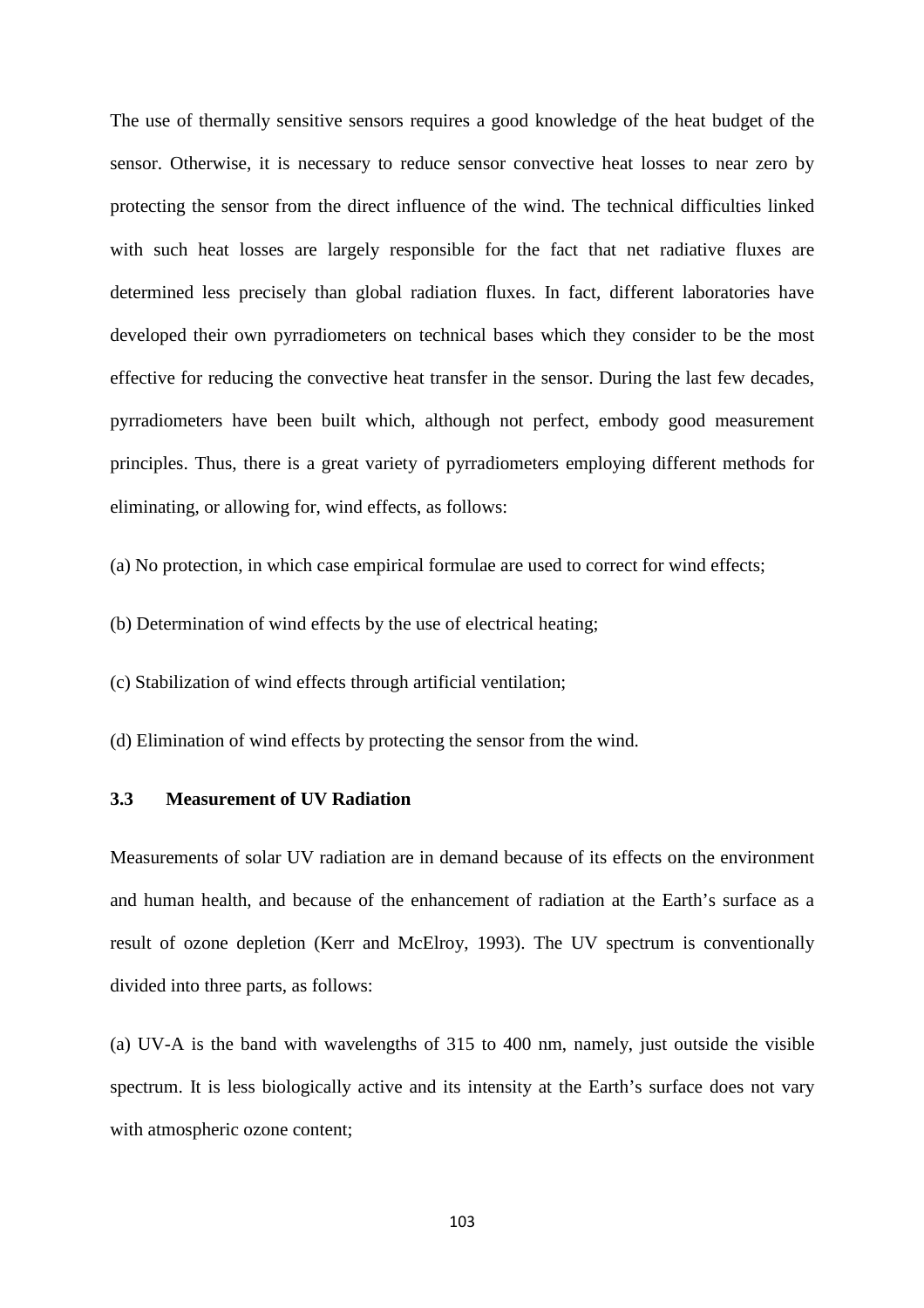The use of thermally sensitive sensors requires a good knowledge of the heat budget of the sensor. Otherwise, it is necessary to reduce sensor convective heat losses to near zero by protecting the sensor from the direct influence of the wind. The technical difficulties linked with such heat losses are largely responsible for the fact that net radiative fluxes are determined less precisely than global radiation fluxes. In fact, different laboratories have developed their own pyrradiometers on technical bases which they consider to be the most effective for reducing the convective heat transfer in the sensor. During the last few decades, pyrradiometers have been built which, although not perfect, embody good measurement principles. Thus, there is a great variety of pyrradiometers employing different methods for eliminating, or allowing for, wind effects, as follows:

(a) No protection, in which case empirical formulae are used to correct for wind effects;

(b) Determination of wind effects by the use of electrical heating;

(c) Stabilization of wind effects through artificial ventilation;

(d) Elimination of wind effects by protecting the sensor from the wind.

### 3.3 Measurement of UV Radiation

Measurements of solar UV radiation are in demand because of its effects on the environment and human health, and because of the enhancement of radiation at the Earth's surface as a result of ozone depletion (Kerr and McElroy, 1993). The UV spectrum is conventionally divided into three parts, as follows:

(a) UV-A is the band with wavelengths of 315 to 400 nm, namely, just outside the visible spectrum. It is less biologically active and its intensity at the Earth's surface does not vary with atmospheric ozone content;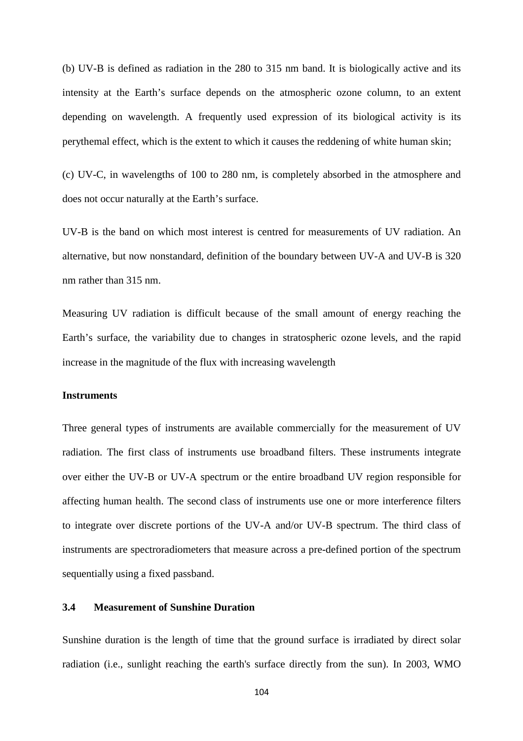(b) UV-B is defined as radiation in the 280 to 315 nm band. It is biologically active and its intensity at the Earth's surface depends on the atmospheric ozone column, to an extent depending on wavelength. A frequently used expression of its biological activity is its perythemal effect, which is the extent to which it causes the reddening of white human skin;

(c) UV-C, in wavelengths of 100 to 280 nm, is completely absorbed in the atmosphere and does not occur naturally at the Earth's surface.

UV-B is the band on which most interest is centred for measurements of UV radiation. An alternative, but now nonstandard, definition of the boundary between UV-A and UV-B is 320 nm rather than 315 nm.

Measuring UV radiation is difficult because of the small amount of energy reaching the Earth's surface, the variability due to changes in stratospheric ozone levels, and the rapid increase in the magnitude of the flux with increasing wavelength

**Instruments**

Three general types of instruments are available commercially for the measurement of UV radiation. The first class of instruments use broadband filters. These instruments integrate over either the UV-B or UV-A spectrum or the entire broadband UV region responsible for affecting human health. The second class of instruments use one or more interference filters to integrate over discrete portions of the UV-A and/or UV-B spectrum. The third class of instruments are spectroradiometers that measure across a pre-defined portion of the spectrum sequentially using a fixed passband.

### 3.4 Measurement of Sunshine Duration

Sunshine duration is the length of time that the ground surface is irradiated by direct solar radiation (i.e., sunlight reaching the earth's surface directly from the sun). In 2003, WMO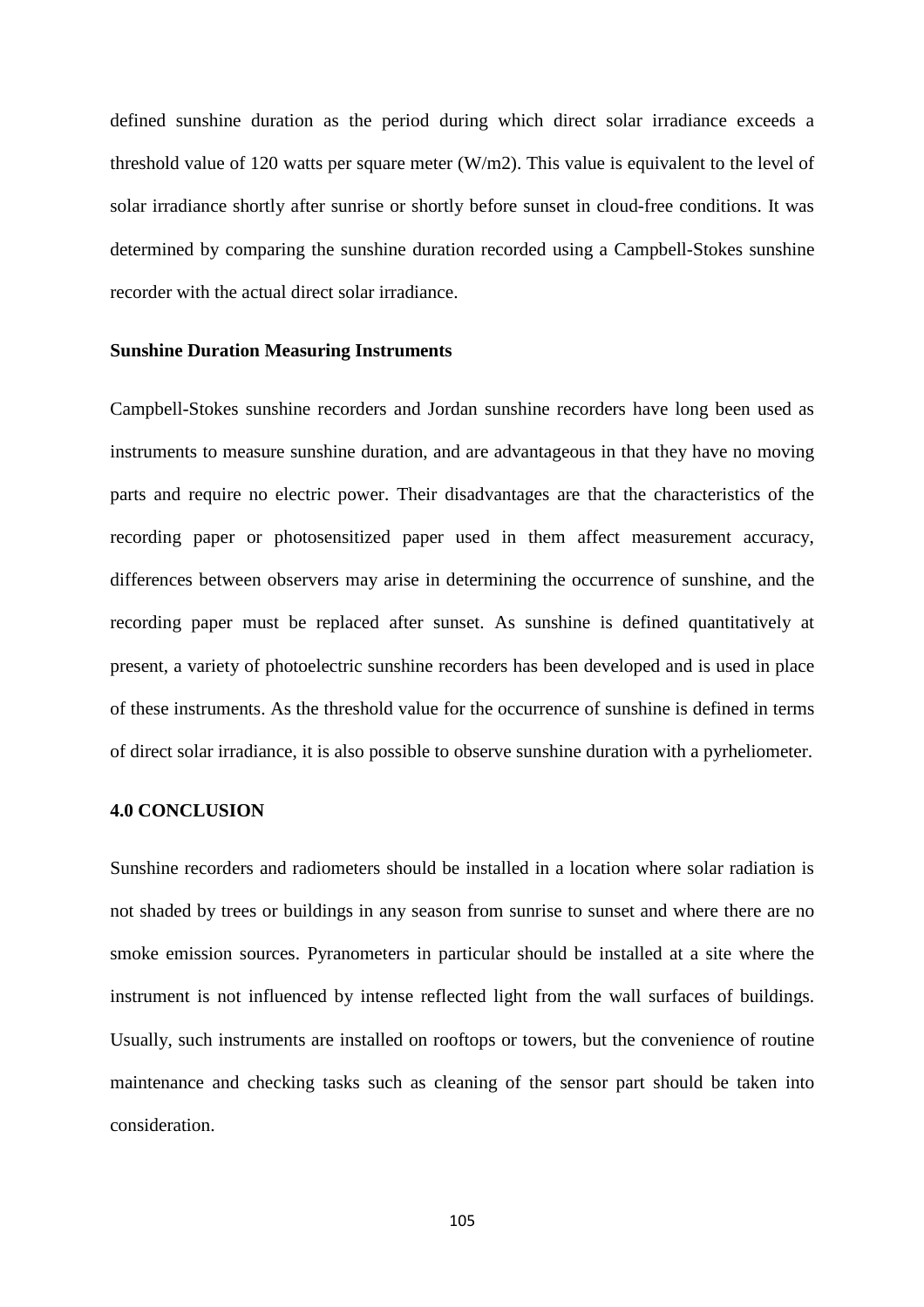defined sunshine duration as the period during which direct solar irradiance exceeds a threshold value of 120 watts per square meter (W/m2). This value is equivalent to the level of solar irradiance shortly after sunrise or shortly before sunset in cloud-free conditions. It was determined by comparing the sunshine duration recorded using a Campbell-Stokes sunshine recorder with the actual direct solar irradiance.

**Sunshine Duration Measuring Instruments**

Campbell-Stokes sunshine recorders and Jordan sunshine recorders have long been used as instruments to measure sunshine duration, and are advantageous in that they have no moving parts and require no electric power. Their disadvantages are that the characteristics of the recording paper or photosensitized paper used in them affect measurement accuracy, differences between observers may arise in determining the occurrence of sunshine, and the recording paper must be replaced after sunset. As sunshine is defined quantitatively at present, a variety of photoelectric sunshine recorders has been developed and is used in place of these instruments. As the threshold value for the occurrence of sunshine is defined in terms of direct solar irradiance, it is also possible to observe sunshine duration with a pyrheliometer.

**4.0 CONCLUSION**

Sunshine recorders and radiometers should be installed in a location where solar radiation is not shaded by trees or buildings in any season from sunrise to sunset and where there are no smoke emission sources. Pyranometers in particular should be installed at a site where the instrument is not influenced by intense reflected light from the wall surfaces of buildings. Usually, such instruments are installed on rooftops or towers, but the convenience of routine maintenance and checking tasks such as cleaning of the sensor part should be taken into consideration.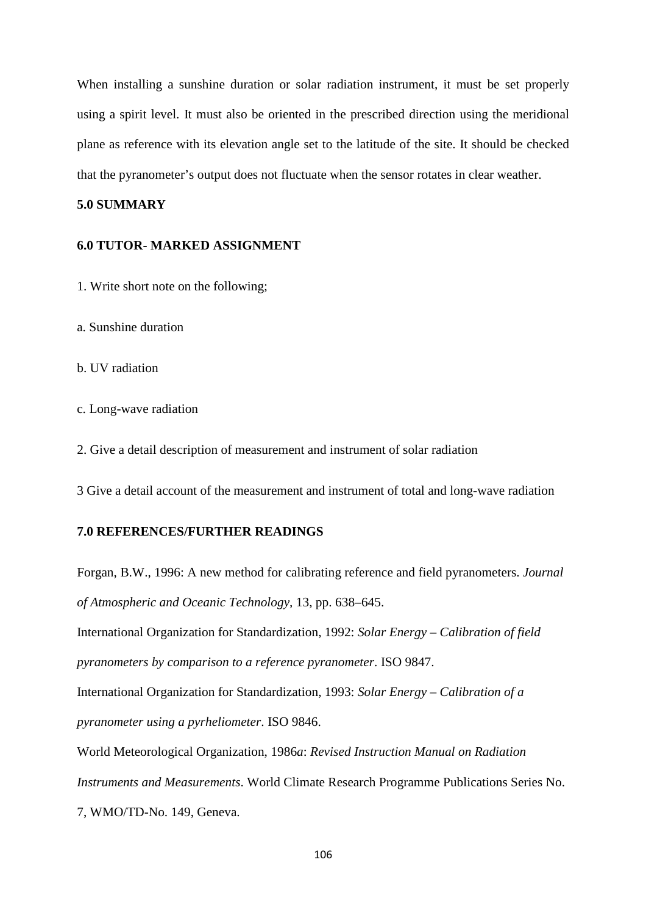When installing a sunshine duration or solar radiation instrument, it must be set properly using a spirit level. It must also be oriented in the prescribed direction using the meridional plane as reference with its elevation angle set to the latitude of the site. It should be checked that the pyranometer's output does not fluctuate when the sensor rotates in clear weather.

## 5.0 SUMMARY

## 6.0 TUTOR- MARKED ASSIGNMENT

1. Write short note on the following;

a. Sunshine duration

b. UV radiation

c. Long-wave radiation

2. Give a detail description of measurement and instrument of solar radiation

3 Give a detail account of the measurement and instrument of total and long-wave radiation

## 7.0 REFERENCES/FURTHER READINGS

Forgan, B.W., 1996: A new method for calibrating reference and field pyranometers. *Journal of Atmospheric and Oceanic Technology*, 13, pp. 638–645.

International Organization for Standardization, 1992: *Solar Energy – Calibration of field pyranometers by comparison to a reference pyranometer*. ISO 9847.

International Organization for Standardization, 1993: *Solar Energy – Calibration of a pyranometer using a pyrheliometer*. ISO 9846.

World Meteorological Organization, 1986*a*: *Revised Instruction Manual on Radiation Instruments and Measurements*. World Climate Research Programme Publications Series No. 7, WMO/TD-No. 149, Geneva.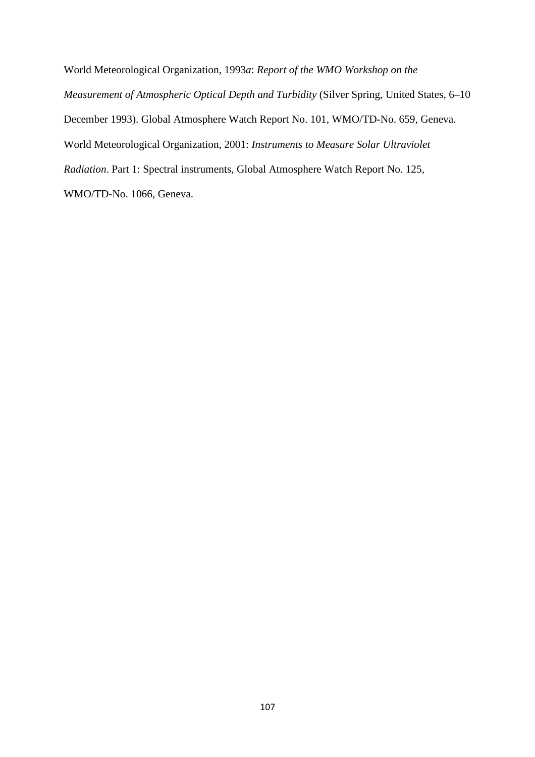World Meteorological Organization, 1993*a*: *Report of the WMO Workshop on the Measurement of Atmospheric Optical Depth and Turbidity* (Silver Spring, United States, 6–10 December 1993). Global Atmosphere Watch Report No. 101, WMO/TD-No. 659, Geneva.

World Meteorological Organization, 2001: *Instruments to Measure Solar Ultraviolet Radiation*. Part 1: Spectral instruments, Global Atmosphere Watch Report No. 125, WMO/TD-No. 1066, Geneva.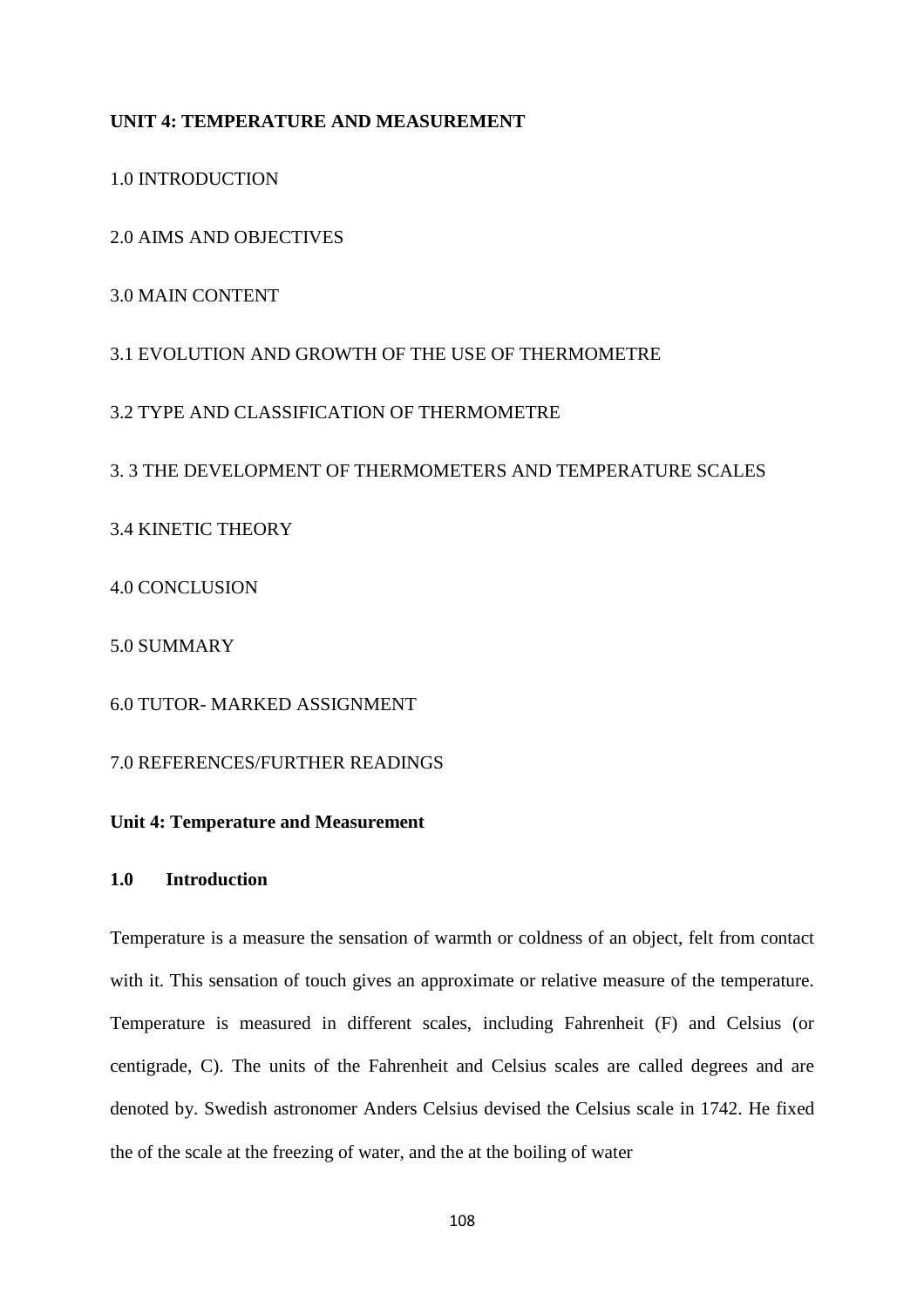**UNIT 4: TEMPERATURE AND MEASUREMENT**

1.0 INTRODUCTION

2.0 AIMS AND OBJECTIVES

3.0 MAIN CONTENT

3.1 EVOLUTION AND GROWTH OF THE USE OF THERMOMETRE

3.2 TYPE AND CLASSIFICATION OF THERMOMETRE

3. 3 THE DEVELOPMENT OF THERMOMETERS AND TEMPERATURE SCALES

3.4 KINETIC THEORY

4.0 CONCLUSION

5.0 SUMMARY

6.0 TUTOR- MARKED ASSIGNMENT

7.0 REFERENCES/FURTHER READINGS

## Unit 4: Temperature and Measurement

### 1.0 Introduction

Temperature is a measure the sensation of warmth or coldness of an object, felt from contact with it. This sensation of touch gives an approximate or relative measure of the temperature. Temperature is measured in different scales, including Fahrenheit (F) and Celsius (or centigrade, C). The units of the Fahrenheit and Celsius scales are called degrees and are denoted by. Swedish astronomer Anders Celsius devised the Celsius scale in 1742. He fixed the of the scale at the freezing of water, and the at the boiling of water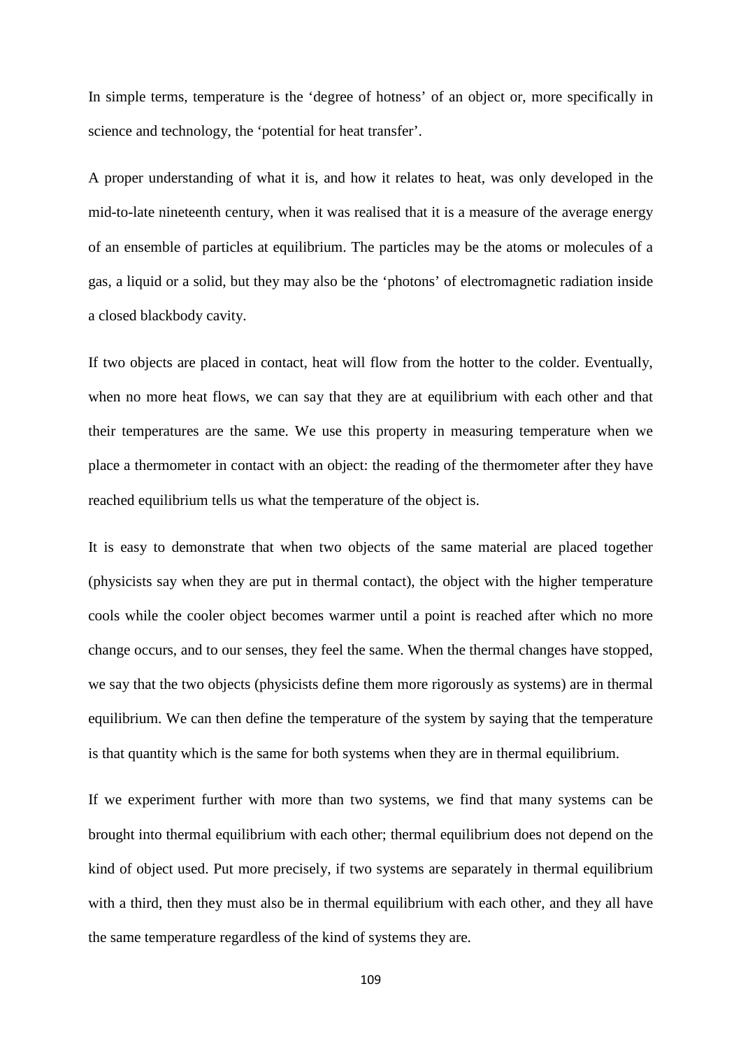In simple terms, temperature is the ‘degree of hotness’ of an object or, more specifically in science and technology, the ‘potential for heat transfer’.

A proper understanding of what it is, and how it relates to heat, was only developed in the mid-to-late nineteenth century, when it was realised that it is a measure of the average energy of an ensemble of particles at equilibrium. The particles may be the atoms or molecules of a gas, a liquid or a solid, but they may also be the ‘photons’ of electromagnetic radiation inside a closed blackbody cavity.

If two objects are placed in contact, heat will flow from the hotter to the colder. Eventually, when no more heat flows, we can say that they are at equilibrium with each other and that their temperatures are the same. We use this property in measuring temperature when we place a thermometer in contact with an object: the reading of the thermometer after they have reached equilibrium tells us what the temperature of the object is.

It is easy to demonstrate that when two objects of the same material are placed together (physicists say when they are put in thermal contact), the object with the higher temperature cools while the cooler object becomes warmer until a point is reached after which no more change occurs, and to our senses, they feel the same. When the thermal changes have stopped, we say that the two objects (physicists define them more rigorously as systems) are in thermal equilibrium. We can then define the temperature of the system by saying that the temperature is that quantity which is the same for both systems when they are in thermal equilibrium.

If we experiment further with more than two systems, we find that many systems can be brought into thermal equilibrium with each other; thermal equilibrium does not depend on the kind of object used. Put more precisely, if two systems are separately in thermal equilibrium with a third, then they must also be in thermal equilibrium with each other, and they all have the same temperature regardless of the kind of systems they are.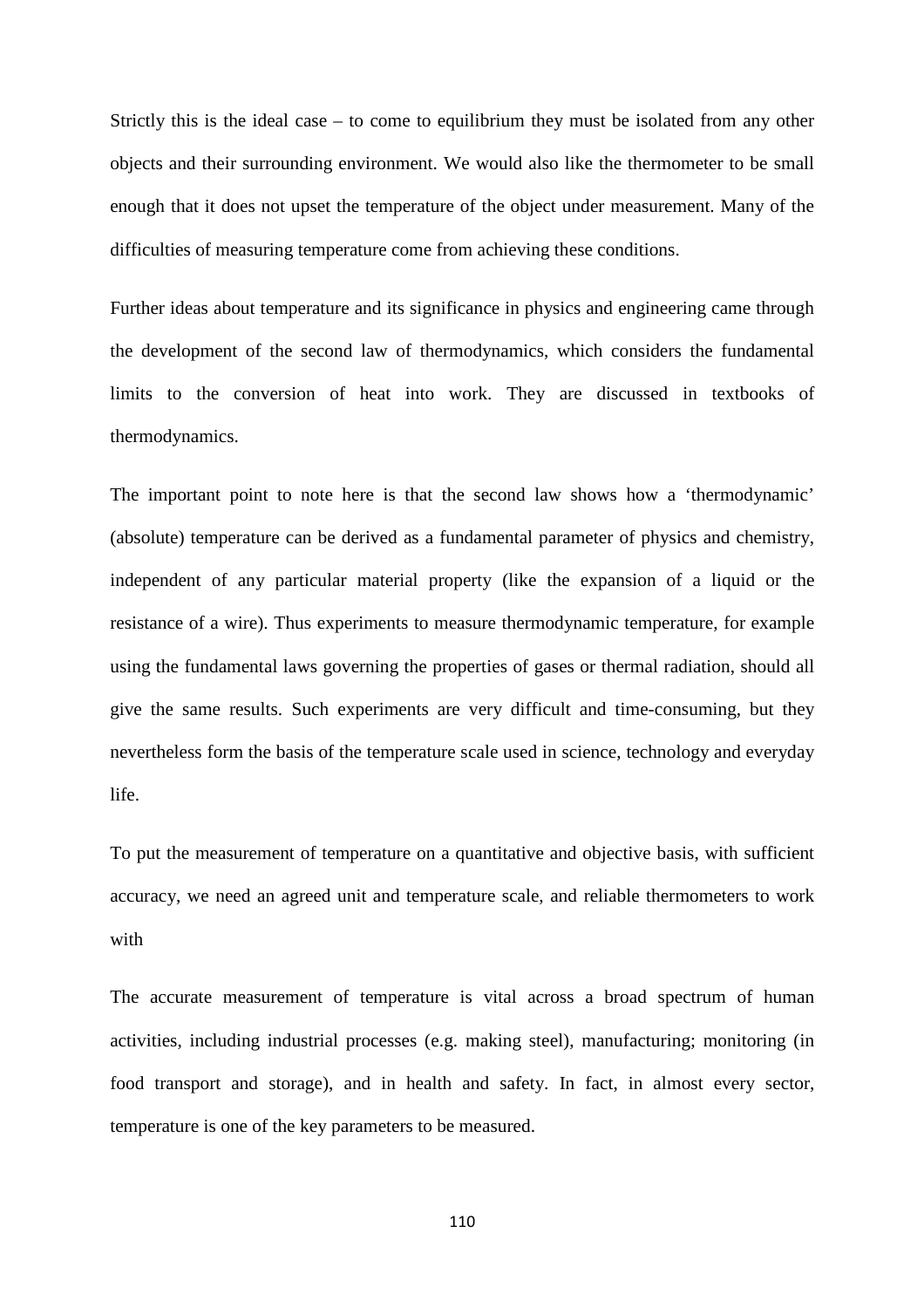Strictly this is the ideal case – to come to equilibrium they must be isolated from any other objects and their surrounding environment. We would also like the thermometer to be small enough that it does not upset the temperature of the object under measurement. Many of the difficulties of measuring temperature come from achieving these conditions.

Further ideas about temperature and its significance in physics and engineering came through the development of the second law of thermodynamics, which considers the fundamental limits to the conversion of heat into work. They are discussed in textbooks of thermodynamics.

The important point to note here is that the second law shows how a 'thermodynamic' (absolute) temperature can be derived as a fundamental parameter of physics and chemistry, independent of any particular material property (like the expansion of a liquid or the resistance of a wire). Thus experiments to measure thermodynamic temperature, for example using the fundamental laws governing the properties of gases or thermal radiation, should all give the same results. Such experiments are very difficult and time-consuming, but they nevertheless form the basis of the temperature scale used in science, technology and everyday life.

To put the measurement of temperature on a quantitative and objective basis, with sufficient accuracy, we need an agreed unit and temperature scale, and reliable thermometers to work with

The accurate measurement of temperature is vital across a broad spectrum of human activities, including industrial processes (e.g. making steel), manufacturing; monitoring (in food transport and storage), and in health and safety. In fact, in almost every sector, temperature is one of the key parameters to be measured.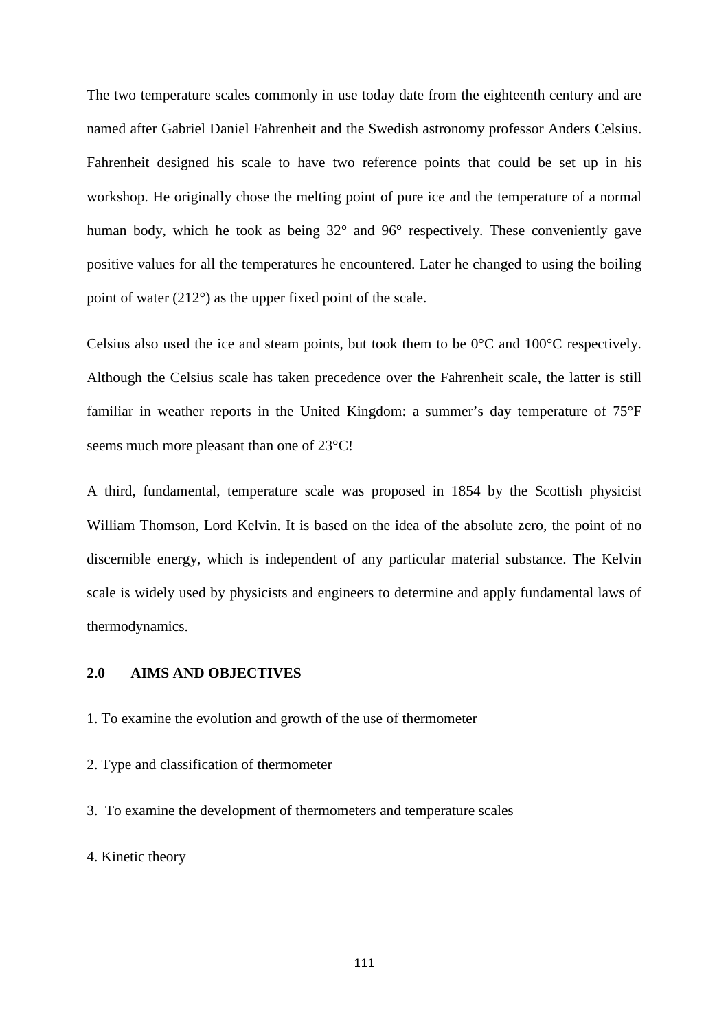The two temperature scales commonly in use today date from the eighteenth century and are named after Gabriel Daniel Fahrenheit and the Swedish astronomy professor Anders Celsius. Fahrenheit designed his scale to have two reference points that could be set up in his workshop. He originally chose the melting point of pure ice and the temperature of a normal human body, which he took as being 32° and 96° respectively. These conveniently gave positive values for all the temperatures he encountered. Later he changed to using the boiling point of water (212°) as the upper fixed point of the scale.

Celsius also used the ice and steam points, but took them to be 0°C and 100°C respectively. Although the Celsius scale has taken precedence over the Fahrenheit scale, the latter is still familiar in weather reports in the United Kingdom: a summer's day temperature of 75°F seems much more pleasant than one of 23°C!

A third, fundamental, temperature scale was proposed in 1854 by the Scottish physicist William Thomson, Lord Kelvin. It is based on the idea of the absolute zero, the point of no discernible energy, which is independent of any particular material substance. The Kelvin scale is widely used by physicists and engineers to determine and apply fundamental laws of thermodynamics.

## 2.0 AIMS AND OBJECTIVES

1. To examine the evolution and growth of the use of thermometer
2. Type and classification of thermometer
3. To examine the development of thermometers and temperature scales
4. Kinetic theory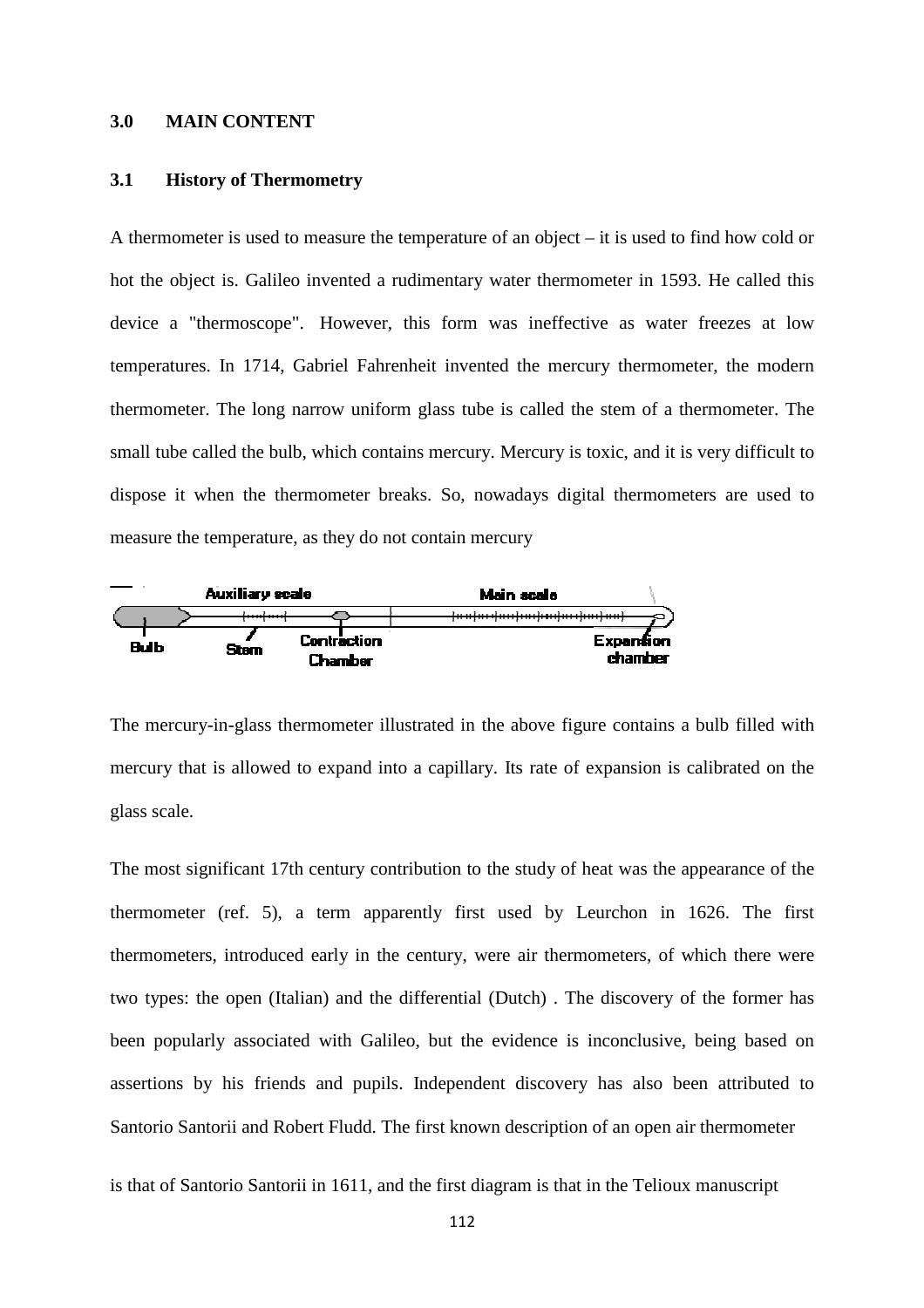## 3.0 MAIN CONTENT

### 3.1 History of Thermometry

A thermometer is used to measure the temperature of an object – it is used to find how cold or hot the object is. Galileo invented a rudimentary water thermometer in 1593. He called this device a "thermoscope". However, this form was ineffective as water freezes at low temperatures. In 1714, Gabriel Fahrenheit invented the mercury thermometer, the modern thermometer. The long narrow uniform glass tube is called the stem of a thermometer. The small tube called the bulb, which contains mercury. Mercury is toxic, and it is very difficult to dispose it when the thermometer breaks. So, nowadays digital thermometers are used to measure the temperature, as they do not contain mercury

Auxiliary scale — Main scale — Bulb — Stem — Contraction Chamber — Expansion chamber

The mercury-in-glass thermometer illustrated in the above figure contains a bulb filled with mercury that is allowed to expand into a capillary. Its rate of expansion is calibrated on the glass scale.

The most significant 17th century contribution to the study of heat was the appearance of the thermometer (ref. 5), a term apparently first used by Leurchon in 1626. The first thermometers, introduced early in the century, were air thermometers, of which there were two types: the open (Italian) and the differential (Dutch) . The discovery of the former has been popularly associated with Galileo, but the evidence is inconclusive, being based on assertions by his friends and pupils. Independent discovery has also been attributed to Santorio Santorii and Robert Fludd. The first known description of an open air thermometer

is that of Santorio Santorii in 1611, and the first diagram is that in the Telioux manuscript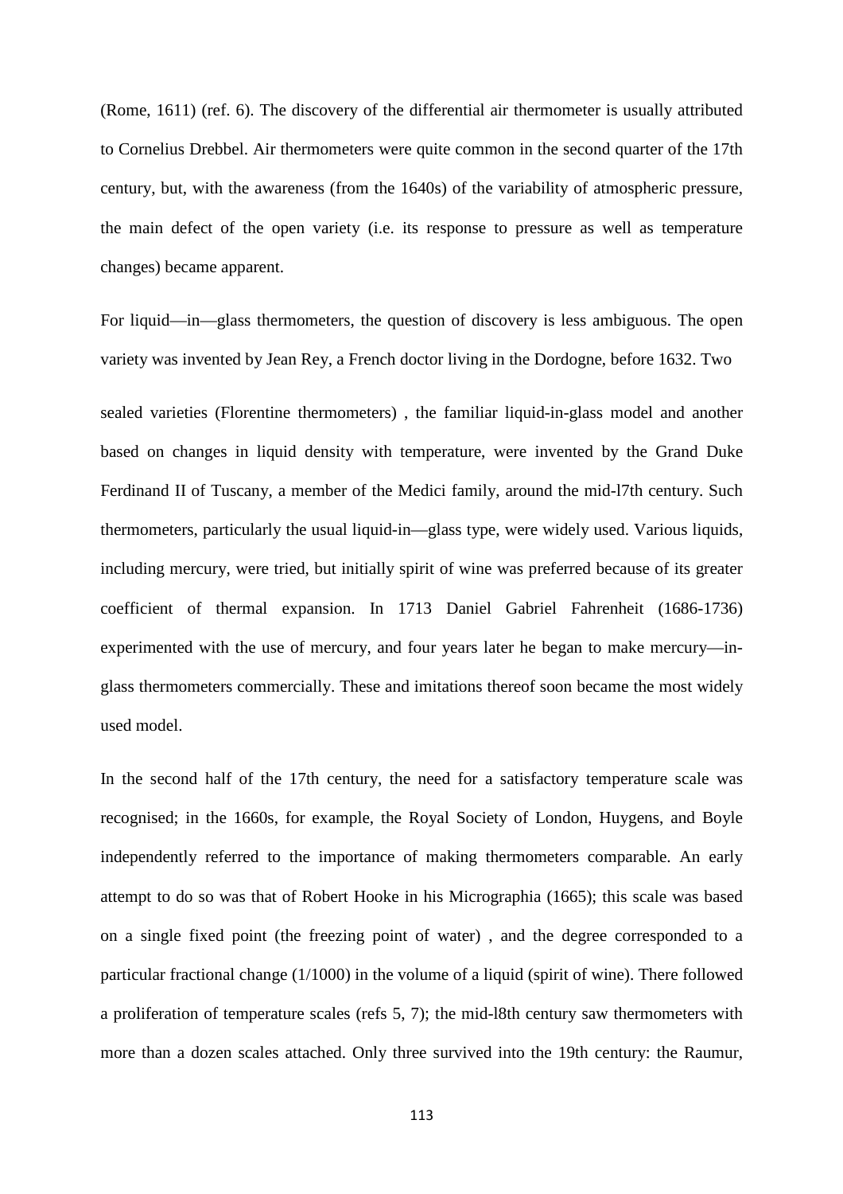(Rome, 1611) (ref. 6). The discovery of the differential air thermometer is usually attributed to Cornelius Drebbel. Air thermometers were quite common in the second quarter of the 17th century, but, with the awareness (from the 1640s) of the variability of atmospheric pressure, the main defect of the open variety (i.e. its response to pressure as well as temperature changes) became apparent.

For liquid—in—glass thermometers, the question of discovery is less ambiguous. The open variety was invented by Jean Rey, a French doctor living in the Dordogne, before 1632. Two sealed varieties (Florentine thermometers) , the familiar liquid-in-glass model and another based on changes in liquid density with temperature, were invented by the Grand Duke Ferdinand II of Tuscany, a member of the Medici family, around the mid-l7th century. Such thermometers, particularly the usual liquid-in—glass type, were widely used. Various liquids, including mercury, were tried, but initially spirit of wine was preferred because of its greater coefficient of thermal expansion. In 1713 Daniel Gabriel Fahrenheit (1686-1736) experimented with the use of mercury, and four years later he began to make mercury—in-glass thermometers commercially. These and imitations thereof soon became the most widely used model.

In the second half of the 17th century, the need for a satisfactory temperature scale was recognised; in the 1660s, for example, the Royal Society of London, Huygens, and Boyle independently referred to the importance of making thermometers comparable. An early attempt to do so was that of Robert Hooke in his Micrographia (1665); this scale was based on a single fixed point (the freezing point of water) , and the degree corresponded to a particular fractional change (1/1000) in the volume of a liquid (spirit of wine). There followed a proliferation of temperature scales (refs 5, 7); the mid-l8th century saw thermometers with more than a dozen scales attached. Only three survived into the 19th century: the Raumur,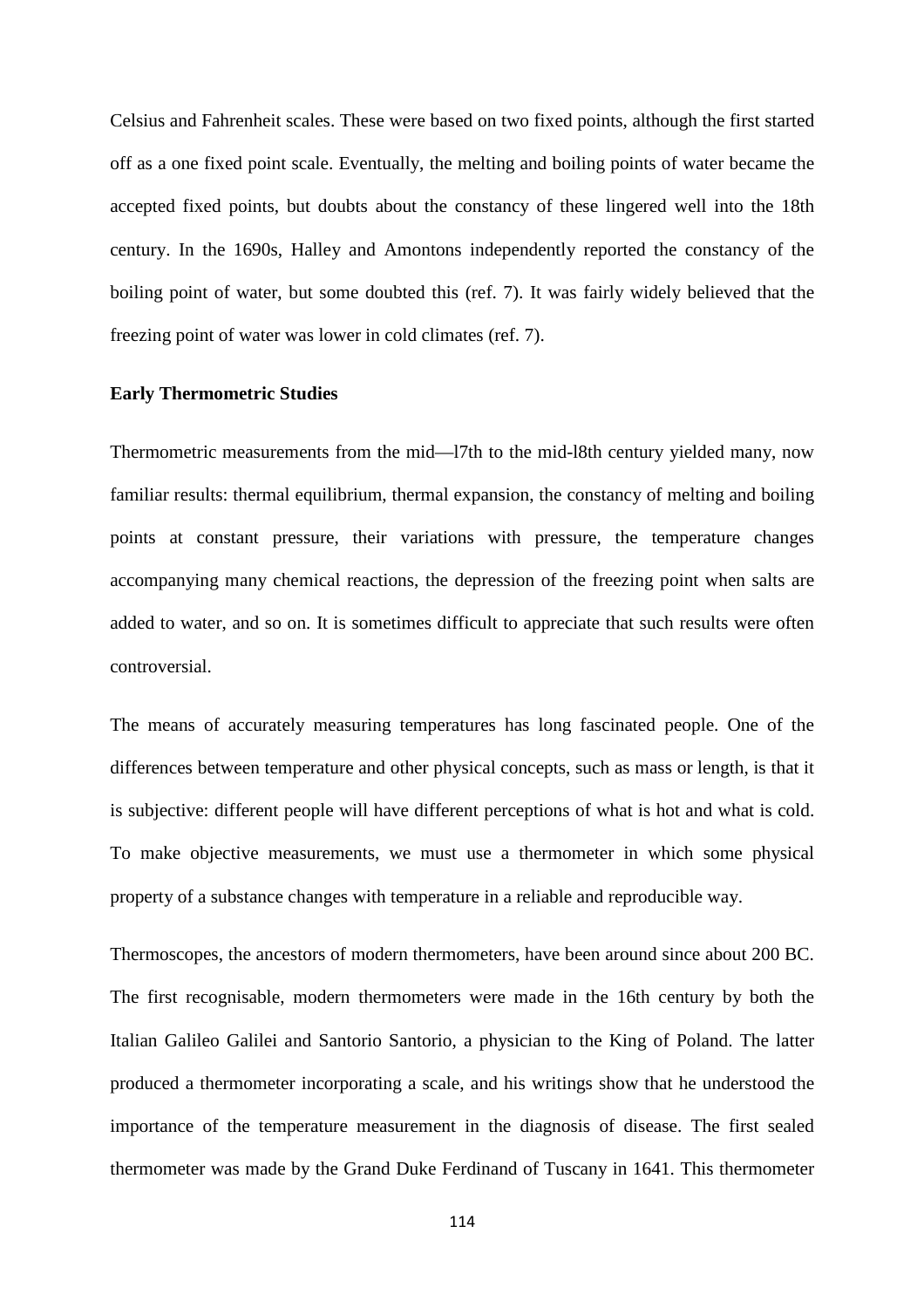Celsius and Fahrenheit scales. These were based on two fixed points, although the first started off as a one fixed point scale. Eventually, the melting and boiling points of water became the accepted fixed points, but doubts about the constancy of these lingered well into the 18th century. In the 1690s, Halley and Amontons independently reported the constancy of the boiling point of water, but some doubted this (ref. 7). It was fairly widely believed that the freezing point of water was lower in cold climates (ref. 7).

**Early Thermometric Studies**

Thermometric measurements from the mid—l7th to the mid-l8th century yielded many, now familiar results: thermal equilibrium, thermal expansion, the constancy of melting and boiling points at constant pressure, their variations with pressure, the temperature changes accompanying many chemical reactions, the depression of the freezing point when salts are added to water, and so on. It is sometimes difficult to appreciate that such results were often controversial.

The means of accurately measuring temperatures has long fascinated people. One of the differences between temperature and other physical concepts, such as mass or length, is that it is subjective: different people will have different perceptions of what is hot and what is cold. To make objective measurements, we must use a thermometer in which some physical property of a substance changes with temperature in a reliable and reproducible way.

Thermoscopes, the ancestors of modern thermometers, have been around since about 200 BC. The first recognisable, modern thermometers were made in the 16th century by both the Italian Galileo Galilei and Santorio Santorio, a physician to the King of Poland. The latter produced a thermometer incorporating a scale, and his writings show that he understood the importance of the temperature measurement in the diagnosis of disease. The first sealed thermometer was made by the Grand Duke Ferdinand of Tuscany in 1641. This thermometer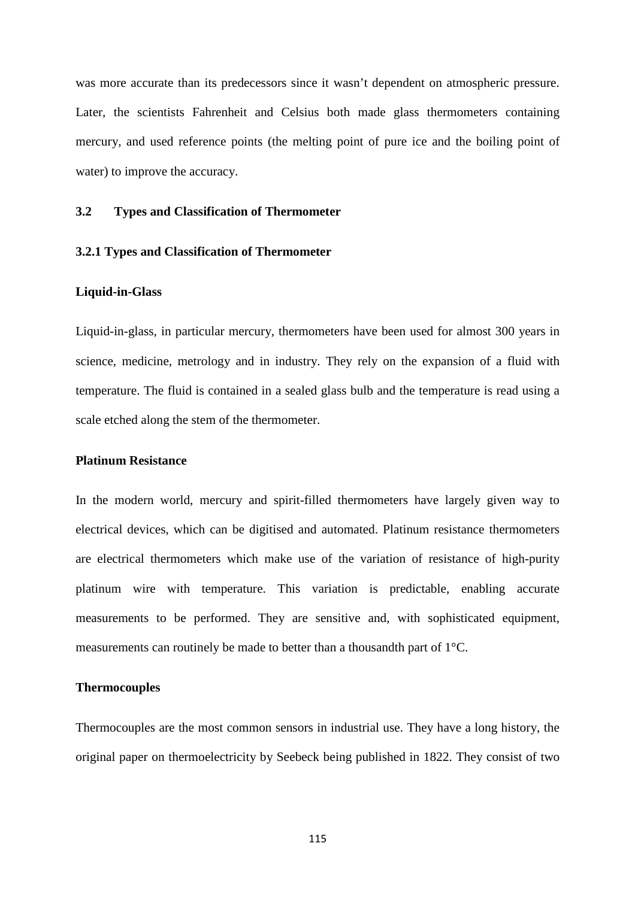was more accurate than its predecessors since it wasn't dependent on atmospheric pressure. Later, the scientists Fahrenheit and Celsius both made glass thermometers containing mercury, and used reference points (the melting point of pure ice and the boiling point of water) to improve the accuracy.

## 3.2 Types and Classification of Thermometer

### 3.2.1 Types and Classification of Thermometer

**Liquid-in-Glass**

Liquid-in-glass, in particular mercury, thermometers have been used for almost 300 years in science, medicine, metrology and in industry. They rely on the expansion of a fluid with temperature. The fluid is contained in a sealed glass bulb and the temperature is read using a scale etched along the stem of the thermometer.

**Platinum Resistance**

In the modern world, mercury and spirit-filled thermometers have largely given way to electrical devices, which can be digitised and automated. Platinum resistance thermometers are electrical thermometers which make use of the variation of resistance of high-purity platinum wire with temperature. This variation is predictable, enabling accurate measurements to be performed. They are sensitive and, with sophisticated equipment, measurements can routinely be made to better than a thousandth part of 1°C.

**Thermocouples**

Thermocouples are the most common sensors in industrial use. They have a long history, the original paper on thermoelectricity by Seebeck being published in 1822. They consist of two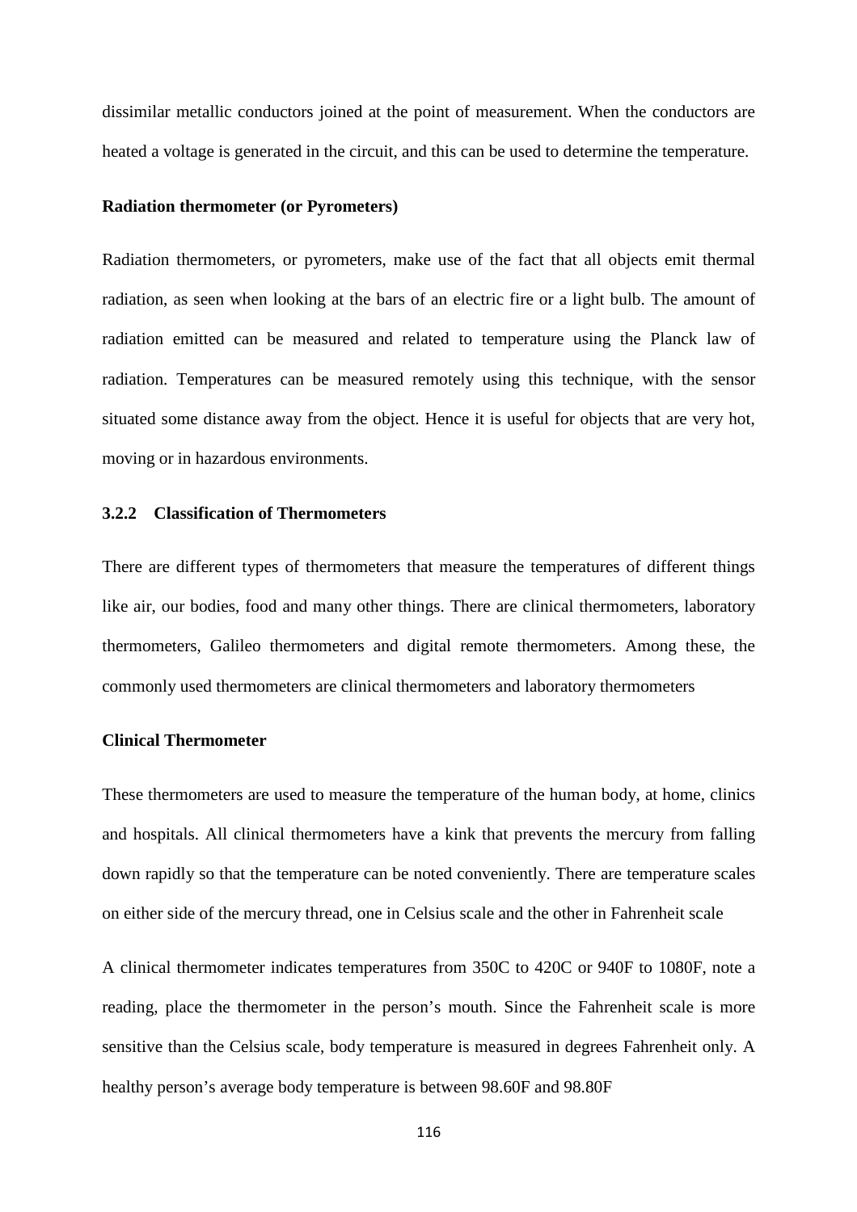dissimilar metallic conductors joined at the point of measurement. When the conductors are heated a voltage is generated in the circuit, and this can be used to determine the temperature.

**Radiation thermometer (or Pyrometers)**

Radiation thermometers, or pyrometers, make use of the fact that all objects emit thermal radiation, as seen when looking at the bars of an electric fire or a light bulb. The amount of radiation emitted can be measured and related to temperature using the Planck law of radiation. Temperatures can be measured remotely using this technique, with the sensor situated some distance away from the object. Hence it is useful for objects that are very hot, moving or in hazardous environments.

### 3.2.2 Classification of Thermometers

There are different types of thermometers that measure the temperatures of different things like air, our bodies, food and many other things. There are clinical thermometers, laboratory thermometers, Galileo thermometers and digital remote thermometers. Among these, the commonly used thermometers are clinical thermometers and laboratory thermometers

**Clinical Thermometer**

These thermometers are used to measure the temperature of the human body, at home, clinics and hospitals. All clinical thermometers have a kink that prevents the mercury from falling down rapidly so that the temperature can be noted conveniently. There are temperature scales on either side of the mercury thread, one in Celsius scale and the other in Fahrenheit scale

A clinical thermometer indicates temperatures from 350C to 420C or 940F to 1080F, note a reading, place the thermometer in the person's mouth. Since the Fahrenheit scale is more sensitive than the Celsius scale, body temperature is measured in degrees Fahrenheit only. A healthy person's average body temperature is between 98.60F and 98.80F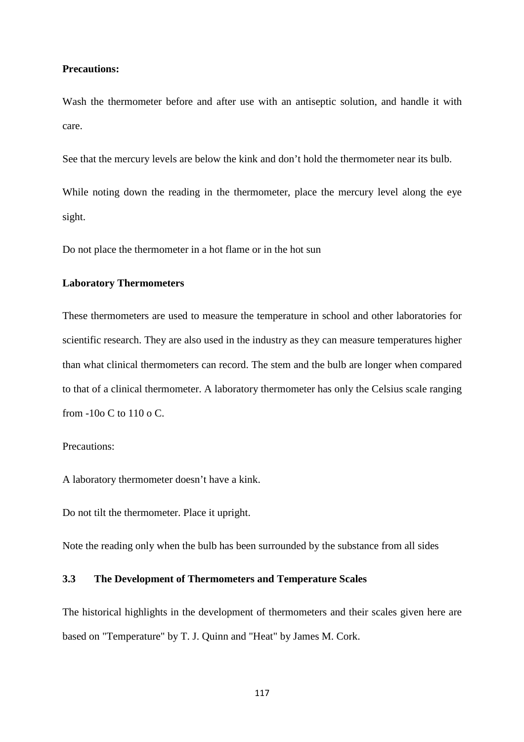**Precautions:**

Wash the thermometer before and after use with an antiseptic solution, and handle it with care.

See that the mercury levels are below the kink and don't hold the thermometer near its bulb.

While noting down the reading in the thermometer, place the mercury level along the eye sight.

Do not place the thermometer in a hot flame or in the hot sun

**Laboratory Thermometers**

These thermometers are used to measure the temperature in school and other laboratories for scientific research. They are also used in the industry as they can measure temperatures higher than what clinical thermometers can record. The stem and the bulb are longer when compared to that of a clinical thermometer. A laboratory thermometer has only the Celsius scale ranging from -10o C to 110 o C.

Precautions:

A laboratory thermometer doesn't have a kink.

Do not tilt the thermometer. Place it upright.

Note the reading only when the bulb has been surrounded by the substance from all sides

### 3.3 The Development of Thermometers and Temperature Scales

The historical highlights in the development of thermometers and their scales given here are based on "Temperature" by T. J. Quinn and "Heat" by James M. Cork.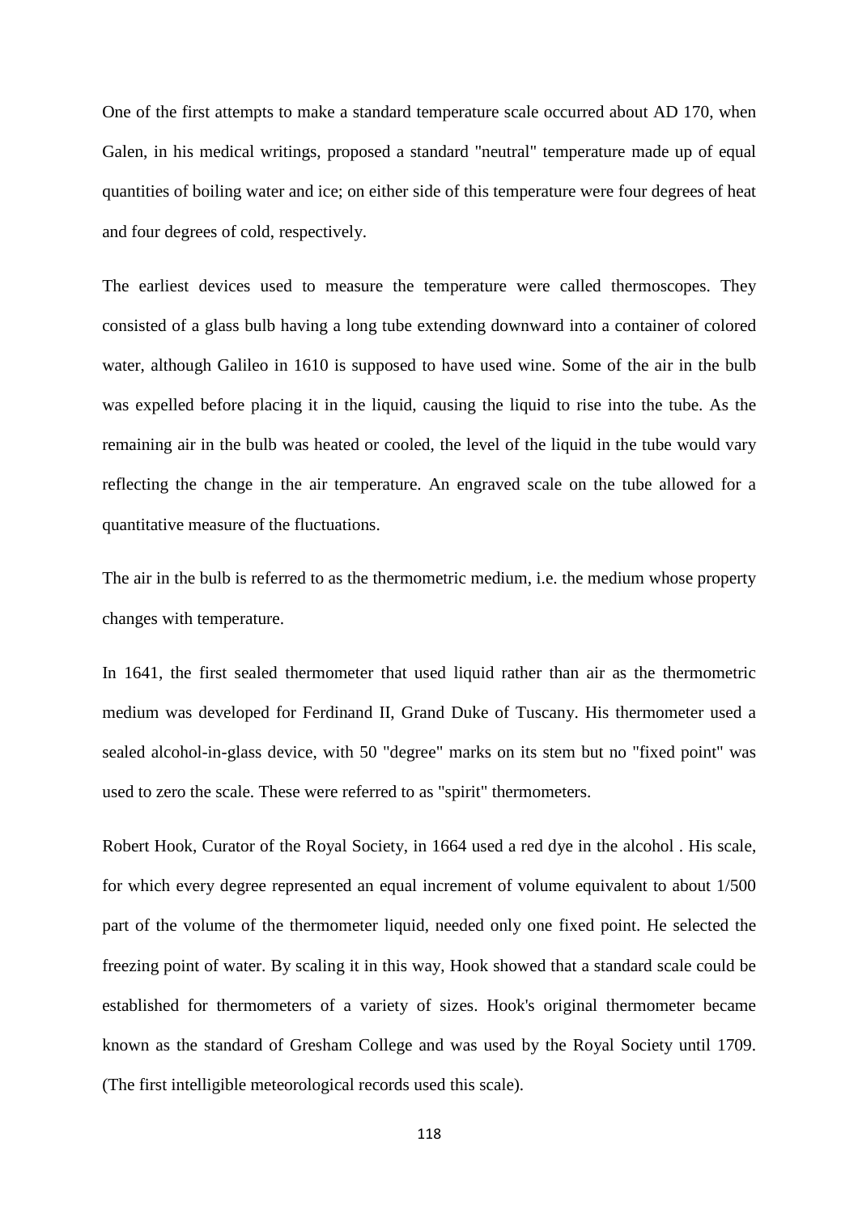One of the first attempts to make a standard temperature scale occurred about AD 170, when Galen, in his medical writings, proposed a standard "neutral" temperature made up of equal quantities of boiling water and ice; on either side of this temperature were four degrees of heat and four degrees of cold, respectively.

The earliest devices used to measure the temperature were called thermoscopes. They consisted of a glass bulb having a long tube extending downward into a container of colored water, although Galileo in 1610 is supposed to have used wine. Some of the air in the bulb was expelled before placing it in the liquid, causing the liquid to rise into the tube. As the remaining air in the bulb was heated or cooled, the level of the liquid in the tube would vary reflecting the change in the air temperature. An engraved scale on the tube allowed for a quantitative measure of the fluctuations.

The air in the bulb is referred to as the thermometric medium, i.e. the medium whose property changes with temperature.

In 1641, the first sealed thermometer that used liquid rather than air as the thermometric medium was developed for Ferdinand II, Grand Duke of Tuscany. His thermometer used a sealed alcohol-in-glass device, with 50 "degree" marks on its stem but no "fixed point" was used to zero the scale. These were referred to as "spirit" thermometers.

Robert Hook, Curator of the Royal Society, in 1664 used a red dye in the alcohol . His scale, for which every degree represented an equal increment of volume equivalent to about 1/500 part of the volume of the thermometer liquid, needed only one fixed point. He selected the freezing point of water. By scaling it in this way, Hook showed that a standard scale could be established for thermometers of a variety of sizes. Hook's original thermometer became known as the standard of Gresham College and was used by the Royal Society until 1709. (The first intelligible meteorological records used this scale).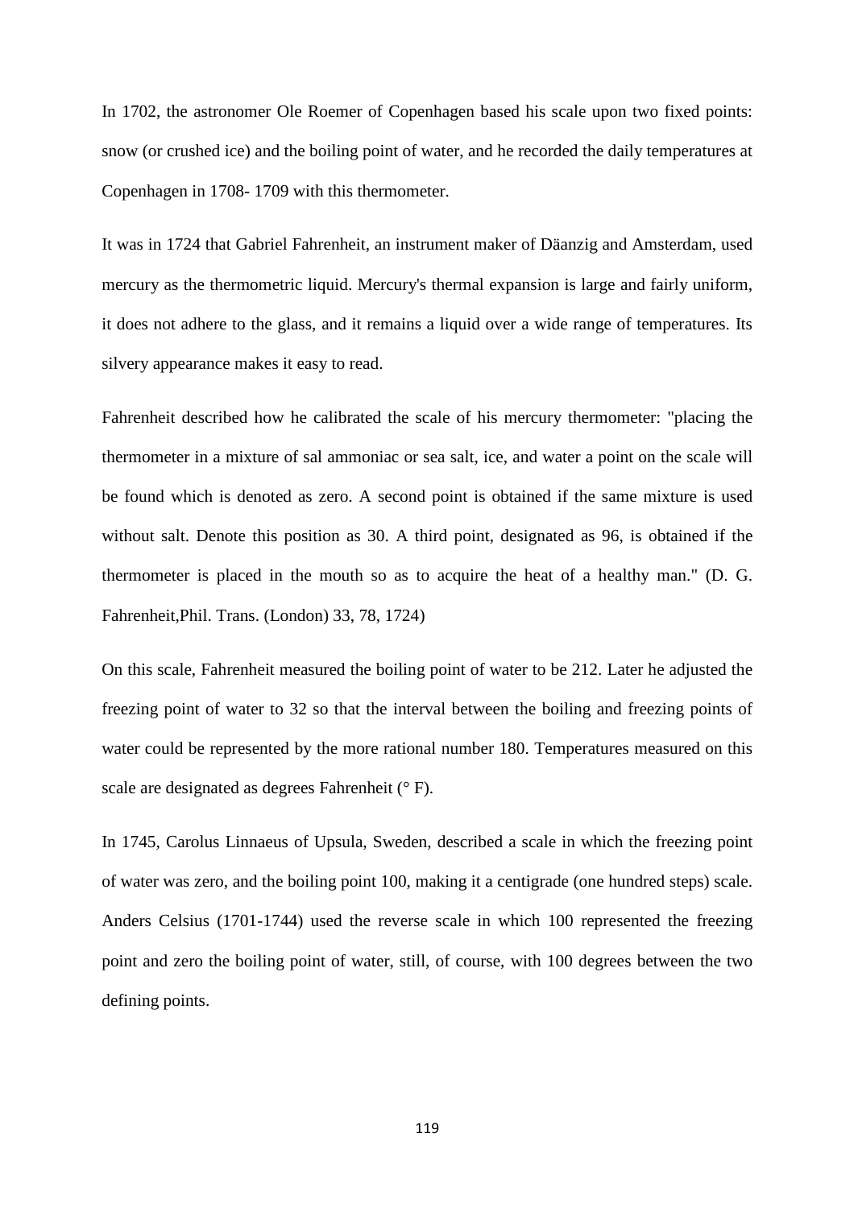In 1702, the astronomer Ole Roemer of Copenhagen based his scale upon two fixed points: snow (or crushed ice) and the boiling point of water, and he recorded the daily temperatures at Copenhagen in 1708- 1709 with this thermometer.

It was in 1724 that Gabriel Fahrenheit, an instrument maker of Däanzig and Amsterdam, used mercury as the thermometric liquid. Mercury's thermal expansion is large and fairly uniform, it does not adhere to the glass, and it remains a liquid over a wide range of temperatures. Its silvery appearance makes it easy to read.

Fahrenheit described how he calibrated the scale of his mercury thermometer: "placing the thermometer in a mixture of sal ammoniac or sea salt, ice, and water a point on the scale will be found which is denoted as zero. A second point is obtained if the same mixture is used without salt. Denote this position as 30. A third point, designated as 96, is obtained if the thermometer is placed in the mouth so as to acquire the heat of a healthy man." (D. G. Fahrenheit,Phil. Trans. (London) 33, 78, 1724)

On this scale, Fahrenheit measured the boiling point of water to be 212. Later he adjusted the freezing point of water to 32 so that the interval between the boiling and freezing points of water could be represented by the more rational number 180. Temperatures measured on this scale are designated as degrees Fahrenheit (° F).

In 1745, Carolus Linnaeus of Upsula, Sweden, described a scale in which the freezing point of water was zero, and the boiling point 100, making it a centigrade (one hundred steps) scale. Anders Celsius (1701-1744) used the reverse scale in which 100 represented the freezing point and zero the boiling point of water, still, of course, with 100 degrees between the two defining points.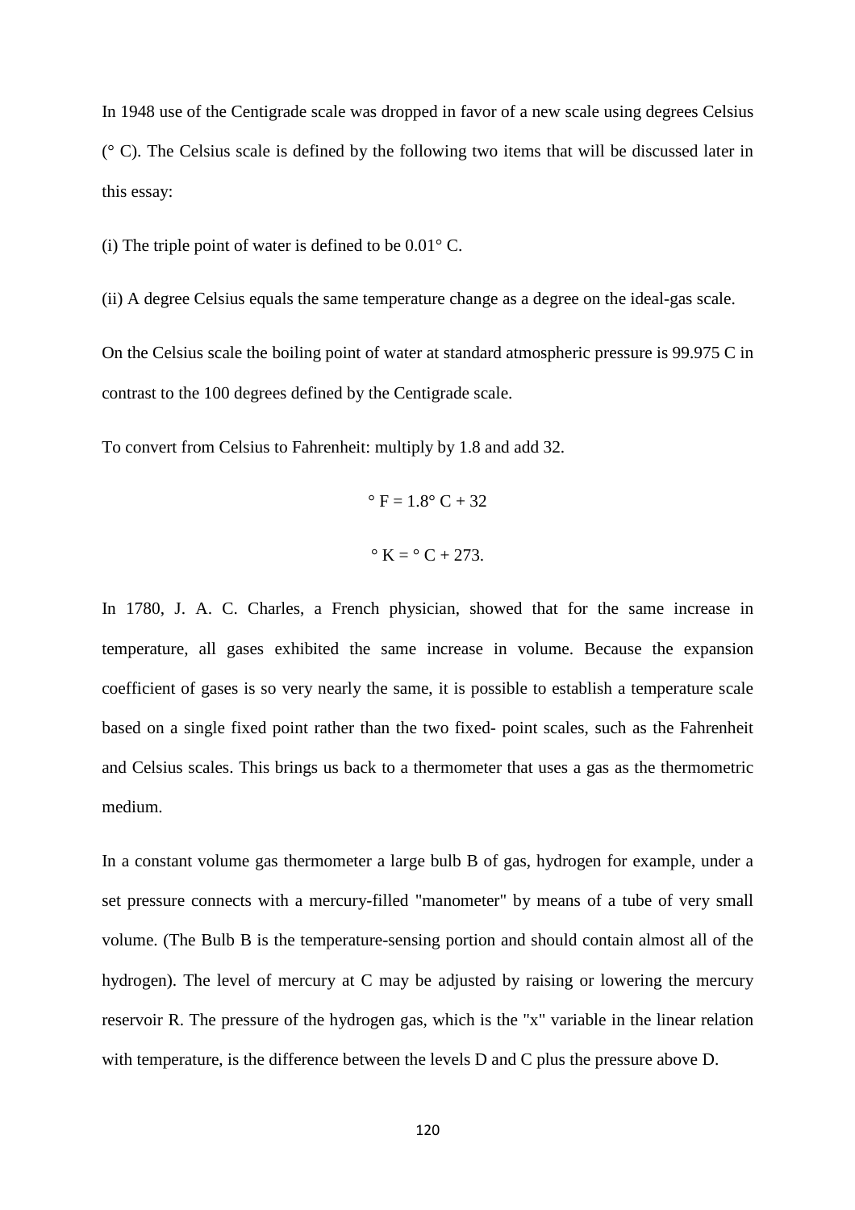In 1948 use of the Centigrade scale was dropped in favor of a new scale using degrees Celsius (° C). The Celsius scale is defined by the following two items that will be discussed later in this essay:

(i) The triple point of water is defined to be 0.01° C.

(ii) A degree Celsius equals the same temperature change as a degree on the ideal-gas scale.

On the Celsius scale the boiling point of water at standard atmospheric pressure is 99.975 C in contrast to the 100 degrees defined by the Centigrade scale.

To convert from Celsius to Fahrenheit: multiply by 1.8 and add 32.

$$°F = 1.8°C + 32$$

$$°K = °C + 273.$$

In 1780, J. A. C. Charles, a French physician, showed that for the same increase in temperature, all gases exhibited the same increase in volume. Because the expansion coefficient of gases is so very nearly the same, it is possible to establish a temperature scale based on a single fixed point rather than the two fixed- point scales, such as the Fahrenheit and Celsius scales. This brings us back to a thermometer that uses a gas as the thermometric medium.

In a constant volume gas thermometer a large bulb B of gas, hydrogen for example, under a set pressure connects with a mercury-filled "manometer" by means of a tube of very small volume. (The Bulb B is the temperature-sensing portion and should contain almost all of the hydrogen). The level of mercury at C may be adjusted by raising or lowering the mercury reservoir R. The pressure of the hydrogen gas, which is the "x" variable in the linear relation with temperature, is the difference between the levels D and C plus the pressure above D.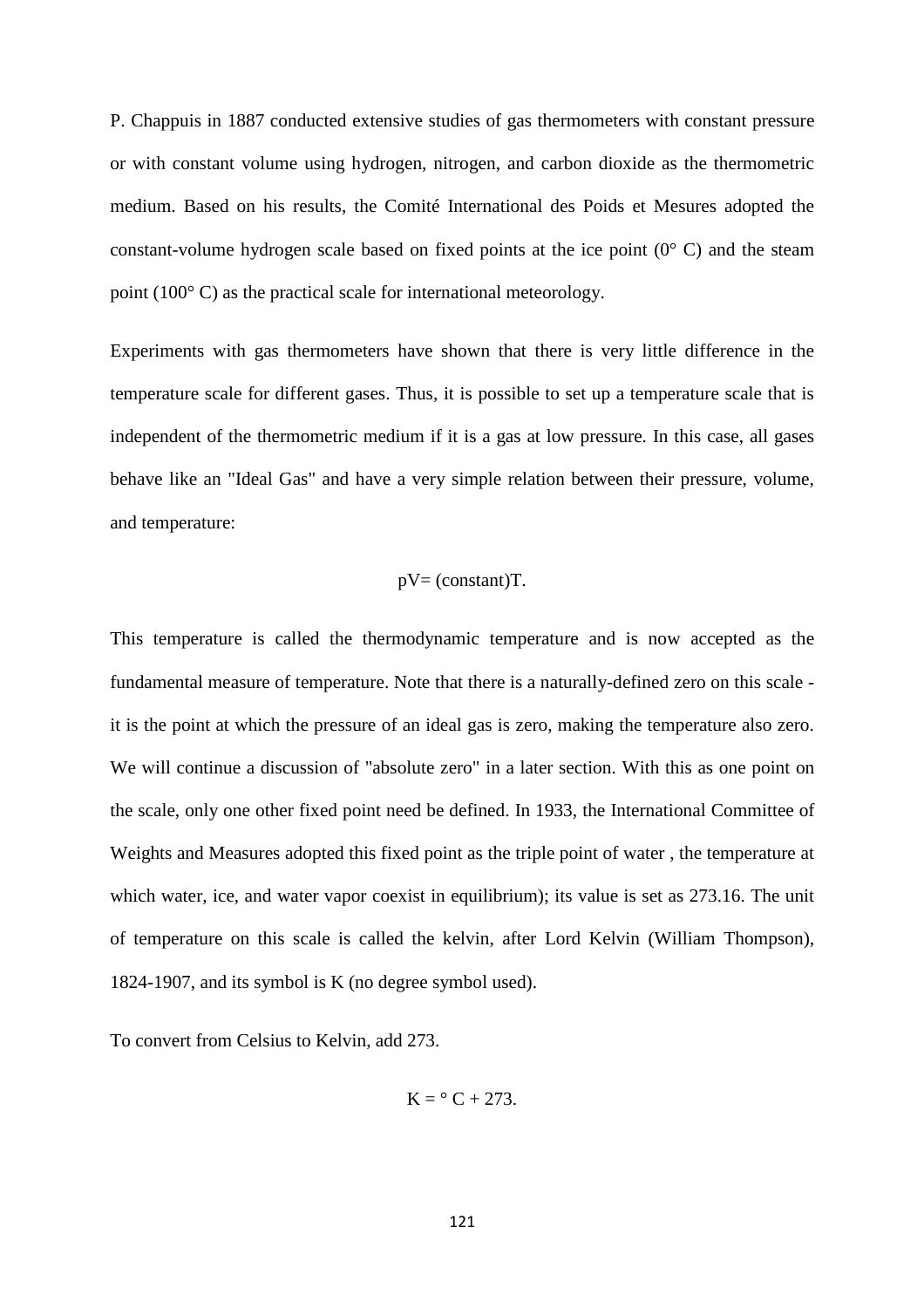P. Chappuis in 1887 conducted extensive studies of gas thermometers with constant pressure or with constant volume using hydrogen, nitrogen, and carbon dioxide as the thermometric medium. Based on his results, the Comité International des Poids et Mesures adopted the constant-volume hydrogen scale based on fixed points at the ice point (0° C) and the steam point (100° C) as the practical scale for international meteorology.

Experiments with gas thermometers have shown that there is very little difference in the temperature scale for different gases. Thus, it is possible to set up a temperature scale that is independent of the thermometric medium if it is a gas at low pressure. In this case, all gases behave like an "Ideal Gas" and have a very simple relation between their pressure, volume, and temperature:

$$pV = (\text{constant})T.$$

This temperature is called the thermodynamic temperature and is now accepted as the fundamental measure of temperature. Note that there is a naturally-defined zero on this scale - it is the point at which the pressure of an ideal gas is zero, making the temperature also zero. We will continue a discussion of "absolute zero" in a later section. With this as one point on the scale, only one other fixed point need be defined. In 1933, the International Committee of Weights and Measures adopted this fixed point as the triple point of water , the temperature at which water, ice, and water vapor coexist in equilibrium); its value is set as 273.16. The unit of temperature on this scale is called the kelvin, after Lord Kelvin (William Thompson), 1824-1907, and its symbol is K (no degree symbol used).

To convert from Celsius to Kelvin, add 273.

$$K = {}^{\circ}C + 273.$$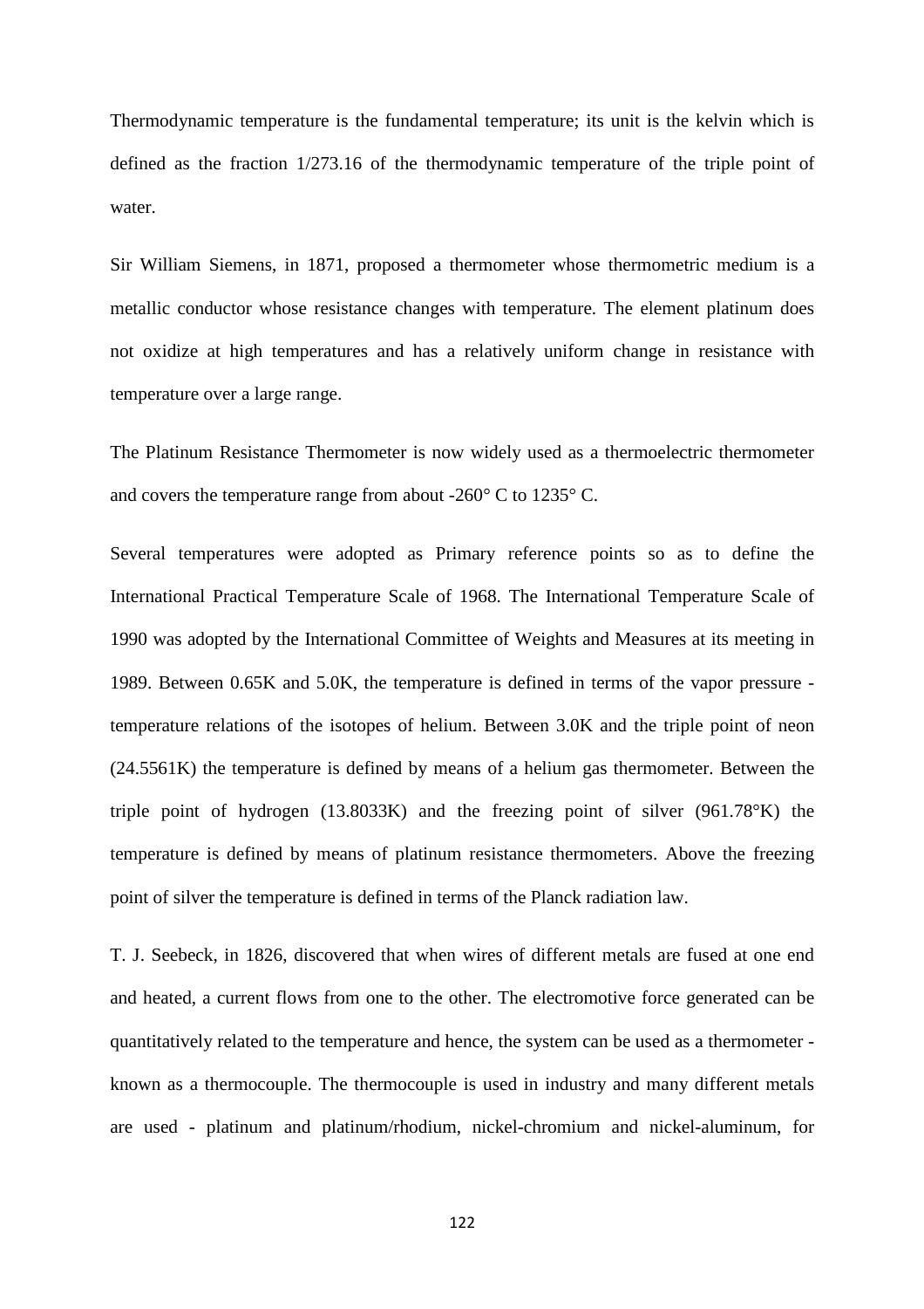Thermodynamic temperature is the fundamental temperature; its unit is the kelvin which is defined as the fraction 1/273.16 of the thermodynamic temperature of the triple point of water.

Sir William Siemens, in 1871, proposed a thermometer whose thermometric medium is a metallic conductor whose resistance changes with temperature. The element platinum does not oxidize at high temperatures and has a relatively uniform change in resistance with temperature over a large range.

The Platinum Resistance Thermometer is now widely used as a thermoelectric thermometer and covers the temperature range from about -260° C to 1235° C.

Several temperatures were adopted as Primary reference points so as to define the International Practical Temperature Scale of 1968. The International Temperature Scale of 1990 was adopted by the International Committee of Weights and Measures at its meeting in 1989. Between 0.65K and 5.0K, the temperature is defined in terms of the vapor pressure - temperature relations of the isotopes of helium. Between 3.0K and the triple point of neon (24.5561K) the temperature is defined by means of a helium gas thermometer. Between the triple point of hydrogen (13.8033K) and the freezing point of silver (961.78°K) the temperature is defined by means of platinum resistance thermometers. Above the freezing point of silver the temperature is defined in terms of the Planck radiation law.

T. J. Seebeck, in 1826, discovered that when wires of different metals are fused at one end and heated, a current flows from one to the other. The electromotive force generated can be quantitatively related to the temperature and hence, the system can be used as a thermometer - known as a thermocouple. The thermocouple is used in industry and many different metals are used - platinum and platinum/rhodium, nickel-chromium and nickel-aluminum, for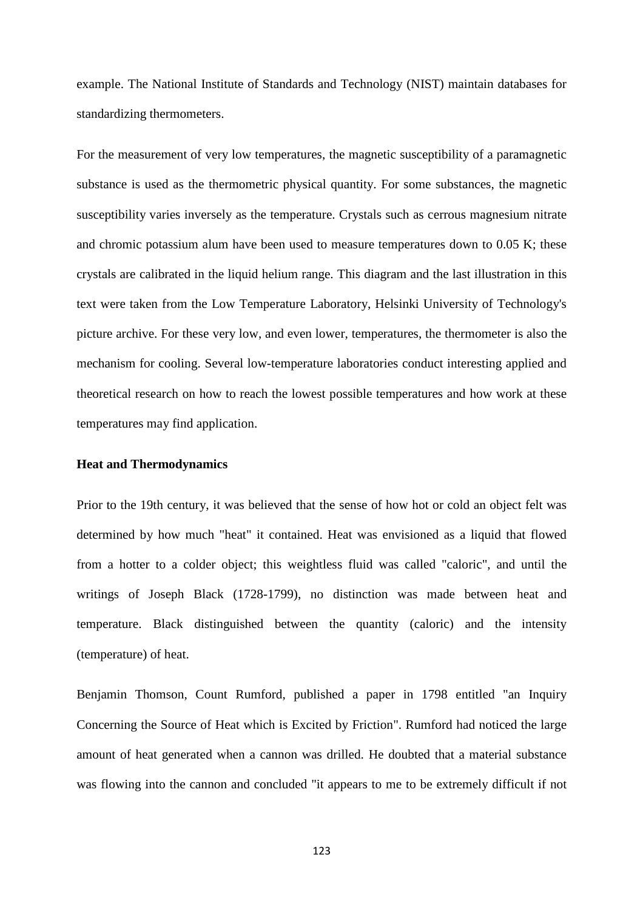example. The National Institute of Standards and Technology (NIST) maintain databases for standardizing thermometers.

For the measurement of very low temperatures, the magnetic susceptibility of a paramagnetic substance is used as the thermometric physical quantity. For some substances, the magnetic susceptibility varies inversely as the temperature. Crystals such as cerrous magnesium nitrate and chromic potassium alum have been used to measure temperatures down to 0.05 K; these crystals are calibrated in the liquid helium range. This diagram and the last illustration in this text were taken from the Low Temperature Laboratory, Helsinki University of Technology's picture archive. For these very low, and even lower, temperatures, the thermometer is also the mechanism for cooling. Several low-temperature laboratories conduct interesting applied and theoretical research on how to reach the lowest possible temperatures and how work at these temperatures may find application.

**Heat and Thermodynamics**

Prior to the 19th century, it was believed that the sense of how hot or cold an object felt was determined by how much "heat" it contained. Heat was envisioned as a liquid that flowed from a hotter to a colder object; this weightless fluid was called "caloric", and until the writings of Joseph Black (1728-1799), no distinction was made between heat and temperature. Black distinguished between the quantity (caloric) and the intensity (temperature) of heat.

Benjamin Thomson, Count Rumford, published a paper in 1798 entitled "an Inquiry Concerning the Source of Heat which is Excited by Friction". Rumford had noticed the large amount of heat generated when a cannon was drilled. He doubted that a material substance was flowing into the cannon and concluded "it appears to me to be extremely difficult if not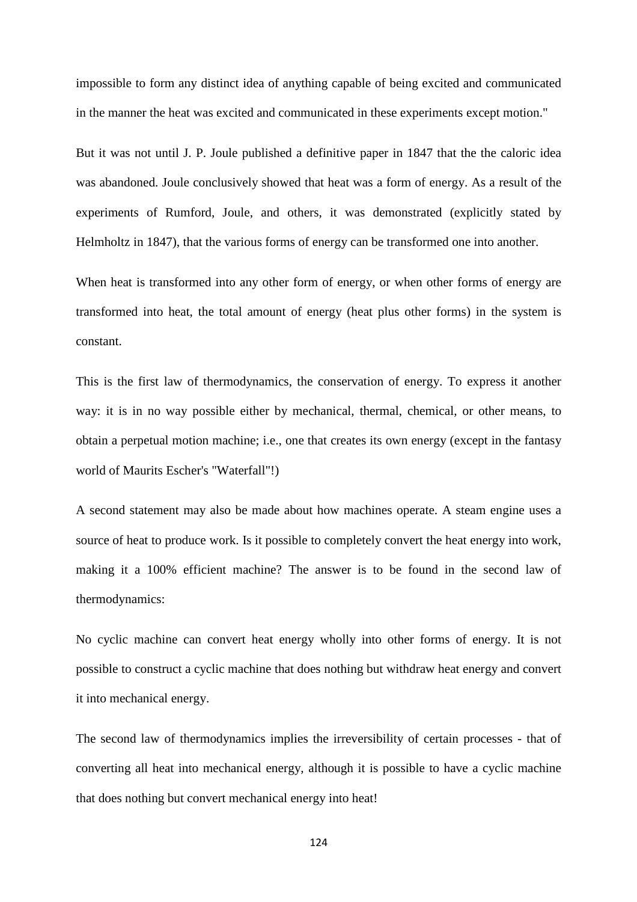impossible to form any distinct idea of anything capable of being excited and communicated in the manner the heat was excited and communicated in these experiments except motion."

But it was not until J. P. Joule published a definitive paper in 1847 that the the caloric idea was abandoned. Joule conclusively showed that heat was a form of energy. As a result of the experiments of Rumford, Joule, and others, it was demonstrated (explicitly stated by Helmholtz in 1847), that the various forms of energy can be transformed one into another.

When heat is transformed into any other form of energy, or when other forms of energy are transformed into heat, the total amount of energy (heat plus other forms) in the system is constant.

This is the first law of thermodynamics, the conservation of energy. To express it another way: it is in no way possible either by mechanical, thermal, chemical, or other means, to obtain a perpetual motion machine; i.e., one that creates its own energy (except in the fantasy world of Maurits Escher's "Waterfall"!)

A second statement may also be made about how machines operate. A steam engine uses a source of heat to produce work. Is it possible to completely convert the heat energy into work, making it a 100% efficient machine? The answer is to be found in the second law of thermodynamics:

No cyclic machine can convert heat energy wholly into other forms of energy. It is not possible to construct a cyclic machine that does nothing but withdraw heat energy and convert it into mechanical energy.

The second law of thermodynamics implies the irreversibility of certain processes - that of converting all heat into mechanical energy, although it is possible to have a cyclic machine that does nothing but convert mechanical energy into heat!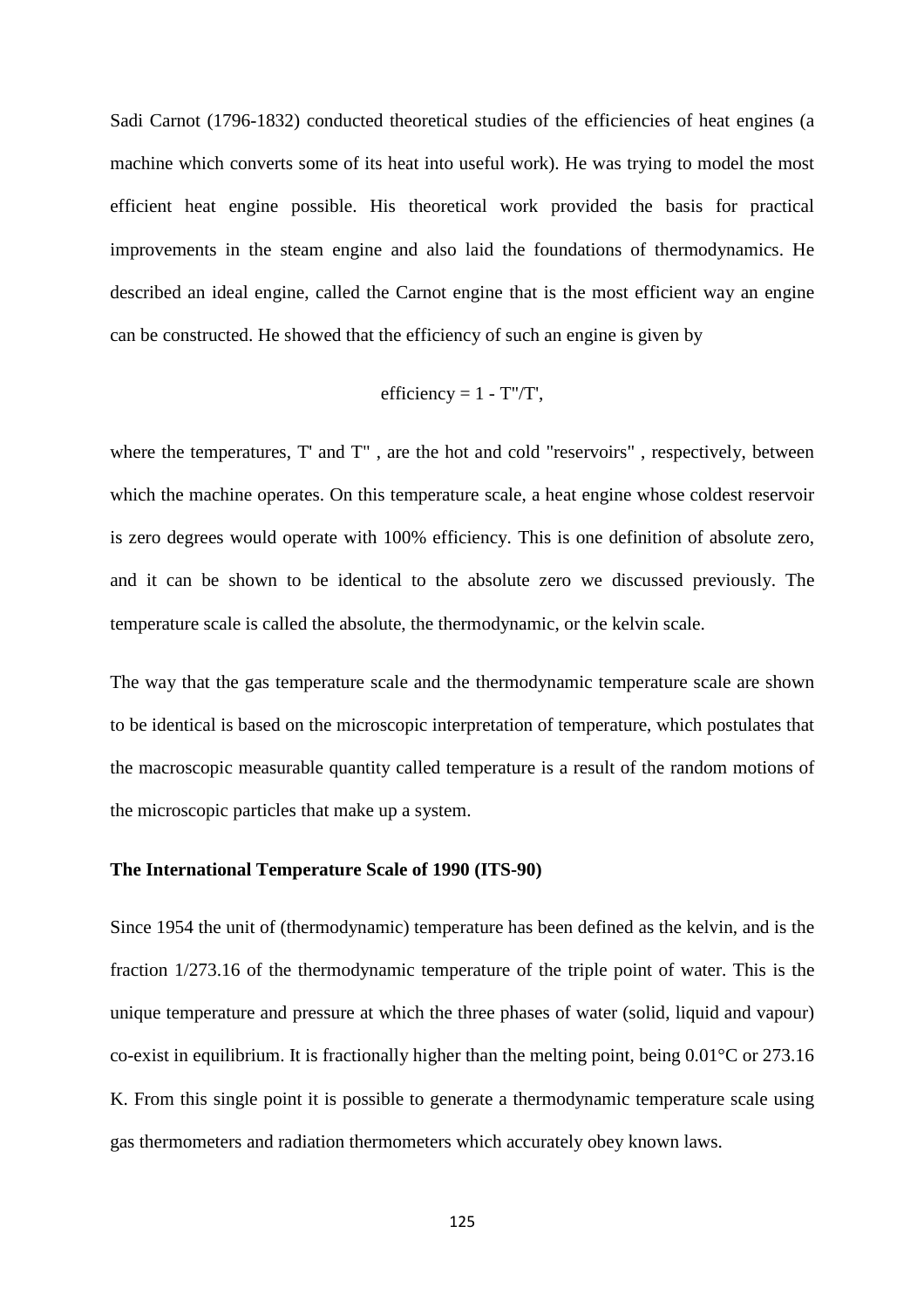Sadi Carnot (1796-1832) conducted theoretical studies of the efficiencies of heat engines (a machine which converts some of its heat into useful work). He was trying to model the most efficient heat engine possible. His theoretical work provided the basis for practical improvements in the steam engine and also laid the foundations of thermodynamics. He described an ideal engine, called the Carnot engine that is the most efficient way an engine can be constructed. He showed that the efficiency of such an engine is given by

$$\text{efficiency} = 1 - T''/T',$$

where the temperatures, $T'$ and $T''$ , are the hot and cold "reservoirs" , respectively, between which the machine operates. On this temperature scale, a heat engine whose coldest reservoir is zero degrees would operate with 100% efficiency. This is one definition of absolute zero, and it can be shown to be identical to the absolute zero we discussed previously. The temperature scale is called the absolute, the thermodynamic, or the kelvin scale.

The way that the gas temperature scale and the thermodynamic temperature scale are shown to be identical is based on the microscopic interpretation of temperature, which postulates that the macroscopic measurable quantity called temperature is a result of the random motions of the microscopic particles that make up a system.

**The International Temperature Scale of 1990 (ITS-90)**

Since 1954 the unit of (thermodynamic) temperature has been defined as the kelvin, and is the fraction 1/273.16 of the thermodynamic temperature of the triple point of water. This is the unique temperature and pressure at which the three phases of water (solid, liquid and vapour) co-exist in equilibrium. It is fractionally higher than the melting point, being 0.01°C or 273.16 K. From this single point it is possible to generate a thermodynamic temperature scale using gas thermometers and radiation thermometers which accurately obey known laws.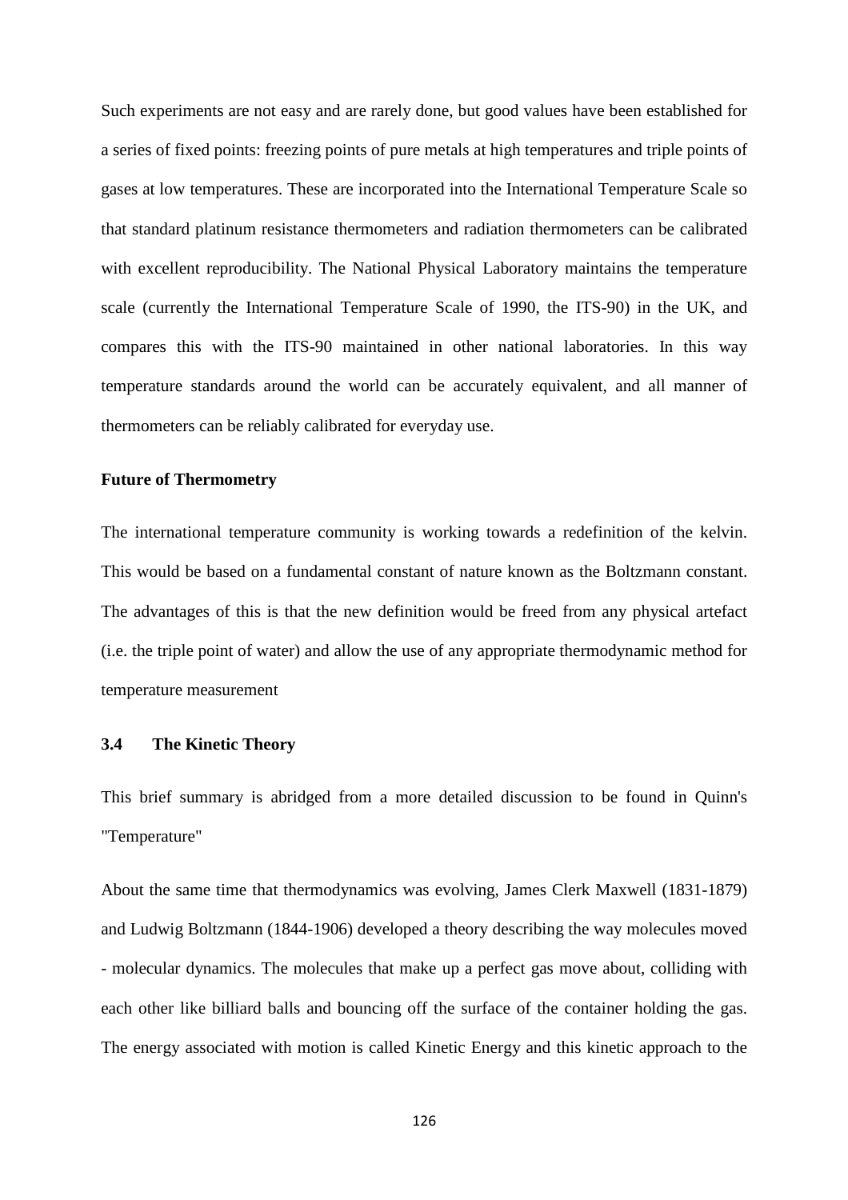Such experiments are not easy and are rarely done, but good values have been established for a series of fixed points: freezing points of pure metals at high temperatures and triple points of gases at low temperatures. These are incorporated into the International Temperature Scale so that standard platinum resistance thermometers and radiation thermometers can be calibrated with excellent reproducibility. The National Physical Laboratory maintains the temperature scale (currently the International Temperature Scale of 1990, the ITS-90) in the UK, and compares this with the ITS-90 maintained in other national laboratories. In this way temperature standards around the world can be accurately equivalent, and all manner of thermometers can be reliably calibrated for everyday use.

**Future of Thermometry**

The international temperature community is working towards a redefinition of the kelvin. This would be based on a fundamental constant of nature known as the Boltzmann constant. The advantages of this is that the new definition would be freed from any physical artefact (i.e. the triple point of water) and allow the use of any appropriate thermodynamic method for temperature measurement

### 3.4 The Kinetic Theory

This brief summary is abridged from a more detailed discussion to be found in Quinn's "Temperature"

About the same time that thermodynamics was evolving, James Clerk Maxwell (1831-1879) and Ludwig Boltzmann (1844-1906) developed a theory describing the way molecules moved - molecular dynamics. The molecules that make up a perfect gas move about, colliding with each other like billiard balls and bouncing off the surface of the container holding the gas. The energy associated with motion is called Kinetic Energy and this kinetic approach to the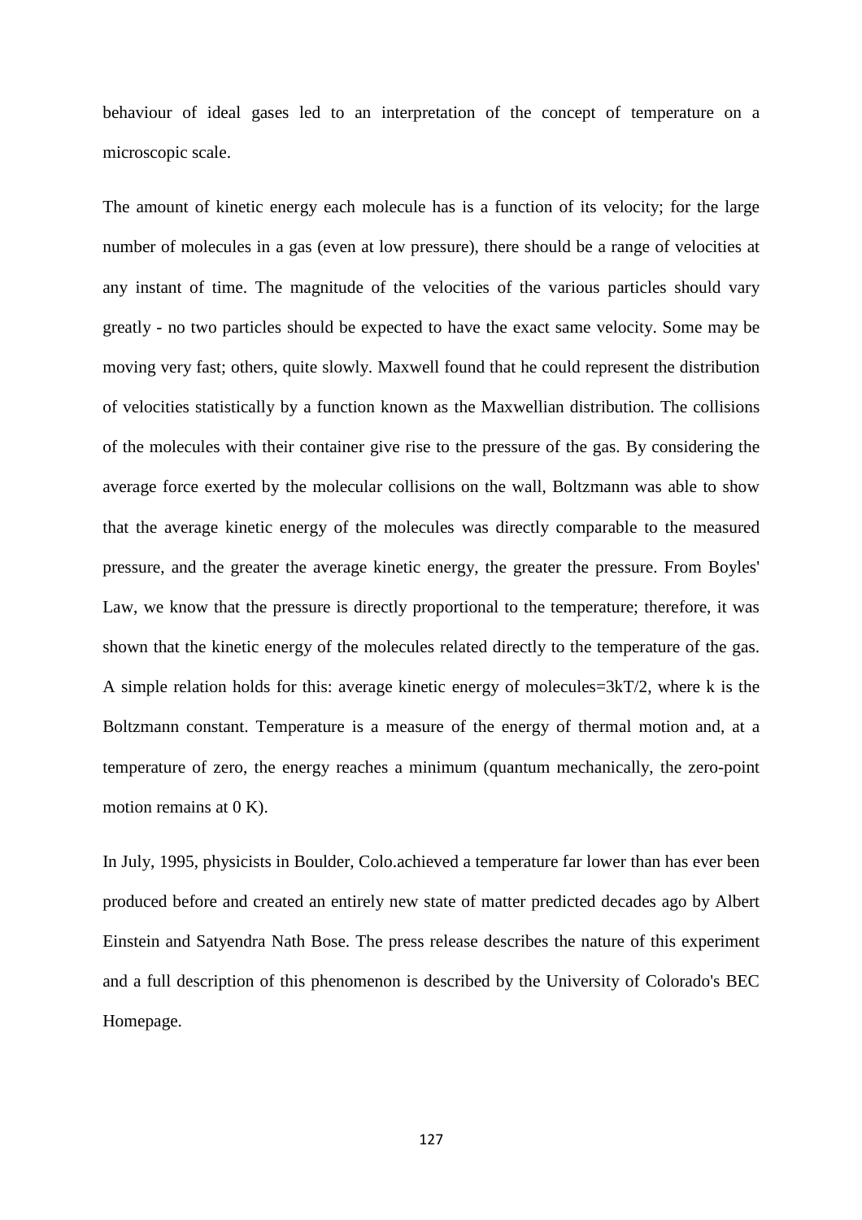behaviour of ideal gases led to an interpretation of the concept of temperature on a microscopic scale.

The amount of kinetic energy each molecule has is a function of its velocity; for the large number of molecules in a gas (even at low pressure), there should be a range of velocities at any instant of time. The magnitude of the velocities of the various particles should vary greatly - no two particles should be expected to have the exact same velocity. Some may be moving very fast; others, quite slowly. Maxwell found that he could represent the distribution of velocities statistically by a function known as the Maxwellian distribution. The collisions of the molecules with their container give rise to the pressure of the gas. By considering the average force exerted by the molecular collisions on the wall, Boltzmann was able to show that the average kinetic energy of the molecules was directly comparable to the measured pressure, and the greater the average kinetic energy, the greater the pressure. From Boyles' Law, we know that the pressure is directly proportional to the temperature; therefore, it was shown that the kinetic energy of the molecules related directly to the temperature of the gas. A simple relation holds for this: average kinetic energy of molecules=$3kT/2$, where k is the Boltzmann constant. Temperature is a measure of the energy of thermal motion and, at a temperature of zero, the energy reaches a minimum (quantum mechanically, the zero-point motion remains at 0 K).

In July, 1995, physicists in Boulder, Colo.achieved a temperature far lower than has ever been produced before and created an entirely new state of matter predicted decades ago by Albert Einstein and Satyendra Nath Bose. The press release describes the nature of this experiment and a full description of this phenomenon is described by the University of Colorado's BEC Homepage.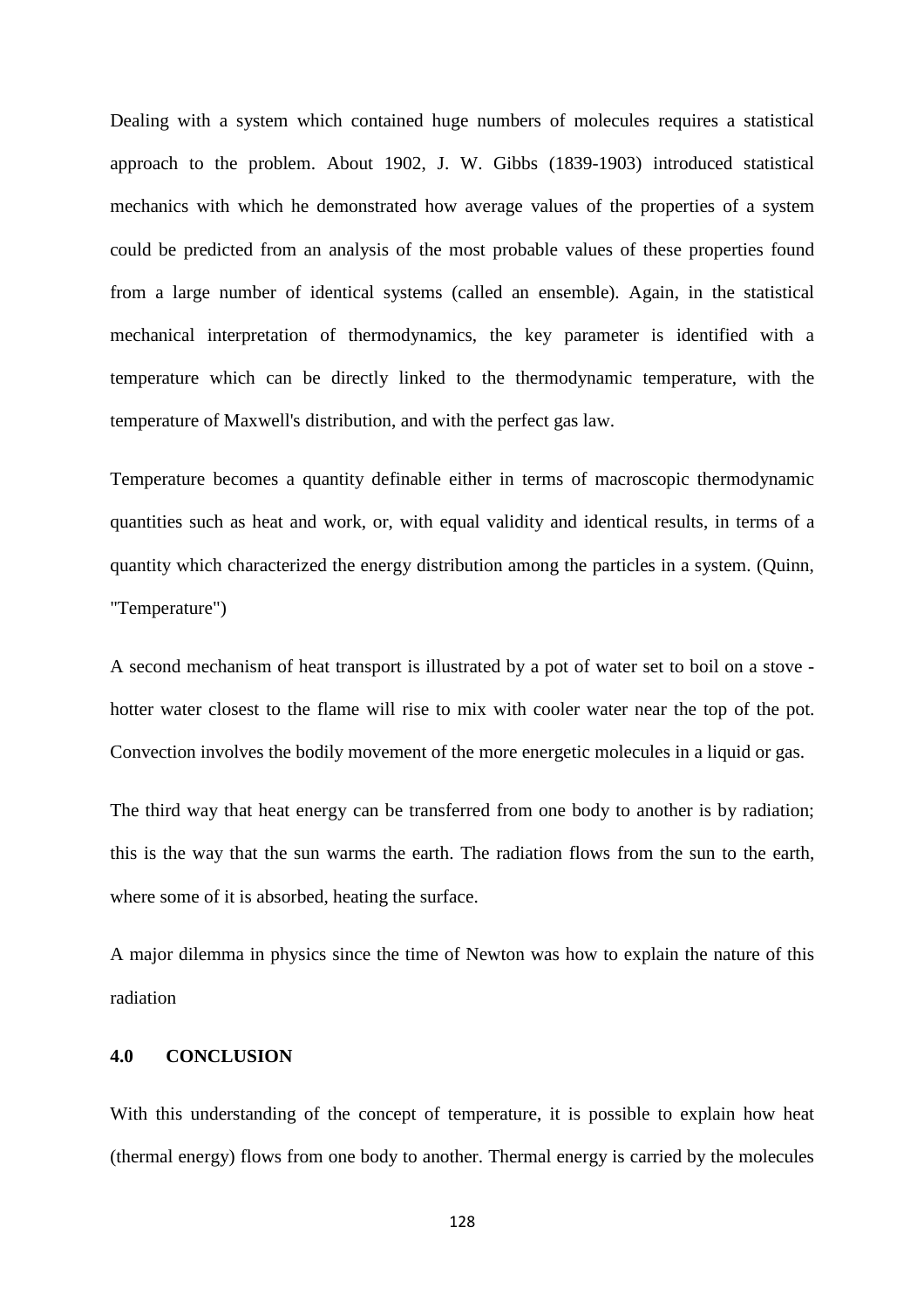Dealing with a system which contained huge numbers of molecules requires a statistical approach to the problem. About 1902, J. W. Gibbs (1839-1903) introduced statistical mechanics with which he demonstrated how average values of the properties of a system could be predicted from an analysis of the most probable values of these properties found from a large number of identical systems (called an ensemble). Again, in the statistical mechanical interpretation of thermodynamics, the key parameter is identified with a temperature which can be directly linked to the thermodynamic temperature, with the temperature of Maxwell's distribution, and with the perfect gas law.

Temperature becomes a quantity definable either in terms of macroscopic thermodynamic quantities such as heat and work, or, with equal validity and identical results, in terms of a quantity which characterized the energy distribution among the particles in a system. (Quinn, "Temperature")

A second mechanism of heat transport is illustrated by a pot of water set to boil on a stove - hotter water closest to the flame will rise to mix with cooler water near the top of the pot. Convection involves the bodily movement of the more energetic molecules in a liquid or gas.

The third way that heat energy can be transferred from one body to another is by radiation; this is the way that the sun warms the earth. The radiation flows from the sun to the earth, where some of it is absorbed, heating the surface.

A major dilemma in physics since the time of Newton was how to explain the nature of this radiation

## 4.0 CONCLUSION

With this understanding of the concept of temperature, it is possible to explain how heat (thermal energy) flows from one body to another. Thermal energy is carried by the molecules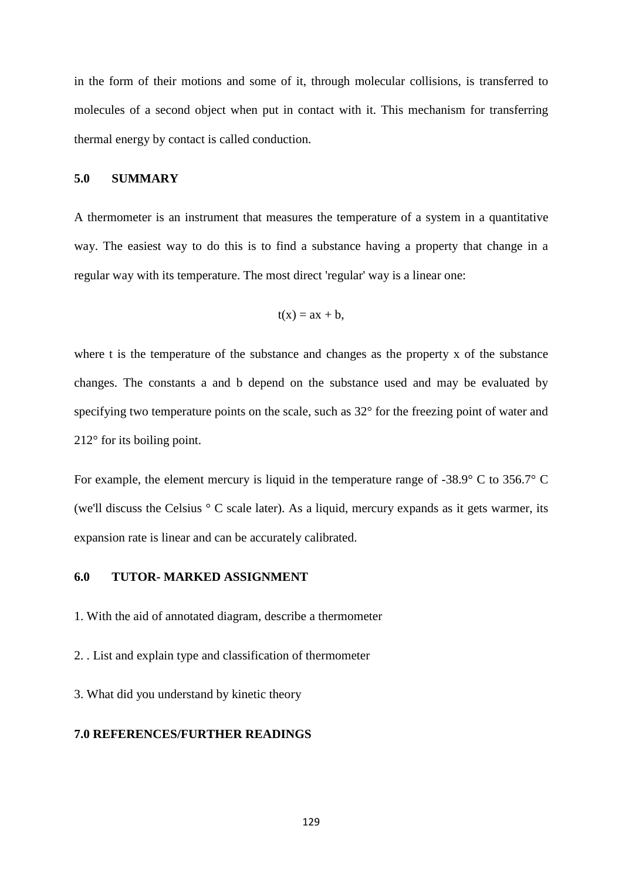in the form of their motions and some of it, through molecular collisions, is transferred to molecules of a second object when put in contact with it. This mechanism for transferring thermal energy by contact is called conduction.

## 5.0 SUMMARY

A thermometer is an instrument that measures the temperature of a system in a quantitative way. The easiest way to do this is to find a substance having a property that change in a regular way with its temperature. The most direct 'regular' way is a linear one:

$$t(x) = ax + b,$$

where t is the temperature of the substance and changes as the property x of the substance changes. The constants a and b depend on the substance used and may be evaluated by specifying two temperature points on the scale, such as 32° for the freezing point of water and 212° for its boiling point.

For example, the element mercury is liquid in the temperature range of -38.9° C to 356.7° C (we'll discuss the Celsius ° C scale later). As a liquid, mercury expands as it gets warmer, its expansion rate is linear and can be accurately calibrated.

## 6.0 TUTOR- MARKED ASSIGNMENT

1. With the aid of annotated diagram, describe a thermometer

2. . List and explain type and classification of thermometer

3. What did you understand by kinetic theory

## 7.0 REFERENCES/FURTHER READINGS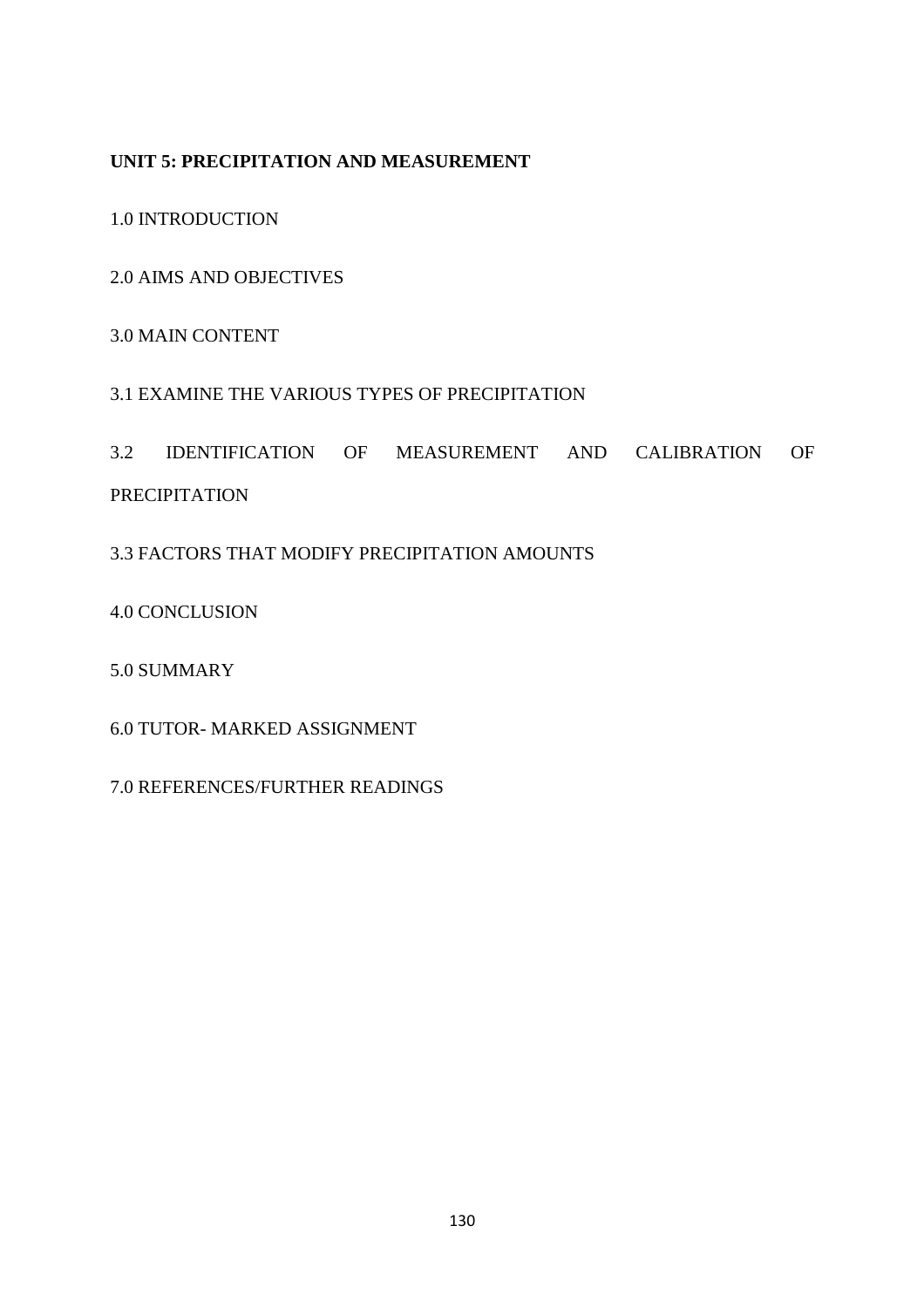**UNIT 5: PRECIPITATION AND MEASUREMENT**

1.0 INTRODUCTION

2.0 AIMS AND OBJECTIVES

3.0 MAIN CONTENT

3.1 EXAMINE THE VARIOUS TYPES OF PRECIPITATION

3.2 IDENTIFICATION OF MEASUREMENT AND CALIBRATION OF PRECIPITATION

3.3 FACTORS THAT MODIFY PRECIPITATION AMOUNTS

4.0 CONCLUSION

5.0 SUMMARY

6.0 TUTOR- MARKED ASSIGNMENT

7.0 REFERENCES/FURTHER READINGS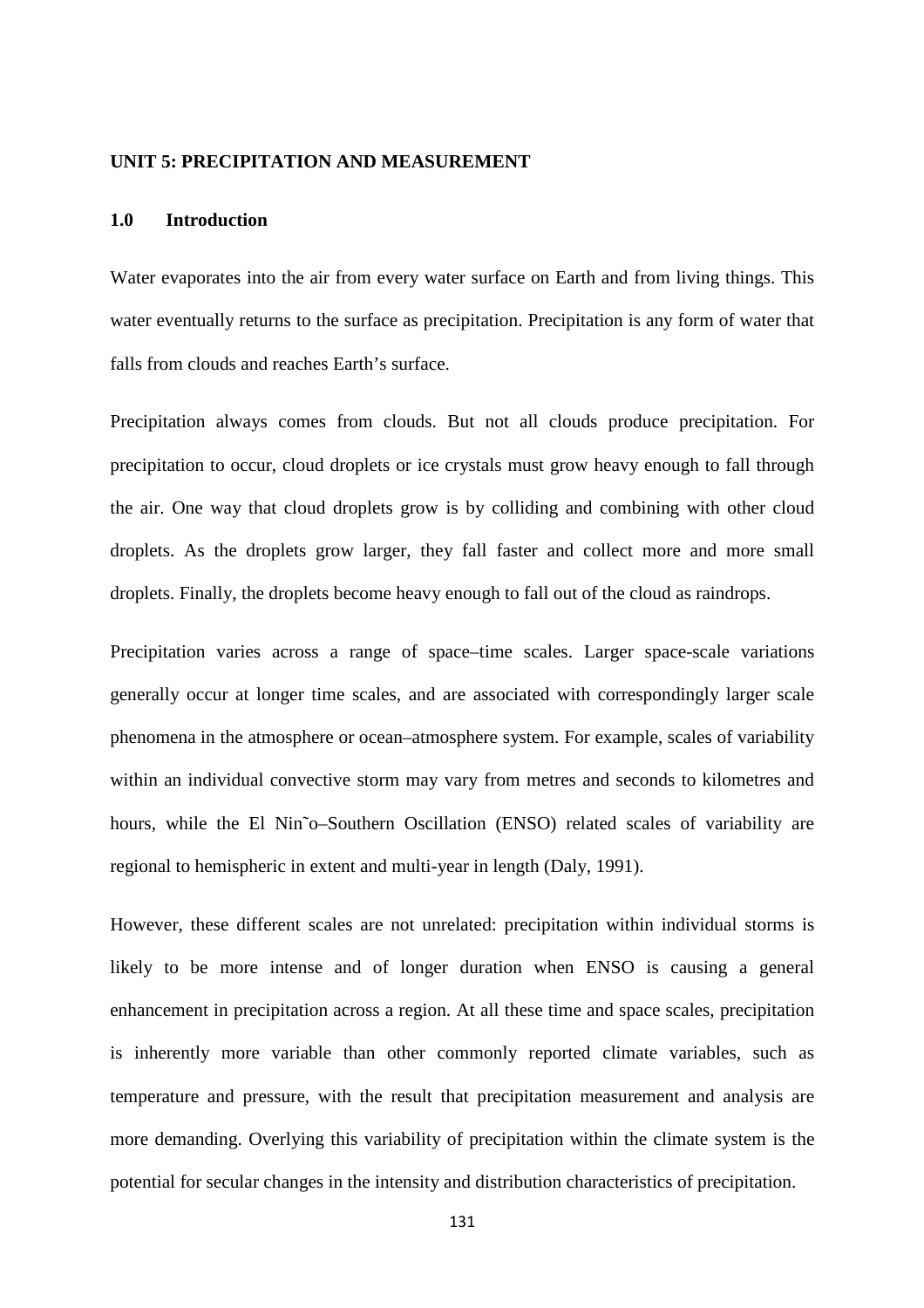## UNIT 5: PRECIPITATION AND MEASUREMENT

### 1.0 Introduction

Water evaporates into the air from every water surface on Earth and from living things. This water eventually returns to the surface as precipitation. Precipitation is any form of water that falls from clouds and reaches Earth's surface.

Precipitation always comes from clouds. But not all clouds produce precipitation. For precipitation to occur, cloud droplets or ice crystals must grow heavy enough to fall through the air. One way that cloud droplets grow is by colliding and combining with other cloud droplets. As the droplets grow larger, they fall faster and collect more and more small droplets. Finally, the droplets become heavy enough to fall out of the cloud as raindrops.

Precipitation varies across a range of space–time scales. Larger space-scale variations generally occur at longer time scales, and are associated with correspondingly larger scale phenomena in the atmosphere or ocean–atmosphere system. For example, scales of variability within an individual convective storm may vary from metres and seconds to kilometres and hours, while the El Nin˜o–Southern Oscillation (ENSO) related scales of variability are regional to hemispheric in extent and multi-year in length (Daly, 1991).

However, these different scales are not unrelated: precipitation within individual storms is likely to be more intense and of longer duration when ENSO is causing a general enhancement in precipitation across a region. At all these time and space scales, precipitation is inherently more variable than other commonly reported climate variables, such as temperature and pressure, with the result that precipitation measurement and analysis are more demanding. Overlying this variability of precipitation within the climate system is the potential for secular changes in the intensity and distribution characteristics of precipitation.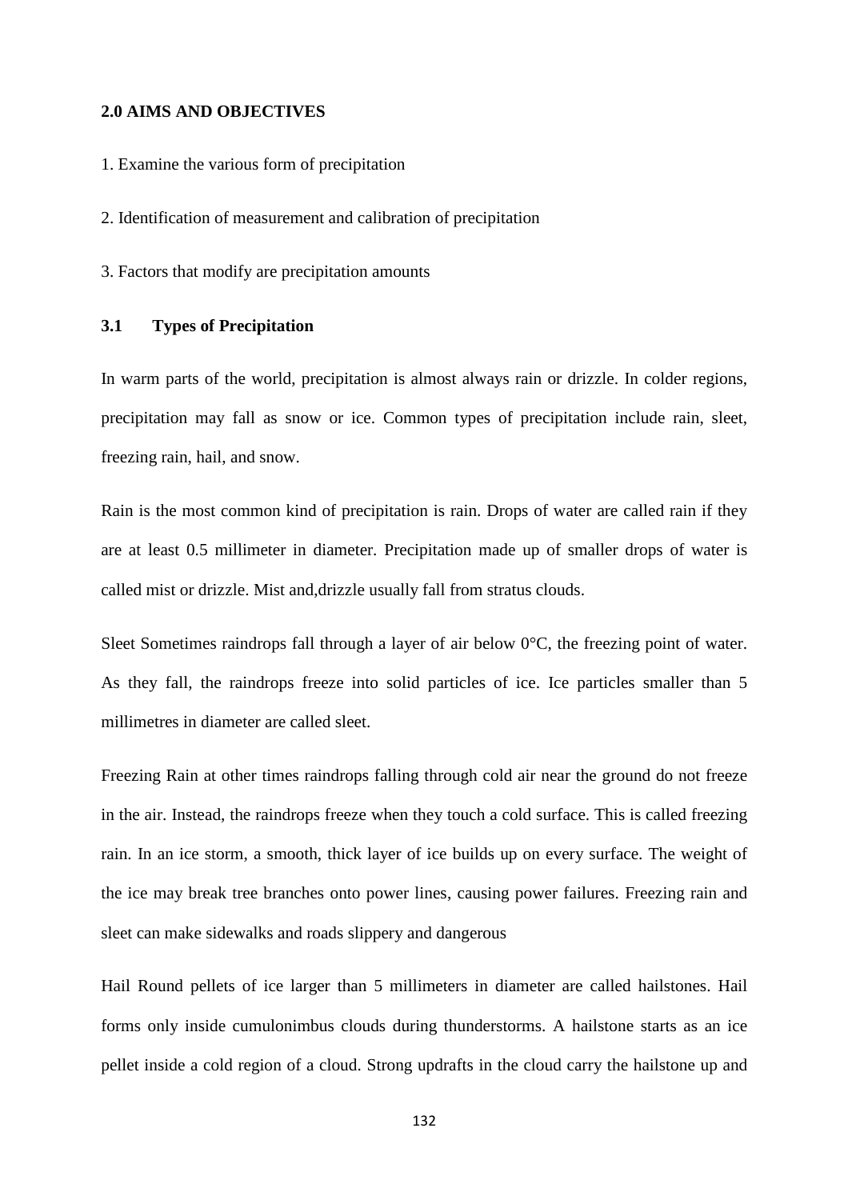**2.0 AIMS AND OBJECTIVES**

1. Examine the various form of precipitation

2. Identification of measurement and calibration of precipitation

3. Factors that modify are precipitation amounts

## 3.1 Types of Precipitation

In warm parts of the world, precipitation is almost always rain or drizzle. In colder regions, precipitation may fall as snow or ice. Common types of precipitation include rain, sleet, freezing rain, hail, and snow.

Rain is the most common kind of precipitation is rain. Drops of water are called rain if they are at least 0.5 millimeter in diameter. Precipitation made up of smaller drops of water is called mist or drizzle. Mist and,drizzle usually fall from stratus clouds.

Sleet Sometimes raindrops fall through a layer of air below 0°C, the freezing point of water. As they fall, the raindrops freeze into solid particles of ice. Ice particles smaller than 5 millimetres in diameter are called sleet.

Freezing Rain at other times raindrops falling through cold air near the ground do not freeze in the air. Instead, the raindrops freeze when they touch a cold surface. This is called freezing rain. In an ice storm, a smooth, thick layer of ice builds up on every surface. The weight of the ice may break tree branches onto power lines, causing power failures. Freezing rain and sleet can make sidewalks and roads slippery and dangerous

Hail Round pellets of ice larger than 5 millimeters in diameter are called hailstones. Hail forms only inside cumulonimbus clouds during thunderstorms. A hailstone starts as an ice pellet inside a cold region of a cloud. Strong updrafts in the cloud carry the hailstone up and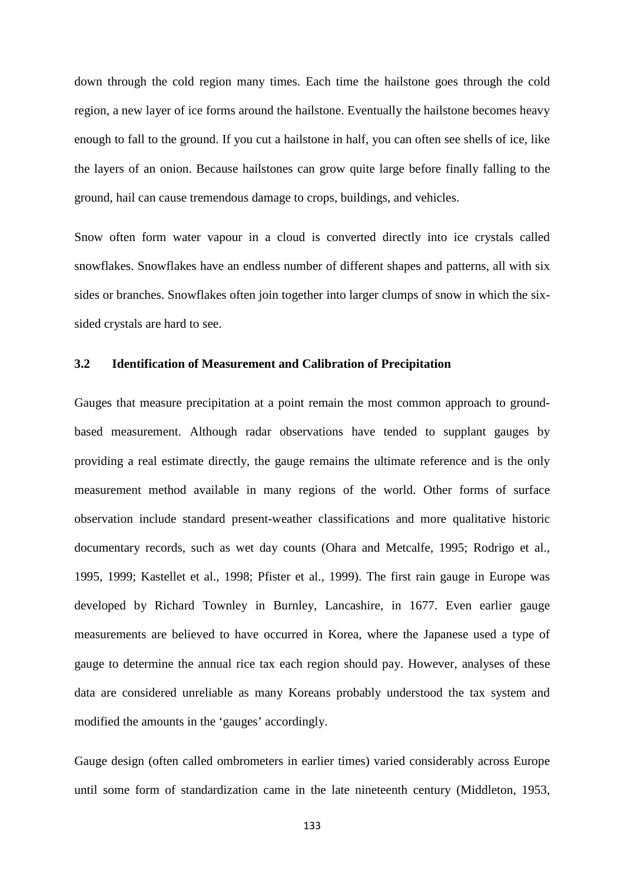down through the cold region many times. Each time the hailstone goes through the cold region, a new layer of ice forms around the hailstone. Eventually the hailstone becomes heavy enough to fall to the ground. If you cut a hailstone in half, you can often see shells of ice, like the layers of an onion. Because hailstones can grow quite large before finally falling to the ground, hail can cause tremendous damage to crops, buildings, and vehicles.

Snow often form water vapour in a cloud is converted directly into ice crystals called snowflakes. Snowflakes have an endless number of different shapes and patterns, all with six sides or branches. Snowflakes often join together into larger clumps of snow in which the six-sided crystals are hard to see.

### 3.2 Identification of Measurement and Calibration of Precipitation

Gauges that measure precipitation at a point remain the most common approach to ground-based measurement. Although radar observations have tended to supplant gauges by providing a real estimate directly, the gauge remains the ultimate reference and is the only measurement method available in many regions of the world. Other forms of surface observation include standard present-weather classifications and more qualitative historic documentary records, such as wet day counts (Ohara and Metcalfe, 1995; Rodrigo et al., 1995, 1999; Kastellet et al., 1998; Pfister et al., 1999). The first rain gauge in Europe was developed by Richard Townley in Burnley, Lancashire, in 1677. Even earlier gauge measurements are believed to have occurred in Korea, where the Japanese used a type of gauge to determine the annual rice tax each region should pay. However, analyses of these data are considered unreliable as many Koreans probably understood the tax system and modified the amounts in the 'gauges' accordingly.

Gauge design (often called ombrometers in earlier times) varied considerably across Europe until some form of standardization came in the late nineteenth century (Middleton, 1953,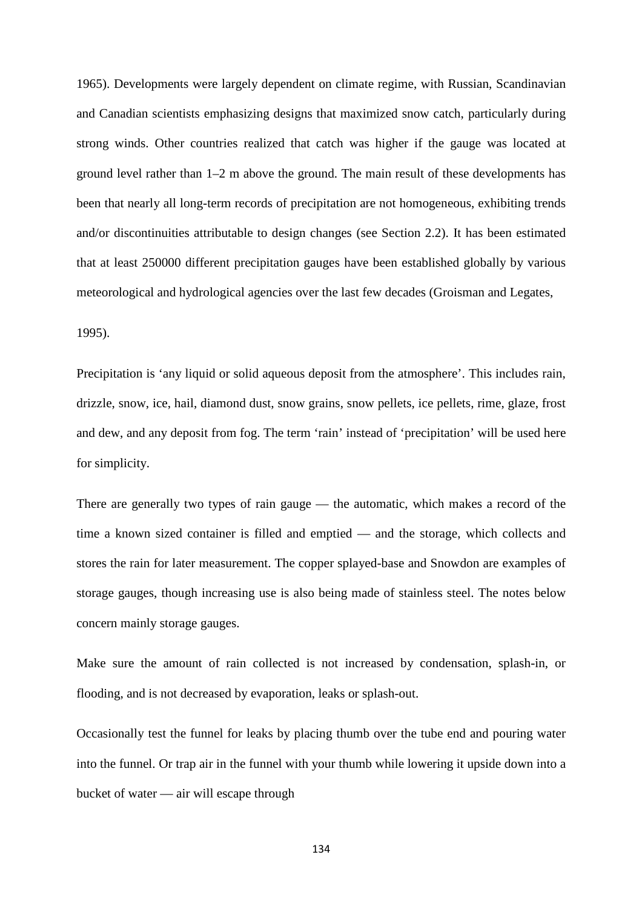1965). Developments were largely dependent on climate regime, with Russian, Scandinavian and Canadian scientists emphasizing designs that maximized snow catch, particularly during strong winds. Other countries realized that catch was higher if the gauge was located at ground level rather than 1–2 m above the ground. The main result of these developments has been that nearly all long-term records of precipitation are not homogeneous, exhibiting trends and/or discontinuities attributable to design changes (see Section 2.2). It has been estimated that at least 250000 different precipitation gauges have been established globally by various meteorological and hydrological agencies over the last few decades (Groisman and Legates, 1995).

Precipitation is 'any liquid or solid aqueous deposit from the atmosphere'. This includes rain, drizzle, snow, ice, hail, diamond dust, snow grains, snow pellets, ice pellets, rime, glaze, frost and dew, and any deposit from fog. The term 'rain' instead of 'precipitation' will be used here for simplicity.

There are generally two types of rain gauge — the automatic, which makes a record of the time a known sized container is filled and emptied — and the storage, which collects and stores the rain for later measurement. The copper splayed-base and Snowdon are examples of storage gauges, though increasing use is also being made of stainless steel. The notes below concern mainly storage gauges.

Make sure the amount of rain collected is not increased by condensation, splash-in, or flooding, and is not decreased by evaporation, leaks or splash-out.

Occasionally test the funnel for leaks by placing thumb over the tube end and pouring water into the funnel. Or trap air in the funnel with your thumb while lowering it upside down into a bucket of water — air will escape through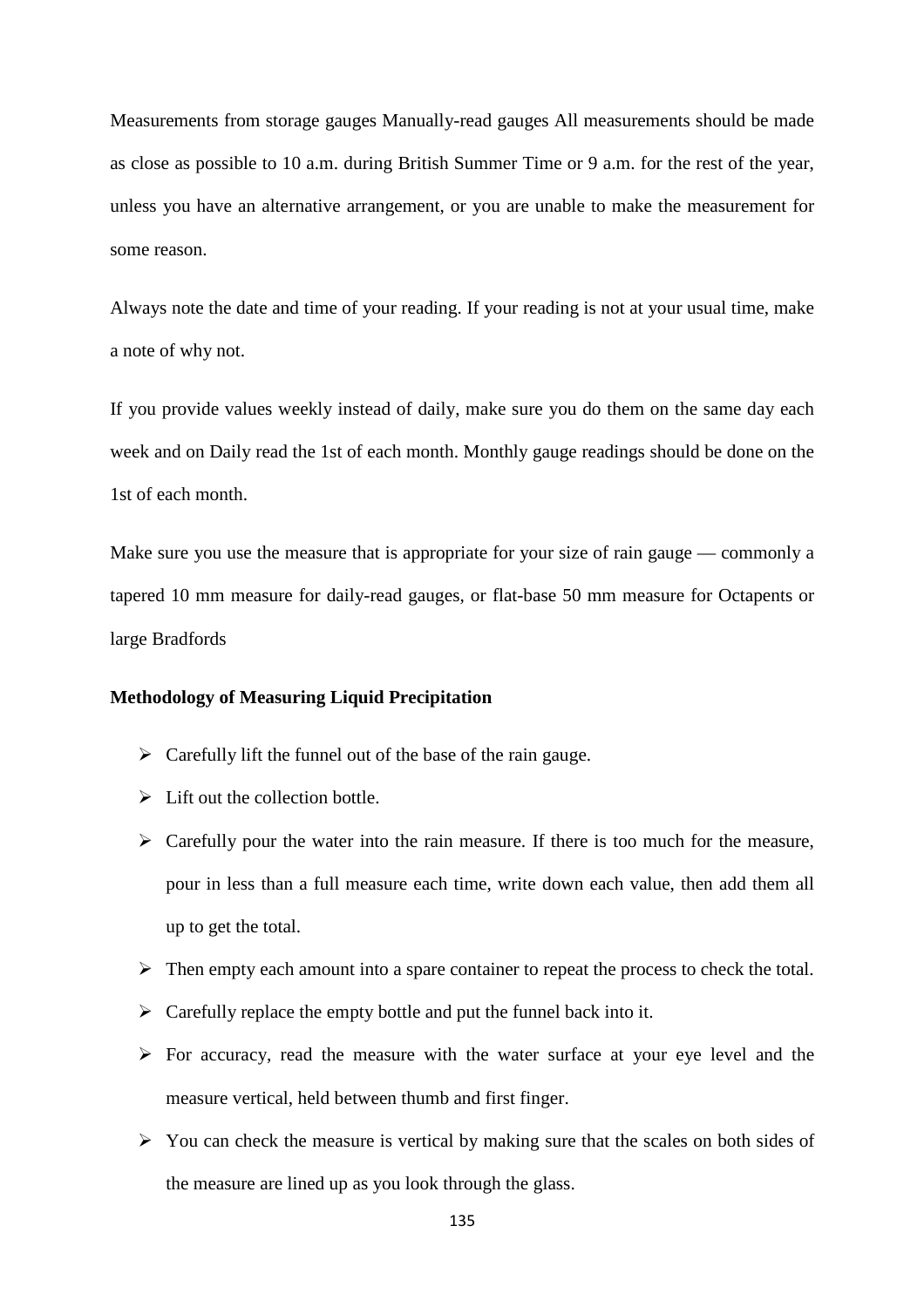Measurements from storage gauges Manually-read gauges All measurements should be made as close as possible to 10 a.m. during British Summer Time or 9 a.m. for the rest of the year, unless you have an alternative arrangement, or you are unable to make the measurement for some reason.

Always note the date and time of your reading. If your reading is not at your usual time, make a note of why not.

If you provide values weekly instead of daily, make sure you do them on the same day each week and on Daily read the 1st of each month. Monthly gauge readings should be done on the 1st of each month.

Make sure you use the measure that is appropriate for your size of rain gauge — commonly a tapered 10 mm measure for daily-read gauges, or flat-base 50 mm measure for Octapents or large Bradfords

**Methodology of Measuring Liquid Precipitation**

- Carefully lift the funnel out of the base of the rain gauge.
- Lift out the collection bottle.
- Carefully pour the water into the rain measure. If there is too much for the measure, pour in less than a full measure each time, write down each value, then add them all up to get the total.
- Then empty each amount into a spare container to repeat the process to check the total.
- Carefully replace the empty bottle and put the funnel back into it.
- For accuracy, read the measure with the water surface at your eye level and the measure vertical, held between thumb and first finger.
- You can check the measure is vertical by making sure that the scales on both sides of the measure are lined up as you look through the glass.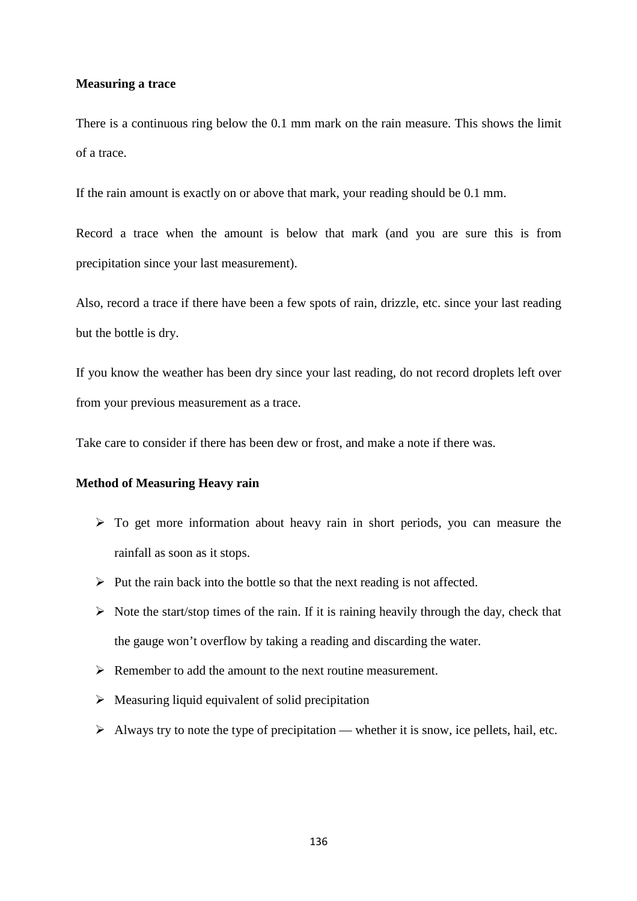**Measuring a trace**

There is a continuous ring below the 0.1 mm mark on the rain measure. This shows the limit of a trace.

If the rain amount is exactly on or above that mark, your reading should be 0.1 mm.

Record a trace when the amount is below that mark (and you are sure this is from precipitation since your last measurement).

Also, record a trace if there have been a few spots of rain, drizzle, etc. since your last reading but the bottle is dry.

If you know the weather has been dry since your last reading, do not record droplets left over from your previous measurement as a trace.

Take care to consider if there has been dew or frost, and make a note if there was.

**Method of Measuring Heavy rain**

- To get more information about heavy rain in short periods, you can measure the rainfall as soon as it stops.
- Put the rain back into the bottle so that the next reading is not affected.
- Note the start/stop times of the rain. If it is raining heavily through the day, check that the gauge won't overflow by taking a reading and discarding the water.
- Remember to add the amount to the next routine measurement.
- Measuring liquid equivalent of solid precipitation
- Always try to note the type of precipitation — whether it is snow, ice pellets, hail, etc.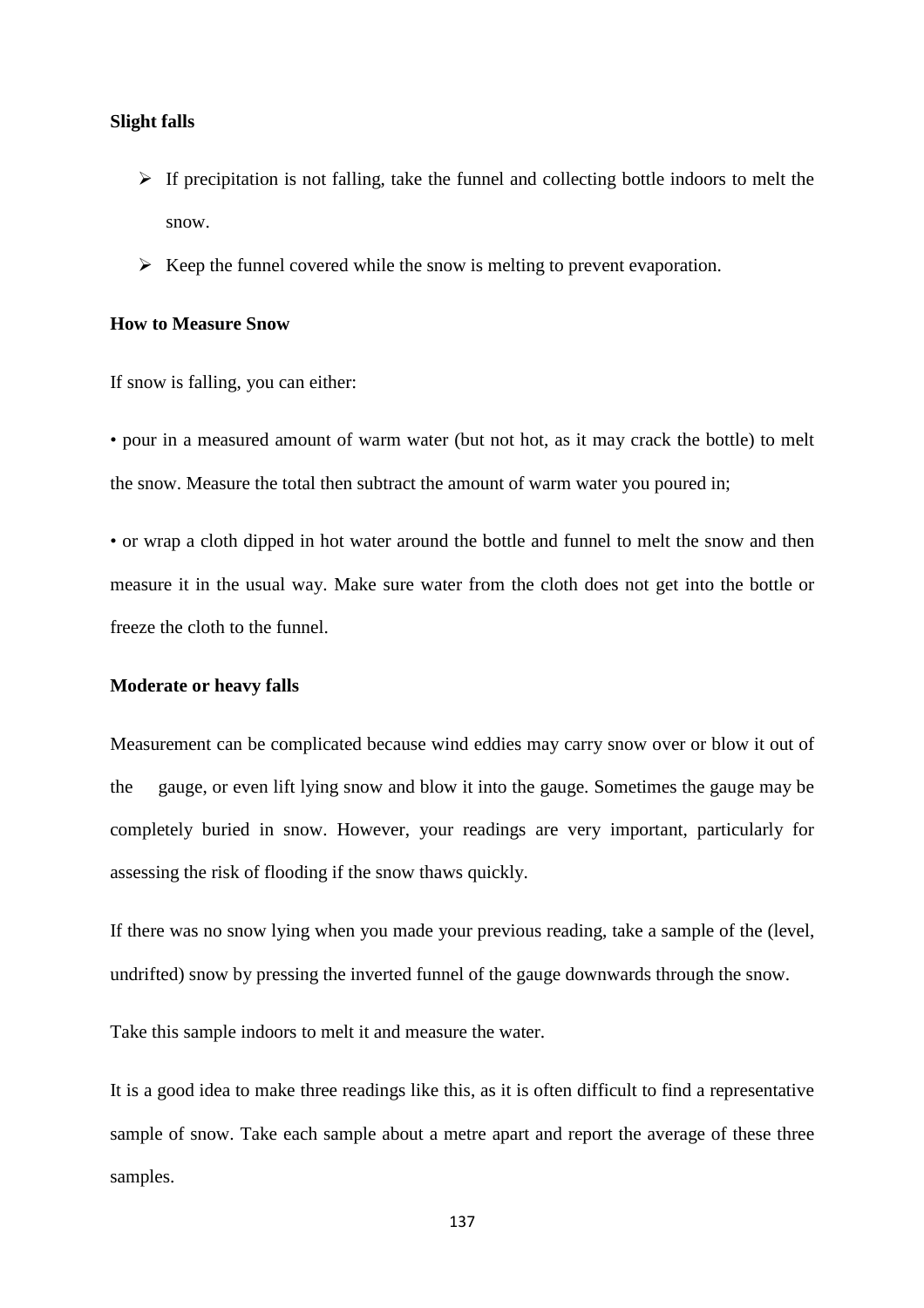**Slight falls**

- If precipitation is not falling, take the funnel and collecting bottle indoors to melt the snow.
- Keep the funnel covered while the snow is melting to prevent evaporation.

**How to Measure Snow**

If snow is falling, you can either:

• pour in a measured amount of warm water (but not hot, as it may crack the bottle) to melt the snow. Measure the total then subtract the amount of warm water you poured in;

• or wrap a cloth dipped in hot water around the bottle and funnel to melt the snow and then measure it in the usual way. Make sure water from the cloth does not get into the bottle or freeze the cloth to the funnel.

**Moderate or heavy falls**

Measurement can be complicated because wind eddies may carry snow over or blow it out of the gauge, or even lift lying snow and blow it into the gauge. Sometimes the gauge may be completely buried in snow. However, your readings are very important, particularly for assessing the risk of flooding if the snow thaws quickly.

If there was no snow lying when you made your previous reading, take a sample of the (level, undrifted) snow by pressing the inverted funnel of the gauge downwards through the snow.

Take this sample indoors to melt it and measure the water.

It is a good idea to make three readings like this, as it is often difficult to find a representative sample of snow. Take each sample about a metre apart and report the average of these three samples.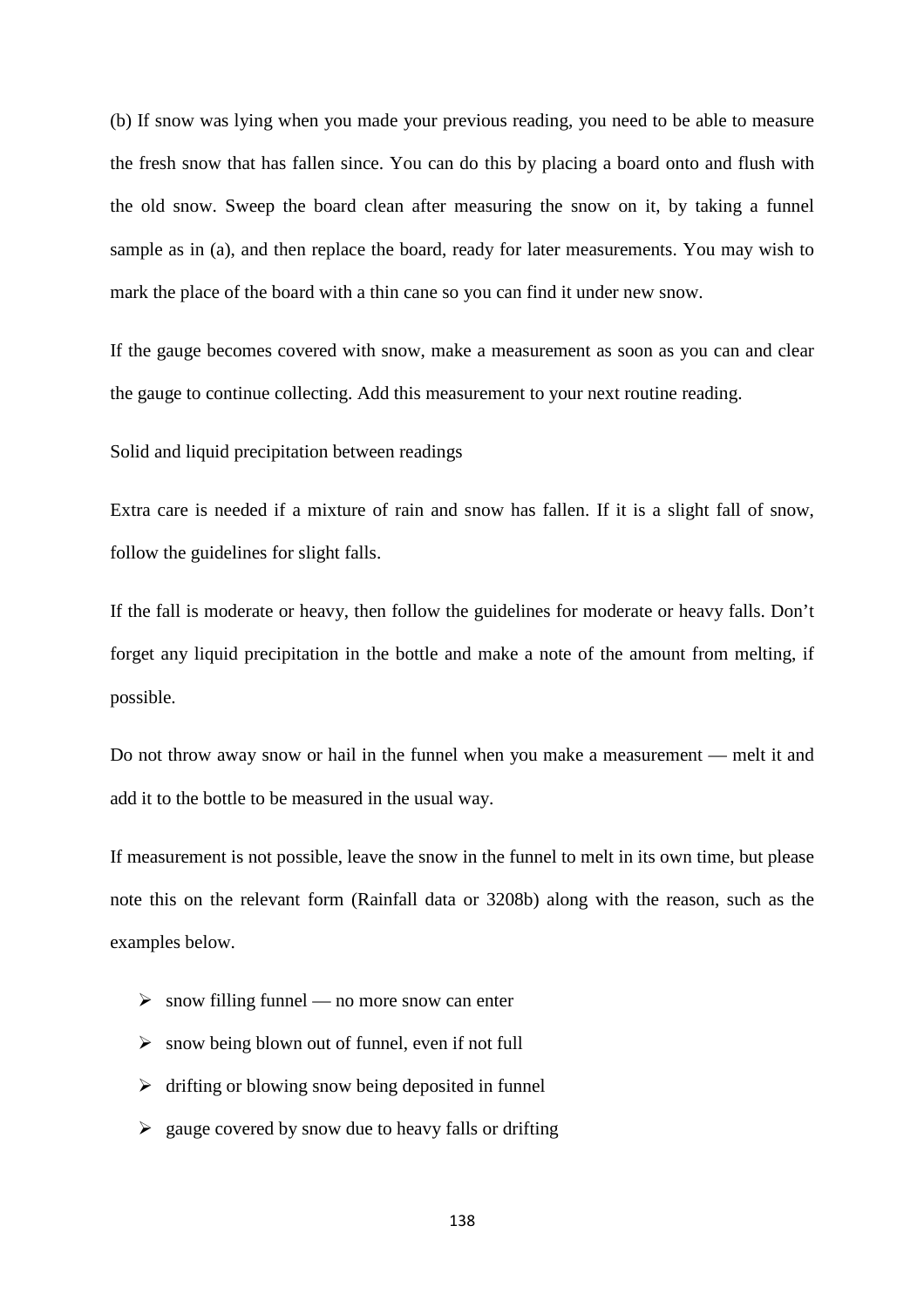(b) If snow was lying when you made your previous reading, you need to be able to measure the fresh snow that has fallen since. You can do this by placing a board onto and flush with the old snow. Sweep the board clean after measuring the snow on it, by taking a funnel sample as in (a), and then replace the board, ready for later measurements. You may wish to mark the place of the board with a thin cane so you can find it under new snow.

If the gauge becomes covered with snow, make a measurement as soon as you can and clear the gauge to continue collecting. Add this measurement to your next routine reading.

Solid and liquid precipitation between readings

Extra care is needed if a mixture of rain and snow has fallen. If it is a slight fall of snow, follow the guidelines for slight falls.

If the fall is moderate or heavy, then follow the guidelines for moderate or heavy falls. Don't forget any liquid precipitation in the bottle and make a note of the amount from melting, if possible.

Do not throw away snow or hail in the funnel when you make a measurement — melt it and add it to the bottle to be measured in the usual way.

If measurement is not possible, leave the snow in the funnel to melt in its own time, but please note this on the relevant form (Rainfall data or 3208b) along with the reason, such as the examples below.

- snow filling funnel — no more snow can enter
- snow being blown out of funnel, even if not full
- drifting or blowing snow being deposited in funnel
- gauge covered by snow due to heavy falls or drifting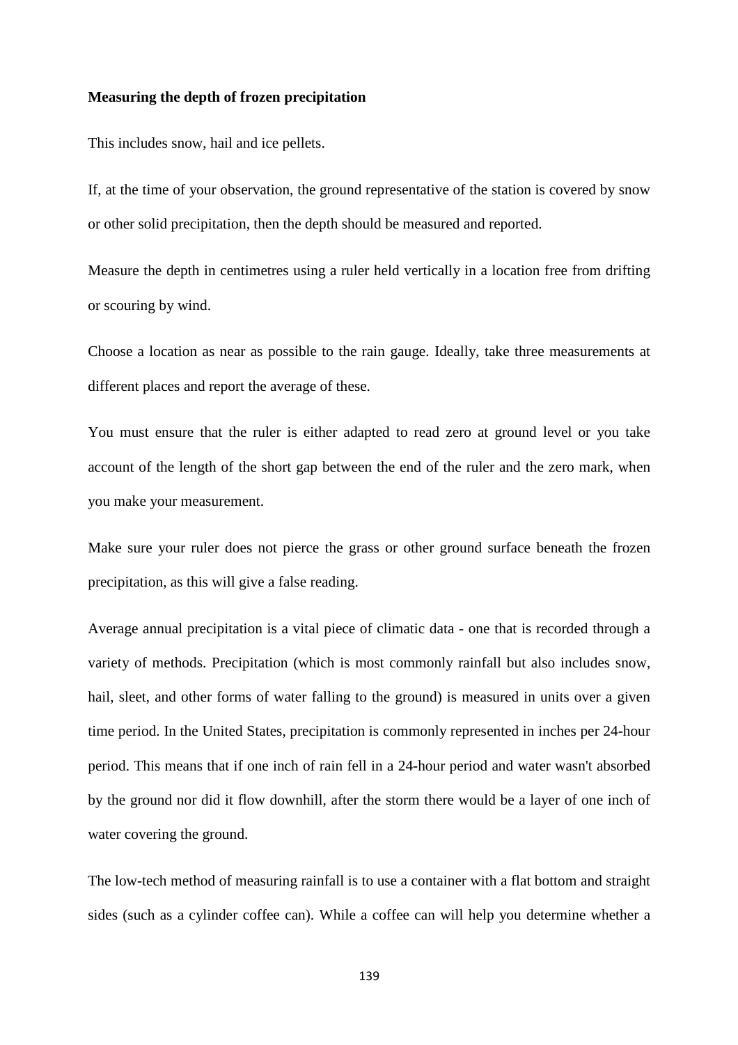**Measuring the depth of frozen precipitation**

This includes snow, hail and ice pellets.

If, at the time of your observation, the ground representative of the station is covered by snow or other solid precipitation, then the depth should be measured and reported.

Measure the depth in centimetres using a ruler held vertically in a location free from drifting or scouring by wind.

Choose a location as near as possible to the rain gauge. Ideally, take three measurements at different places and report the average of these.

You must ensure that the ruler is either adapted to read zero at ground level or you take account of the length of the short gap between the end of the ruler and the zero mark, when you make your measurement.

Make sure your ruler does not pierce the grass or other ground surface beneath the frozen precipitation, as this will give a false reading.

Average annual precipitation is a vital piece of climatic data - one that is recorded through a variety of methods. Precipitation (which is most commonly rainfall but also includes snow, hail, sleet, and other forms of water falling to the ground) is measured in units over a given time period. In the United States, precipitation is commonly represented in inches per 24-hour period. This means that if one inch of rain fell in a 24-hour period and water wasn't absorbed by the ground nor did it flow downhill, after the storm there would be a layer of one inch of water covering the ground.

The low-tech method of measuring rainfall is to use a container with a flat bottom and straight sides (such as a cylinder coffee can). While a coffee can will help you determine whether a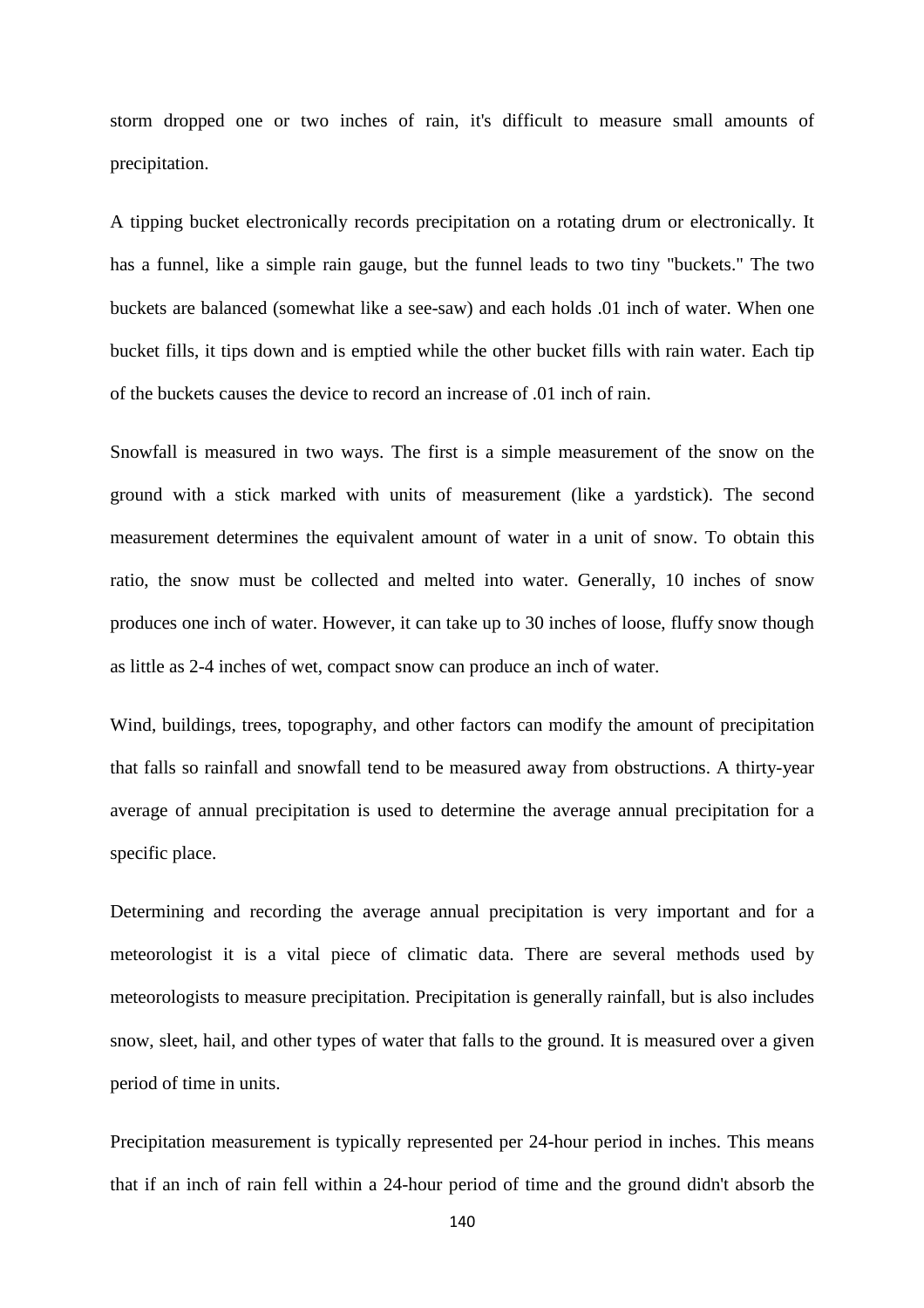storm dropped one or two inches of rain, it's difficult to measure small amounts of precipitation.

A tipping bucket electronically records precipitation on a rotating drum or electronically. It has a funnel, like a simple rain gauge, but the funnel leads to two tiny "buckets." The two buckets are balanced (somewhat like a see-saw) and each holds .01 inch of water. When one bucket fills, it tips down and is emptied while the other bucket fills with rain water. Each tip of the buckets causes the device to record an increase of .01 inch of rain.

Snowfall is measured in two ways. The first is a simple measurement of the snow on the ground with a stick marked with units of measurement (like a yardstick). The second measurement determines the equivalent amount of water in a unit of snow. To obtain this ratio, the snow must be collected and melted into water. Generally, 10 inches of snow produces one inch of water. However, it can take up to 30 inches of loose, fluffy snow though as little as 2-4 inches of wet, compact snow can produce an inch of water.

Wind, buildings, trees, topography, and other factors can modify the amount of precipitation that falls so rainfall and snowfall tend to be measured away from obstructions. A thirty-year average of annual precipitation is used to determine the average annual precipitation for a specific place.

Determining and recording the average annual precipitation is very important and for a meteorologist it is a vital piece of climatic data. There are several methods used by meteorologists to measure precipitation. Precipitation is generally rainfall, but is also includes snow, sleet, hail, and other types of water that falls to the ground. It is measured over a given period of time in units.

Precipitation measurement is typically represented per 24-hour period in inches. This means that if an inch of rain fell within a 24-hour period of time and the ground didn't absorb the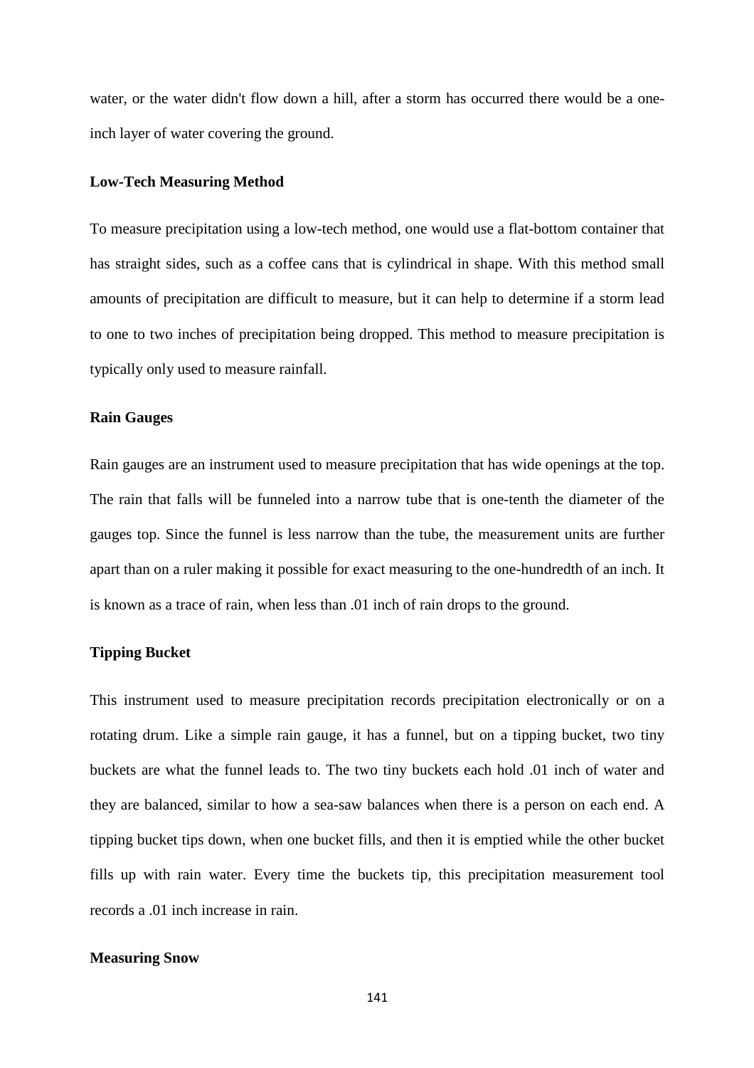water, or the water didn't flow down a hill, after a storm has occurred there would be a one-inch layer of water covering the ground.

### Low-Tech Measuring Method

To measure precipitation using a low-tech method, one would use a flat-bottom container that has straight sides, such as a coffee cans that is cylindrical in shape. With this method small amounts of precipitation are difficult to measure, but it can help to determine if a storm lead to one to two inches of precipitation being dropped. This method to measure precipitation is typically only used to measure rainfall.

### Rain Gauges

Rain gauges are an instrument used to measure precipitation that has wide openings at the top. The rain that falls will be funneled into a narrow tube that is one-tenth the diameter of the gauges top. Since the funnel is less narrow than the tube, the measurement units are further apart than on a ruler making it possible for exact measuring to the one-hundredth of an inch. It is known as a trace of rain, when less than .01 inch of rain drops to the ground.

### Tipping Bucket

This instrument used to measure precipitation records precipitation electronically or on a rotating drum. Like a simple rain gauge, it has a funnel, but on a tipping bucket, two tiny buckets are what the funnel leads to. The two tiny buckets each hold .01 inch of water and they are balanced, similar to how a sea-saw balances when there is a person on each end. A tipping bucket tips down, when one bucket fills, and then it is emptied while the other bucket fills up with rain water. Every time the buckets tip, this precipitation measurement tool records a .01 inch increase in rain.

### Measuring Snow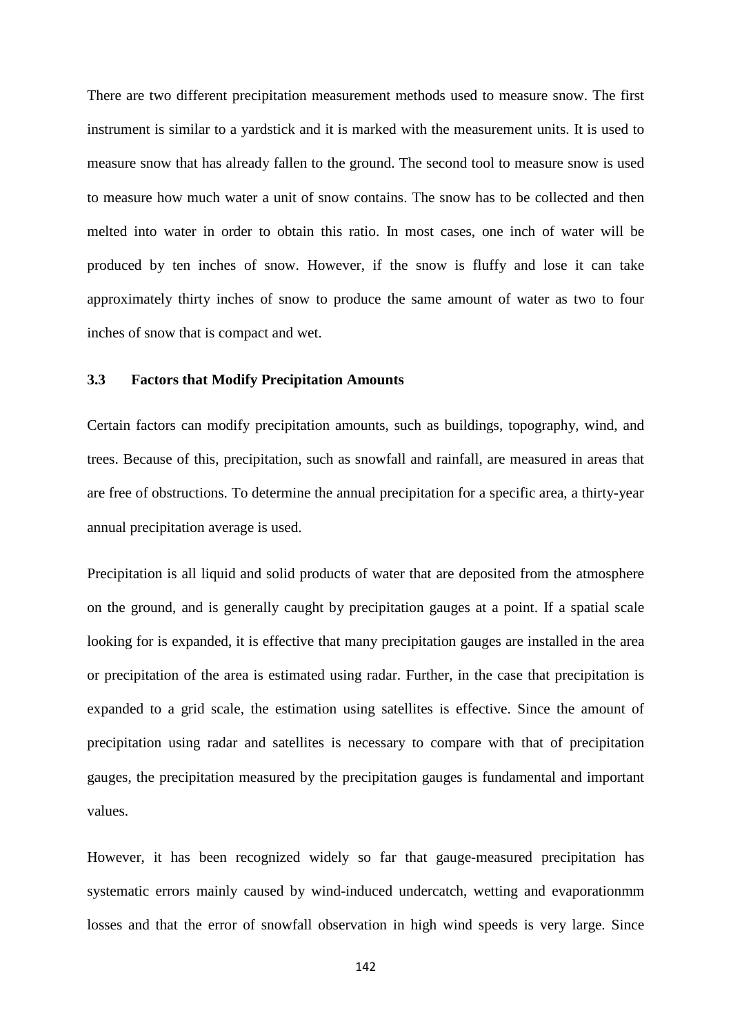There are two different precipitation measurement methods used to measure snow. The first instrument is similar to a yardstick and it is marked with the measurement units. It is used to measure snow that has already fallen to the ground. The second tool to measure snow is used to measure how much water a unit of snow contains. The snow has to be collected and then melted into water in order to obtain this ratio. In most cases, one inch of water will be produced by ten inches of snow. However, if the snow is fluffy and lose it can take approximately thirty inches of snow to produce the same amount of water as two to four inches of snow that is compact and wet.

### 3.3 Factors that Modify Precipitation Amounts

Certain factors can modify precipitation amounts, such as buildings, topography, wind, and trees. Because of this, precipitation, such as snowfall and rainfall, are measured in areas that are free of obstructions. To determine the annual precipitation for a specific area, a thirty-year annual precipitation average is used.

Precipitation is all liquid and solid products of water that are deposited from the atmosphere on the ground, and is generally caught by precipitation gauges at a point. If a spatial scale looking for is expanded, it is effective that many precipitation gauges are installed in the area or precipitation of the area is estimated using radar. Further, in the case that precipitation is expanded to a grid scale, the estimation using satellites is effective. Since the amount of precipitation using radar and satellites is necessary to compare with that of precipitation gauges, the precipitation measured by the precipitation gauges is fundamental and important values.

However, it has been recognized widely so far that gauge-measured precipitation has systematic errors mainly caused by wind-induced undercatch, wetting and evaporationmm losses and that the error of snowfall observation in high wind speeds is very large. Since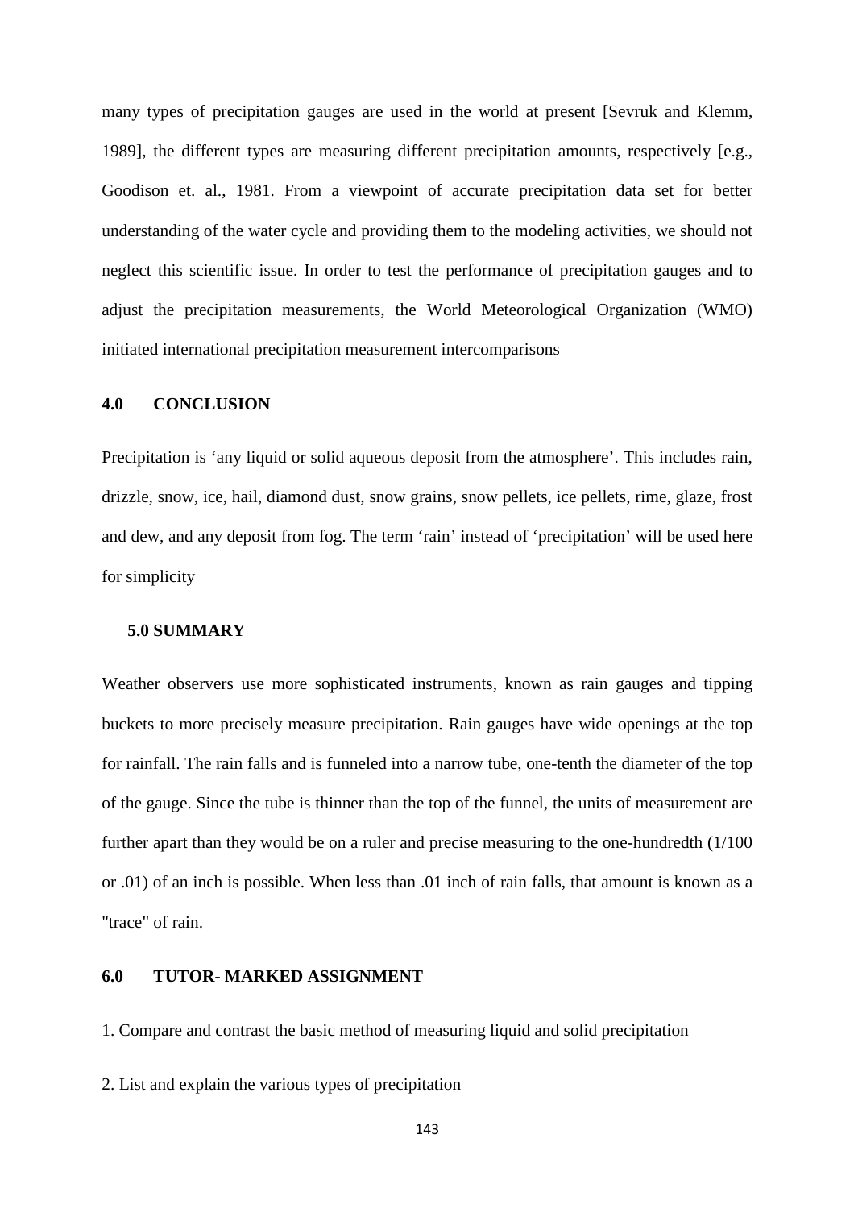many types of precipitation gauges are used in the world at present [Sevruk and Klemm, 1989], the different types are measuring different precipitation amounts, respectively [e.g., Goodison et. al., 1981. From a viewpoint of accurate precipitation data set for better understanding of the water cycle and providing them to the modeling activities, we should not neglect this scientific issue. In order to test the performance of precipitation gauges and to adjust the precipitation measurements, the World Meteorological Organization (WMO) initiated international precipitation measurement intercomparisons

## 4.0 CONCLUSION

Precipitation is 'any liquid or solid aqueous deposit from the atmosphere'. This includes rain, drizzle, snow, ice, hail, diamond dust, snow grains, snow pellets, ice pellets, rime, glaze, frost and dew, and any deposit from fog. The term 'rain' instead of 'precipitation' will be used here for simplicity

## 5.0 SUMMARY

Weather observers use more sophisticated instruments, known as rain gauges and tipping buckets to more precisely measure precipitation. Rain gauges have wide openings at the top for rainfall. The rain falls and is funneled into a narrow tube, one-tenth the diameter of the top of the gauge. Since the tube is thinner than the top of the funnel, the units of measurement are further apart than they would be on a ruler and precise measuring to the one-hundredth (1/100 or .01) of an inch is possible. When less than .01 inch of rain falls, that amount is known as a "trace" of rain.

## 6.0 TUTOR- MARKED ASSIGNMENT

1. Compare and contrast the basic method of measuring liquid and solid precipitation

2. List and explain the various types of precipitation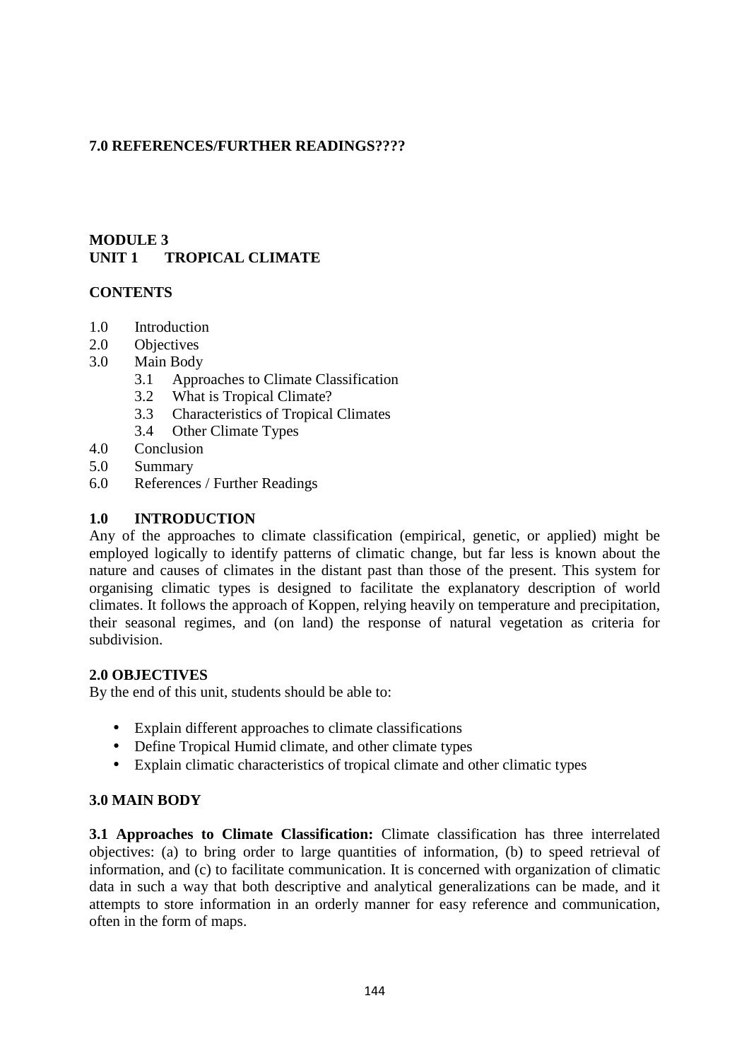**7.0 REFERENCES/FURTHER READINGS????**

## MODULE 3
## UNIT 1 TROPICAL CLIMATE

**CONTENTS**

- 1.0 Introduction
- 2.0 Objectives
- 3.0 Main Body
    - 3.1 Approaches to Climate Classification
    - 3.2 What is Tropical Climate?
    - 3.3 Characteristics of Tropical Climates
    - 3.4 Other Climate Types
- 4.0 Conclusion
- 5.0 Summary
- 6.0 References / Further Readings

### 1.0 INTRODUCTION

Any of the approaches to climate classification (empirical, genetic, or applied) might be employed logically to identify patterns of climatic change, but far less is known about the nature and causes of climates in the distant past than those of the present. This system for organising climatic types is designed to facilitate the explanatory description of world climates. It follows the approach of Koppen, relying heavily on temperature and precipitation, their seasonal regimes, and (on land) the response of natural vegetation as criteria for subdivision.

### 2.0 OBJECTIVES

By the end of this unit, students should be able to:

- Explain different approaches to climate classifications
- Define Tropical Humid climate, and other climate types
- Explain climatic characteristics of tropical climate and other climatic types

### 3.0 MAIN BODY

**3.1 Approaches to Climate Classification:** Climate classification has three interrelated objectives: (a) to bring order to large quantities of information, (b) to speed retrieval of information, and (c) to facilitate communication. It is concerned with organization of climatic data in such a way that both descriptive and analytical generalizations can be made, and it attempts to store information in an orderly manner for easy reference and communication, often in the form of maps.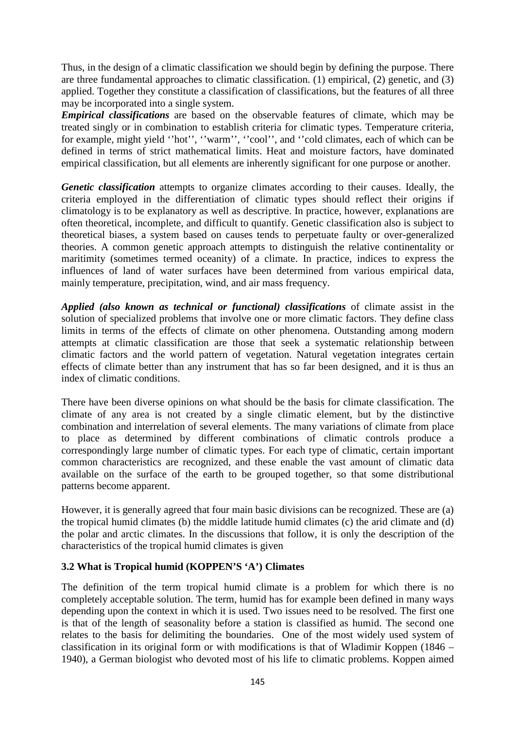Thus, in the design of a climatic classification we should begin by defining the purpose. There are three fundamental approaches to climatic classification. (1) empirical, (2) genetic, and (3) applied. Together they constitute a classification of classifications, but the features of all three may be incorporated into a single system.

***Empirical classifications*** are based on the observable features of climate, which may be treated singly or in combination to establish criteria for climatic types. Temperature criteria, for example, might yield ''hot'', ''warm'', ''cool'', and ''cold climates, each of which can be defined in terms of strict mathematical limits. Heat and moisture factors, have dominated empirical classification, but all elements are inherently significant for one purpose or another.

***Genetic classification*** attempts to organize climates according to their causes. Ideally, the criteria employed in the differentiation of climatic types should reflect their origins if climatology is to be explanatory as well as descriptive. In practice, however, explanations are often theoretical, incomplete, and difficult to quantify. Genetic classification also is subject to theoretical biases, a system based on causes tends to perpetuate faulty or over-generalized theories. A common genetic approach attempts to distinguish the relative continentality or maritimity (sometimes termed oceanity) of a climate. In practice, indices to express the influences of land of water surfaces have been determined from various empirical data, mainly temperature, precipitation, wind, and air mass frequency.

***Applied (also known as technical or functional) classifications*** of climate assist in the solution of specialized problems that involve one or more climatic factors. They define class limits in terms of the effects of climate on other phenomena. Outstanding among modern attempts at climatic classification are those that seek a systematic relationship between climatic factors and the world pattern of vegetation. Natural vegetation integrates certain effects of climate better than any instrument that has so far been designed, and it is thus an index of climatic conditions.

There have been diverse opinions on what should be the basis for climate classification. The climate of any area is not created by a single climatic element, but by the distinctive combination and interrelation of several elements. The many variations of climate from place to place as determined by different combinations of climatic controls produce a correspondingly large number of climatic types. For each type of climatic, certain important common characteristics are recognized, and these enable the vast amount of climatic data available on the surface of the earth to be grouped together, so that some distributional patterns become apparent.

However, it is generally agreed that four main basic divisions can be recognized. These are (a) the tropical humid climates (b) the middle latitude humid climates (c) the arid climate and (d) the polar and arctic climates. In the discussions that follow, it is only the description of the characteristics of the tropical humid climates is given

### 3.2 What is Tropical humid (KOPPEN'S 'A') Climates

The definition of the term tropical humid climate is a problem for which there is no completely acceptable solution. The term, humid has for example been defined in many ways depending upon the context in which it is used. Two issues need to be resolved. The first one is that of the length of seasonality before a station is classified as humid. The second one relates to the basis for delimiting the boundaries. One of the most widely used system of classification in its original form or with modifications is that of Wladimir Koppen (1846 – 1940), a German biologist who devoted most of his life to climatic problems. Koppen aimed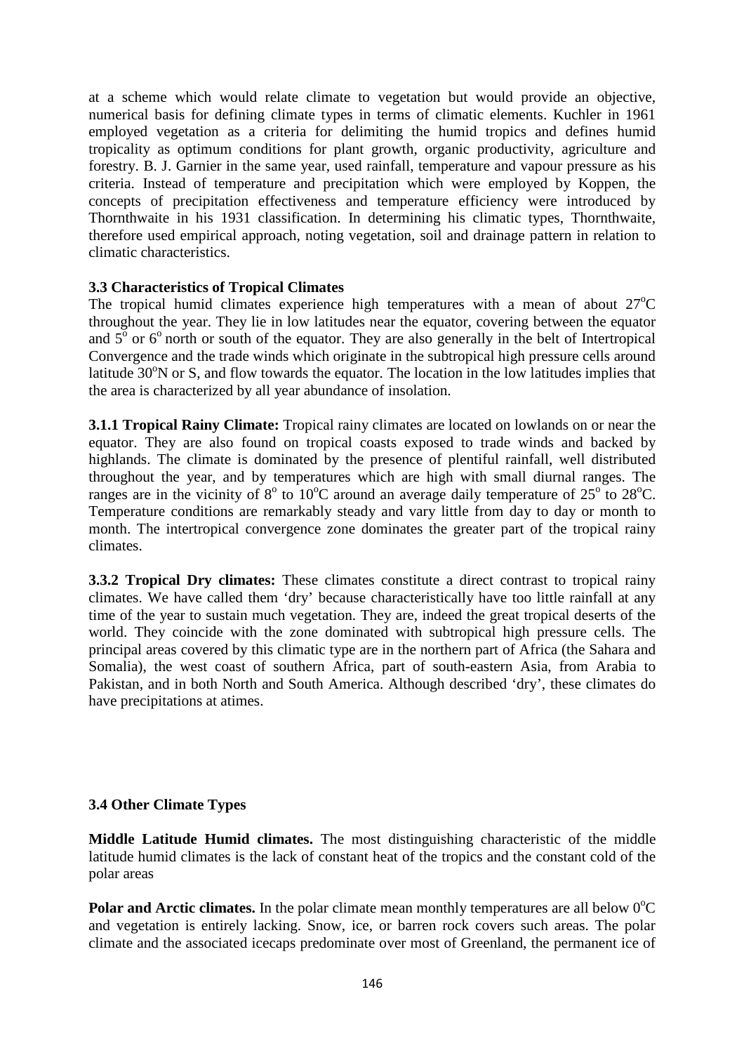at a scheme which would relate climate to vegetation but would provide an objective, numerical basis for defining climate types in terms of climatic elements. Kuchler in 1961 employed vegetation as a criteria for delimiting the humid tropics and defines humid tropicality as optimum conditions for plant growth, organic productivity, agriculture and forestry. B. J. Garnier in the same year, used rainfall, temperature and vapour pressure as his criteria. Instead of temperature and precipitation which were employed by Koppen, the concepts of precipitation effectiveness and temperature efficiency were introduced by Thornthwaite in his 1931 classification. In determining his climatic types, Thornthwaite, therefore used empirical approach, noting vegetation, soil and drainage pattern in relation to climatic characteristics.

### 3.3 Characteristics of Tropical Climates

The tropical humid climates experience high temperatures with a mean of about $27^oC$ throughout the year. They lie in low latitudes near the equator, covering between the equator and $5^o$ or $6^o$ north or south of the equator. They are also generally in the belt of Intertropical Convergence and the trade winds which originate in the subtropical high pressure cells around latitude $30^o$N or S, and flow towards the equator. The location in the low latitudes implies that the area is characterized by all year abundance of insolation.

**3.1.1 Tropical Rainy Climate:** Tropical rainy climates are located on lowlands on or near the equator. They are also found on tropical coasts exposed to trade winds and backed by highlands. The climate is dominated by the presence of plentiful rainfall, well distributed throughout the year, and by temperatures which are high with small diurnal ranges. The ranges are in the vicinity of $8^o$ to $10^oC$ around an average daily temperature of $25^o$ to $28^oC$. Temperature conditions are remarkably steady and vary little from day to day or month to month. The intertropical convergence zone dominates the greater part of the tropical rainy climates.

**3.3.2 Tropical Dry climates:** These climates constitute a direct contrast to tropical rainy climates. We have called them 'dry' because characteristically have too little rainfall at any time of the year to sustain much vegetation. They are, indeed the great tropical deserts of the world. They coincide with the zone dominated with subtropical high pressure cells. The principal areas covered by this climatic type are in the northern part of Africa (the Sahara and Somalia), the west coast of southern Africa, part of south-eastern Asia, from Arabia to Pakistan, and in both North and South America. Although described 'dry', these climates do have precipitations at atimes.

### 3.4 Other Climate Types

**Middle Latitude Humid climates.** The most distinguishing characteristic of the middle latitude humid climates is the lack of constant heat of the tropics and the constant cold of the polar areas

**Polar and Arctic climates.** In the polar climate mean monthly temperatures are all below $0^oC$ and vegetation is entirely lacking. Snow, ice, or barren rock covers such areas. The polar climate and the associated icecaps predominate over most of Greenland, the permanent ice of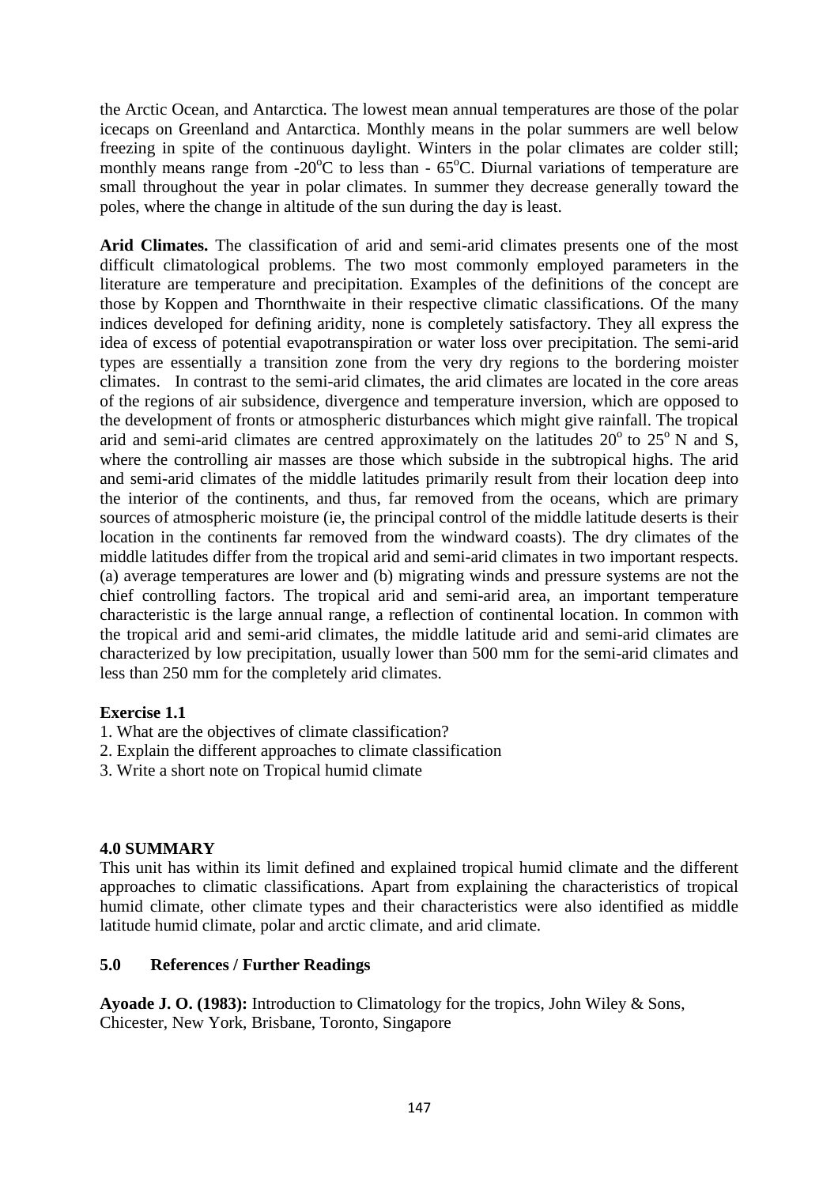the Arctic Ocean, and Antarctica. The lowest mean annual temperatures are those of the polar icecaps on Greenland and Antarctica. Monthly means in the polar summers are well below freezing in spite of the continuous daylight. Winters in the polar climates are colder still; monthly means range from -20$^{o}$C to less than - 65$^{o}$C. Diurnal variations of temperature are small throughout the year in polar climates. In summer they decrease generally toward the poles, where the change in altitude of the sun during the day is least.

**Arid Climates.** The classification of arid and semi-arid climates presents one of the most difficult climatological problems. The two most commonly employed parameters in the literature are temperature and precipitation. Examples of the definitions of the concept are those by Koppen and Thornthwaite in their respective climatic classifications. Of the many indices developed for defining aridity, none is completely satisfactory. They all express the idea of excess of potential evapotranspiration or water loss over precipitation. The semi-arid types are essentially a transition zone from the very dry regions to the bordering moister climates. In contrast to the semi-arid climates, the arid climates are located in the core areas of the regions of air subsidence, divergence and temperature inversion, which are opposed to the development of fronts or atmospheric disturbances which might give rainfall. The tropical arid and semi-arid climates are centred approximately on the latitudes 20$^{o}$ to 25$^{o}$ N and S, where the controlling air masses are those which subside in the subtropical highs. The arid and semi-arid climates of the middle latitudes primarily result from their location deep into the interior of the continents, and thus, far removed from the oceans, which are primary sources of atmospheric moisture (ie, the principal control of the middle latitude deserts is their location in the continents far removed from the windward coasts). The dry climates of the middle latitudes differ from the tropical arid and semi-arid climates in two important respects. (a) average temperatures are lower and (b) migrating winds and pressure systems are not the chief controlling factors. The tropical arid and semi-arid area, an important temperature characteristic is the large annual range, a reflection of continental location. In common with the tropical arid and semi-arid climates, the middle latitude arid and semi-arid climates are characterized by low precipitation, usually lower than 500 mm for the semi-arid climates and less than 250 mm for the completely arid climates.

**Exercise 1.1**

1. What are the objectives of climate classification?
2. Explain the different approaches to climate classification
3. Write a short note on Tropical humid climate

## 4.0 SUMMARY

This unit has within its limit defined and explained tropical humid climate and the different approaches to climatic classifications. Apart from explaining the characteristics of tropical humid climate, other climate types and their characteristics were also identified as middle latitude humid climate, polar and arctic climate, and arid climate.

## 5.0 References / Further Readings

**Ayoade J. O. (1983):** Introduction to Climatology for the tropics, John Wiley & Sons, Chicester, New York, Brisbane, Toronto, Singapore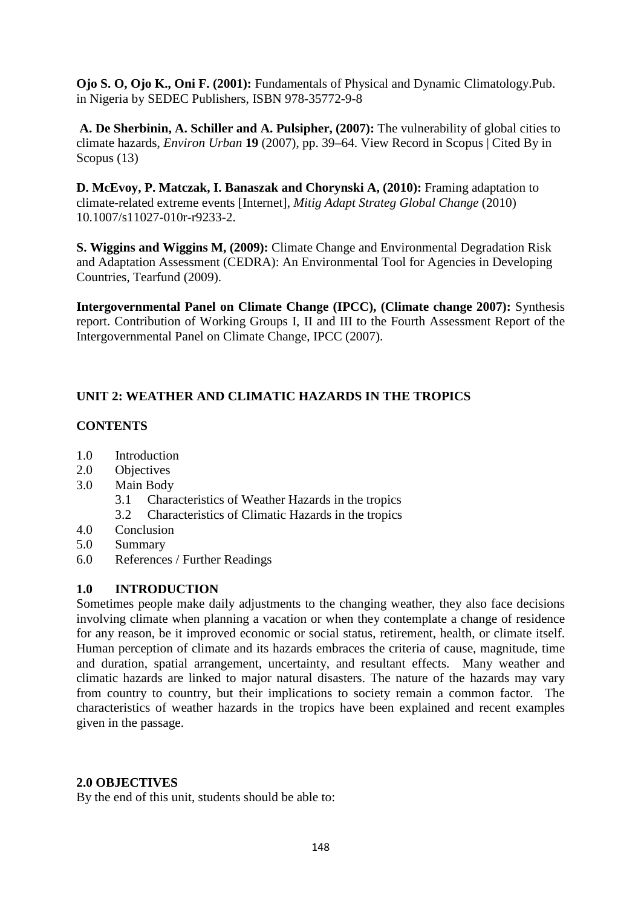**Ojo S. O, Ojo K., Oni F. (2001):** Fundamentals of Physical and Dynamic Climatology.Pub. in Nigeria by SEDEC Publishers, ISBN 978-35772-9-8

**A. De Sherbinin, A. Schiller and A. Pulsipher, (2007):** The vulnerability of global cities to climate hazards, *Environ Urban* **19** (2007), pp. 39–64. View Record in Scopus | Cited By in Scopus (13)

**D. McEvoy, P. Matczak, I. Banaszak and Chorynski A, (2010):** Framing adaptation to climate-related extreme events [Internet], *Mitig Adapt Strateg Global Change* (2010) 10.1007/s11027-010r-r9233-2.

**S. Wiggins and Wiggins M, (2009):** Climate Change and Environmental Degradation Risk and Adaptation Assessment (CEDRA): An Environmental Tool for Agencies in Developing Countries, Tearfund (2009).

**Intergovernmental Panel on Climate Change (IPCC), (Climate change 2007):** Synthesis report. Contribution of Working Groups I, II and III to the Fourth Assessment Report of the Intergovernmental Panel on Climate Change, IPCC (2007).

## UNIT 2: WEATHER AND CLIMATIC HAZARDS IN THE TROPICS

### CONTENTS

- 1.0 Introduction
- 2.0 Objectives
- 3.0 Main Body
    - 3.1 Characteristics of Weather Hazards in the tropics
    - 3.2 Characteristics of Climatic Hazards in the tropics
- 4.0 Conclusion
- 5.0 Summary
- 6.0 References / Further Readings

### 1.0 INTRODUCTION

Sometimes people make daily adjustments to the changing weather, they also face decisions involving climate when planning a vacation or when they contemplate a change of residence for any reason, be it improved economic or social status, retirement, health, or climate itself. Human perception of climate and its hazards embraces the criteria of cause, magnitude, time and duration, spatial arrangement, uncertainty, and resultant effects. Many weather and climatic hazards are linked to major natural disasters. The nature of the hazards may vary from country to country, but their implications to society remain a common factor. The characteristics of weather hazards in the tropics have been explained and recent examples given in the passage.

### 2.0 OBJECTIVES

By the end of this unit, students should be able to: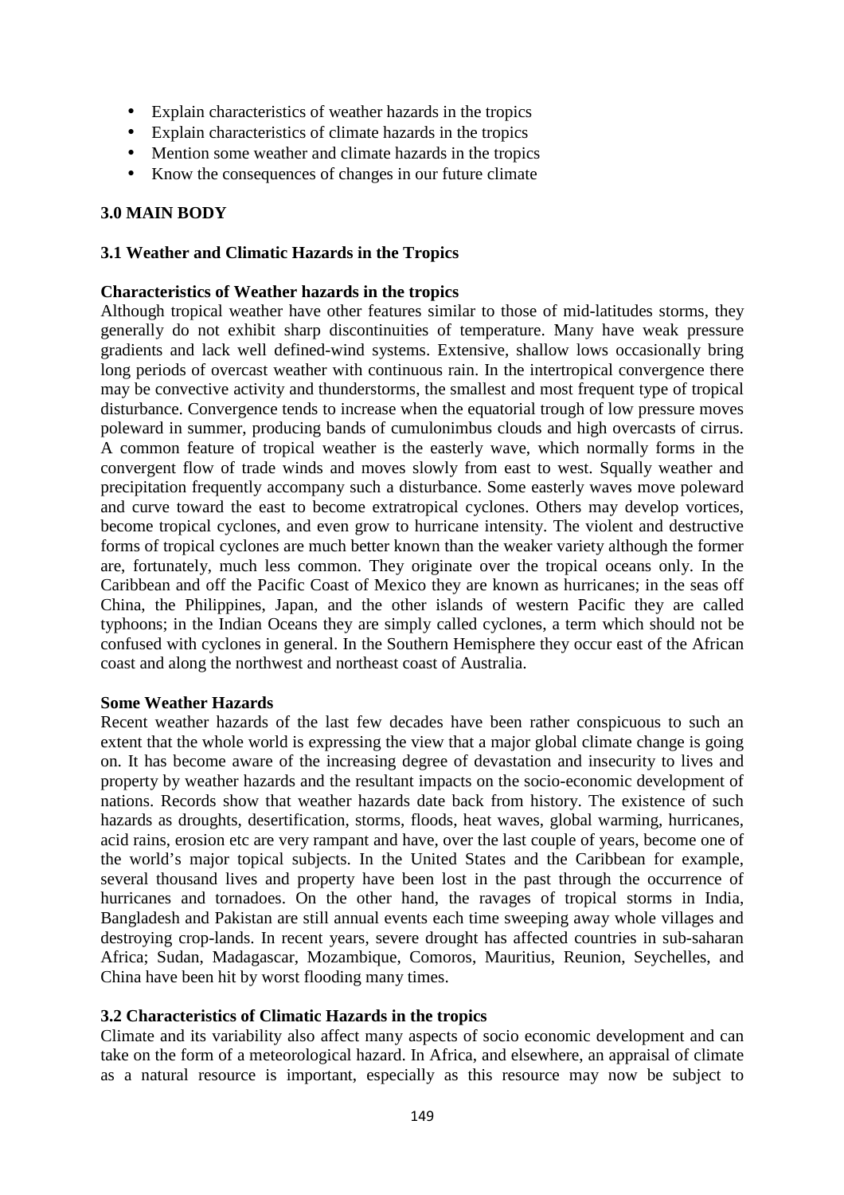- Explain characteristics of weather hazards in the tropics
- Explain characteristics of climate hazards in the tropics
- Mention some weather and climate hazards in the tropics
- Know the consequences of changes in our future climate

## 3.0 MAIN BODY

### 3.1 Weather and Climatic Hazards in the Tropics

**Characteristics of Weather hazards in the tropics**

Although tropical weather have other features similar to those of mid-latitudes storms, they generally do not exhibit sharp discontinuities of temperature. Many have weak pressure gradients and lack well defined-wind systems. Extensive, shallow lows occasionally bring long periods of overcast weather with continuous rain. In the intertropical convergence there may be convective activity and thunderstorms, the smallest and most frequent type of tropical disturbance. Convergence tends to increase when the equatorial trough of low pressure moves poleward in summer, producing bands of cumulonimbus clouds and high overcasts of cirrus. A common feature of tropical weather is the easterly wave, which normally forms in the convergent flow of trade winds and moves slowly from east to west. Squally weather and precipitation frequently accompany such a disturbance. Some easterly waves move poleward and curve toward the east to become extratropical cyclones. Others may develop vortices, become tropical cyclones, and even grow to hurricane intensity. The violent and destructive forms of tropical cyclones are much better known than the weaker variety although the former are, fortunately, much less common. They originate over the tropical oceans only. In the Caribbean and off the Pacific Coast of Mexico they are known as hurricanes; in the seas off China, the Philippines, Japan, and the other islands of western Pacific they are called typhoons; in the Indian Oceans they are simply called cyclones, a term which should not be confused with cyclones in general. In the Southern Hemisphere they occur east of the African coast and along the northwest and northeast coast of Australia.

**Some Weather Hazards**

Recent weather hazards of the last few decades have been rather conspicuous to such an extent that the whole world is expressing the view that a major global climate change is going on. It has become aware of the increasing degree of devastation and insecurity to lives and property by weather hazards and the resultant impacts on the socio-economic development of nations. Records show that weather hazards date back from history. The existence of such hazards as droughts, desertification, storms, floods, heat waves, global warming, hurricanes, acid rains, erosion etc are very rampant and have, over the last couple of years, become one of the world's major topical subjects. In the United States and the Caribbean for example, several thousand lives and property have been lost in the past through the occurrence of hurricanes and tornadoes. On the other hand, the ravages of tropical storms in India, Bangladesh and Pakistan are still annual events each time sweeping away whole villages and destroying crop-lands. In recent years, severe drought has affected countries in sub-saharan Africa; Sudan, Madagascar, Mozambique, Comoros, Mauritius, Reunion, Seychelles, and China have been hit by worst flooding many times.

### 3.2 Characteristics of Climatic Hazards in the tropics

Climate and its variability also affect many aspects of socio economic development and can take on the form of a meteorological hazard. In Africa, and elsewhere, an appraisal of climate as a natural resource is important, especially as this resource may now be subject to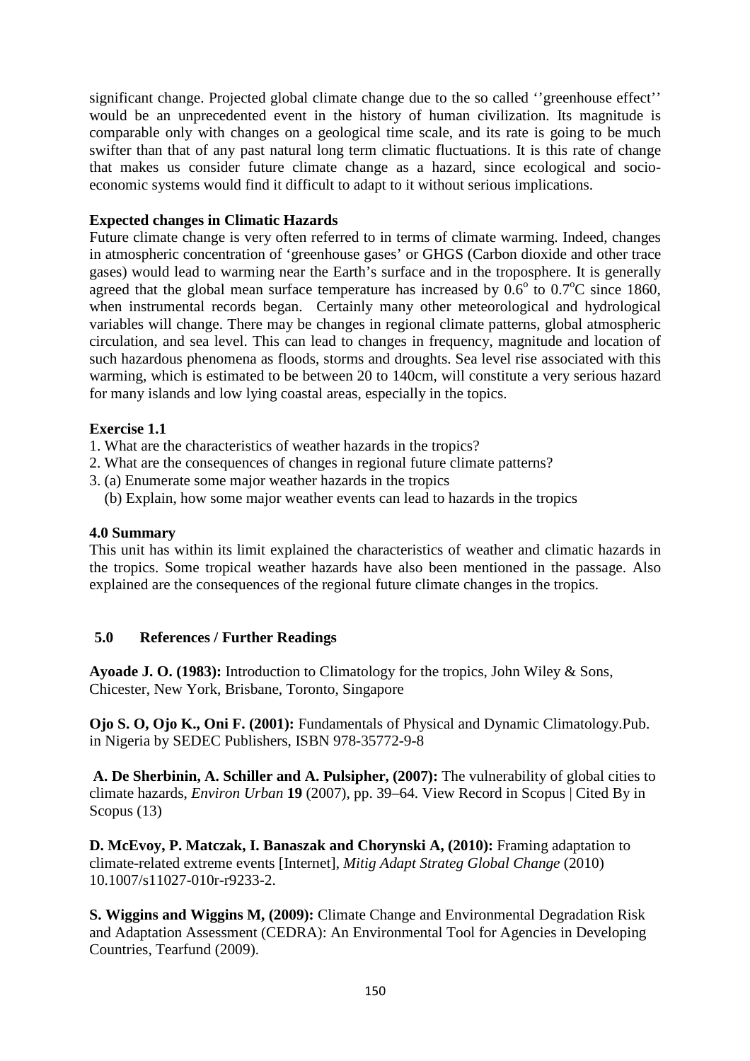significant change. Projected global climate change due to the so called ''greenhouse effect'' would be an unprecedented event in the history of human civilization. Its magnitude is comparable only with changes on a geological time scale, and its rate is going to be much swifter than that of any past natural long term climatic fluctuations. It is this rate of change that makes us consider future climate change as a hazard, since ecological and socio-economic systems would find it difficult to adapt to it without serious implications.

**Expected changes in Climatic Hazards**

Future climate change is very often referred to in terms of climate warming. Indeed, changes in atmospheric concentration of 'greenhouse gases' or GHGS (Carbon dioxide and other trace gases) would lead to warming near the Earth's surface and in the troposphere. It is generally agreed that the global mean surface temperature has increased by $0.6^{o}$ to $0.7^{o}C$ since 1860, when instrumental records began. Certainly many other meteorological and hydrological variables will change. There may be changes in regional climate patterns, global atmospheric circulation, and sea level. This can lead to changes in frequency, magnitude and location of such hazardous phenomena as floods, storms and droughts. Sea level rise associated with this warming, which is estimated to be between 20 to 140cm, will constitute a very serious hazard for many islands and low lying coastal areas, especially in the topics.

**Exercise 1.1**

1. What are the characteristics of weather hazards in the tropics?
2. What are the consequences of changes in regional future climate patterns?
3. (a) Enumerate some major weather hazards in the tropics
   (b) Explain, how some major weather events can lead to hazards in the tropics

## 4.0 Summary

This unit has within its limit explained the characteristics of weather and climatic hazards in the tropics. Some tropical weather hazards have also been mentioned in the passage. Also explained are the consequences of the regional future climate changes in the tropics.

## 5.0 References / Further Readings

**Ayoade J. O. (1983):** Introduction to Climatology for the tropics, John Wiley & Sons, Chicester, New York, Brisbane, Toronto, Singapore

**Ojo S. O, Ojo K., Oni F. (2001):** Fundamentals of Physical and Dynamic Climatology.Pub. in Nigeria by SEDEC Publishers, ISBN 978-35772-9-8

**A. De Sherbinin, A. Schiller and A. Pulsipher, (2007):** The vulnerability of global cities to climate hazards, *Environ Urban* **19** (2007), pp. 39–64. View Record in Scopus | Cited By in Scopus (13)

**D. McEvoy, P. Matczak, I. Banaszak and Chorynski A, (2010):** Framing adaptation to climate-related extreme events [Internet], *Mitig Adapt Strateg Global Change* (2010) 10.1007/s11027-010r-r9233-2.

**S. Wiggins and Wiggins M, (2009):** Climate Change and Environmental Degradation Risk and Adaptation Assessment (CEDRA): An Environmental Tool for Agencies in Developing Countries, Tearfund (2009).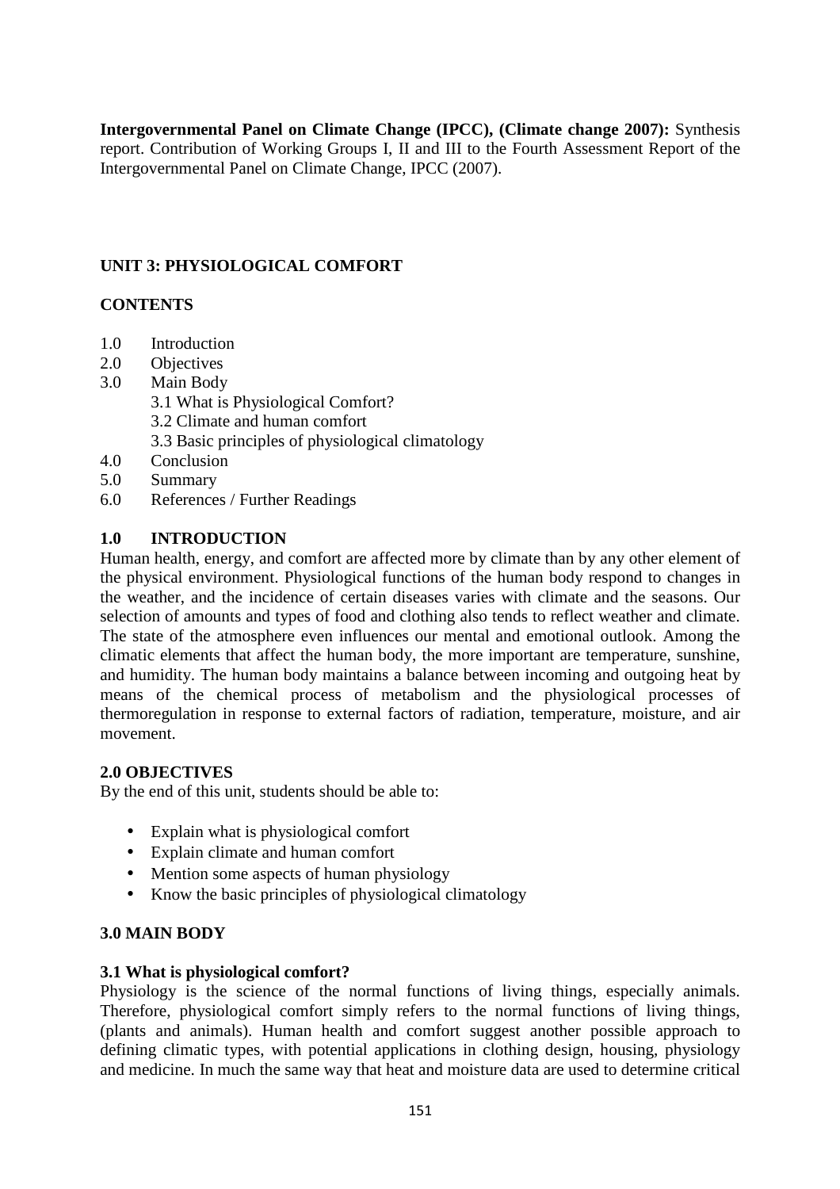**Intergovernmental Panel on Climate Change (IPCC), (Climate change 2007):** Synthesis report. Contribution of Working Groups I, II and III to the Fourth Assessment Report of the Intergovernmental Panel on Climate Change, IPCC (2007).

## UNIT 3: PHYSIOLOGICAL COMFORT

### CONTENTS

1.0 Introduction
2.0 Objectives
3.0 Main Body
    3.1 What is Physiological Comfort?
    3.2 Climate and human comfort
    3.3 Basic principles of physiological climatology
4.0 Conclusion
5.0 Summary
6.0 References / Further Readings

### 1.0 INTRODUCTION

Human health, energy, and comfort are affected more by climate than by any other element of the physical environment. Physiological functions of the human body respond to changes in the weather, and the incidence of certain diseases varies with climate and the seasons. Our selection of amounts and types of food and clothing also tends to reflect weather and climate. The state of the atmosphere even influences our mental and emotional outlook. Among the climatic elements that affect the human body, the more important are temperature, sunshine, and humidity. The human body maintains a balance between incoming and outgoing heat by means of the chemical process of metabolism and the physiological processes of thermoregulation in response to external factors of radiation, temperature, moisture, and air movement.

### 2.0 OBJECTIVES

By the end of this unit, students should be able to:

- Explain what is physiological comfort
- Explain climate and human comfort
- Mention some aspects of human physiology
- Know the basic principles of physiological climatology

### 3.0 MAIN BODY

#### 3.1 What is physiological comfort?

Physiology is the science of the normal functions of living things, especially animals. Therefore, physiological comfort simply refers to the normal functions of living things, (plants and animals). Human health and comfort suggest another possible approach to defining climatic types, with potential applications in clothing design, housing, physiology and medicine. In much the same way that heat and moisture data are used to determine critical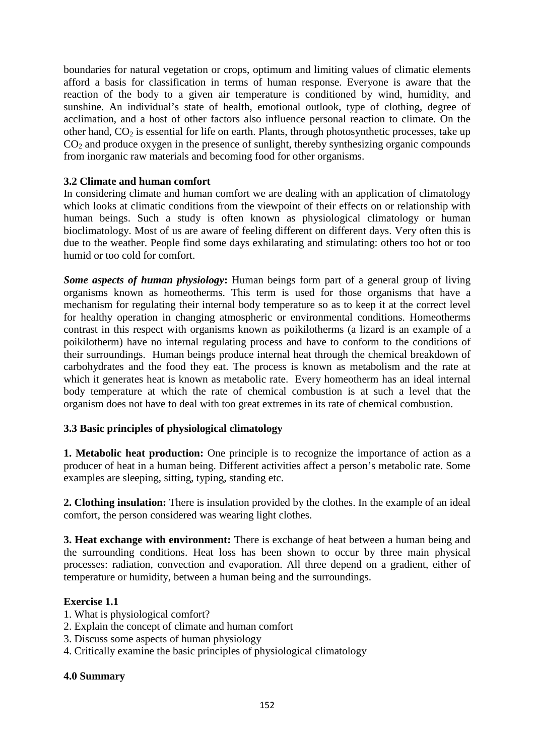boundaries for natural vegetation or crops, optimum and limiting values of climatic elements afford a basis for classification in terms of human response. Everyone is aware that the reaction of the body to a given air temperature is conditioned by wind, humidity, and sunshine. An individual's state of health, emotional outlook, type of clothing, degree of acclimation, and a host of other factors also influence personal reaction to climate. On the other hand, $CO_2$ is essential for life on earth. Plants, through photosynthetic processes, take up $CO_2$ and produce oxygen in the presence of sunlight, thereby synthesizing organic compounds from inorganic raw materials and becoming food for other organisms.

### 3.2 Climate and human comfort

In considering climate and human comfort we are dealing with an application of climatology which looks at climatic conditions from the viewpoint of their effects on or relationship with human beings. Such a study is often known as physiological climatology or human bioclimatology. Most of us are aware of feeling different on different days. Very often this is due to the weather. People find some days exhilarating and stimulating: others too hot or too humid or too cold for comfort.

***Some aspects of human physiology*:** Human beings form part of a general group of living organisms known as homeotherms. This term is used for those organisms that have a mechanism for regulating their internal body temperature so as to keep it at the correct level for healthy operation in changing atmospheric or environmental conditions. Homeotherms contrast in this respect with organisms known as poikilotherms (a lizard is an example of a poikilotherm) have no internal regulating process and have to conform to the conditions of their surroundings. Human beings produce internal heat through the chemical breakdown of carbohydrates and the food they eat. The process is known as metabolism and the rate at which it generates heat is known as metabolic rate. Every homeotherm has an ideal internal body temperature at which the rate of chemical combustion is at such a level that the organism does not have to deal with too great extremes in its rate of chemical combustion.

### 3.3 Basic principles of physiological climatology

**1. Metabolic heat production:** One principle is to recognize the importance of action as a producer of heat in a human being. Different activities affect a person's metabolic rate. Some examples are sleeping, sitting, typing, standing etc.

**2. Clothing insulation:** There is insulation provided by the clothes. In the example of an ideal comfort, the person considered was wearing light clothes.

**3. Heat exchange with environment:** There is exchange of heat between a human being and the surrounding conditions. Heat loss has been shown to occur by three main physical processes: radiation, convection and evaporation. All three depend on a gradient, either of temperature or humidity, between a human being and the surroundings.

**Exercise 1.1**

1. What is physiological comfort?
2. Explain the concept of climate and human comfort
3. Discuss some aspects of human physiology
4. Critically examine the basic principles of physiological climatology

### 4.0 Summary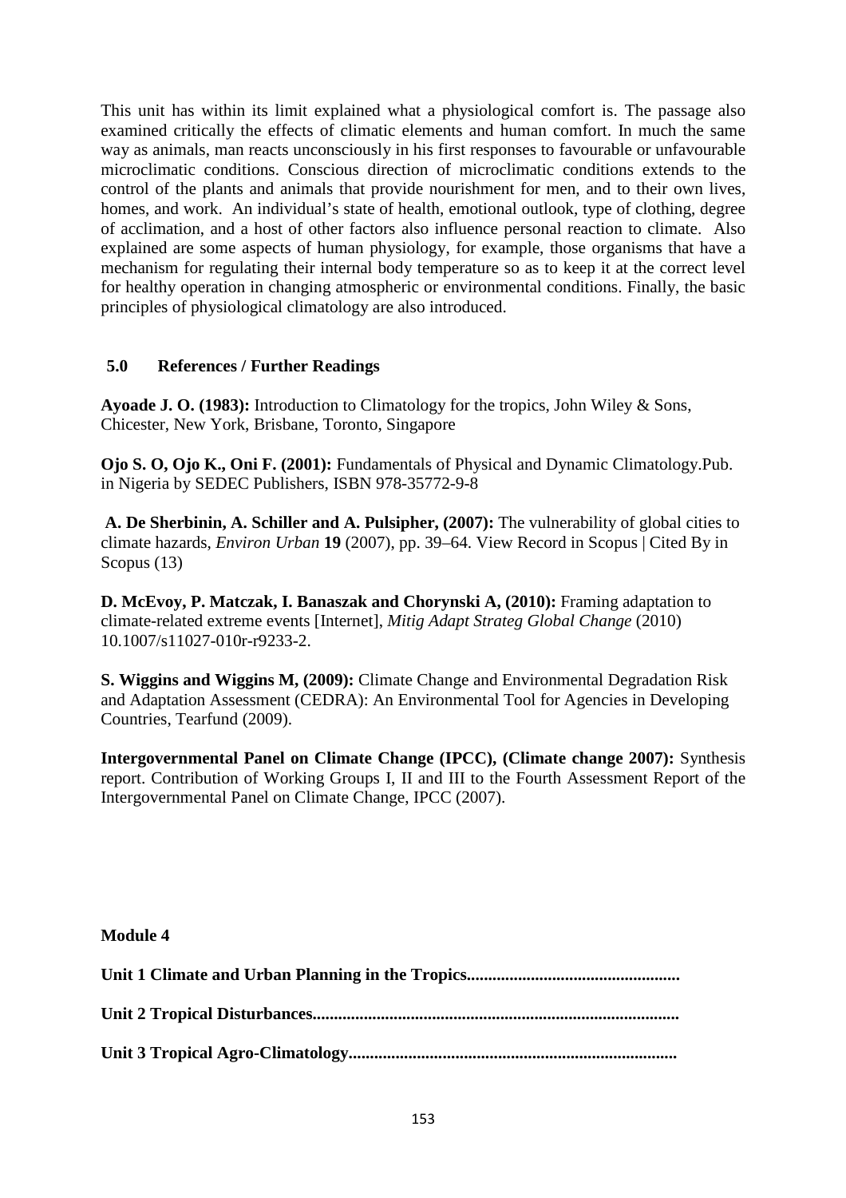This unit has within its limit explained what a physiological comfort is. The passage also examined critically the effects of climatic elements and human comfort. In much the same way as animals, man reacts unconsciously in his first responses to favourable or unfavourable microclimatic conditions. Conscious direction of microclimatic conditions extends to the control of the plants and animals that provide nourishment for men, and to their own lives, homes, and work. An individual's state of health, emotional outlook, type of clothing, degree of acclimation, and a host of other factors also influence personal reaction to climate. Also explained are some aspects of human physiology, for example, those organisms that have a mechanism for regulating their internal body temperature so as to keep it at the correct level for healthy operation in changing atmospheric or environmental conditions. Finally, the basic principles of physiological climatology are also introduced.

## 5.0 References / Further Readings

**Ayoade J. O. (1983):** Introduction to Climatology for the tropics, John Wiley & Sons, Chicester, New York, Brisbane, Toronto, Singapore

**Ojo S. O, Ojo K., Oni F. (2001):** Fundamentals of Physical and Dynamic Climatology.Pub. in Nigeria by SEDEC Publishers, ISBN 978-35772-9-8

**A. De Sherbinin, A. Schiller and A. Pulsipher, (2007):** The vulnerability of global cities to climate hazards, *Environ Urban* **19** (2007), pp. 39–64. View Record in Scopus | Cited By in Scopus (13)

**D. McEvoy, P. Matczak, I. Banaszak and Chorynski A, (2010):** Framing adaptation to climate-related extreme events [Internet], *Mitig Adapt Strateg Global Change* (2010) 10.1007/s11027-010r-r9233-2.

**S. Wiggins and Wiggins M, (2009):** Climate Change and Environmental Degradation Risk and Adaptation Assessment (CEDRA): An Environmental Tool for Agencies in Developing Countries, Tearfund (2009).

**Intergovernmental Panel on Climate Change (IPCC), (Climate change 2007):** Synthesis report. Contribution of Working Groups I, II and III to the Fourth Assessment Report of the Intergovernmental Panel on Climate Change, IPCC (2007).

**Module 4**

**Unit 1 Climate and Urban Planning in the Tropics.................................................**

**Unit 2 Tropical Disturbances.....................................................................................**

**Unit 3 Tropical Agro-Climatology............................................................................**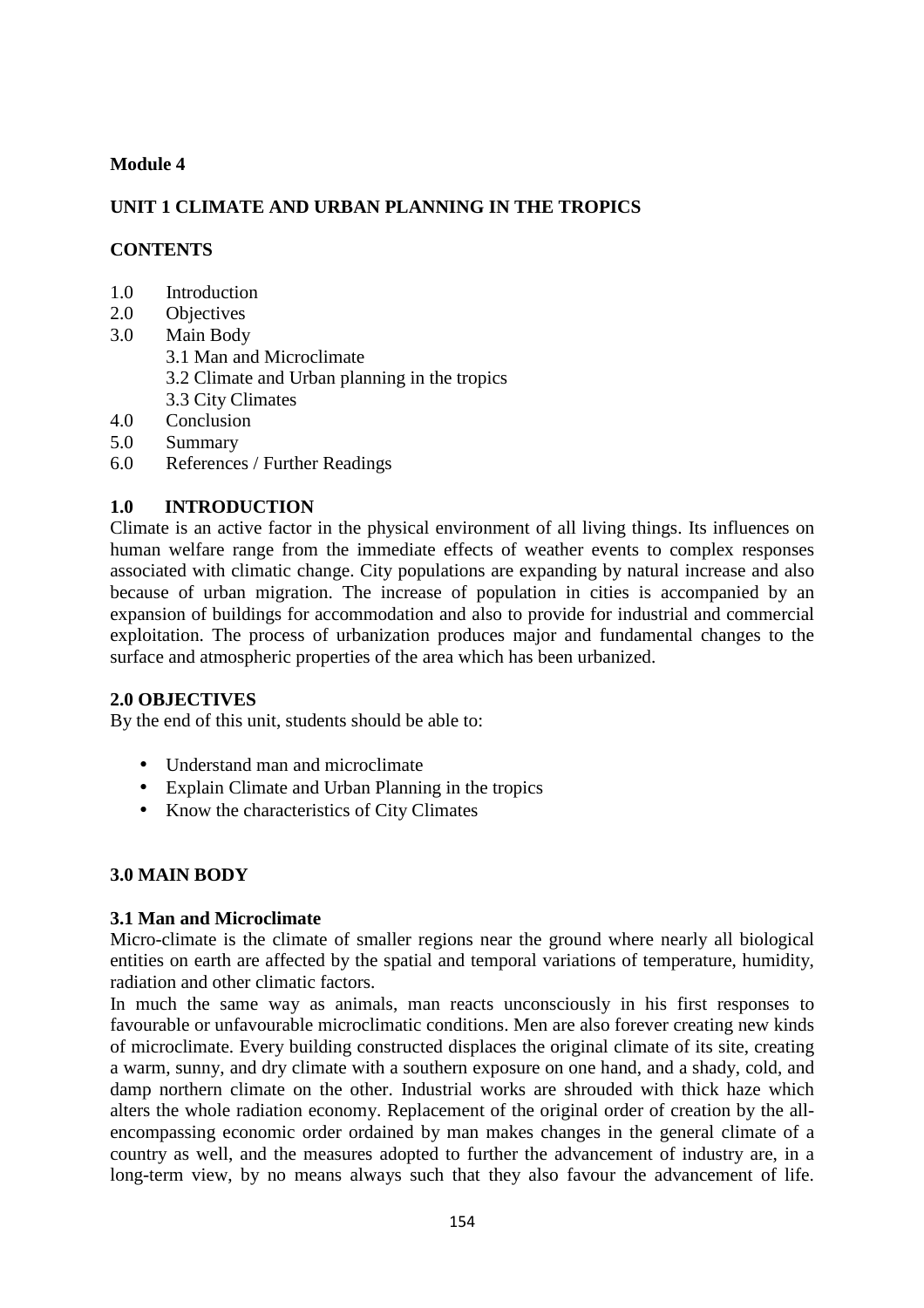**Module 4**

## UNIT 1 CLIMATE AND URBAN PLANNING IN THE TROPICS

**CONTENTS**

1.0 Introduction
2.0 Objectives
3.0 Main Body
  3.1 Man and Microclimate
  3.2 Climate and Urban planning in the tropics
  3.3 City Climates
4.0 Conclusion
5.0 Summary
6.0 References / Further Readings

### 1.0 INTRODUCTION

Climate is an active factor in the physical environment of all living things. Its influences on human welfare range from the immediate effects of weather events to complex responses associated with climatic change. City populations are expanding by natural increase and also because of urban migration. The increase of population in cities is accompanied by an expansion of buildings for accommodation and also to provide for industrial and commercial exploitation. The process of urbanization produces major and fundamental changes to the surface and atmospheric properties of the area which has been urbanized.

### 2.0 OBJECTIVES

By the end of this unit, students should be able to:

- Understand man and microclimate
- Explain Climate and Urban Planning in the tropics
- Know the characteristics of City Climates

### 3.0 MAIN BODY

#### 3.1 Man and Microclimate

Micro-climate is the climate of smaller regions near the ground where nearly all biological entities on earth are affected by the spatial and temporal variations of temperature, humidity, radiation and other climatic factors.

In much the same way as animals, man reacts unconsciously in his first responses to favourable or unfavourable microclimatic conditions. Men are also forever creating new kinds of microclimate. Every building constructed displaces the original climate of its site, creating a warm, sunny, and dry climate with a southern exposure on one hand, and a shady, cold, and damp northern climate on the other. Industrial works are shrouded with thick haze which alters the whole radiation economy. Replacement of the original order of creation by the all-encompassing economic order ordained by man makes changes in the general climate of a country as well, and the measures adopted to further the advancement of industry are, in a long-term view, by no means always such that they also favour the advancement of life.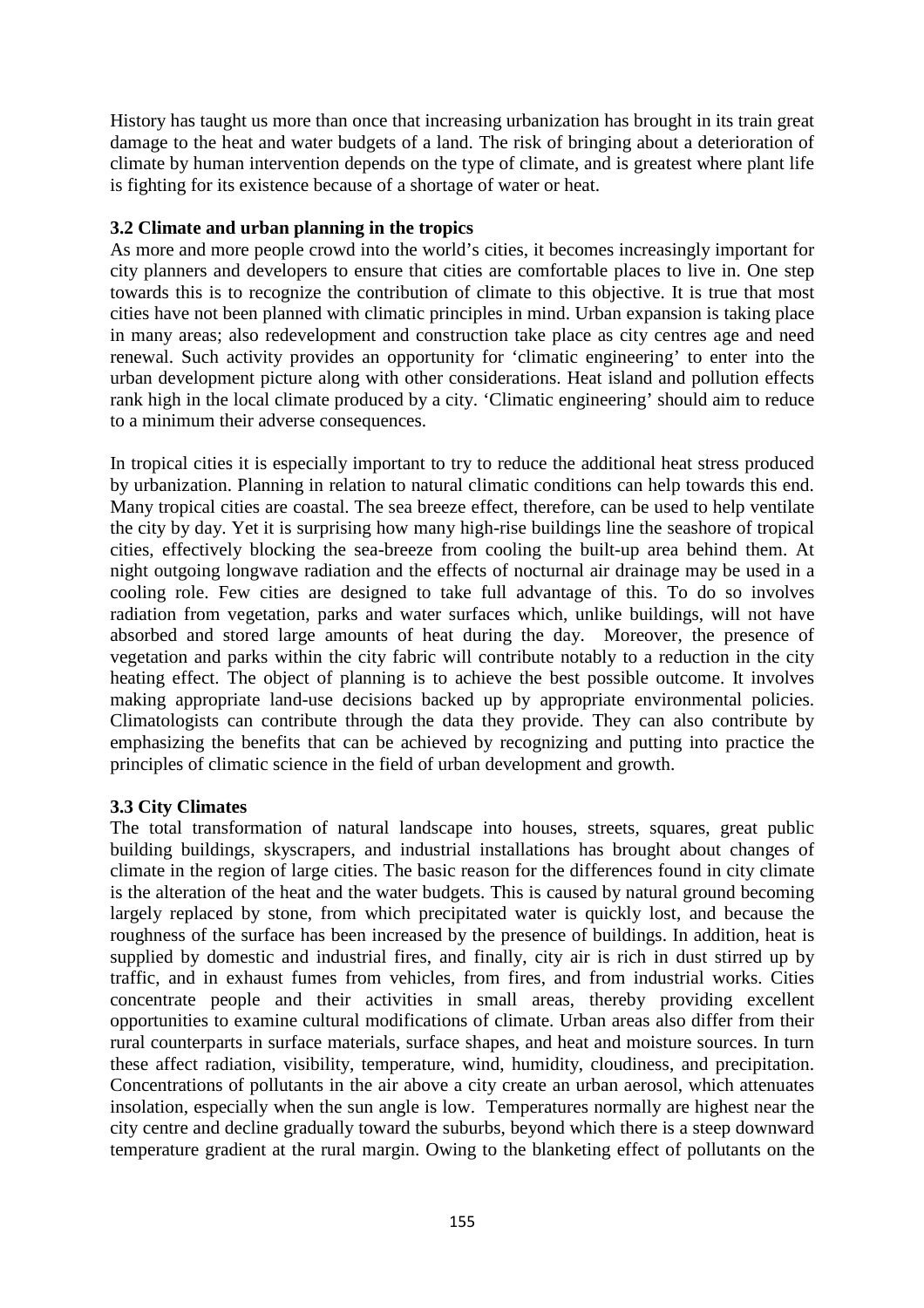History has taught us more than once that increasing urbanization has brought in its train great damage to the heat and water budgets of a land. The risk of bringing about a deterioration of climate by human intervention depends on the type of climate, and is greatest where plant life is fighting for its existence because of a shortage of water or heat.

### 3.2 Climate and urban planning in the tropics

As more and more people crowd into the world's cities, it becomes increasingly important for city planners and developers to ensure that cities are comfortable places to live in. One step towards this is to recognize the contribution of climate to this objective. It is true that most cities have not been planned with climatic principles in mind. Urban expansion is taking place in many areas; also redevelopment and construction take place as city centres age and need renewal. Such activity provides an opportunity for 'climatic engineering' to enter into the urban development picture along with other considerations. Heat island and pollution effects rank high in the local climate produced by a city. 'Climatic engineering' should aim to reduce to a minimum their adverse consequences.

In tropical cities it is especially important to try to reduce the additional heat stress produced by urbanization. Planning in relation to natural climatic conditions can help towards this end. Many tropical cities are coastal. The sea breeze effect, therefore, can be used to help ventilate the city by day. Yet it is surprising how many high-rise buildings line the seashore of tropical cities, effectively blocking the sea-breeze from cooling the built-up area behind them. At night outgoing longwave radiation and the effects of nocturnal air drainage may be used in a cooling role. Few cities are designed to take full advantage of this. To do so involves radiation from vegetation, parks and water surfaces which, unlike buildings, will not have absorbed and stored large amounts of heat during the day. Moreover, the presence of vegetation and parks within the city fabric will contribute notably to a reduction in the city heating effect. The object of planning is to achieve the best possible outcome. It involves making appropriate land-use decisions backed up by appropriate environmental policies. Climatologists can contribute through the data they provide. They can also contribute by emphasizing the benefits that can be achieved by recognizing and putting into practice the principles of climatic science in the field of urban development and growth.

### 3.3 City Climates

The total transformation of natural landscape into houses, streets, squares, great public building buildings, skyscrapers, and industrial installations has brought about changes of climate in the region of large cities. The basic reason for the differences found in city climate is the alteration of the heat and the water budgets. This is caused by natural ground becoming largely replaced by stone, from which precipitated water is quickly lost, and because the roughness of the surface has been increased by the presence of buildings. In addition, heat is supplied by domestic and industrial fires, and finally, city air is rich in dust stirred up by traffic, and in exhaust fumes from vehicles, from fires, and from industrial works. Cities concentrate people and their activities in small areas, thereby providing excellent opportunities to examine cultural modifications of climate. Urban areas also differ from their rural counterparts in surface materials, surface shapes, and heat and moisture sources. In turn these affect radiation, visibility, temperature, wind, humidity, cloudiness, and precipitation. Concentrations of pollutants in the air above a city create an urban aerosol, which attenuates insolation, especially when the sun angle is low. Temperatures normally are highest near the city centre and decline gradually toward the suburbs, beyond which there is a steep downward temperature gradient at the rural margin. Owing to the blanketing effect of pollutants on the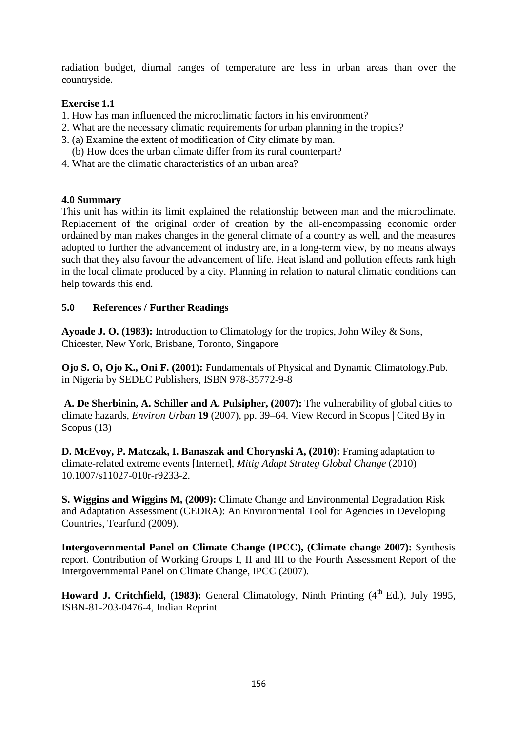radiation budget, diurnal ranges of temperature are less in urban areas than over the countryside.

**Exercise 1.1**

1. How has man influenced the microclimatic factors in his environment?
2. What are the necessary climatic requirements for urban planning in the tropics?
3. (a) Examine the extent of modification of City climate by man.
   (b) How does the urban climate differ from its rural counterpart?
4. What are the climatic characteristics of an urban area?

## 4.0 Summary

This unit has within its limit explained the relationship between man and the microclimate. Replacement of the original order of creation by the all-encompassing economic order ordained by man makes changes in the general climate of a country as well, and the measures adopted to further the advancement of industry are, in a long-term view, by no means always such that they also favour the advancement of life. Heat island and pollution effects rank high in the local climate produced by a city. Planning in relation to natural climatic conditions can help towards this end.

## 5.0 References / Further Readings

**Ayoade J. O. (1983):** Introduction to Climatology for the tropics, John Wiley & Sons, Chicester, New York, Brisbane, Toronto, Singapore

**Ojo S. O, Ojo K., Oni F. (2001):** Fundamentals of Physical and Dynamic Climatology.Pub. in Nigeria by SEDEC Publishers, ISBN 978-35772-9-8

**A. De Sherbinin, A. Schiller and A. Pulsipher, (2007):** The vulnerability of global cities to climate hazards, *Environ Urban* **19** (2007), pp. 39–64. View Record in Scopus | Cited By in Scopus (13)

**D. McEvoy, P. Matczak, I. Banaszak and Chorynski A, (2010):** Framing adaptation to climate-related extreme events [Internet], *Mitig Adapt Strateg Global Change* (2010) 10.1007/s11027-010r-r9233-2.

**S. Wiggins and Wiggins M, (2009):** Climate Change and Environmental Degradation Risk and Adaptation Assessment (CEDRA): An Environmental Tool for Agencies in Developing Countries, Tearfund (2009).

**Intergovernmental Panel on Climate Change (IPCC), (Climate change 2007):** Synthesis report. Contribution of Working Groups I, II and III to the Fourth Assessment Report of the Intergovernmental Panel on Climate Change, IPCC (2007).

**Howard J. Critchfield, (1983):** General Climatology, Ninth Printing (4th Ed.), July 1995, ISBN-81-203-0476-4, Indian Reprint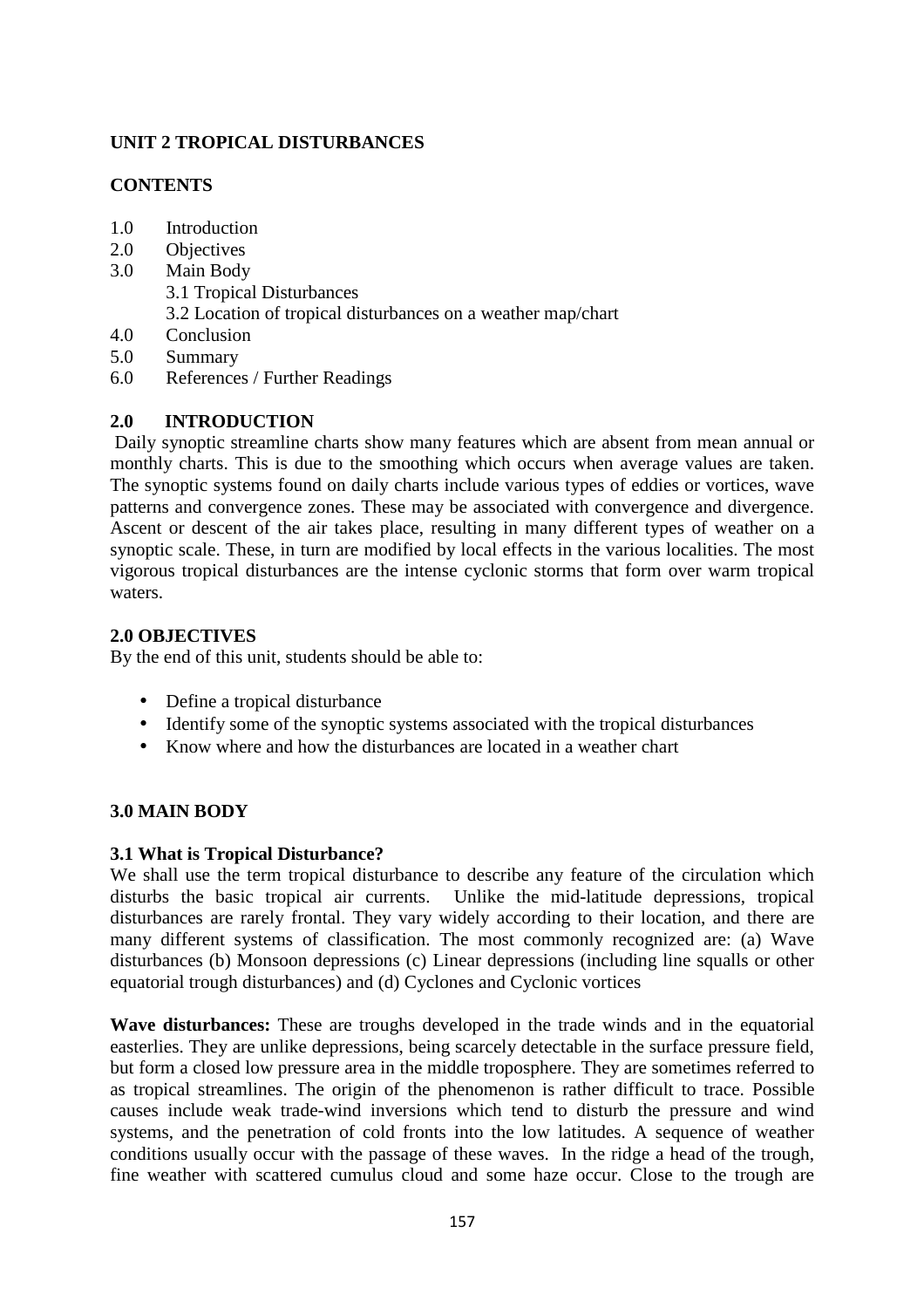**UNIT 2 TROPICAL DISTURBANCES**

**CONTENTS**

1.0 Introduction
2.0 Objectives
3.0 Main Body
    3.1 Tropical Disturbances
    3.2 Location of tropical disturbances on a weather map/chart
4.0 Conclusion
5.0 Summary
6.0 References / Further Readings

**2.0 INTRODUCTION**

Daily synoptic streamline charts show many features which are absent from mean annual or monthly charts. This is due to the smoothing which occurs when average values are taken. The synoptic systems found on daily charts include various types of eddies or vortices, wave patterns and convergence zones. These may be associated with convergence and divergence. Ascent or descent of the air takes place, resulting in many different types of weather on a synoptic scale. These, in turn are modified by local effects in the various localities. The most vigorous tropical disturbances are the intense cyclonic storms that form over warm tropical waters.

**2.0 OBJECTIVES**

By the end of this unit, students should be able to:

- Define a tropical disturbance
- Identify some of the synoptic systems associated with the tropical disturbances
- Know where and how the disturbances are located in a weather chart

**3.0 MAIN BODY**

**3.1 What is Tropical Disturbance?**

We shall use the term tropical disturbance to describe any feature of the circulation which disturbs the basic tropical air currents. Unlike the mid-latitude depressions, tropical disturbances are rarely frontal. They vary widely according to their location, and there are many different systems of classification. The most commonly recognized are: (a) Wave disturbances (b) Monsoon depressions (c) Linear depressions (including line squalls or other equatorial trough disturbances) and (d) Cyclones and Cyclonic vortices

**Wave disturbances:** These are troughs developed in the trade winds and in the equatorial easterlies. They are unlike depressions, being scarcely detectable in the surface pressure field, but form a closed low pressure area in the middle troposphere. They are sometimes referred to as tropical streamlines. The origin of the phenomenon is rather difficult to trace. Possible causes include weak trade-wind inversions which tend to disturb the pressure and wind systems, and the penetration of cold fronts into the low latitudes. A sequence of weather conditions usually occur with the passage of these waves. In the ridge a head of the trough, fine weather with scattered cumulus cloud and some haze occur. Close to the trough are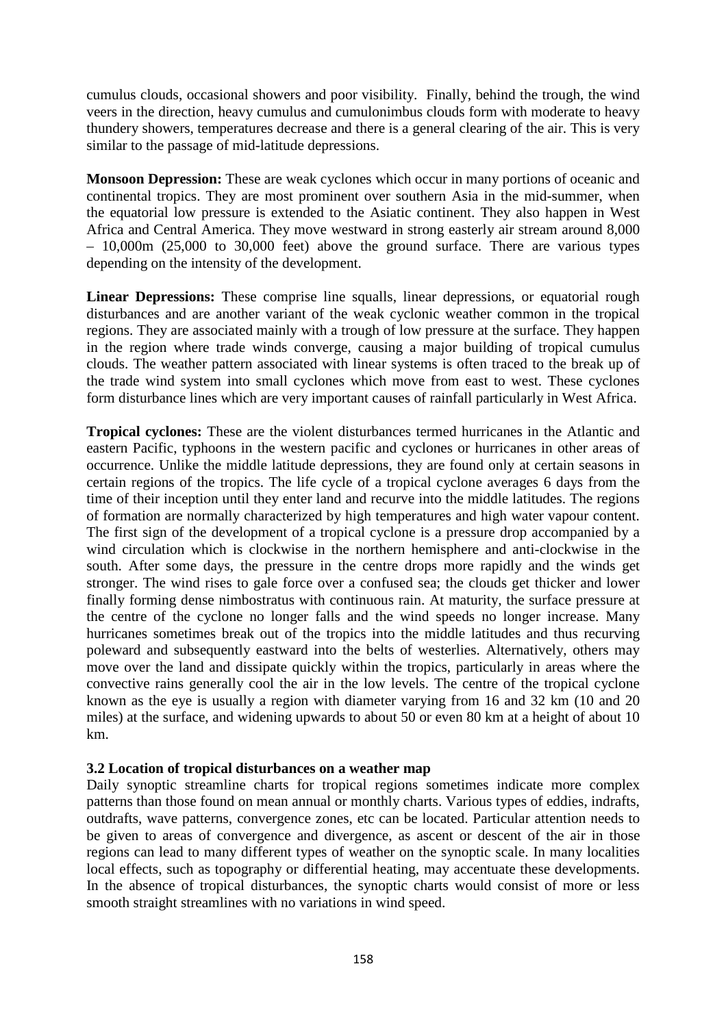cumulus clouds, occasional showers and poor visibility. Finally, behind the trough, the wind veers in the direction, heavy cumulus and cumulonimbus clouds form with moderate to heavy thundery showers, temperatures decrease and there is a general clearing of the air. This is very similar to the passage of mid-latitude depressions.

**Monsoon Depression:** These are weak cyclones which occur in many portions of oceanic and continental tropics. They are most prominent over southern Asia in the mid-summer, when the equatorial low pressure is extended to the Asiatic continent. They also happen in West Africa and Central America. They move westward in strong easterly air stream around 8,000 – 10,000m (25,000 to 30,000 feet) above the ground surface. There are various types depending on the intensity of the development.

**Linear Depressions:** These comprise line squalls, linear depressions, or equatorial rough disturbances and are another variant of the weak cyclonic weather common in the tropical regions. They are associated mainly with a trough of low pressure at the surface. They happen in the region where trade winds converge, causing a major building of tropical cumulus clouds. The weather pattern associated with linear systems is often traced to the break up of the trade wind system into small cyclones which move from east to west. These cyclones form disturbance lines which are very important causes of rainfall particularly in West Africa.

**Tropical cyclones:** These are the violent disturbances termed hurricanes in the Atlantic and eastern Pacific, typhoons in the western pacific and cyclones or hurricanes in other areas of occurrence. Unlike the middle latitude depressions, they are found only at certain seasons in certain regions of the tropics. The life cycle of a tropical cyclone averages 6 days from the time of their inception until they enter land and recurve into the middle latitudes. The regions of formation are normally characterized by high temperatures and high water vapour content. The first sign of the development of a tropical cyclone is a pressure drop accompanied by a wind circulation which is clockwise in the northern hemisphere and anti-clockwise in the south. After some days, the pressure in the centre drops more rapidly and the winds get stronger. The wind rises to gale force over a confused sea; the clouds get thicker and lower finally forming dense nimbostratus with continuous rain. At maturity, the surface pressure at the centre of the cyclone no longer falls and the wind speeds no longer increase. Many hurricanes sometimes break out of the tropics into the middle latitudes and thus recurving poleward and subsequently eastward into the belts of westerlies. Alternatively, others may move over the land and dissipate quickly within the tropics, particularly in areas where the convective rains generally cool the air in the low levels. The centre of the tropical cyclone known as the eye is usually a region with diameter varying from 16 and 32 km (10 and 20 miles) at the surface, and widening upwards to about 50 or even 80 km at a height of about 10 km.

### 3.2 Location of tropical disturbances on a weather map

Daily synoptic streamline charts for tropical regions sometimes indicate more complex patterns than those found on mean annual or monthly charts. Various types of eddies, indrafts, outdrafts, wave patterns, convergence zones, etc can be located. Particular attention needs to be given to areas of convergence and divergence, as ascent or descent of the air in those regions can lead to many different types of weather on the synoptic scale. In many localities local effects, such as topography or differential heating, may accentuate these developments. In the absence of tropical disturbances, the synoptic charts would consist of more or less smooth straight streamlines with no variations in wind speed.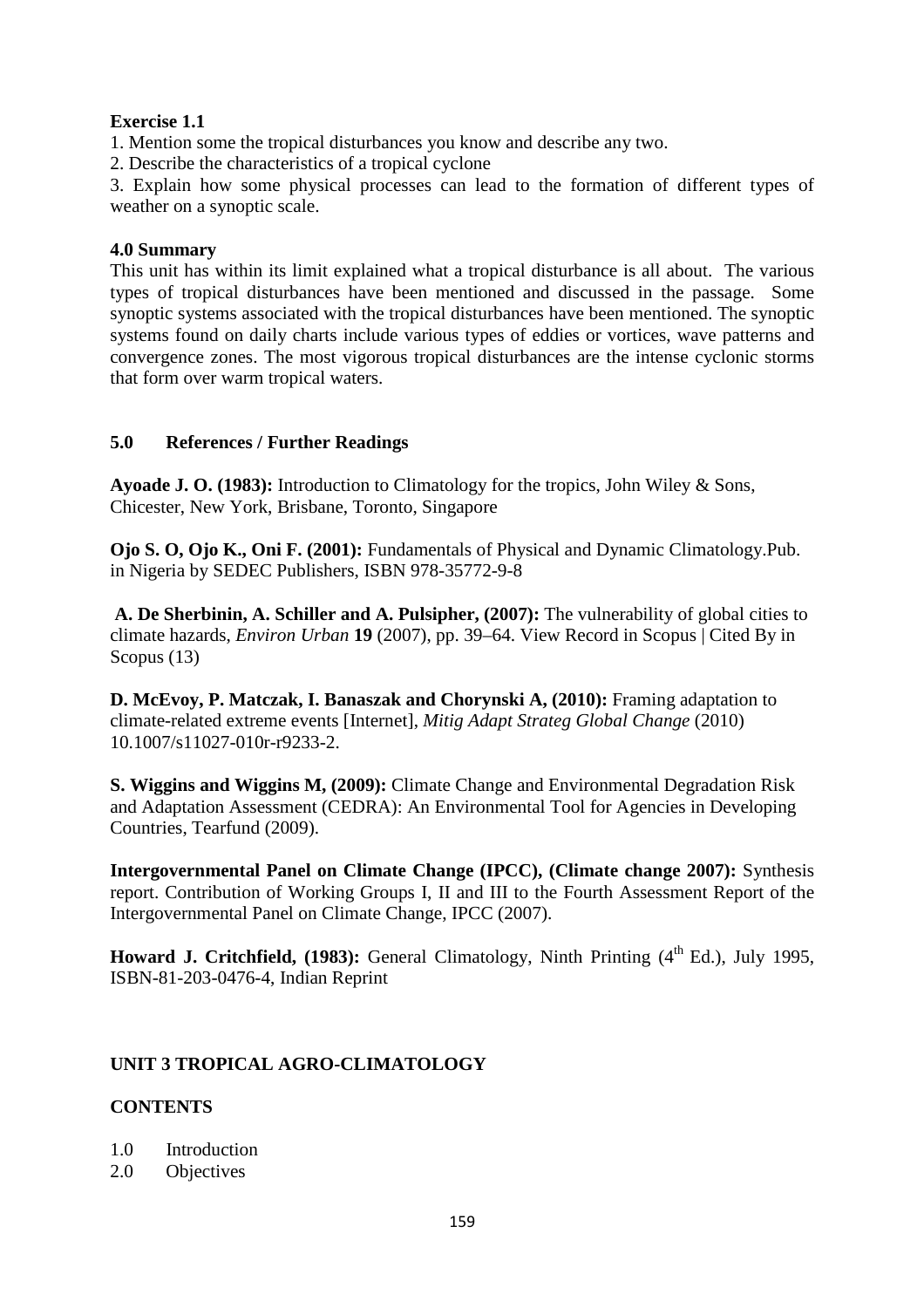**Exercise 1.1**

1. Mention some the tropical disturbances you know and describe any two.
2. Describe the characteristics of a tropical cyclone
3. Explain how some physical processes can lead to the formation of different types of weather on a synoptic scale.

## 4.0 Summary

This unit has within its limit explained what a tropical disturbance is all about. The various types of tropical disturbances have been mentioned and discussed in the passage. Some synoptic systems associated with the tropical disturbances have been mentioned. The synoptic systems found on daily charts include various types of eddies or vortices, wave patterns and convergence zones. The most vigorous tropical disturbances are the intense cyclonic storms that form over warm tropical waters.

## 5.0 References / Further Readings

**Ayoade J. O. (1983):** Introduction to Climatology for the tropics, John Wiley & Sons, Chicester, New York, Brisbane, Toronto, Singapore

**Ojo S. O, Ojo K., Oni F. (2001):** Fundamentals of Physical and Dynamic Climatology.Pub. in Nigeria by SEDEC Publishers, ISBN 978-35772-9-8

**A. De Sherbinin, A. Schiller and A. Pulsipher, (2007):** The vulnerability of global cities to climate hazards, *Environ Urban* **19** (2007), pp. 39–64. View Record in Scopus | Cited By in Scopus (13)

**D. McEvoy, P. Matczak, I. Banaszak and Chorynski A, (2010):** Framing adaptation to climate-related extreme events [Internet], *Mitig Adapt Strateg Global Change* (2010) 10.1007/s11027-010r-r9233-2.

**S. Wiggins and Wiggins M, (2009):** Climate Change and Environmental Degradation Risk and Adaptation Assessment (CEDRA): An Environmental Tool for Agencies in Developing Countries, Tearfund (2009).

**Intergovernmental Panel on Climate Change (IPCC), (Climate change 2007):** Synthesis report. Contribution of Working Groups I, II and III to the Fourth Assessment Report of the Intergovernmental Panel on Climate Change, IPCC (2007).

**Howard J. Critchfield, (1983):** General Climatology, Ninth Printing (4th Ed.), July 1995, ISBN-81-203-0476-4, Indian Reprint

# UNIT 3 TROPICAL AGRO-CLIMATOLOGY

## CONTENTS

1.0 Introduction
2.0 Objectives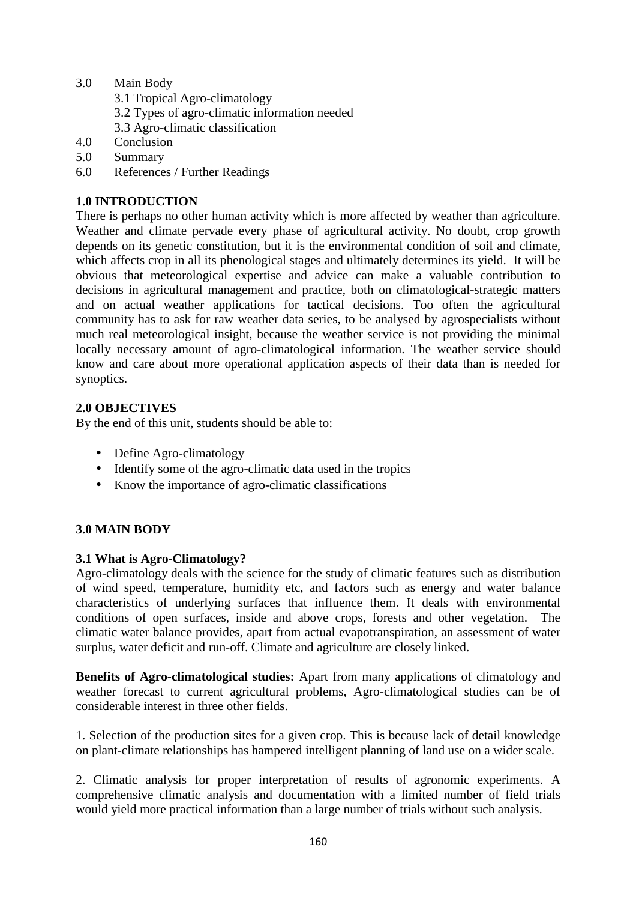3.0 Main Body
    3.1 Tropical Agro-climatology
    3.2 Types of agro-climatic information needed
    3.3 Agro-climatic classification
4.0 Conclusion
5.0 Summary
6.0 References / Further Readings

## 1.0 INTRODUCTION

There is perhaps no other human activity which is more affected by weather than agriculture. Weather and climate pervade every phase of agricultural activity. No doubt, crop growth depends on its genetic constitution, but it is the environmental condition of soil and climate, which affects crop in all its phenological stages and ultimately determines its yield. It will be obvious that meteorological expertise and advice can make a valuable contribution to decisions in agricultural management and practice, both on climatological-strategic matters and on actual weather applications for tactical decisions. Too often the agricultural community has to ask for raw weather data series, to be analysed by agrospecialists without much real meteorological insight, because the weather service is not providing the minimal locally necessary amount of agro-climatological information. The weather service should know and care about more operational application aspects of their data than is needed for synoptics.

## 2.0 OBJECTIVES

By the end of this unit, students should be able to:

- Define Agro-climatology
- Identify some of the agro-climatic data used in the tropics
- Know the importance of agro-climatic classifications

## 3.0 MAIN BODY

### 3.1 What is Agro-Climatology?

Agro-climatology deals with the science for the study of climatic features such as distribution of wind speed, temperature, humidity etc, and factors such as energy and water balance characteristics of underlying surfaces that influence them. It deals with environmental conditions of open surfaces, inside and above crops, forests and other vegetation. The climatic water balance provides, apart from actual evapotranspiration, an assessment of water surplus, water deficit and run-off. Climate and agriculture are closely linked.

**Benefits of Agro-climatological studies:** Apart from many applications of climatology and weather forecast to current agricultural problems, Agro-climatological studies can be of considerable interest in three other fields.

1. Selection of the production sites for a given crop. This is because lack of detail knowledge on plant-climate relationships has hampered intelligent planning of land use on a wider scale.

2. Climatic analysis for proper interpretation of results of agronomic experiments. A comprehensive climatic analysis and documentation with a limited number of field trials would yield more practical information than a large number of trials without such analysis.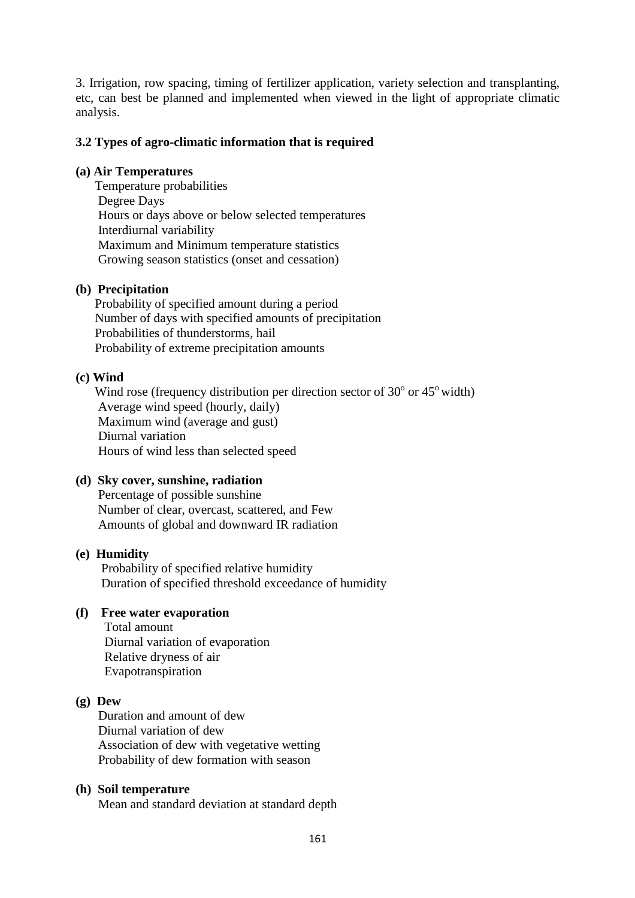3. Irrigation, row spacing, timing of fertilizer application, variety selection and transplanting, etc, can best be planned and implemented when viewed in the light of appropriate climatic analysis.

### 3.2 Types of agro-climatic information that is required

**(a) Air Temperatures**

Temperature probabilities  
Degree Days  
Hours or days above or below selected temperatures  
Interdiurnal variability  
Maximum and Minimum temperature statistics  
Growing season statistics (onset and cessation)

**(b) Precipitation**

Probability of specified amount during a period  
Number of days with specified amounts of precipitation  
Probabilities of thunderstorms, hail  
Probability of extreme precipitation amounts

**(c) Wind**

Wind rose (frequency distribution per direction sector of $30^o$ or $45^o$ width)  
Average wind speed (hourly, daily)  
Maximum wind (average and gust)  
Diurnal variation  
Hours of wind less than selected speed

**(d) Sky cover, sunshine, radiation**

Percentage of possible sunshine  
Number of clear, overcast, scattered, and Few  
Amounts of global and downward IR radiation

**(e) Humidity**

Probability of specified relative humidity  
Duration of specified threshold exceedance of humidity

**(f) Free water evaporation**

Total amount  
Diurnal variation of evaporation  
Relative dryness of air  
Evapotranspiration

**(g) Dew**

Duration and amount of dew  
Diurnal variation of dew  
Association of dew with vegetative wetting  
Probability of dew formation with season

**(h) Soil temperature**

Mean and standard deviation at standard depth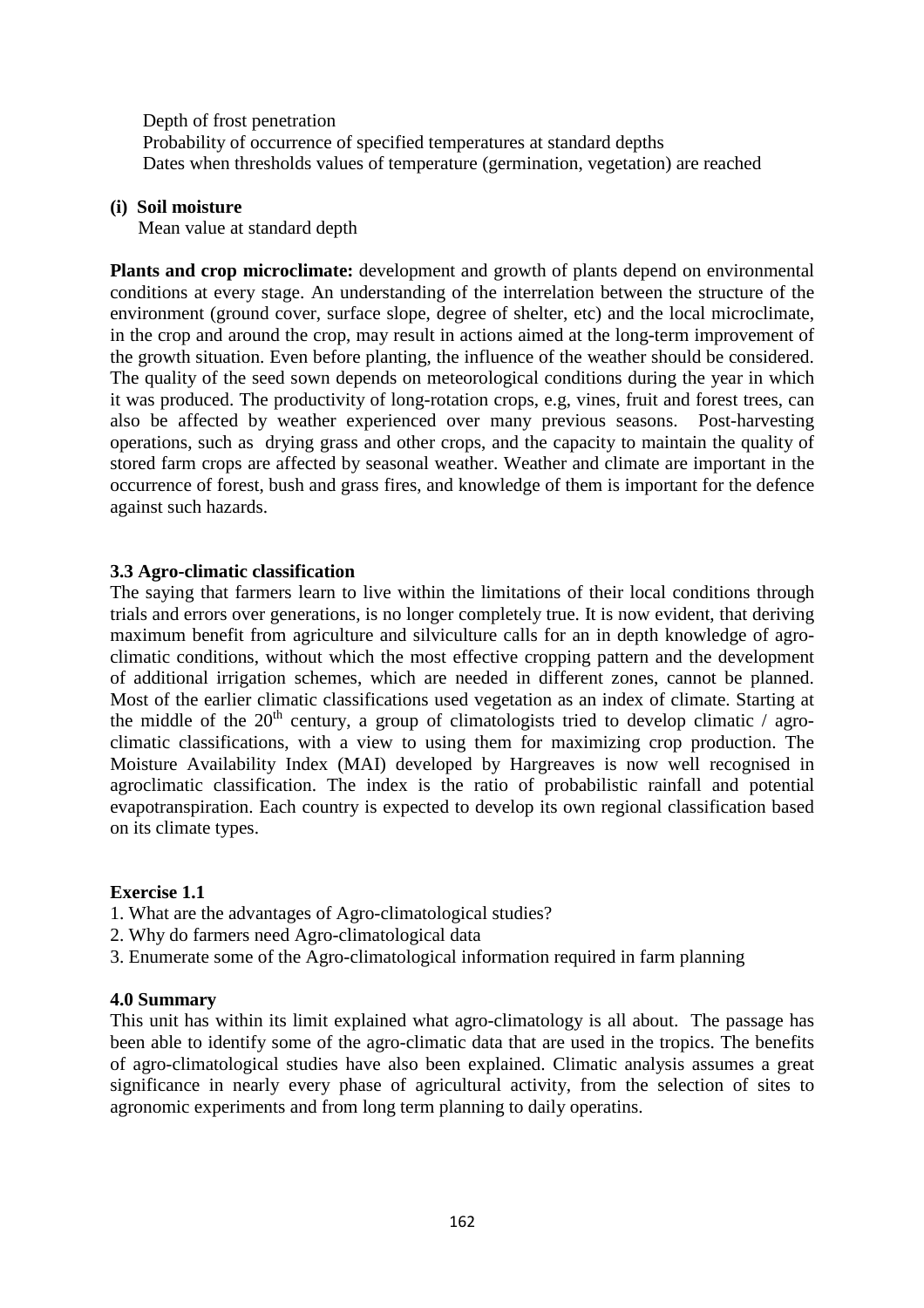Depth of frost penetration
Probability of occurrence of specified temperatures at standard depths
Dates when thresholds values of temperature (germination, vegetation) are reached

**(i) Soil moisture**

Mean value at standard depth

**Plants and crop microclimate:** development and growth of plants depend on environmental conditions at every stage. An understanding of the interrelation between the structure of the environment (ground cover, surface slope, degree of shelter, etc) and the local microclimate, in the crop and around the crop, may result in actions aimed at the long-term improvement of the growth situation. Even before planting, the influence of the weather should be considered. The quality of the seed sown depends on meteorological conditions during the year in which it was produced. The productivity of long-rotation crops, e.g, vines, fruit and forest trees, can also be affected by weather experienced over many previous seasons. Post-harvesting operations, such as drying grass and other crops, and the capacity to maintain the quality of stored farm crops are affected by seasonal weather. Weather and climate are important in the occurrence of forest, bush and grass fires, and knowledge of them is important for the defence against such hazards.

### 3.3 Agro-climatic classification

The saying that farmers learn to live within the limitations of their local conditions through trials and errors over generations, is no longer completely true. It is now evident, that deriving maximum benefit from agriculture and silviculture calls for an in depth knowledge of agro-climatic conditions, without which the most effective cropping pattern and the development of additional irrigation schemes, which are needed in different zones, cannot be planned. Most of the earlier climatic classifications used vegetation as an index of climate. Starting at the middle of the $20^{th}$ century, a group of climatologists tried to develop climatic / agro-climatic classifications, with a view to using them for maximizing crop production. The Moisture Availability Index (MAI) developed by Hargreaves is now well recognised in agroclimatic classification. The index is the ratio of probabilistic rainfall and potential evapotranspiration. Each country is expected to develop its own regional classification based on its climate types.

**Exercise 1.1**

1. What are the advantages of Agro-climatological studies?
2. Why do farmers need Agro-climatological data
3. Enumerate some of the Agro-climatological information required in farm planning

### 4.0 Summary

This unit has within its limit explained what agro-climatology is all about. The passage has been able to identify some of the agro-climatic data that are used in the tropics. The benefits of agro-climatological studies have also been explained. Climatic analysis assumes a great significance in nearly every phase of agricultural activity, from the selection of sites to agronomic experiments and from long term planning to daily operatins.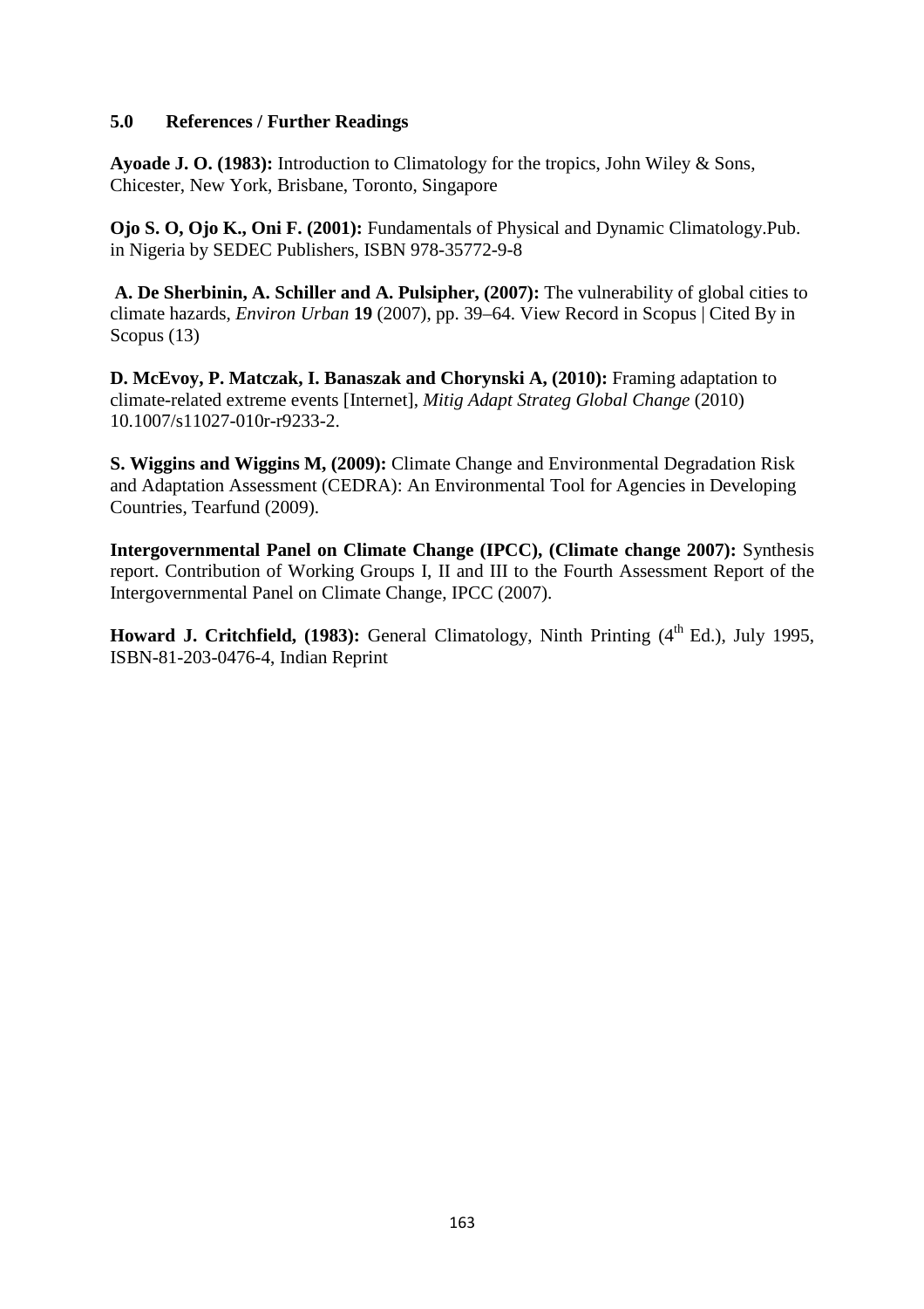## 5.0 References / Further Readings

**Ayoade J. O. (1983):** Introduction to Climatology for the tropics, John Wiley & Sons, Chicester, New York, Brisbane, Toronto, Singapore

**Ojo S. O, Ojo K., Oni F. (2001):** Fundamentals of Physical and Dynamic Climatology.Pub. in Nigeria by SEDEC Publishers, ISBN 978-35772-9-8

**A. De Sherbinin, A. Schiller and A. Pulsipher, (2007):** The vulnerability of global cities to climate hazards, *Environ Urban* **19** (2007), pp. 39–64. View Record in Scopus | Cited By in Scopus (13)

**D. McEvoy, P. Matczak, I. Banaszak and Chorynski A, (2010):** Framing adaptation to climate-related extreme events [Internet], *Mitig Adapt Strateg Global Change* (2010) 10.1007/s11027-010r-r9233-2.

**S. Wiggins and Wiggins M, (2009):** Climate Change and Environmental Degradation Risk and Adaptation Assessment (CEDRA): An Environmental Tool for Agencies in Developing Countries, Tearfund (2009).

**Intergovernmental Panel on Climate Change (IPCC), (Climate change 2007):** Synthesis report. Contribution of Working Groups I, II and III to the Fourth Assessment Report of the Intergovernmental Panel on Climate Change, IPCC (2007).

**Howard J. Critchfield, (1983):** General Climatology, Ninth Printing ($4^{th}$ Ed.), July 1995, ISBN-81-203-0476-4, Indian Reprint